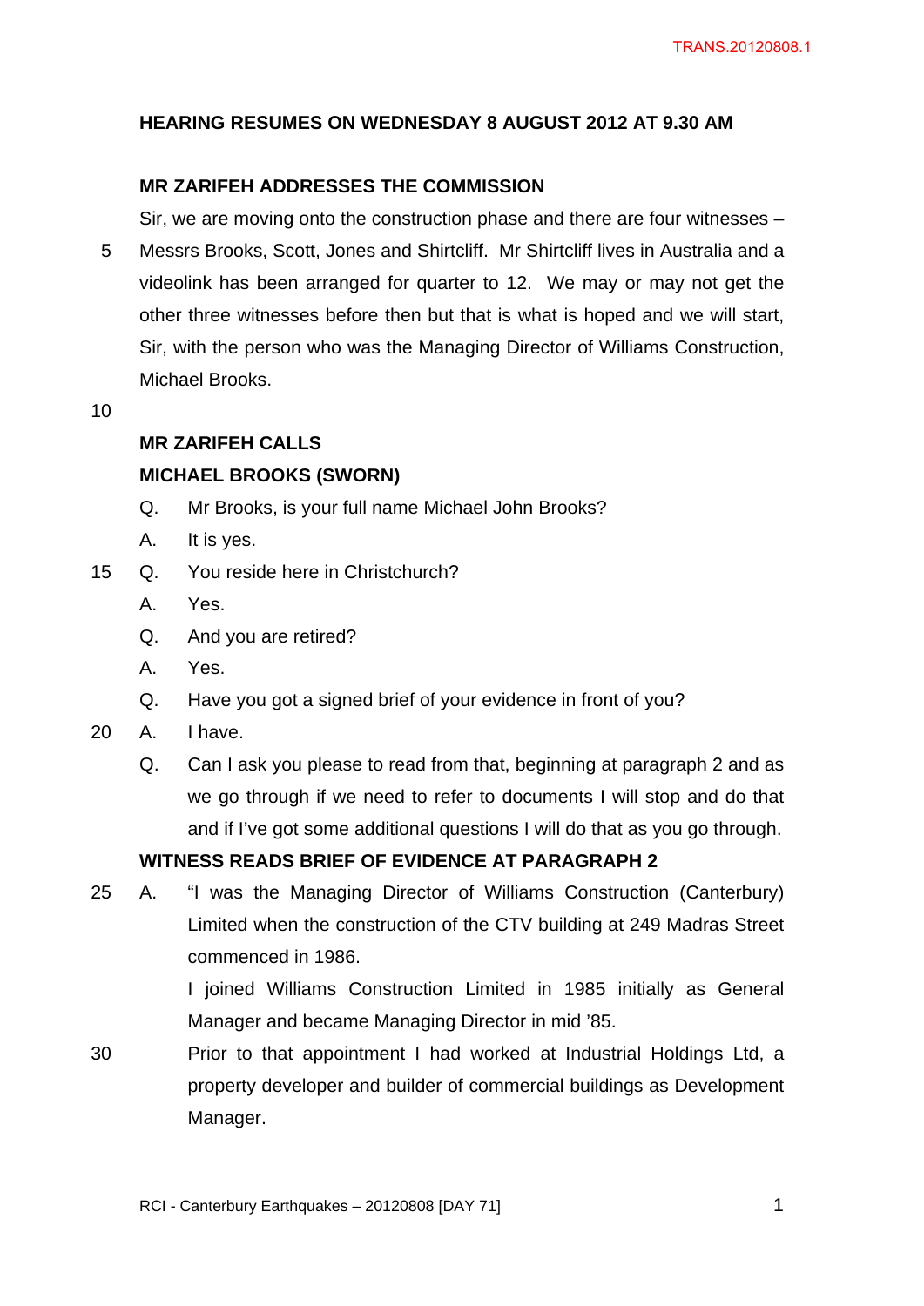**HEARING RESUMES ON WEDNESDAY 8 AUGUST 2012 AT 9.30 AM**

**MR ZARIFEH ADDRESSES THE COMMISSION**

Sir, we are moving onto the construction phase and there are four witnesses – Messrs Brooks, Scott, Jones and Shirtcliff. Mr Shirtcliff lives in Australia and a videolink has been arranged for quarter to 12. We may or may not get the other three witnesses before then but that is what is hoped and we will start, Sir, with the person who was the Managing Director of Williams Construction, Michael Brooks.

**MR ZARIFEH CALLS**
**MICHAEL BROOKS (SWORN)**

Q. Mr Brooks, is your full name Michael John Brooks?
A. It is yes.
Q. You reside here in Christchurch?
A. Yes.
Q. And you are retired?
A. Yes.
Q. Have you got a signed brief of your evidence in front of you?
A. I have.
Q. Can I ask you please to read from that, beginning at paragraph 2 and as we go through if we need to refer to documents I will stop and do that and if I've got some additional questions I will do that as you go through.

**WITNESS READS BRIEF OF EVIDENCE AT PARAGRAPH 2**

A. "I was the Managing Director of Williams Construction (Canterbury) Limited when the construction of the CTV building at 249 Madras Street commenced in 1986.

I joined Williams Construction Limited in 1985 initially as General Manager and became Managing Director in mid '85.

Prior to that appointment I had worked at Industrial Holdings Ltd, a property developer and builder of commercial buildings as Development Manager.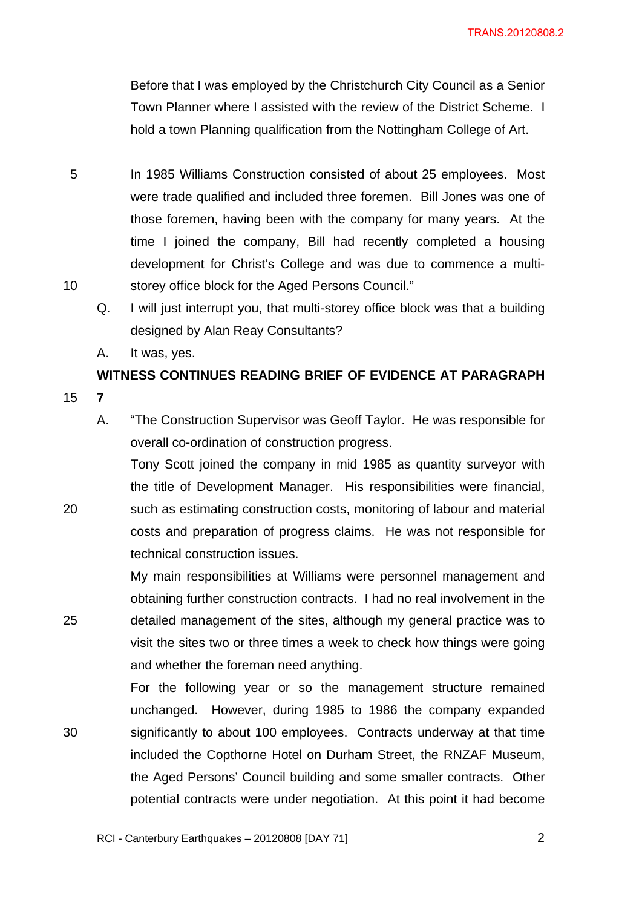Before that I was employed by the Christchurch City Council as a Senior Town Planner where I assisted with the review of the District Scheme. I hold a town Planning qualification from the Nottingham College of Art.

In 1985 Williams Construction consisted of about 25 employees. Most were trade qualified and included three foremen. Bill Jones was one of those foremen, having been with the company for many years. At the time I joined the company, Bill had recently completed a housing development for Christ's College and was due to commence a multi-storey office block for the Aged Persons Council."

Q. I will just interrupt you, that multi-storey office block was that a building designed by Alan Reay Consultants?

A. It was, yes.

**WITNESS CONTINUES READING BRIEF OF EVIDENCE AT PARAGRAPH 7**

A. "The Construction Supervisor was Geoff Taylor. He was responsible for overall co-ordination of construction progress.

Tony Scott joined the company in mid 1985 as quantity surveyor with the title of Development Manager. His responsibilities were financial, such as estimating construction costs, monitoring of labour and material costs and preparation of progress claims. He was not responsible for technical construction issues.

My main responsibilities at Williams were personnel management and obtaining further construction contracts. I had no real involvement in the detailed management of the sites, although my general practice was to visit the sites two or three times a week to check how things were going and whether the foreman need anything.

For the following year or so the management structure remained unchanged. However, during 1985 to 1986 the company expanded significantly to about 100 employees. Contracts underway at that time included the Copthorne Hotel on Durham Street, the RNZAF Museum, the Aged Persons' Council building and some smaller contracts. Other potential contracts were under negotiation. At this point it had become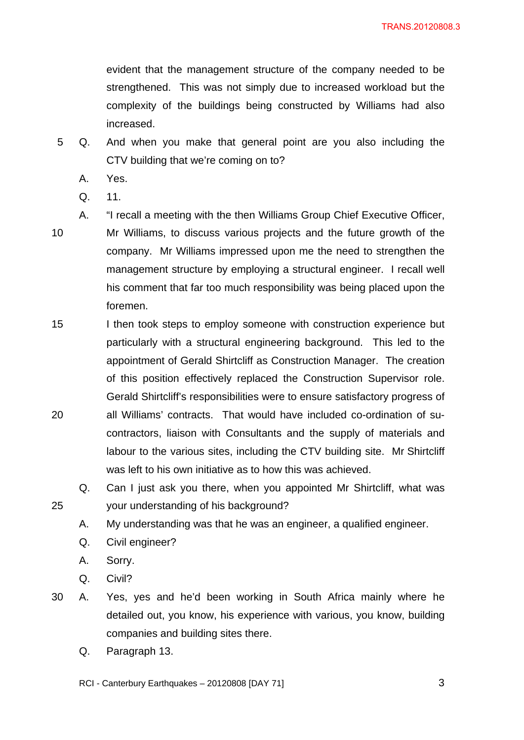evident that the management structure of the company needed to be strengthened. This was not simply due to increased workload but the complexity of the buildings being constructed by Williams had also increased.

5 Q. And when you make that general point are you also including the CTV building that we're coming on to?

A. Yes.

Q. 11.

A. "I recall a meeting with the then Williams Group Chief Executive Officer,

10 Mr Williams, to discuss various projects and the future growth of the company. Mr Williams impressed upon me the need to strengthen the management structure by employing a structural engineer. I recall well his comment that far too much responsibility was being placed upon the foremen.

15 I then took steps to employ someone with construction experience but particularly with a structural engineering background. This led to the appointment of Gerald Shirtcliff as Construction Manager. The creation of this position effectively replaced the Construction Supervisor role. Gerald Shirtcliff's responsibilities were to ensure satisfactory progress of

20 all Williams' contracts. That would have included co-ordination of su-contractors, liaison with Consultants and the supply of materials and labour to the various sites, including the CTV building site. Mr Shirtcliff was left to his own initiative as to how this was achieved.

Q. Can I just ask you there, when you appointed Mr Shirtcliff, what was

25 your understanding of his background?

A. My understanding was that he was an engineer, a qualified engineer.

Q. Civil engineer?

A. Sorry.

Q. Civil?

30 A. Yes, yes and he'd been working in South Africa mainly where he detailed out, you know, his experience with various, you know, building companies and building sites there.

Q. Paragraph 13.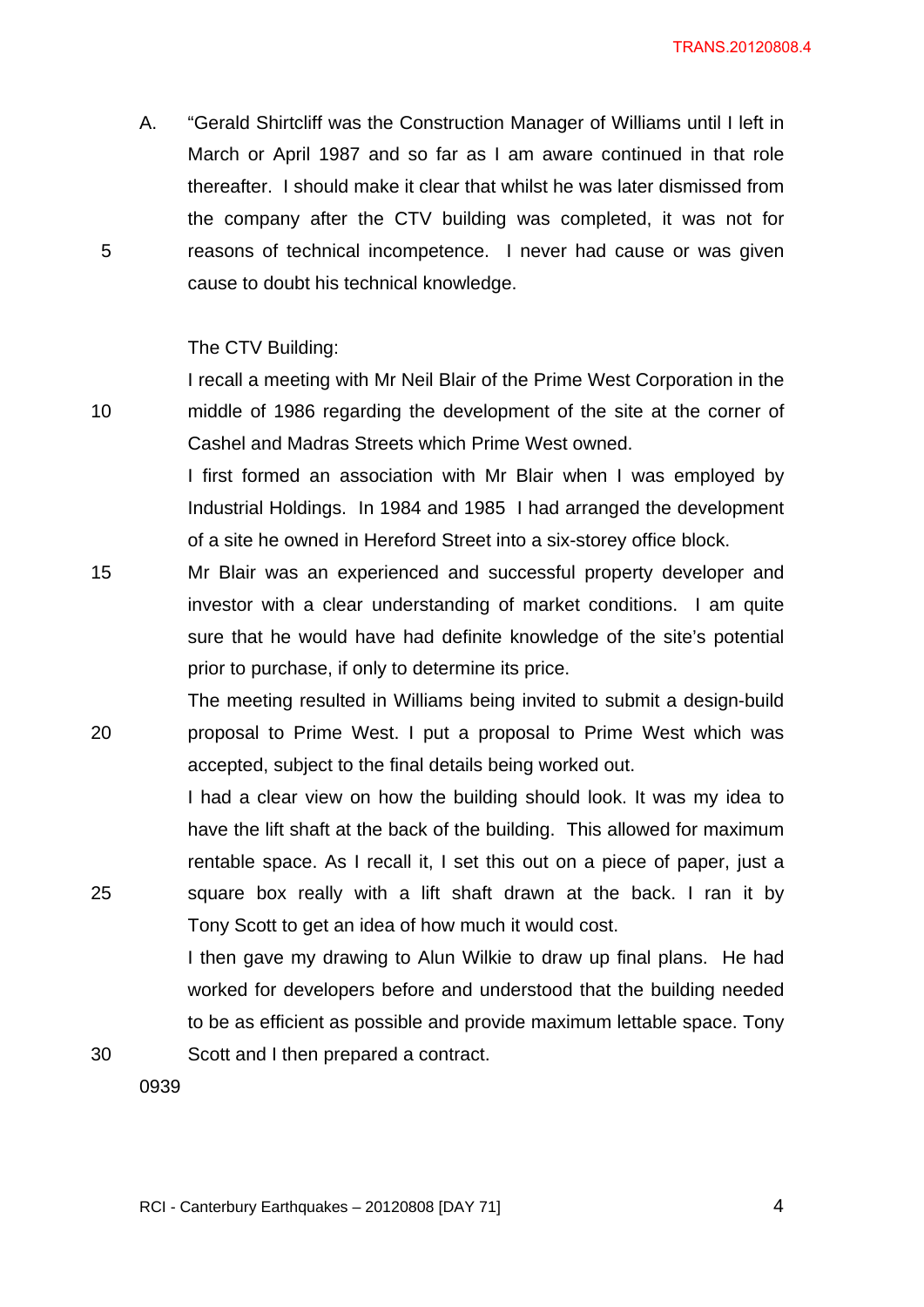A. "Gerald Shirtcliff was the Construction Manager of Williams until I left in March or April 1987 and so far as I am aware continued in that role thereafter. I should make it clear that whilst he was later dismissed from the company after the CTV building was completed, it was not for reasons of technical incompetence. I never had cause or was given cause to doubt his technical knowledge.

The CTV Building:

I recall a meeting with Mr Neil Blair of the Prime West Corporation in the middle of 1986 regarding the development of the site at the corner of Cashel and Madras Streets which Prime West owned.

I first formed an association with Mr Blair when I was employed by Industrial Holdings. In 1984 and 1985 I had arranged the development of a site he owned in Hereford Street into a six-storey office block.

Mr Blair was an experienced and successful property developer and investor with a clear understanding of market conditions. I am quite sure that he would have had definite knowledge of the site's potential prior to purchase, if only to determine its price.

The meeting resulted in Williams being invited to submit a design-build proposal to Prime West. I put a proposal to Prime West which was accepted, subject to the final details being worked out.

I had a clear view on how the building should look. It was my idea to have the lift shaft at the back of the building. This allowed for maximum rentable space. As I recall it, I set this out on a piece of paper, just a square box really with a lift shaft drawn at the back. I ran it by Tony Scott to get an idea of how much it would cost.

I then gave my drawing to Alun Wilkie to draw up final plans. He had worked for developers before and understood that the building needed to be as efficient as possible and provide maximum lettable space. Tony Scott and I then prepared a contract.

0939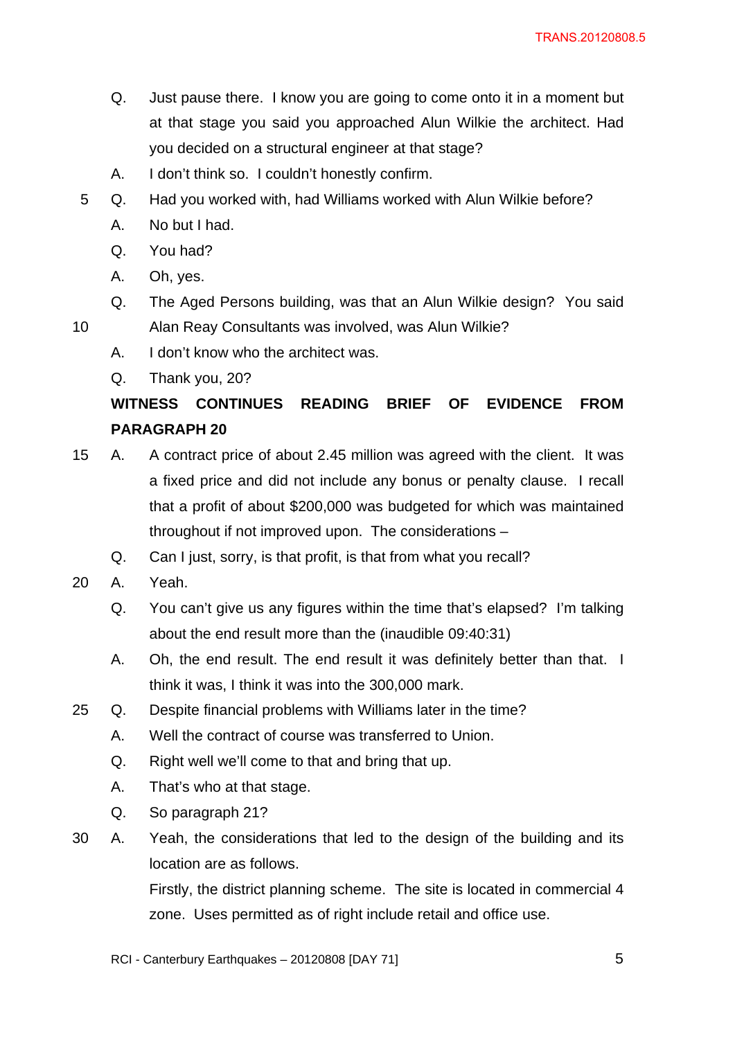Q. Just pause there. I know you are going to come onto it in a moment but at that stage you said you approached Alun Wilkie the architect. Had you decided on a structural engineer at that stage?

A. I don't think so. I couldn't honestly confirm.

Q. Had you worked with, had Williams worked with Alun Wilkie before?

A. No but I had.

Q. You had?

A. Oh, yes.

Q. The Aged Persons building, was that an Alun Wilkie design? You said Alan Reay Consultants was involved, was Alun Wilkie?

A. I don't know who the architect was.

Q. Thank you, 20?

**WITNESS CONTINUES READING BRIEF OF EVIDENCE FROM PARAGRAPH 20**

A. A contract price of about 2.45 million was agreed with the client. It was a fixed price and did not include any bonus or penalty clause. I recall that a profit of about $200,000 was budgeted for which was maintained throughout if not improved upon. The considerations –

Q. Can I just, sorry, is that profit, is that from what you recall?

A. Yeah.

Q. You can't give us any figures within the time that's elapsed? I'm talking about the end result more than the (inaudible 09:40:31)

A. Oh, the end result. The end result it was definitely better than that. I think it was, I think it was into the 300,000 mark.

Q. Despite financial problems with Williams later in the time?

A. Well the contract of course was transferred to Union.

Q. Right well we'll come to that and bring that up.

A. That's who at that stage.

Q. So paragraph 21?

A. Yeah, the considerations that led to the design of the building and its location are as follows.

Firstly, the district planning scheme. The site is located in commercial 4 zone. Uses permitted as of right include retail and office use.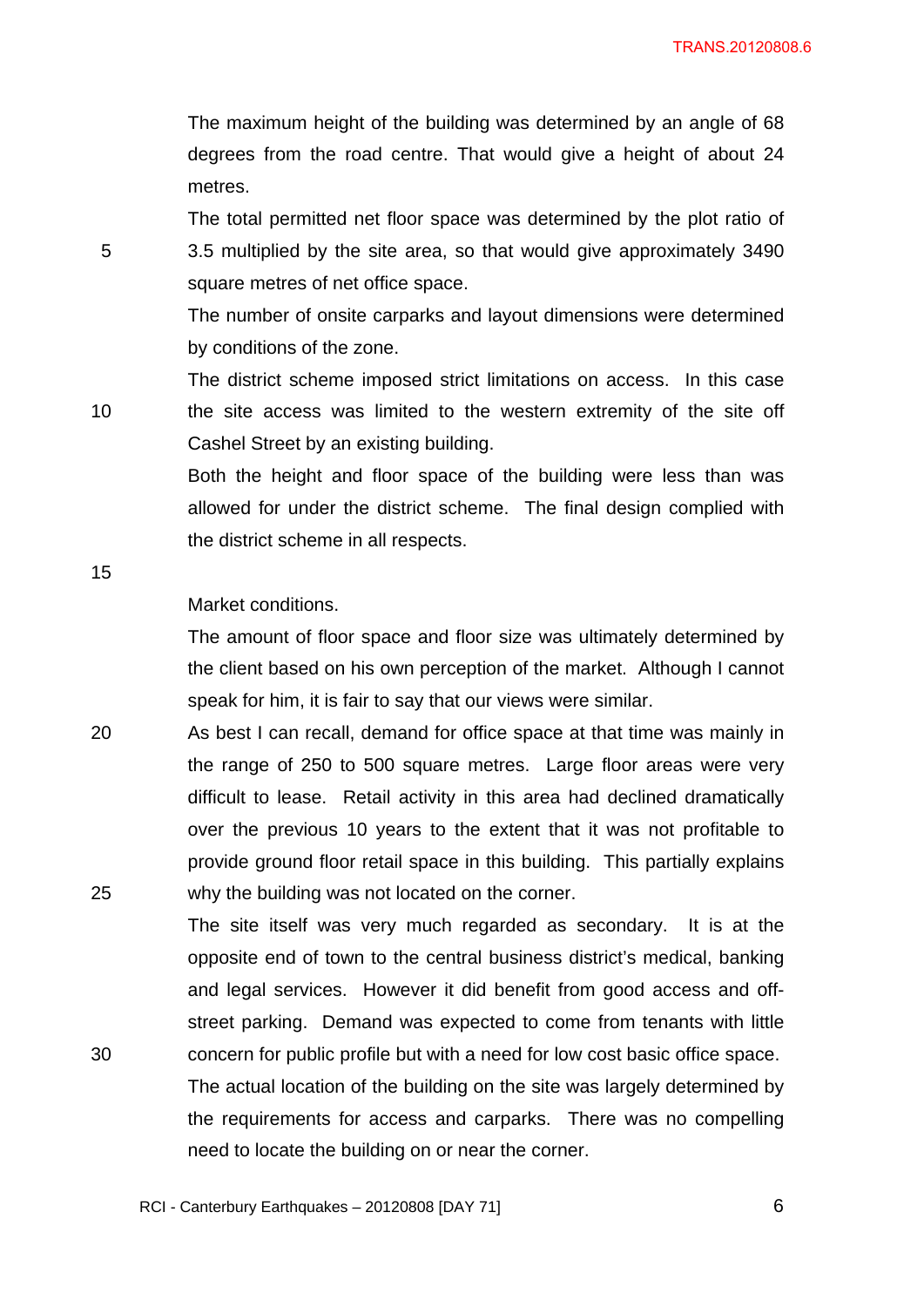The maximum height of the building was determined by an angle of 68 degrees from the road centre. That would give a height of about 24 metres.

The total permitted net floor space was determined by the plot ratio of 3.5 multiplied by the site area, so that would give approximately 3490 square metres of net office space.

The number of onsite carparks and layout dimensions were determined by conditions of the zone.

The district scheme imposed strict limitations on access. In this case the site access was limited to the western extremity of the site off Cashel Street by an existing building.

Both the height and floor space of the building were less than was allowed for under the district scheme. The final design complied with the district scheme in all respects.

Market conditions.

The amount of floor space and floor size was ultimately determined by the client based on his own perception of the market. Although I cannot speak for him, it is fair to say that our views were similar.

As best I can recall, demand for office space at that time was mainly in the range of 250 to 500 square metres. Large floor areas were very difficult to lease. Retail activity in this area had declined dramatically over the previous 10 years to the extent that it was not profitable to provide ground floor retail space in this building. This partially explains why the building was not located on the corner.

The site itself was very much regarded as secondary. It is at the opposite end of town to the central business district's medical, banking and legal services. However it did benefit from good access and off-street parking. Demand was expected to come from tenants with little concern for public profile but with a need for low cost basic office space.

The actual location of the building on the site was largely determined by the requirements for access and carparks. There was no compelling need to locate the building on or near the corner.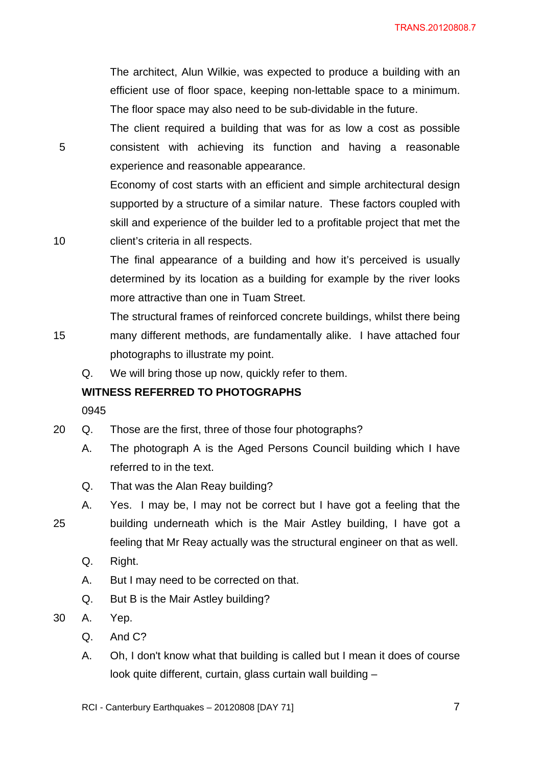The architect, Alun Wilkie, was expected to produce a building with an efficient use of floor space, keeping non-lettable space to a minimum. The floor space may also need to be sub-dividable in the future.

The client required a building that was for as low a cost as possible consistent with achieving its function and having a reasonable experience and reasonable appearance.

Economy of cost starts with an efficient and simple architectural design supported by a structure of a similar nature. These factors coupled with skill and experience of the builder led to a profitable project that met the client's criteria in all respects.

The final appearance of a building and how it's perceived is usually determined by its location as a building for example by the river looks more attractive than one in Tuam Street.

The structural frames of reinforced concrete buildings, whilst there being many different methods, are fundamentally alike. I have attached four photographs to illustrate my point.

Q. We will bring those up now, quickly refer to them.

**WITNESS REFERRED TO PHOTOGRAPHS**

0945

Q. Those are the first, three of those four photographs?

A. The photograph A is the Aged Persons Council building which I have referred to in the text.

Q. That was the Alan Reay building?

A. Yes. I may be, I may not be correct but I have got a feeling that the building underneath which is the Mair Astley building, I have got a feeling that Mr Reay actually was the structural engineer on that as well.

Q. Right.

A. But I may need to be corrected on that.

Q. But B is the Mair Astley building?

A. Yep.

Q. And C?

A. Oh, I don't know what that building is called but I mean it does of course look quite different, curtain, glass curtain wall building –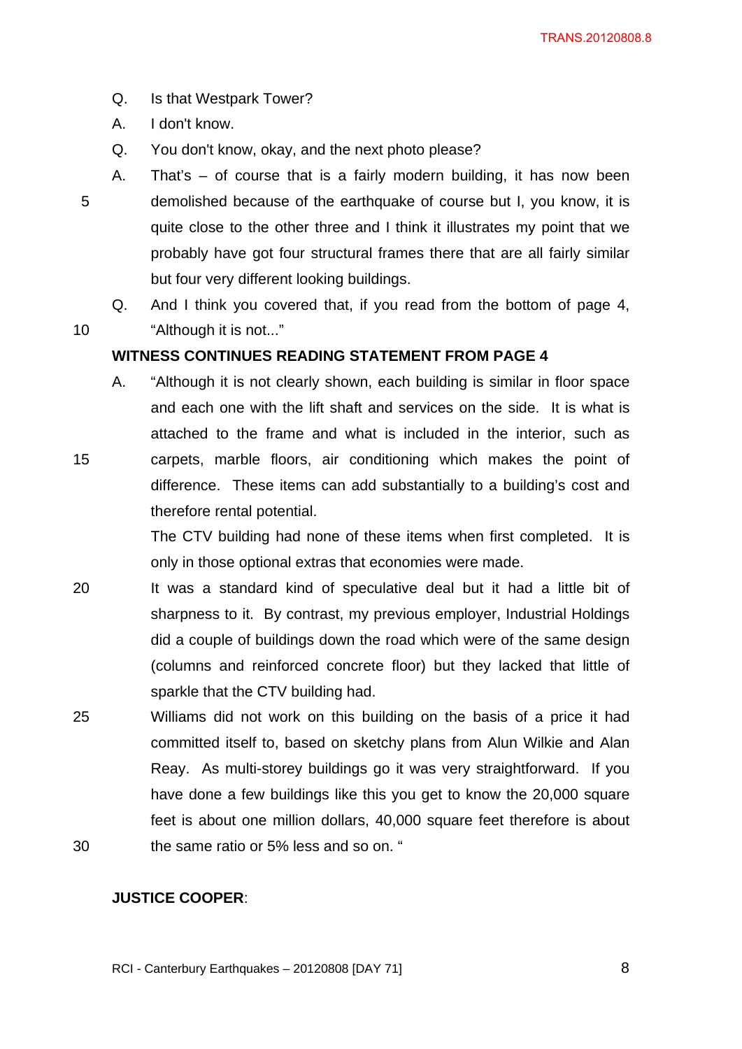Q. Is that Westpark Tower?

A. I don't know.

Q. You don't know, okay, and the next photo please?

A. That's – of course that is a fairly modern building, it has now been demolished because of the earthquake of course but I, you know, it is quite close to the other three and I think it illustrates my point that we probably have got four structural frames there that are all fairly similar but four very different looking buildings.

Q. And I think you covered that, if you read from the bottom of page 4, "Although it is not..."

**WITNESS CONTINUES READING STATEMENT FROM PAGE 4**

A. "Although it is not clearly shown, each building is similar in floor space and each one with the lift shaft and services on the side. It is what is attached to the frame and what is included in the interior, such as carpets, marble floors, air conditioning which makes the point of difference. These items can add substantially to a building's cost and therefore rental potential.

The CTV building had none of these items when first completed. It is only in those optional extras that economies were made.

It was a standard kind of speculative deal but it had a little bit of sharpness to it. By contrast, my previous employer, Industrial Holdings did a couple of buildings down the road which were of the same design (columns and reinforced concrete floor) but they lacked that little of sparkle that the CTV building had.

Williams did not work on this building on the basis of a price it had committed itself to, based on sketchy plans from Alun Wilkie and Alan Reay. As multi-storey buildings go it was very straightforward. If you have done a few buildings like this you get to know the 20,000 square feet is about one million dollars, 40,000 square feet therefore is about the same ratio or 5% less and so on. "

**JUSTICE COOPER**: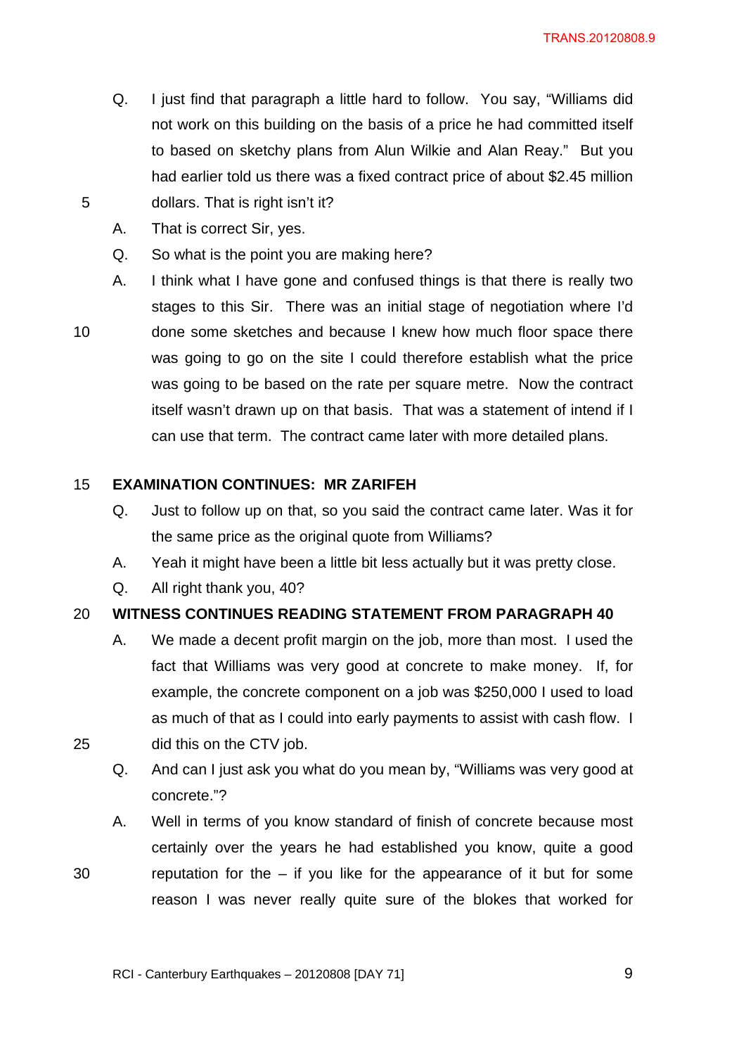Q. I just find that paragraph a little hard to follow. You say, "Williams did not work on this building on the basis of a price he had committed itself to based on sketchy plans from Alun Wilkie and Alan Reay." But you had earlier told us there was a fixed contract price of about $2.45 million dollars. That is right isn't it?

A. That is correct Sir, yes.

Q. So what is the point you are making here?

A. I think what I have gone and confused things is that there is really two stages to this Sir. There was an initial stage of negotiation where I'd done some sketches and because I knew how much floor space there was going to go on the site I could therefore establish what the price was going to be based on the rate per square metre. Now the contract itself wasn't drawn up on that basis. That was a statement of intend if I can use that term. The contract came later with more detailed plans.

**EXAMINATION CONTINUES: MR ZARIFEH**

Q. Just to follow up on that, so you said the contract came later. Was it for the same price as the original quote from Williams?

A. Yeah it might have been a little bit less actually but it was pretty close.

Q. All right thank you, 40?

**WITNESS CONTINUES READING STATEMENT FROM PARAGRAPH 40**

A. We made a decent profit margin on the job, more than most. I used the fact that Williams was very good at concrete to make money. If, for example, the concrete component on a job was $250,000 I used to load as much of that as I could into early payments to assist with cash flow. I did this on the CTV job.

Q. And can I just ask you what do you mean by, "Williams was very good at concrete."?

A. Well in terms of you know standard of finish of concrete because most certainly over the years he had established you know, quite a good reputation for the – if you like for the appearance of it but for some reason I was never really quite sure of the blokes that worked for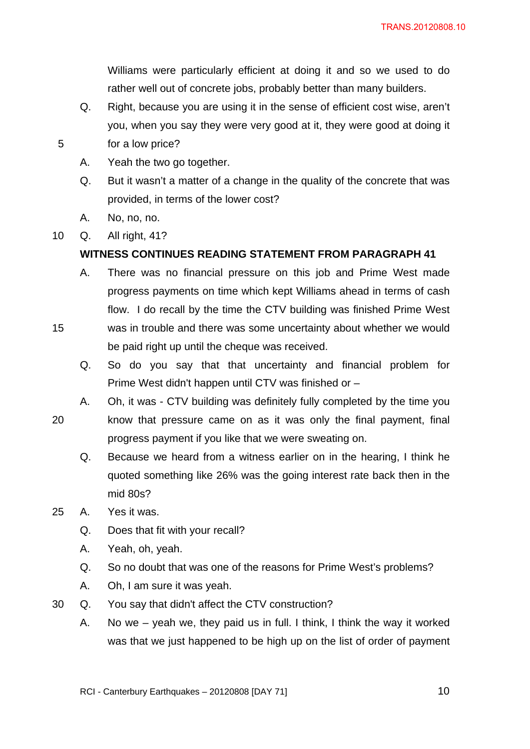Williams were particularly efficient at doing it and so we used to do rather well out of concrete jobs, probably better than many builders.

Q. Right, because you are using it in the sense of efficient cost wise, aren't you, when you say they were very good at it, they were good at doing it for a low price?

A. Yeah the two go together.

Q. But it wasn't a matter of a change in the quality of the concrete that was provided, in terms of the lower cost?

A. No, no, no.

Q. All right, 41?

**WITNESS CONTINUES READING STATEMENT FROM PARAGRAPH 41**

A. There was no financial pressure on this job and Prime West made progress payments on time which kept Williams ahead in terms of cash flow. I do recall by the time the CTV building was finished Prime West was in trouble and there was some uncertainty about whether we would be paid right up until the cheque was received.

Q. So do you say that that uncertainty and financial problem for Prime West didn't happen until CTV was finished or –

A. Oh, it was - CTV building was definitely fully completed by the time you know that pressure came on as it was only the final payment, final progress payment if you like that we were sweating on.

Q. Because we heard from a witness earlier on in the hearing, I think he quoted something like 26% was the going interest rate back then in the mid 80s?

A. Yes it was.

Q. Does that fit with your recall?

A. Yeah, oh, yeah.

Q. So no doubt that was one of the reasons for Prime West's problems?

A. Oh, I am sure it was yeah.

Q. You say that didn't affect the CTV construction?

A. No we – yeah we, they paid us in full. I think, I think the way it worked was that we just happened to be high up on the list of order of payment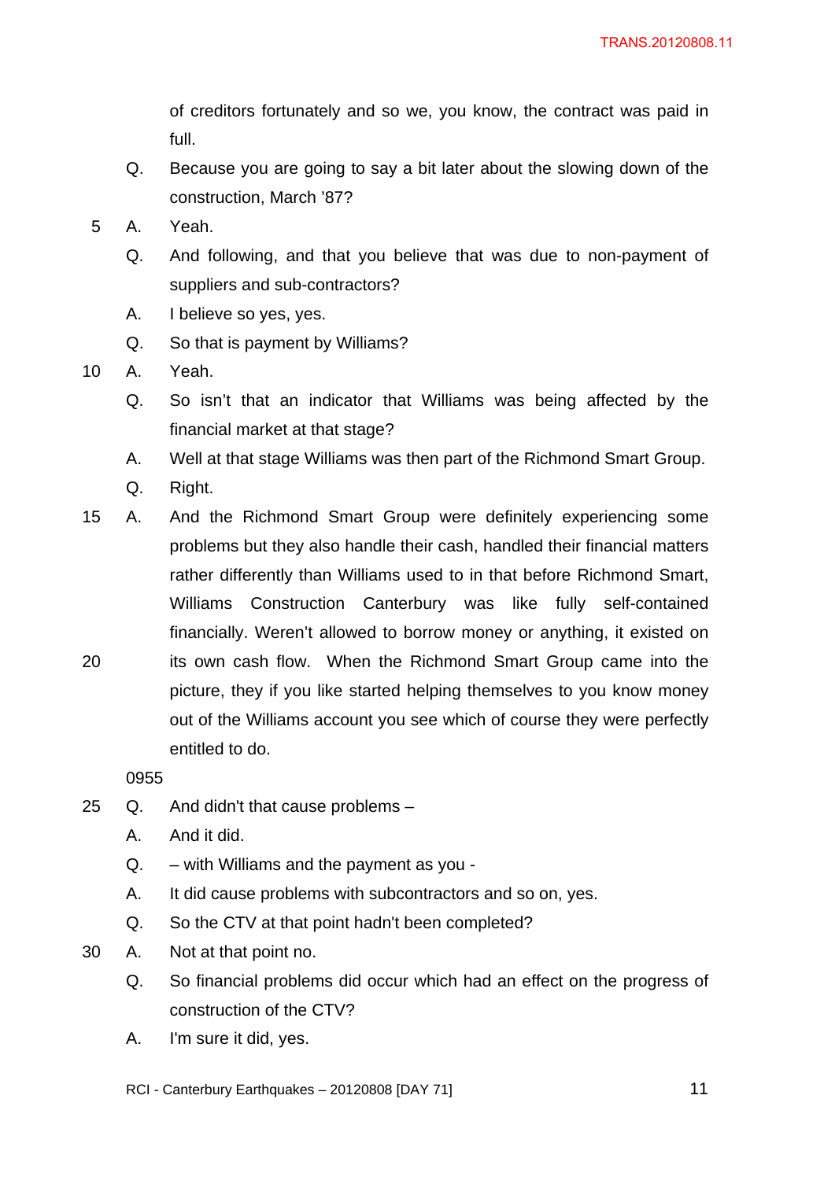of creditors fortunately and so we, you know, the contract was paid in full.

Q. Because you are going to say a bit later about the slowing down of the construction, March '87?

A. Yeah.

Q. And following, and that you believe that was due to non-payment of suppliers and sub-contractors?

A. I believe so yes, yes.

Q. So that is payment by Williams?

A. Yeah.

Q. So isn't that an indicator that Williams was being affected by the financial market at that stage?

A. Well at that stage Williams was then part of the Richmond Smart Group.

Q. Right.

A. And the Richmond Smart Group were definitely experiencing some problems but they also handle their cash, handled their financial matters rather differently than Williams used to in that before Richmond Smart, Williams Construction Canterbury was like fully self-contained financially. Weren't allowed to borrow money or anything, it existed on its own cash flow. When the Richmond Smart Group came into the picture, they if you like started helping themselves to you know money out of the Williams account you see which of course they were perfectly entitled to do.

0955

Q. And didn't that cause problems –

A. And it did.

Q. – with Williams and the payment as you -

A. It did cause problems with subcontractors and so on, yes.

Q. So the CTV at that point hadn't been completed?

A. Not at that point no.

Q. So financial problems did occur which had an effect on the progress of construction of the CTV?

A. I'm sure it did, yes.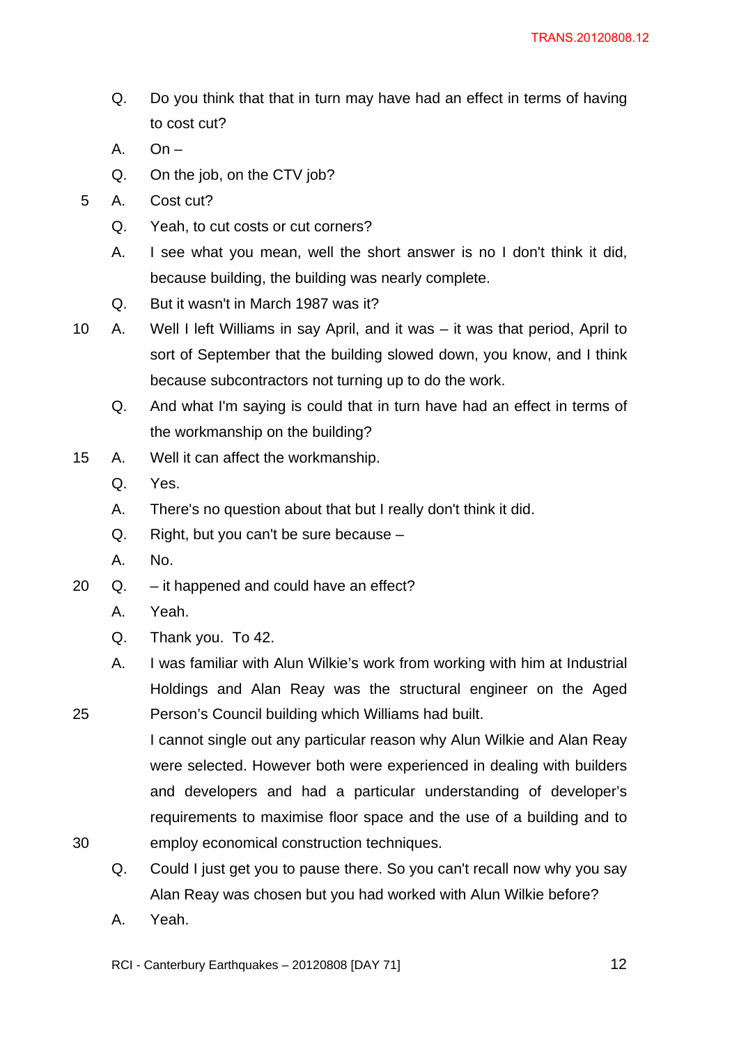Q. Do you think that that in turn may have had an effect in terms of having to cost cut?

A. On –

Q. On the job, on the CTV job?

A. Cost cut?

Q. Yeah, to cut costs or cut corners?

A. I see what you mean, well the short answer is no I don't think it did, because building, the building was nearly complete.

Q. But it wasn't in March 1987 was it?

A. Well I left Williams in say April, and it was – it was that period, April to sort of September that the building slowed down, you know, and I think because subcontractors not turning up to do the work.

Q. And what I'm saying is could that in turn have had an effect in terms of the workmanship on the building?

A. Well it can affect the workmanship.

Q. Yes.

A. There's no question about that but I really don't think it did.

Q. Right, but you can't be sure because –

A. No.

Q. – it happened and could have an effect?

A. Yeah.

Q. Thank you. To 42.

A. I was familiar with Alun Wilkie's work from working with him at Industrial Holdings and Alan Reay was the structural engineer on the Aged Person's Council building which Williams had built.

I cannot single out any particular reason why Alun Wilkie and Alan Reay were selected. However both were experienced in dealing with builders and developers and had a particular understanding of developer's requirements to maximise floor space and the use of a building and to employ economical construction techniques.

Q. Could I just get you to pause there. So you can't recall now why you say Alan Reay was chosen but you had worked with Alun Wilkie before?

A. Yeah.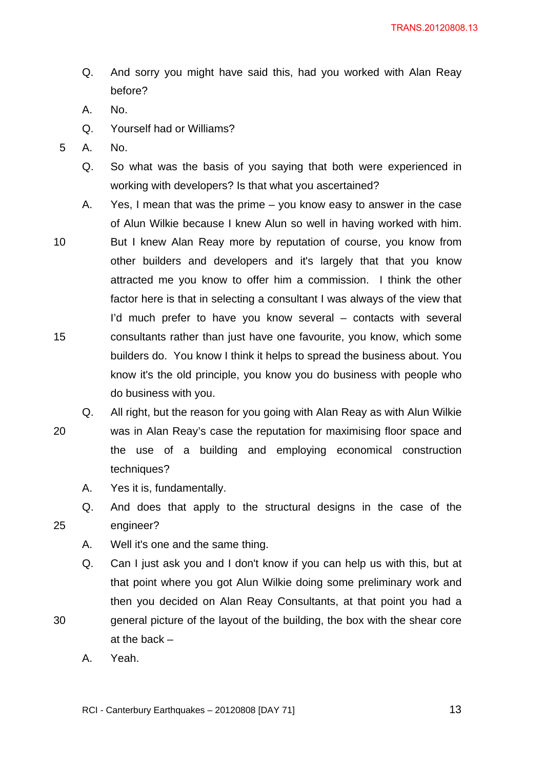Q. And sorry you might have said this, had you worked with Alan Reay before?

A. No.

Q. Yourself had or Williams?

A. No.

Q. So what was the basis of you saying that both were experienced in working with developers? Is that what you ascertained?

A. Yes, I mean that was the prime – you know easy to answer in the case of Alun Wilkie because I knew Alun so well in having worked with him. But I knew Alan Reay more by reputation of course, you know from other builders and developers and it's largely that that you know attracted me you know to offer him a commission. I think the other factor here is that in selecting a consultant I was always of the view that I'd much prefer to have you know several – contacts with several consultants rather than just have one favourite, you know, which some builders do. You know I think it helps to spread the business about. You know it's the old principle, you know you do business with people who do business with you.

Q. All right, but the reason for you going with Alan Reay as with Alun Wilkie was in Alan Reay's case the reputation for maximising floor space and the use of a building and employing economical construction techniques?

A. Yes it is, fundamentally.

Q. And does that apply to the structural designs in the case of the engineer?

A. Well it's one and the same thing.

Q. Can I just ask you and I don't know if you can help us with this, but at that point where you got Alun Wilkie doing some preliminary work and then you decided on Alan Reay Consultants, at that point you had a general picture of the layout of the building, the box with the shear core at the back –

A. Yeah.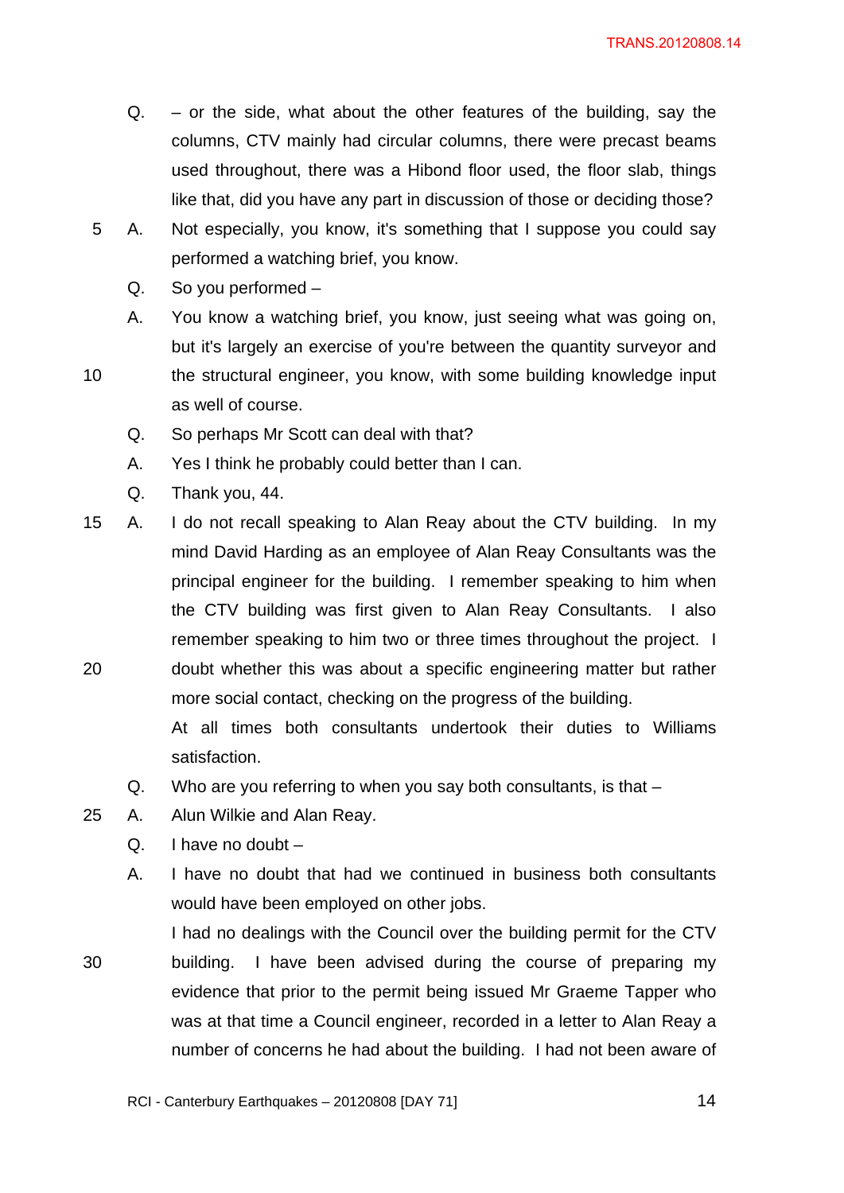Q. – or the side, what about the other features of the building, say the columns, CTV mainly had circular columns, there were precast beams used throughout, there was a Hibond floor used, the floor slab, things like that, did you have any part in discussion of those or deciding those?

A. Not especially, you know, it's something that I suppose you could say performed a watching brief, you know.

Q. So you performed –

A. You know a watching brief, you know, just seeing what was going on, but it's largely an exercise of you're between the quantity surveyor and the structural engineer, you know, with some building knowledge input as well of course.

Q. So perhaps Mr Scott can deal with that?

A. Yes I think he probably could better than I can.

Q. Thank you, 44.

A. I do not recall speaking to Alan Reay about the CTV building. In my mind David Harding as an employee of Alan Reay Consultants was the principal engineer for the building. I remember speaking to him when the CTV building was first given to Alan Reay Consultants. I also remember speaking to him two or three times throughout the project. I doubt whether this was about a specific engineering matter but rather more social contact, checking on the progress of the building.

At all times both consultants undertook their duties to Williams satisfaction.

Q. Who are you referring to when you say both consultants, is that –

A. Alun Wilkie and Alan Reay.

Q. I have no doubt –

A. I have no doubt that had we continued in business both consultants would have been employed on other jobs.

I had no dealings with the Council over the building permit for the CTV building. I have been advised during the course of preparing my evidence that prior to the permit being issued Mr Graeme Tapper who was at that time a Council engineer, recorded in a letter to Alan Reay a number of concerns he had about the building. I had not been aware of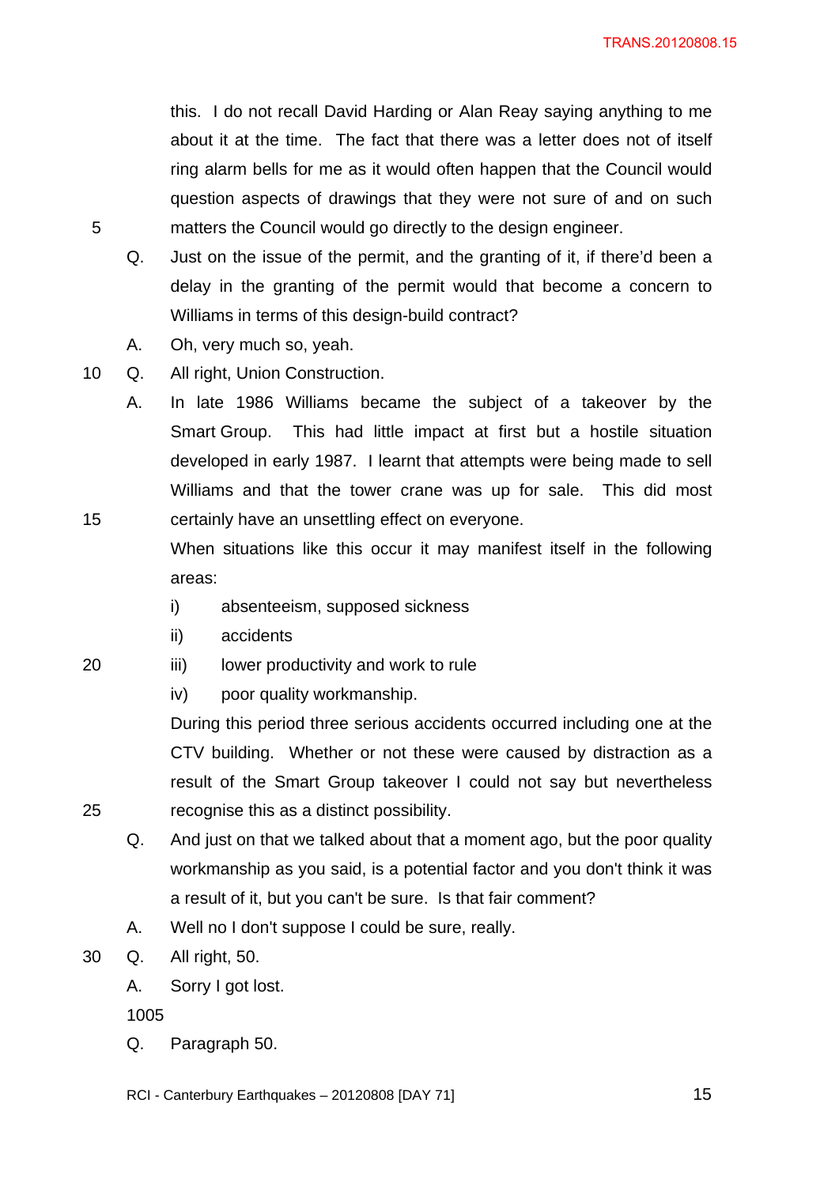this. I do not recall David Harding or Alan Reay saying anything to me about it at the time. The fact that there was a letter does not of itself ring alarm bells for me as it would often happen that the Council would question aspects of drawings that they were not sure of and on such matters the Council would go directly to the design engineer.

Q. Just on the issue of the permit, and the granting of it, if there'd been a delay in the granting of the permit would that become a concern to Williams in terms of this design-build contract?

A. Oh, very much so, yeah.

Q. All right, Union Construction.

A. In late 1986 Williams became the subject of a takeover by the Smart Group. This had little impact at first but a hostile situation developed in early 1987. I learnt that attempts were being made to sell Williams and that the tower crane was up for sale. This did most certainly have an unsettling effect on everyone.

When situations like this occur it may manifest itself in the following areas:

i) absenteeism, supposed sickness

ii) accidents

iii) lower productivity and work to rule

iv) poor quality workmanship.

During this period three serious accidents occurred including one at the CTV building. Whether or not these were caused by distraction as a result of the Smart Group takeover I could not say but nevertheless recognise this as a distinct possibility.

Q. And just on that we talked about that a moment ago, but the poor quality workmanship as you said, is a potential factor and you don't think it was a result of it, but you can't be sure. Is that fair comment?

A. Well no I don't suppose I could be sure, really.

Q. All right, 50.

A. Sorry I got lost.

1005

Q. Paragraph 50.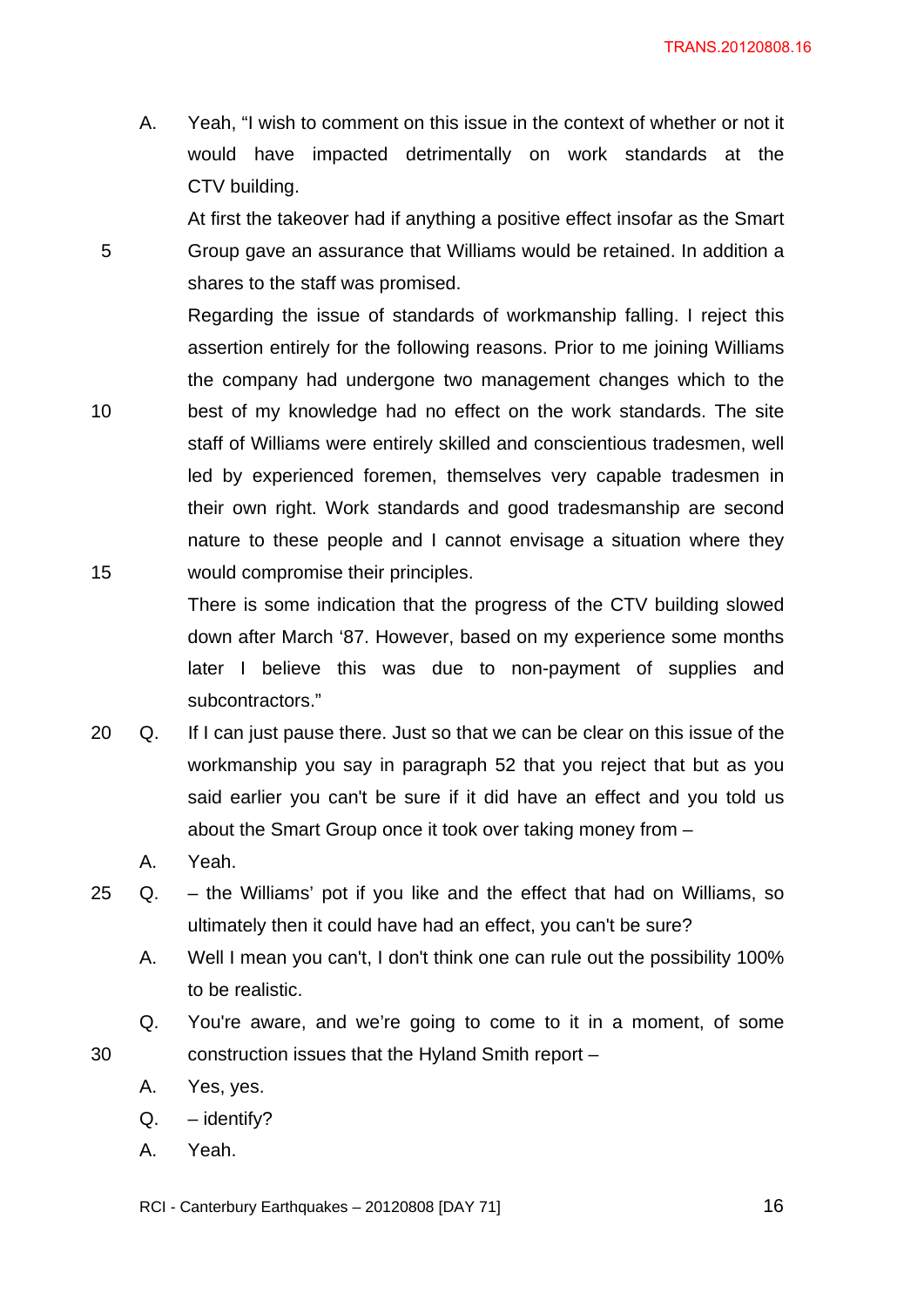A. Yeah, "I wish to comment on this issue in the context of whether or not it would have impacted detrimentally on work standards at the CTV building.

At first the takeover had if anything a positive effect insofar as the Smart Group gave an assurance that Williams would be retained. In addition a shares to the staff was promised.

Regarding the issue of standards of workmanship falling. I reject this assertion entirely for the following reasons. Prior to me joining Williams the company had undergone two management changes which to the best of my knowledge had no effect on the work standards. The site staff of Williams were entirely skilled and conscientious tradesmen, well led by experienced foremen, themselves very capable tradesmen in their own right. Work standards and good tradesmanship are second nature to these people and I cannot envisage a situation where they would compromise their principles.

There is some indication that the progress of the CTV building slowed down after March '87. However, based on my experience some months later I believe this was due to non-payment of supplies and subcontractors."

Q. If I can just pause there. Just so that we can be clear on this issue of the workmanship you say in paragraph 52 that you reject that but as you said earlier you can't be sure if it did have an effect and you told us about the Smart Group once it took over taking money from –

A. Yeah.

Q. – the Williams' pot if you like and the effect that had on Williams, so ultimately then it could have had an effect, you can't be sure?

A. Well I mean you can't, I don't think one can rule out the possibility 100% to be realistic.

Q. You're aware, and we're going to come to it in a moment, of some construction issues that the Hyland Smith report –

A. Yes, yes.

Q. – identify?

A. Yeah.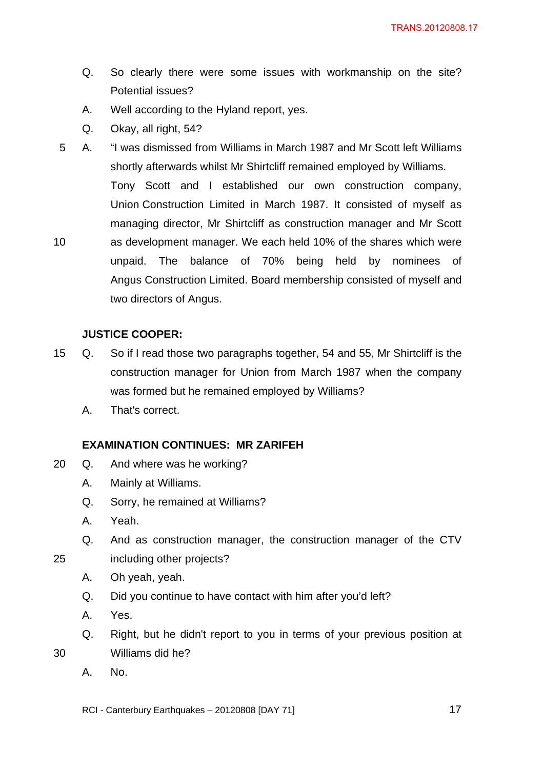Q. So clearly there were some issues with workmanship on the site? Potential issues?

A. Well according to the Hyland report, yes.

Q. Okay, all right, 54?

A. "I was dismissed from Williams in March 1987 and Mr Scott left Williams shortly afterwards whilst Mr Shirtcliff remained employed by Williams. Tony Scott and I established our own construction company, Union Construction Limited in March 1987. It consisted of myself as managing director, Mr Shirtcliff as construction manager and Mr Scott as development manager. We each held 10% of the shares which were unpaid. The balance of 70% being held by nominees of Angus Construction Limited. Board membership consisted of myself and two directors of Angus.

**JUSTICE COOPER:**

Q. So if I read those two paragraphs together, 54 and 55, Mr Shirtcliff is the construction manager for Union from March 1987 when the company was formed but he remained employed by Williams?

A. That's correct.

**EXAMINATION CONTINUES: MR ZARIFEH**

Q. And where was he working?

A. Mainly at Williams.

Q. Sorry, he remained at Williams?

A. Yeah.

Q. And as construction manager, the construction manager of the CTV including other projects?

A. Oh yeah, yeah.

Q. Did you continue to have contact with him after you'd left?

A. Yes.

Q. Right, but he didn't report to you in terms of your previous position at Williams did he?

A. No.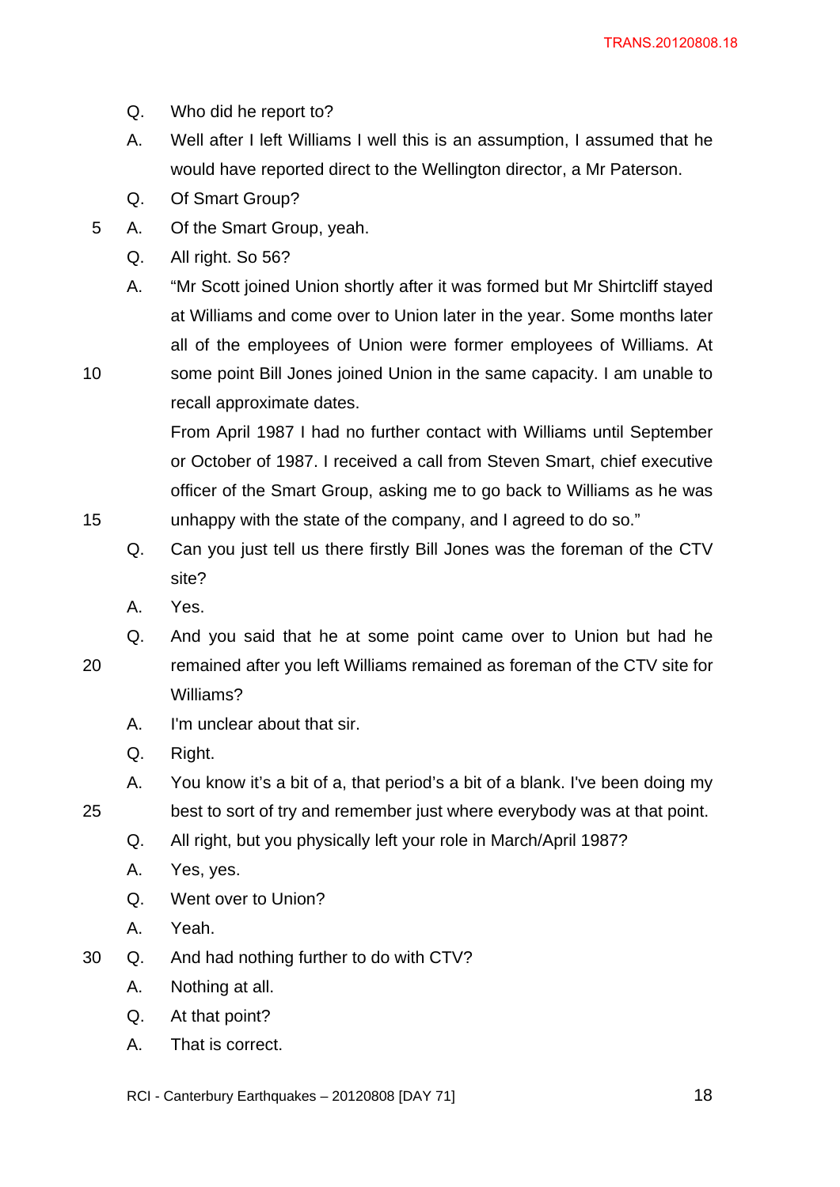Q. Who did he report to?

A. Well after I left Williams I well this is an assumption, I assumed that he would have reported direct to the Wellington director, a Mr Paterson.

Q. Of Smart Group?

A. Of the Smart Group, yeah.

Q. All right. So 56?

A. "Mr Scott joined Union shortly after it was formed but Mr Shirtcliff stayed at Williams and come over to Union later in the year. Some months later all of the employees of Union were former employees of Williams. At some point Bill Jones joined Union in the same capacity. I am unable to recall approximate dates.

From April 1987 I had no further contact with Williams until September or October of 1987. I received a call from Steven Smart, chief executive officer of the Smart Group, asking me to go back to Williams as he was unhappy with the state of the company, and I agreed to do so."

Q. Can you just tell us there firstly Bill Jones was the foreman of the CTV site?

A. Yes.

Q. And you said that he at some point came over to Union but had he remained after you left Williams remained as foreman of the CTV site for Williams?

A. I'm unclear about that sir.

Q. Right.

A. You know it's a bit of a, that period's a bit of a blank. I've been doing my best to sort of try and remember just where everybody was at that point.

Q. All right, but you physically left your role in March/April 1987?

A. Yes, yes.

Q. Went over to Union?

A. Yeah.

Q. And had nothing further to do with CTV?

A. Nothing at all.

Q. At that point?

A. That is correct.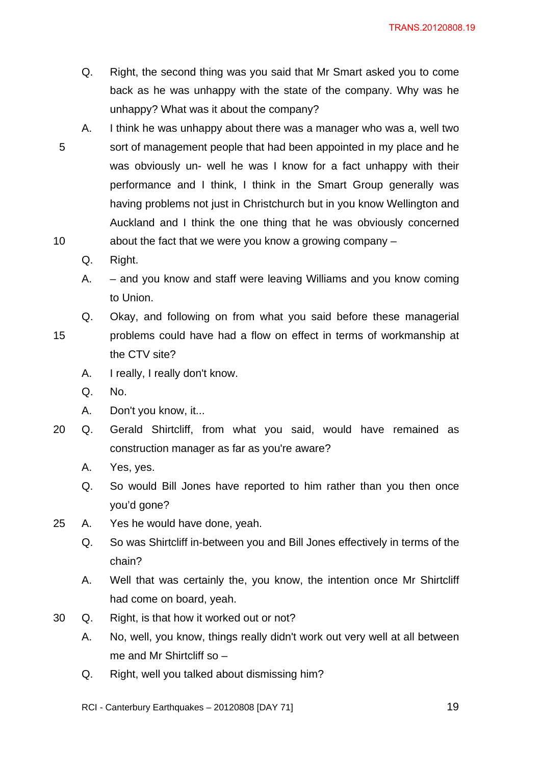Q. Right, the second thing was you said that Mr Smart asked you to come back as he was unhappy with the state of the company. Why was he unhappy? What was it about the company?

A. I think he was unhappy about there was a manager who was a, well two sort of management people that had been appointed in my place and he was obviously un- well he was I know for a fact unhappy with their performance and I think, I think in the Smart Group generally was having problems not just in Christchurch but in you know Wellington and Auckland and I think the one thing that he was obviously concerned about the fact that we were you know a growing company –

Q. Right.

A. – and you know and staff were leaving Williams and you know coming to Union.

Q. Okay, and following on from what you said before these managerial problems could have had a flow on effect in terms of workmanship at the CTV site?

A. I really, I really don't know.

Q. No.

A. Don't you know, it...

Q. Gerald Shirtcliff, from what you said, would have remained as construction manager as far as you're aware?

A. Yes, yes.

Q. So would Bill Jones have reported to him rather than you then once you'd gone?

A. Yes he would have done, yeah.

Q. So was Shirtcliff in-between you and Bill Jones effectively in terms of the chain?

A. Well that was certainly the, you know, the intention once Mr Shirtcliff had come on board, yeah.

Q. Right, is that how it worked out or not?

A. No, well, you know, things really didn't work out very well at all between me and Mr Shirtcliff so –

Q. Right, well you talked about dismissing him?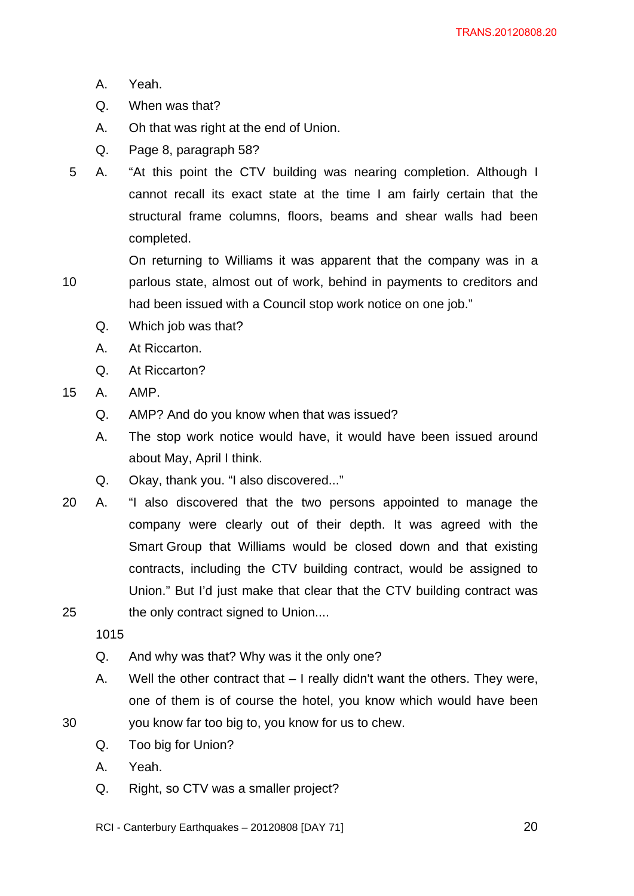A. Yeah.

Q. When was that?

A. Oh that was right at the end of Union.

Q. Page 8, paragraph 58?

A. "At this point the CTV building was nearing completion. Although I cannot recall its exact state at the time I am fairly certain that the structural frame columns, floors, beams and shear walls had been completed.

On returning to Williams it was apparent that the company was in a parlous state, almost out of work, behind in payments to creditors and had been issued with a Council stop work notice on one job."

Q. Which job was that?

A. At Riccarton.

Q. At Riccarton?

A. AMP.

Q. AMP? And do you know when that was issued?

A. The stop work notice would have, it would have been issued around about May, April I think.

Q. Okay, thank you. "I also discovered..."

A. "I also discovered that the two persons appointed to manage the company were clearly out of their depth. It was agreed with the Smart Group that Williams would be closed down and that existing contracts, including the CTV building contract, would be assigned to Union." But I'd just make that clear that the CTV building contract was the only contract signed to Union....

1015

Q. And why was that? Why was it the only one?

A. Well the other contract that – I really didn't want the others. They were, one of them is of course the hotel, you know which would have been you know far too big to, you know for us to chew.

Q. Too big for Union?

A. Yeah.

Q. Right, so CTV was a smaller project?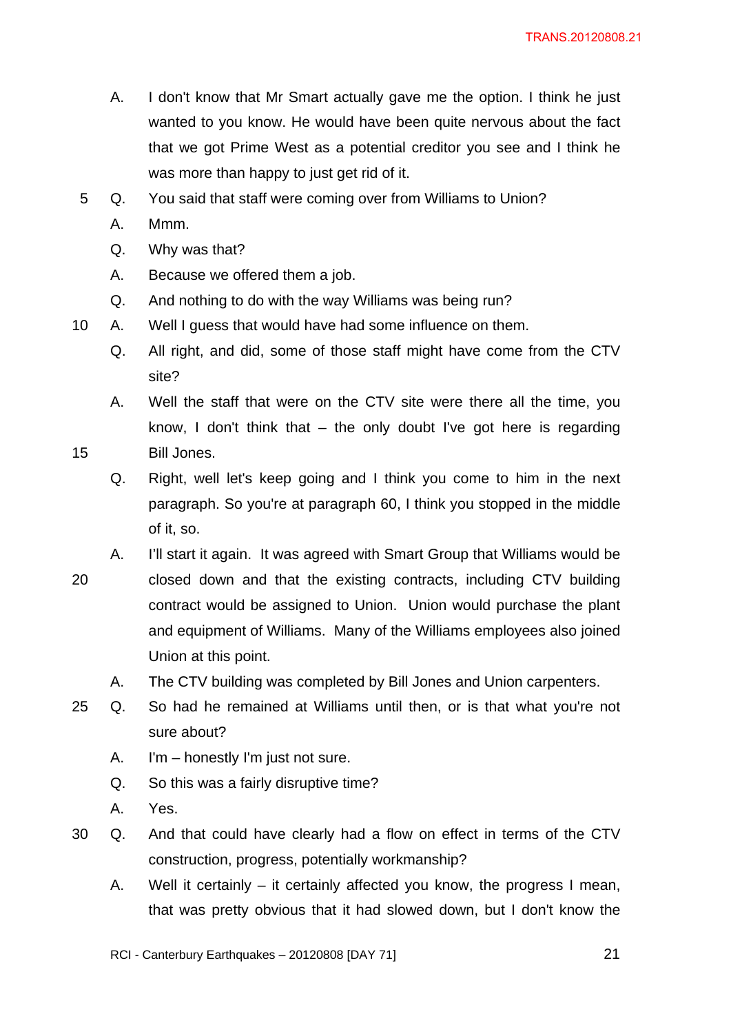A. I don't know that Mr Smart actually gave me the option. I think he just wanted to you know. He would have been quite nervous about the fact that we got Prime West as a potential creditor you see and I think he was more than happy to just get rid of it.

Q. You said that staff were coming over from Williams to Union?

A. Mmm.

Q. Why was that?

A. Because we offered them a job.

Q. And nothing to do with the way Williams was being run?

A. Well I guess that would have had some influence on them.

Q. All right, and did, some of those staff might have come from the CTV site?

A. Well the staff that were on the CTV site were there all the time, you know, I don't think that – the only doubt I've got here is regarding Bill Jones.

Q. Right, well let's keep going and I think you come to him in the next paragraph. So you're at paragraph 60, I think you stopped in the middle of it, so.

A. I'll start it again. It was agreed with Smart Group that Williams would be closed down and that the existing contracts, including CTV building contract would be assigned to Union. Union would purchase the plant and equipment of Williams. Many of the Williams employees also joined Union at this point.

A. The CTV building was completed by Bill Jones and Union carpenters.

Q. So had he remained at Williams until then, or is that what you're not sure about?

A. I'm – honestly I'm just not sure.

Q. So this was a fairly disruptive time?

A. Yes.

Q. And that could have clearly had a flow on effect in terms of the CTV construction, progress, potentially workmanship?

A. Well it certainly – it certainly affected you know, the progress I mean, that was pretty obvious that it had slowed down, but I don't know the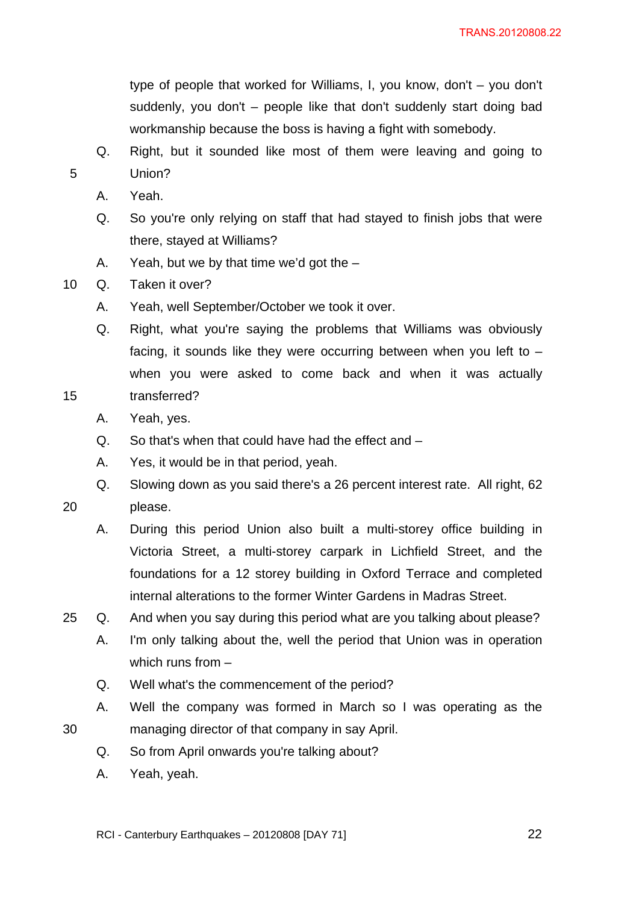type of people that worked for Williams, I, you know, don't – you don't suddenly, you don't – people like that don't suddenly start doing bad workmanship because the boss is having a fight with somebody.

Q. Right, but it sounded like most of them were leaving and going to Union?

A. Yeah.

Q. So you're only relying on staff that had stayed to finish jobs that were there, stayed at Williams?

A. Yeah, but we by that time we'd got the –

Q. Taken it over?

A. Yeah, well September/October we took it over.

Q. Right, what you're saying the problems that Williams was obviously facing, it sounds like they were occurring between when you left to – when you were asked to come back and when it was actually transferred?

A. Yeah, yes.

Q. So that's when that could have had the effect and –

A. Yes, it would be in that period, yeah.

Q. Slowing down as you said there's a 26 percent interest rate. All right, 62 please.

A. During this period Union also built a multi-storey office building in Victoria Street, a multi-storey carpark in Lichfield Street, and the foundations for a 12 storey building in Oxford Terrace and completed internal alterations to the former Winter Gardens in Madras Street.

Q. And when you say during this period what are you talking about please?

A. I'm only talking about the, well the period that Union was in operation which runs from –

Q. Well what's the commencement of the period?

A. Well the company was formed in March so I was operating as the managing director of that company in say April.

Q. So from April onwards you're talking about?

A. Yeah, yeah.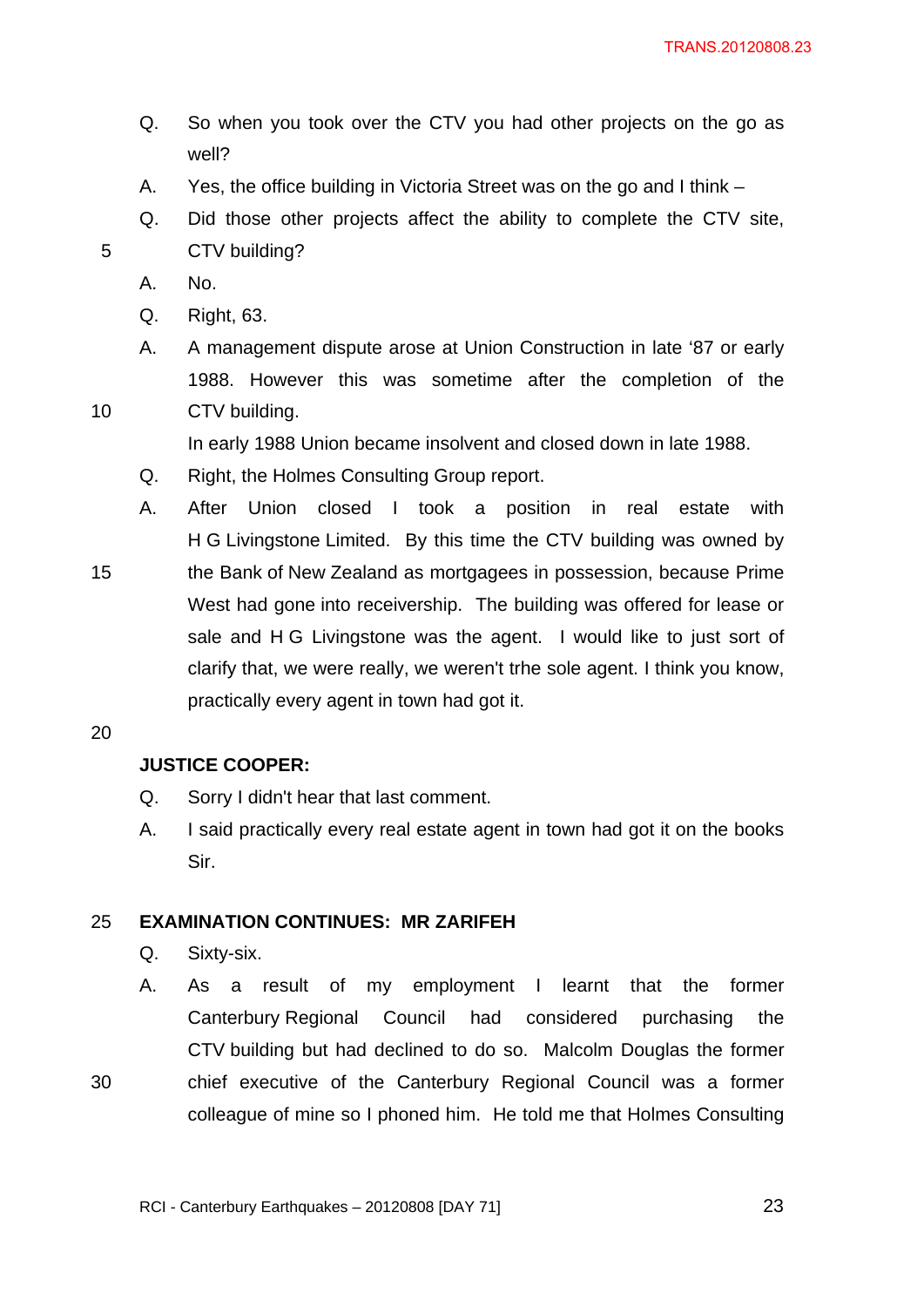Q. So when you took over the CTV you had other projects on the go as well?

A. Yes, the office building in Victoria Street was on the go and I think –

Q. Did those other projects affect the ability to complete the CTV site, CTV building?

A. No.

Q. Right, 63.

A. A management dispute arose at Union Construction in late '87 or early 1988. However this was sometime after the completion of the CTV building.
In early 1988 Union became insolvent and closed down in late 1988.

Q. Right, the Holmes Consulting Group report.

A. After Union closed I took a position in real estate with H G Livingstone Limited. By this time the CTV building was owned by the Bank of New Zealand as mortgagees in possession, because Prime West had gone into receivership. The building was offered for lease or sale and H G Livingstone was the agent. I would like to just sort of clarify that, we were really, we weren't trhe sole agent. I think you know, practically every agent in town had got it.

**JUSTICE COOPER:**

Q. Sorry I didn't hear that last comment.

A. I said practically every real estate agent in town had got it on the books Sir.

**EXAMINATION CONTINUES: MR ZARIFEH**

Q. Sixty-six.

A. As a result of my employment I learnt that the former Canterbury Regional Council had considered purchasing the CTV building but had declined to do so. Malcolm Douglas the former chief executive of the Canterbury Regional Council was a former colleague of mine so I phoned him. He told me that Holmes Consulting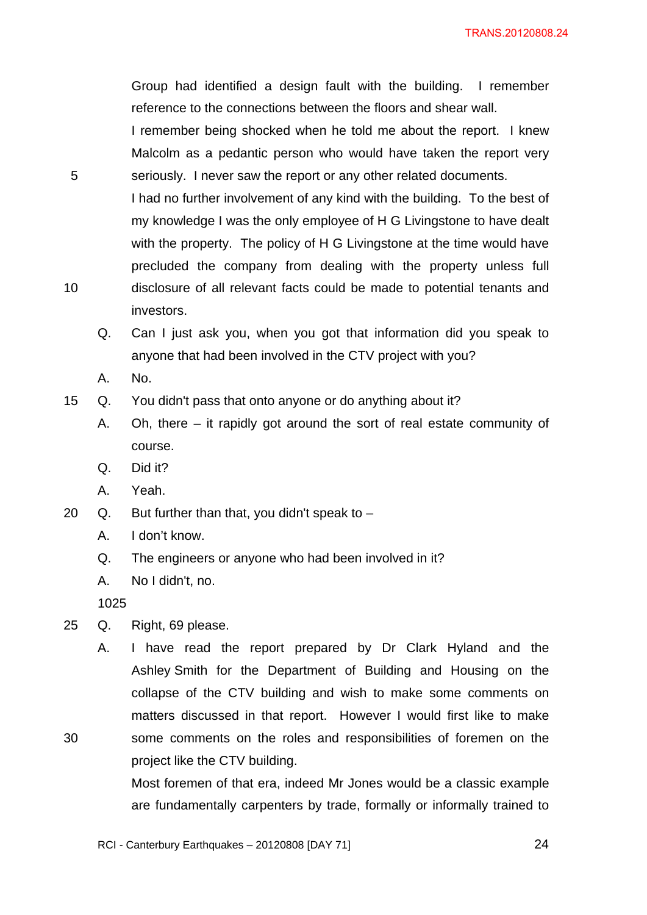Group had identified a design fault with the building. I remember reference to the connections between the floors and shear wall.

I remember being shocked when he told me about the report. I knew Malcolm as a pedantic person who would have taken the report very seriously. I never saw the report or any other related documents.

I had no further involvement of any kind with the building. To the best of my knowledge I was the only employee of H G Livingstone to have dealt with the property. The policy of H G Livingstone at the time would have precluded the company from dealing with the property unless full disclosure of all relevant facts could be made to potential tenants and investors.

Q. Can I just ask you, when you got that information did you speak to anyone that had been involved in the CTV project with you?

A. No.

Q. You didn't pass that onto anyone or do anything about it?

A. Oh, there – it rapidly got around the sort of real estate community of course.

Q. Did it?

A. Yeah.

Q. But further than that, you didn't speak to –

A. I don't know.

Q. The engineers or anyone who had been involved in it?

A. No I didn't, no.

1025

Q. Right, 69 please.

A. I have read the report prepared by Dr Clark Hyland and the Ashley Smith for the Department of Building and Housing on the collapse of the CTV building and wish to make some comments on matters discussed in that report. However I would first like to make some comments on the roles and responsibilities of foremen on the project like the CTV building.

Most foremen of that era, indeed Mr Jones would be a classic example are fundamentally carpenters by trade, formally or informally trained to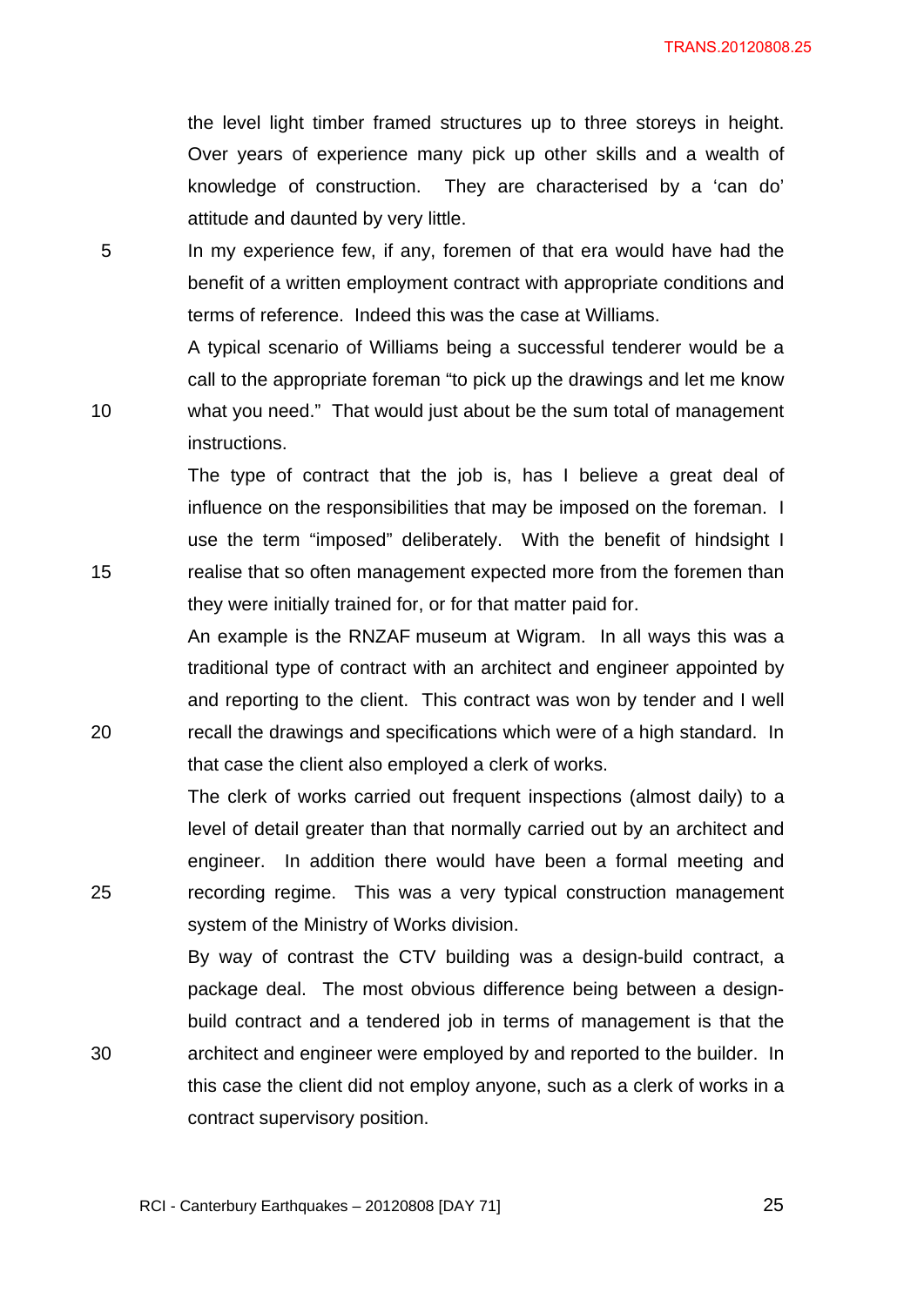the level light timber framed structures up to three storeys in height. Over years of experience many pick up other skills and a wealth of knowledge of construction. They are characterised by a 'can do' attitude and daunted by very little.

In my experience few, if any, foremen of that era would have had the benefit of a written employment contract with appropriate conditions and terms of reference. Indeed this was the case at Williams.

A typical scenario of Williams being a successful tenderer would be a call to the appropriate foreman "to pick up the drawings and let me know what you need." That would just about be the sum total of management instructions.

The type of contract that the job is, has I believe a great deal of influence on the responsibilities that may be imposed on the foreman. I use the term "imposed" deliberately. With the benefit of hindsight I realise that so often management expected more from the foremen than they were initially trained for, or for that matter paid for.

An example is the RNZAF museum at Wigram. In all ways this was a traditional type of contract with an architect and engineer appointed by and reporting to the client. This contract was won by tender and I well recall the drawings and specifications which were of a high standard. In that case the client also employed a clerk of works.

The clerk of works carried out frequent inspections (almost daily) to a level of detail greater than that normally carried out by an architect and engineer. In addition there would have been a formal meeting and recording regime. This was a very typical construction management system of the Ministry of Works division.

By way of contrast the CTV building was a design-build contract, a package deal. The most obvious difference being between a design-build contract and a tendered job in terms of management is that the architect and engineer were employed by and reported to the builder. In this case the client did not employ anyone, such as a clerk of works in a contract supervisory position.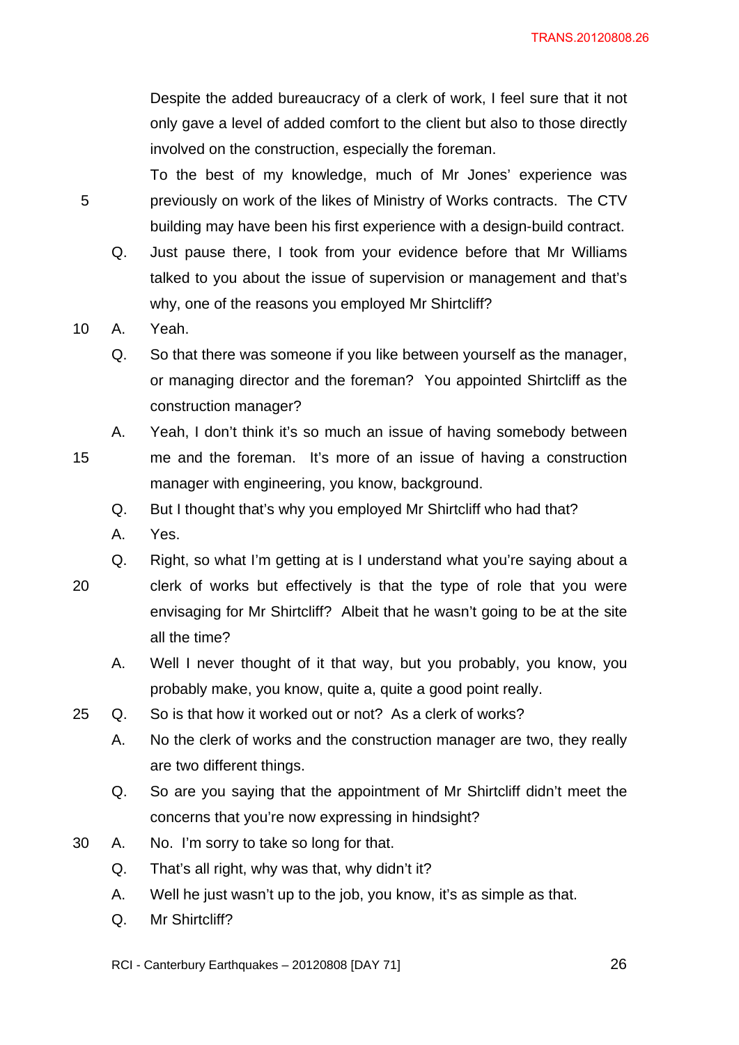Despite the added bureaucracy of a clerk of work, I feel sure that it not only gave a level of added comfort to the client but also to those directly involved on the construction, especially the foreman.

To the best of my knowledge, much of Mr Jones' experience was previously on work of the likes of Ministry of Works contracts. The CTV building may have been his first experience with a design-build contract.

Q. Just pause there, I took from your evidence before that Mr Williams talked to you about the issue of supervision or management and that's why, one of the reasons you employed Mr Shirtcliff?

A. Yeah.

Q. So that there was someone if you like between yourself as the manager, or managing director and the foreman? You appointed Shirtcliff as the construction manager?

A. Yeah, I don't think it's so much an issue of having somebody between me and the foreman. It's more of an issue of having a construction manager with engineering, you know, background.

Q. But I thought that's why you employed Mr Shirtcliff who had that?

A. Yes.

Q. Right, so what I'm getting at is I understand what you're saying about a clerk of works but effectively is that the type of role that you were envisaging for Mr Shirtcliff? Albeit that he wasn't going to be at the site all the time?

A. Well I never thought of it that way, but you probably, you know, you probably make, you know, quite a, quite a good point really.

Q. So is that how it worked out or not? As a clerk of works?

A. No the clerk of works and the construction manager are two, they really are two different things.

Q. So are you saying that the appointment of Mr Shirtcliff didn't meet the concerns that you're now expressing in hindsight?

A. No. I'm sorry to take so long for that.

Q. That's all right, why was that, why didn't it?

A. Well he just wasn't up to the job, you know, it's as simple as that.

Q. Mr Shirtcliff?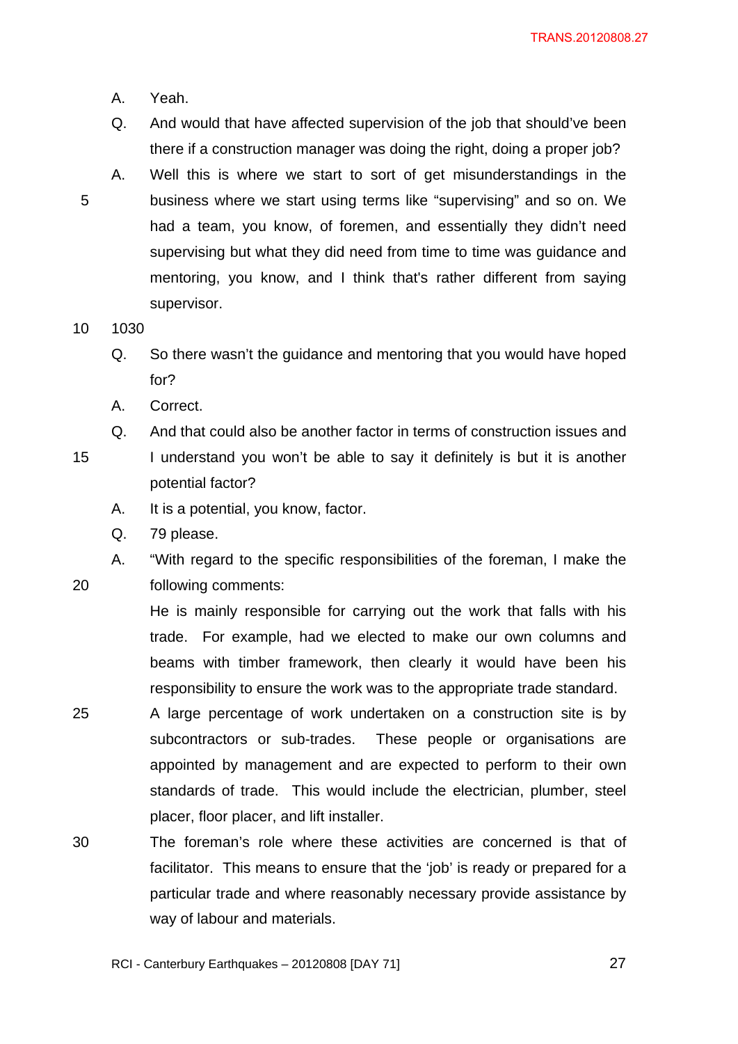A. Yeah.

Q. And would that have affected supervision of the job that should've been there if a construction manager was doing the right, doing a proper job?

A. Well this is where we start to sort of get misunderstandings in the business where we start using terms like "supervising" and so on. We had a team, you know, of foremen, and essentially they didn't need supervising but what they did need from time to time was guidance and mentoring, you know, and I think that's rather different from saying supervisor.

1030

Q. So there wasn't the guidance and mentoring that you would have hoped for?

A. Correct.

Q. And that could also be another factor in terms of construction issues and I understand you won't be able to say it definitely is but it is another potential factor?

A. It is a potential, you know, factor.

Q. 79 please.

A. "With regard to the specific responsibilities of the foreman, I make the following comments:

He is mainly responsible for carrying out the work that falls with his trade. For example, had we elected to make our own columns and beams with timber framework, then clearly it would have been his responsibility to ensure the work was to the appropriate trade standard.

A large percentage of work undertaken on a construction site is by subcontractors or sub-trades. These people or organisations are appointed by management and are expected to perform to their own standards of trade. This would include the electrician, plumber, steel placer, floor placer, and lift installer.

The foreman's role where these activities are concerned is that of facilitator. This means to ensure that the 'job' is ready or prepared for a particular trade and where reasonably necessary provide assistance by way of labour and materials.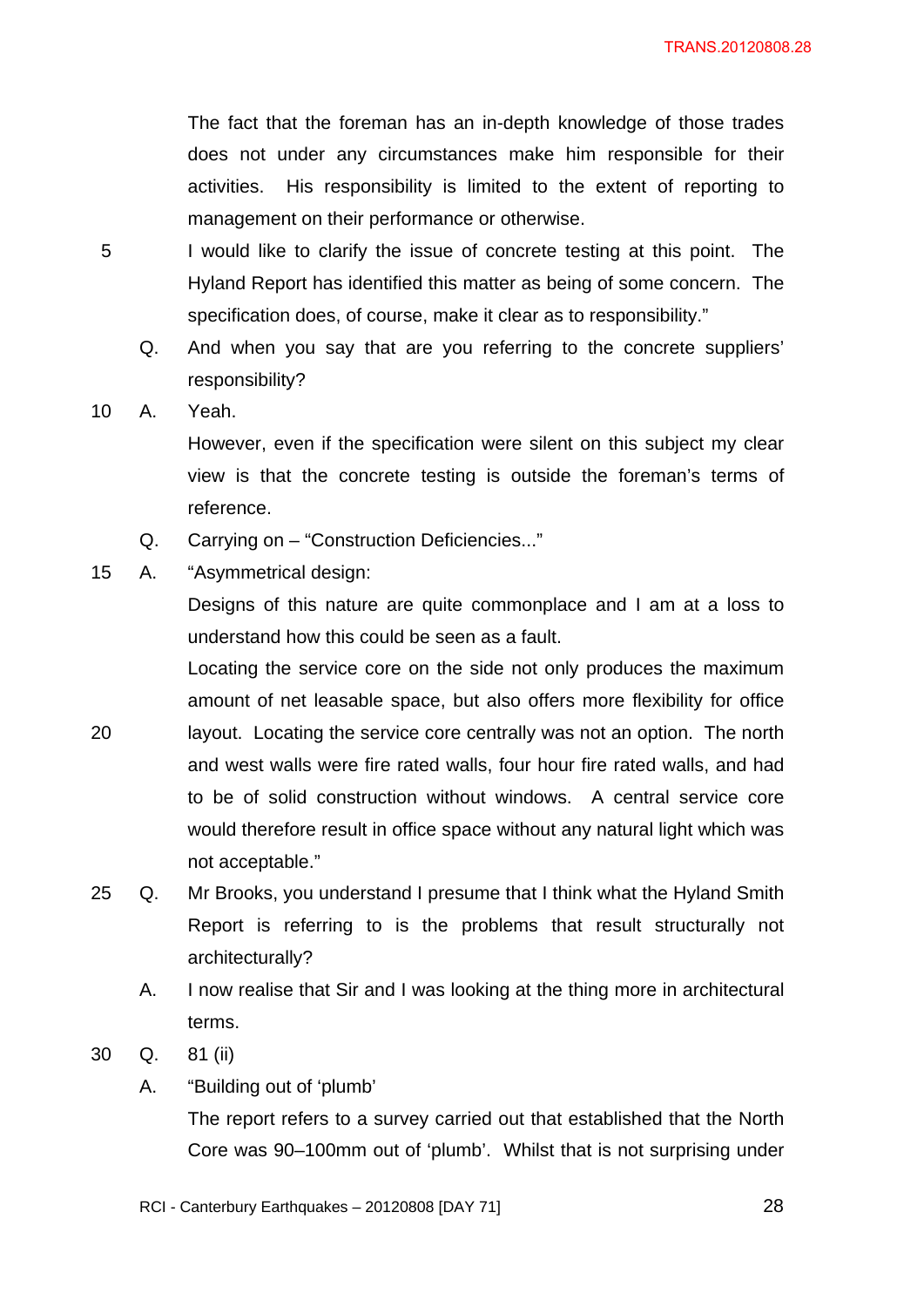The fact that the foreman has an in-depth knowledge of those trades does not under any circumstances make him responsible for their activities. His responsibility is limited to the extent of reporting to management on their performance or otherwise.

I would like to clarify the issue of concrete testing at this point. The Hyland Report has identified this matter as being of some concern. The specification does, of course, make it clear as to responsibility."

Q. And when you say that are you referring to the concrete suppliers' responsibility?

A. Yeah.

However, even if the specification were silent on this subject my clear view is that the concrete testing is outside the foreman's terms of reference.

Q. Carrying on – "Construction Deficiencies..."

A. "Asymmetrical design:

Designs of this nature are quite commonplace and I am at a loss to understand how this could be seen as a fault.

Locating the service core on the side not only produces the maximum amount of net leasable space, but also offers more flexibility for office layout. Locating the service core centrally was not an option. The north and west walls were fire rated walls, four hour fire rated walls, and had to be of solid construction without windows. A central service core would therefore result in office space without any natural light which was not acceptable."

Q. Mr Brooks, you understand I presume that I think what the Hyland Smith Report is referring to is the problems that result structurally not architecturally?

A. I now realise that Sir and I was looking at the thing more in architectural terms.

Q. 81 (ii)

A. "Building out of 'plumb'

The report refers to a survey carried out that established that the North Core was 90–100mm out of 'plumb'. Whilst that is not surprising under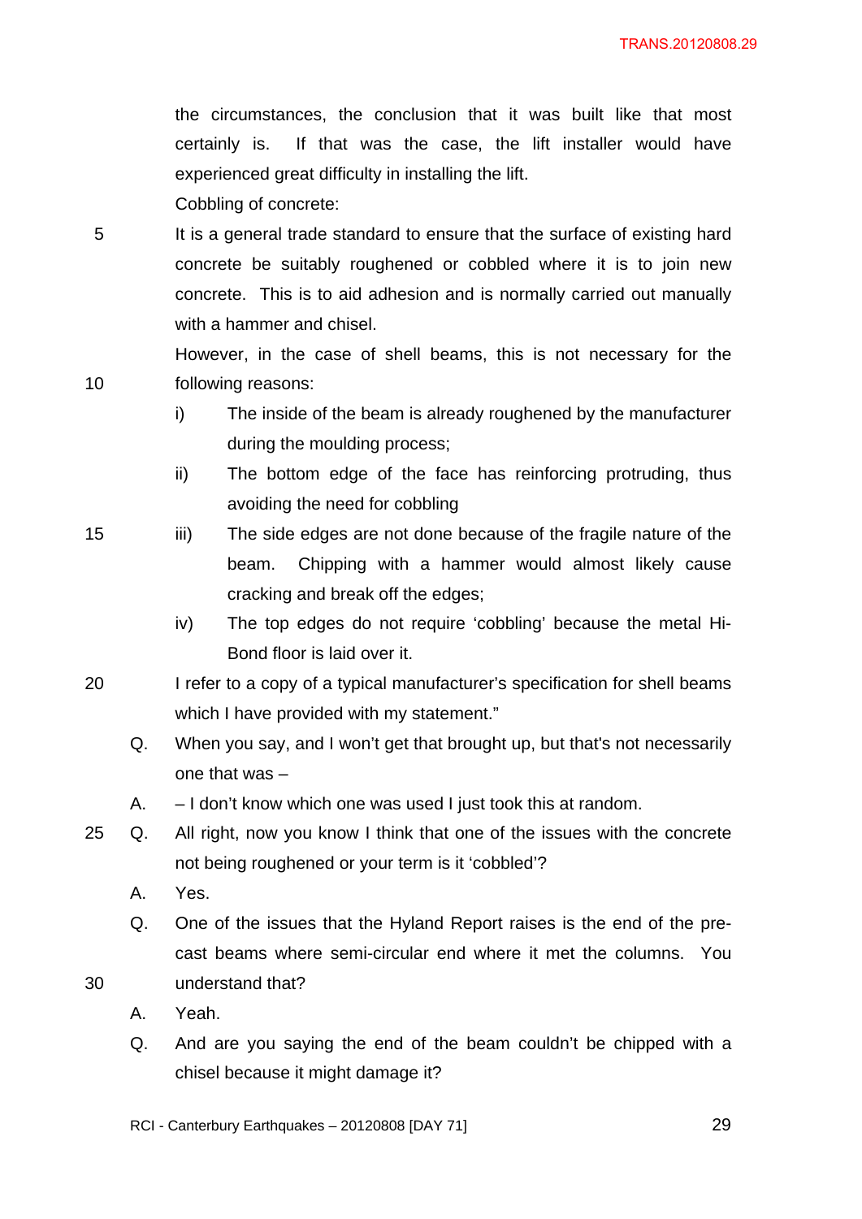the circumstances, the conclusion that it was built like that most certainly is. If that was the case, the lift installer would have experienced great difficulty in installing the lift.

Cobbling of concrete:

It is a general trade standard to ensure that the surface of existing hard concrete be suitably roughened or cobbled where it is to join new concrete. This is to aid adhesion and is normally carried out manually with a hammer and chisel.

However, in the case of shell beams, this is not necessary for the following reasons:

i) The inside of the beam is already roughened by the manufacturer during the moulding process;

ii) The bottom edge of the face has reinforcing protruding, thus avoiding the need for cobbling

iii) The side edges are not done because of the fragile nature of the beam. Chipping with a hammer would almost likely cause cracking and break off the edges;

iv) The top edges do not require 'cobbling' because the metal Hi-Bond floor is laid over it.

I refer to a copy of a typical manufacturer's specification for shell beams which I have provided with my statement."

Q. When you say, and I won't get that brought up, but that's not necessarily one that was –

A. – I don't know which one was used I just took this at random.

Q. All right, now you know I think that one of the issues with the concrete not being roughened or your term is it 'cobbled'?

A. Yes.

Q. One of the issues that the Hyland Report raises is the end of the pre-cast beams where semi-circular end where it met the columns. You understand that?

A. Yeah.

Q. And are you saying the end of the beam couldn't be chipped with a chisel because it might damage it?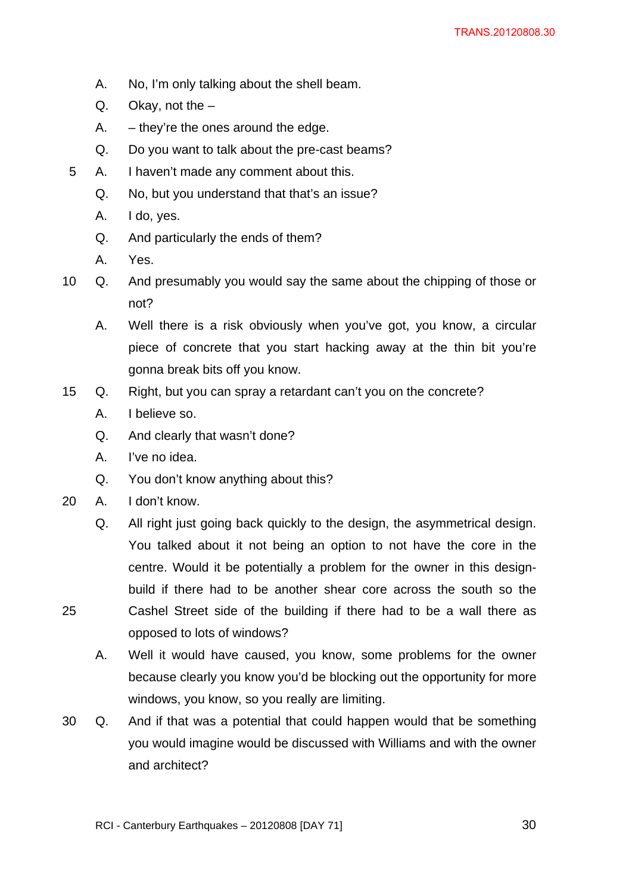A. No, I'm only talking about the shell beam.

Q. Okay, not the –

A. – they're the ones around the edge.

Q. Do you want to talk about the pre-cast beams?

A. I haven't made any comment about this.

Q. No, but you understand that that's an issue?

A. I do, yes.

Q. And particularly the ends of them?

A. Yes.

Q. And presumably you would say the same about the chipping of those or not?

A. Well there is a risk obviously when you've got, you know, a circular piece of concrete that you start hacking away at the thin bit you're gonna break bits off you know.

Q. Right, but you can spray a retardant can't you on the concrete?

A. I believe so.

Q. And clearly that wasn't done?

A. I've no idea.

Q. You don't know anything about this?

A. I don't know.

Q. All right just going back quickly to the design, the asymmetrical design. You talked about it not being an option to not have the core in the centre. Would it be potentially a problem for the owner in this design-build if there had to be another shear core across the south so the Cashel Street side of the building if there had to be a wall there as opposed to lots of windows?

A. Well it would have caused, you know, some problems for the owner because clearly you know you'd be blocking out the opportunity for more windows, you know, so you really are limiting.

Q. And if that was a potential that could happen would that be something you would imagine would be discussed with Williams and with the owner and architect?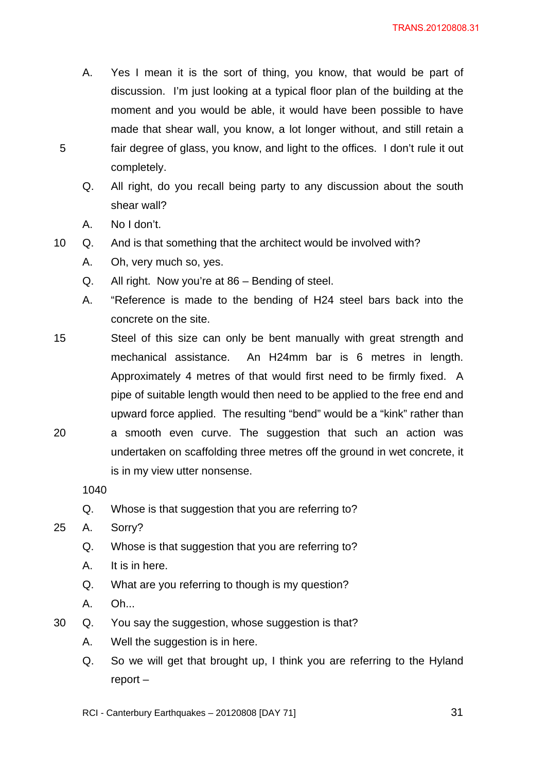A. Yes I mean it is the sort of thing, you know, that would be part of discussion. I'm just looking at a typical floor plan of the building at the moment and you would be able, it would have been possible to have made that shear wall, you know, a lot longer without, and still retain a fair degree of glass, you know, and light to the offices. I don't rule it out completely.

Q. All right, do you recall being party to any discussion about the south shear wall?

A. No I don't.

Q. And is that something that the architect would be involved with?

A. Oh, very much so, yes.

Q. All right. Now you're at 86 – Bending of steel.

A. "Reference is made to the bending of H24 steel bars back into the concrete on the site.

Steel of this size can only be bent manually with great strength and mechanical assistance. An H24mm bar is 6 metres in length. Approximately 4 metres of that would first need to be firmly fixed. A pipe of suitable length would then need to be applied to the free end and upward force applied. The resulting "bend" would be a "kink" rather than a smooth even curve. The suggestion that such an action was undertaken on scaffolding three metres off the ground in wet concrete, it is in my view utter nonsense.

1040

Q. Whose is that suggestion that you are referring to?

A. Sorry?

Q. Whose is that suggestion that you are referring to?

A. It is in here.

Q. What are you referring to though is my question?

A. Oh...

Q. You say the suggestion, whose suggestion is that?

A. Well the suggestion is in here.

Q. So we will get that brought up, I think you are referring to the Hyland report –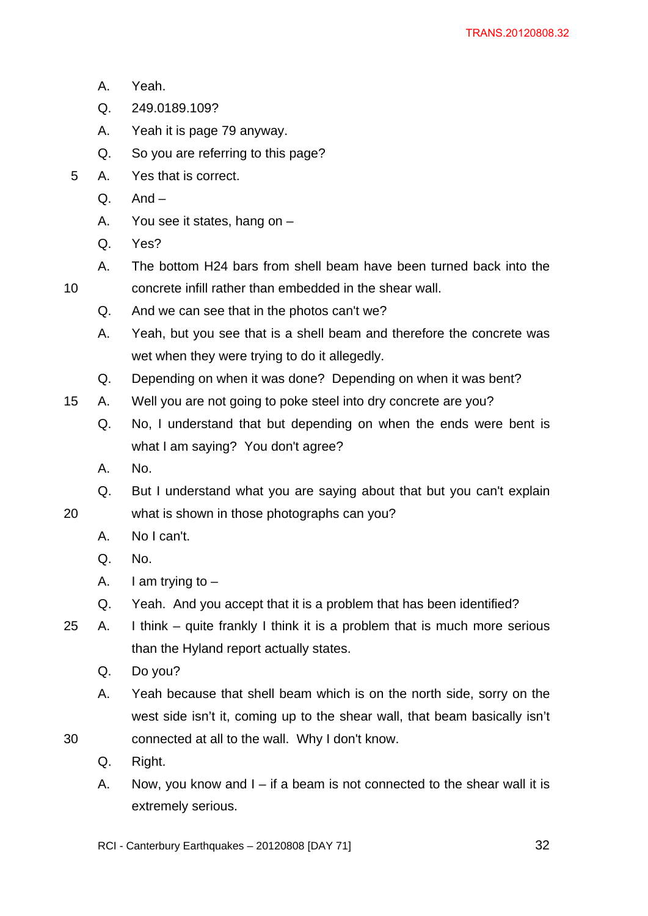A. Yeah.

Q. 249.0189.109?

A. Yeah it is page 79 anyway.

Q. So you are referring to this page?

A. Yes that is correct.

Q. And –

A. You see it states, hang on –

Q. Yes?

A. The bottom H24 bars from shell beam have been turned back into the concrete infill rather than embedded in the shear wall.

Q. And we can see that in the photos can't we?

A. Yeah, but you see that is a shell beam and therefore the concrete was wet when they were trying to do it allegedly.

Q. Depending on when it was done? Depending on when it was bent?

A. Well you are not going to poke steel into dry concrete are you?

Q. No, I understand that but depending on when the ends were bent is what I am saying? You don't agree?

A. No.

Q. But I understand what you are saying about that but you can't explain what is shown in those photographs can you?

A. No I can't.

Q. No.

A. I am trying to –

Q. Yeah. And you accept that it is a problem that has been identified?

A. I think – quite frankly I think it is a problem that is much more serious than the Hyland report actually states.

Q. Do you?

A. Yeah because that shell beam which is on the north side, sorry on the west side isn't it, coming up to the shear wall, that beam basically isn't connected at all to the wall. Why I don't know.

Q. Right.

A. Now, you know and I – if a beam is not connected to the shear wall it is extremely serious.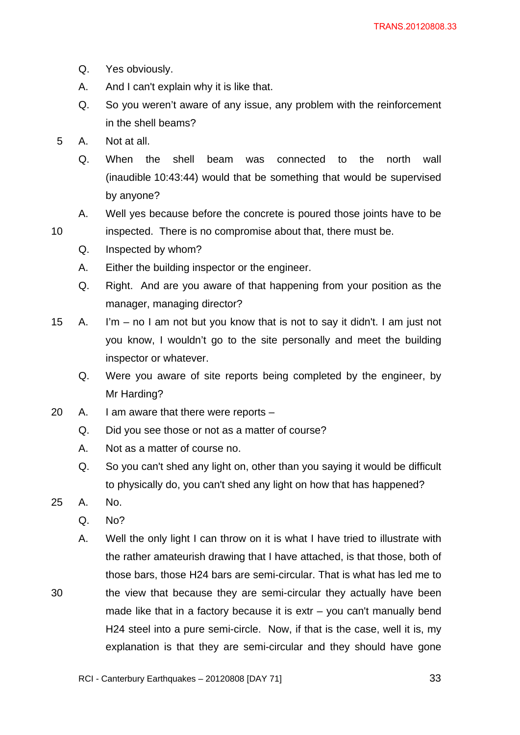Q. Yes obviously.

A. And I can't explain why it is like that.

Q. So you weren't aware of any issue, any problem with the reinforcement in the shell beams?

A. Not at all.

Q. When the shell beam was connected to the north wall (inaudible 10:43:44) would that be something that would be supervised by anyone?

A. Well yes because before the concrete is poured those joints have to be inspected. There is no compromise about that, there must be.

Q. Inspected by whom?

A. Either the building inspector or the engineer.

Q. Right. And are you aware of that happening from your position as the manager, managing director?

A. I'm – no I am not but you know that is not to say it didn't. I am just not you know, I wouldn't go to the site personally and meet the building inspector or whatever.

Q. Were you aware of site reports being completed by the engineer, by Mr Harding?

A. I am aware that there were reports –

Q. Did you see those or not as a matter of course?

A. Not as a matter of course no.

Q. So you can't shed any light on, other than you saying it would be difficult to physically do, you can't shed any light on how that has happened?

A. No.

Q. No?

A. Well the only light I can throw on it is what I have tried to illustrate with the rather amateurish drawing that I have attached, is that those, both of those bars, those H24 bars are semi-circular. That is what has led me to the view that because they are semi-circular they actually have been made like that in a factory because it is extr – you can't manually bend H24 steel into a pure semi-circle. Now, if that is the case, well it is, my explanation is that they are semi-circular and they should have gone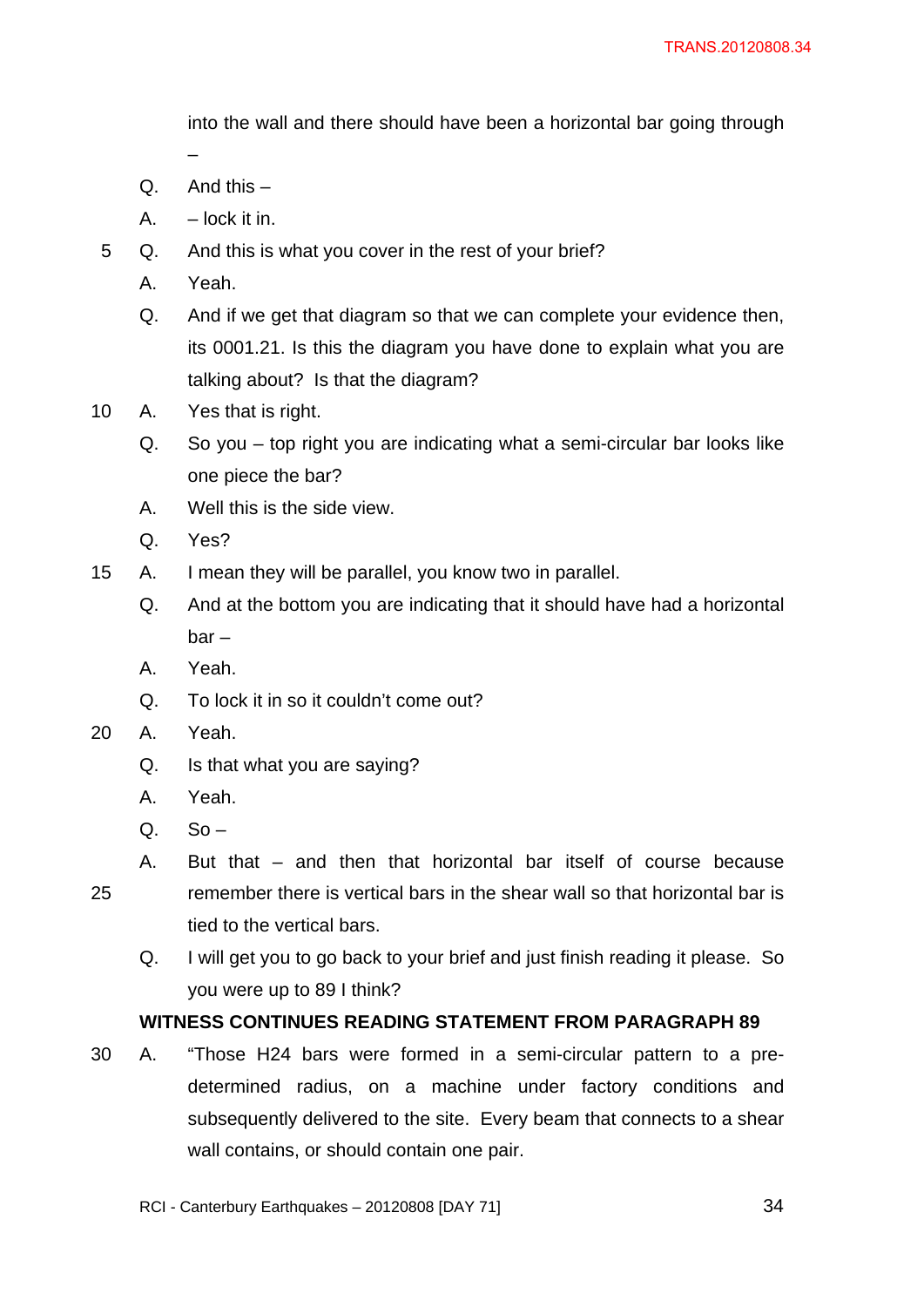into the wall and there should have been a horizontal bar going through –

Q. And this –

A. – lock it in.

Q. And this is what you cover in the rest of your brief?

A. Yeah.

Q. And if we get that diagram so that we can complete your evidence then, its 0001.21. Is this the diagram you have done to explain what you are talking about? Is that the diagram?

A. Yes that is right.

Q. So you – top right you are indicating what a semi-circular bar looks like one piece the bar?

A. Well this is the side view.

Q. Yes?

A. I mean they will be parallel, you know two in parallel.

Q. And at the bottom you are indicating that it should have had a horizontal bar –

A. Yeah.

Q. To lock it in so it couldn't come out?

A. Yeah.

Q. Is that what you are saying?

A. Yeah.

Q. So –

A. But that – and then that horizontal bar itself of course because remember there is vertical bars in the shear wall so that horizontal bar is tied to the vertical bars.

Q. I will get you to go back to your brief and just finish reading it please. So you were up to 89 I think?

**WITNESS CONTINUES READING STATEMENT FROM PARAGRAPH 89**

A. "Those H24 bars were formed in a semi-circular pattern to a pre-determined radius, on a machine under factory conditions and subsequently delivered to the site. Every beam that connects to a shear wall contains, or should contain one pair.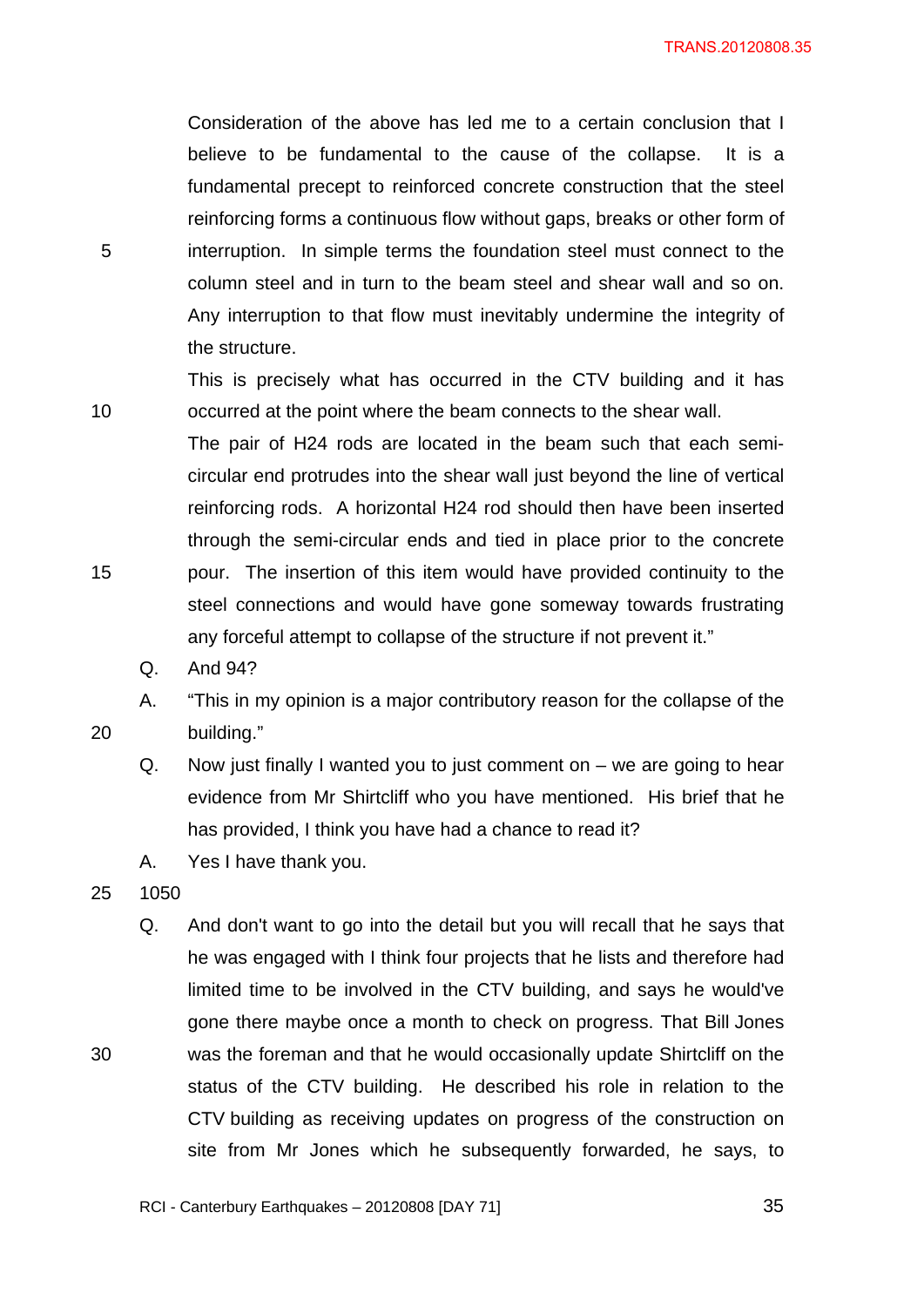Consideration of the above has led me to a certain conclusion that I believe to be fundamental to the cause of the collapse. It is a fundamental precept to reinforced concrete construction that the steel reinforcing forms a continuous flow without gaps, breaks or other form of interruption. In simple terms the foundation steel must connect to the column steel and in turn to the beam steel and shear wall and so on. Any interruption to that flow must inevitably undermine the integrity of the structure.

This is precisely what has occurred in the CTV building and it has occurred at the point where the beam connects to the shear wall.

The pair of H24 rods are located in the beam such that each semi-circular end protrudes into the shear wall just beyond the line of vertical reinforcing rods. A horizontal H24 rod should then have been inserted through the semi-circular ends and tied in place prior to the concrete pour. The insertion of this item would have provided continuity to the steel connections and would have gone someway towards frustrating any forceful attempt to collapse of the structure if not prevent it."

Q. And 94?

A. "This in my opinion is a major contributory reason for the collapse of the building."

Q. Now just finally I wanted you to just comment on – we are going to hear evidence from Mr Shirtcliff who you have mentioned. His brief that he has provided, I think you have had a chance to read it?

A. Yes I have thank you.

1050

Q. And don't want to go into the detail but you will recall that he says that he was engaged with I think four projects that he lists and therefore had limited time to be involved in the CTV building, and says he would've gone there maybe once a month to check on progress. That Bill Jones was the foreman and that he would occasionally update Shirtcliff on the status of the CTV building. He described his role in relation to the CTV building as receiving updates on progress of the construction on site from Mr Jones which he subsequently forwarded, he says, to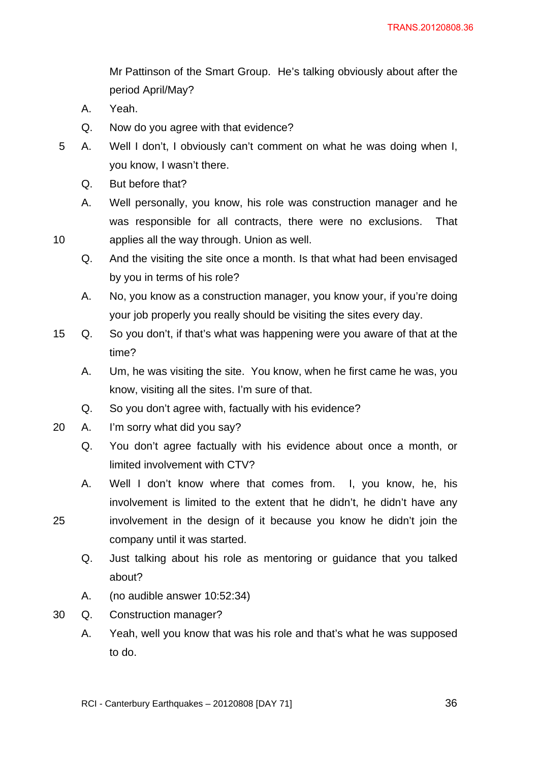Mr Pattinson of the Smart Group. He's talking obviously about after the period April/May?

A. Yeah.

Q. Now do you agree with that evidence?

A. Well I don't, I obviously can't comment on what he was doing when I, you know, I wasn't there.

Q. But before that?

A. Well personally, you know, his role was construction manager and he was responsible for all contracts, there were no exclusions. That applies all the way through. Union as well.

Q. And the visiting the site once a month. Is that what had been envisaged by you in terms of his role?

A. No, you know as a construction manager, you know your, if you're doing your job properly you really should be visiting the sites every day.

Q. So you don't, if that's what was happening were you aware of that at the time?

A. Um, he was visiting the site. You know, when he first came he was, you know, visiting all the sites. I'm sure of that.

Q. So you don't agree with, factually with his evidence?

A. I'm sorry what did you say?

Q. You don't agree factually with his evidence about once a month, or limited involvement with CTV?

A. Well I don't know where that comes from. I, you know, he, his involvement is limited to the extent that he didn't, he didn't have any involvement in the design of it because you know he didn't join the company until it was started.

Q. Just talking about his role as mentoring or guidance that you talked about?

A. (no audible answer 10:52:34)

Q. Construction manager?

A. Yeah, well you know that was his role and that's what he was supposed to do.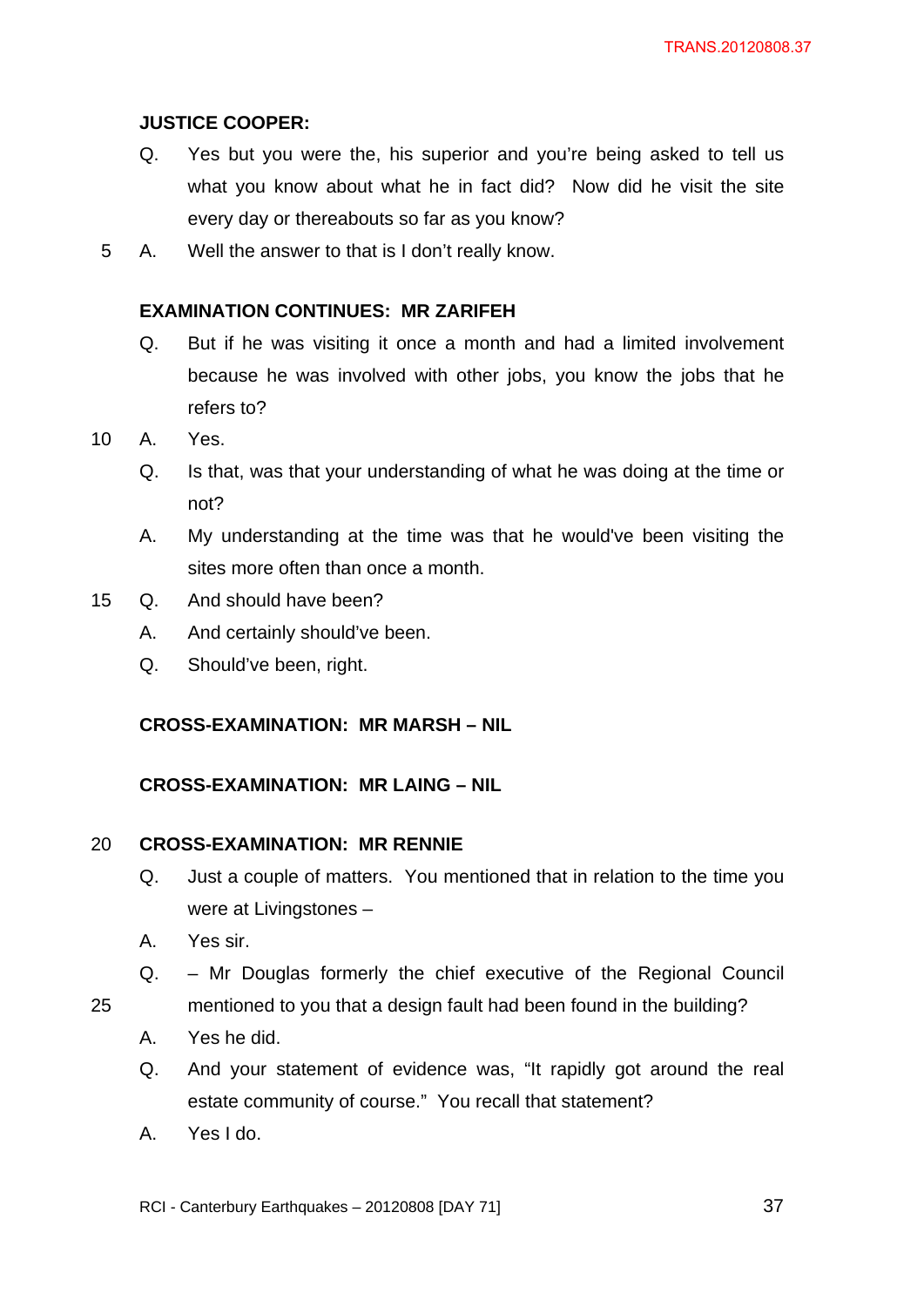**JUSTICE COOPER:**

Q. Yes but you were the, his superior and you're being asked to tell us what you know about what he in fact did? Now did he visit the site every day or thereabouts so far as you know?

A. Well the answer to that is I don't really know.

**EXAMINATION CONTINUES: MR ZARIFEH**

Q. But if he was visiting it once a month and had a limited involvement because he was involved with other jobs, you know the jobs that he refers to?

A. Yes.

Q. Is that, was that your understanding of what he was doing at the time or not?

A. My understanding at the time was that he would've been visiting the sites more often than once a month.

Q. And should have been?

A. And certainly should've been.

Q. Should've been, right.

**CROSS-EXAMINATION: MR MARSH – NIL**

**CROSS-EXAMINATION: MR LAING – NIL**

**CROSS-EXAMINATION: MR RENNIE**

Q. Just a couple of matters. You mentioned that in relation to the time you were at Livingstones –

A. Yes sir.

Q. – Mr Douglas formerly the chief executive of the Regional Council mentioned to you that a design fault had been found in the building?

A. Yes he did.

Q. And your statement of evidence was, "It rapidly got around the real estate community of course." You recall that statement?

A. Yes I do.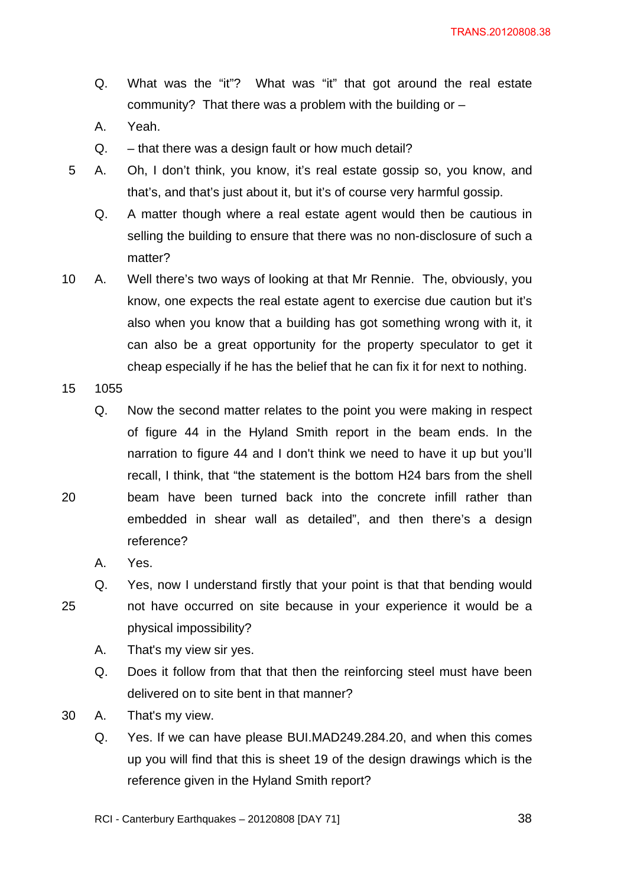Q. What was the "it"? What was "it" that got around the real estate community? That there was a problem with the building or –

A. Yeah.

Q. – that there was a design fault or how much detail?

5 A. Oh, I don't think, you know, it's real estate gossip so, you know, and that's, and that's just about it, but it's of course very harmful gossip.

Q. A matter though where a real estate agent would then be cautious in selling the building to ensure that there was no non-disclosure of such a matter?

10 A. Well there's two ways of looking at that Mr Rennie. The, obviously, you know, one expects the real estate agent to exercise due caution but it's also when you know that a building has got something wrong with it, it can also be a great opportunity for the property speculator to get it cheap especially if he has the belief that he can fix it for next to nothing.

15 1055

Q. Now the second matter relates to the point you were making in respect of figure 44 in the Hyland Smith report in the beam ends. In the narration to figure 44 and I don't think we need to have it up but you'll recall, I think, that "the statement is the bottom H24 bars from the shell

20 beam have been turned back into the concrete infill rather than embedded in shear wall as detailed", and then there's a design reference?

A. Yes.

Q. Yes, now I understand firstly that your point is that that bending would

25 not have occurred on site because in your experience it would be a physical impossibility?

A. That's my view sir yes.

Q. Does it follow from that that then the reinforcing steel must have been delivered on to site bent in that manner?

30 A. That's my view.

Q. Yes. If we can have please BUI.MAD249.284.20, and when this comes up you will find that this is sheet 19 of the design drawings which is the reference given in the Hyland Smith report?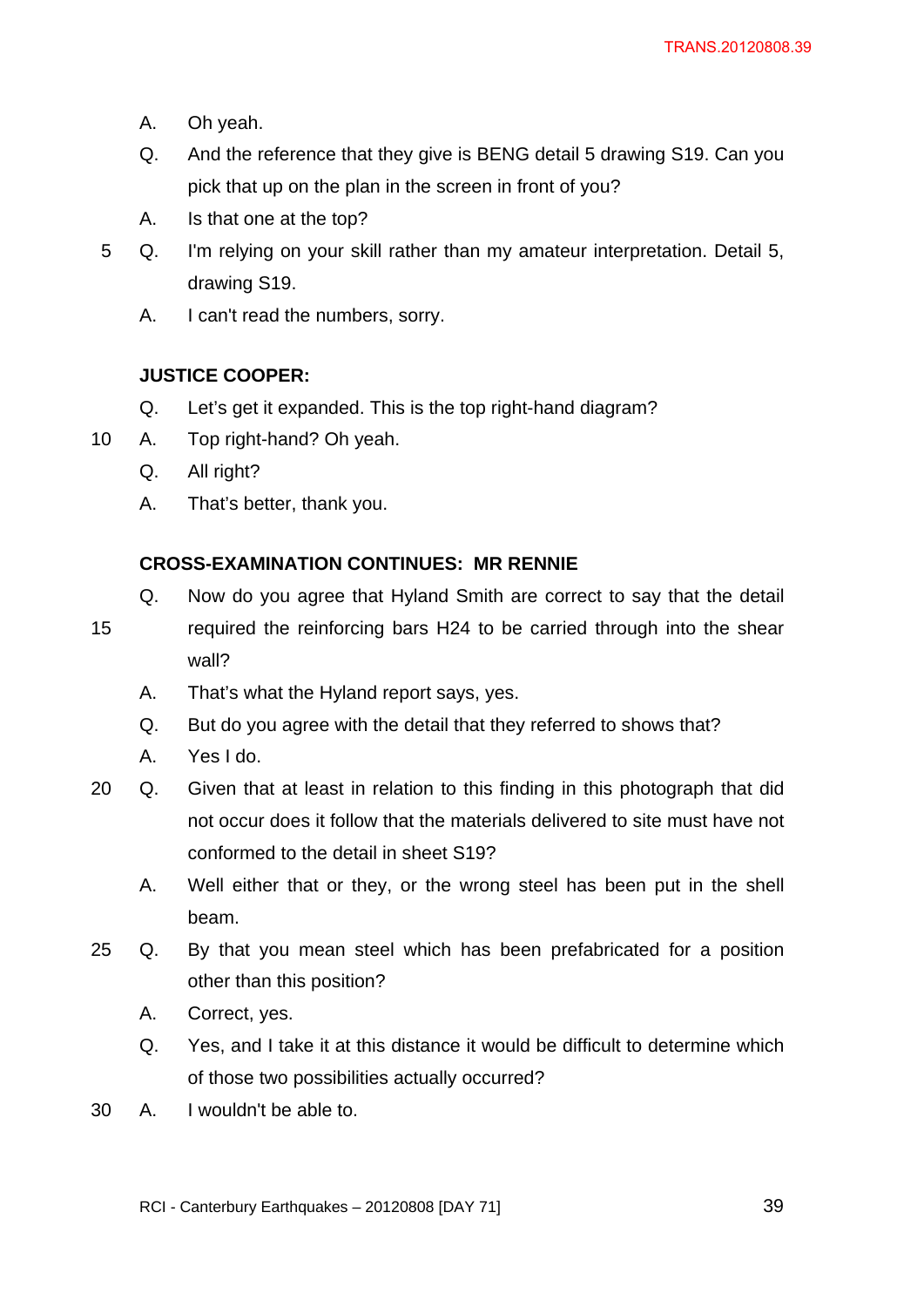A. Oh yeah.

Q. And the reference that they give is BENG detail 5 drawing S19. Can you pick that up on the plan in the screen in front of you?

A. Is that one at the top?

Q. I'm relying on your skill rather than my amateur interpretation. Detail 5, drawing S19.

A. I can't read the numbers, sorry.

**JUSTICE COOPER:**

Q. Let's get it expanded. This is the top right-hand diagram?

A. Top right-hand? Oh yeah.

Q. All right?

A. That's better, thank you.

**CROSS-EXAMINATION CONTINUES: MR RENNIE**

Q. Now do you agree that Hyland Smith are correct to say that the detail required the reinforcing bars H24 to be carried through into the shear wall?

A. That's what the Hyland report says, yes.

Q. But do you agree with the detail that they referred to shows that?

A. Yes I do.

Q. Given that at least in relation to this finding in this photograph that did not occur does it follow that the materials delivered to site must have not conformed to the detail in sheet S19?

A. Well either that or they, or the wrong steel has been put in the shell beam.

Q. By that you mean steel which has been prefabricated for a position other than this position?

A. Correct, yes.

Q. Yes, and I take it at this distance it would be difficult to determine which of those two possibilities actually occurred?

A. I wouldn't be able to.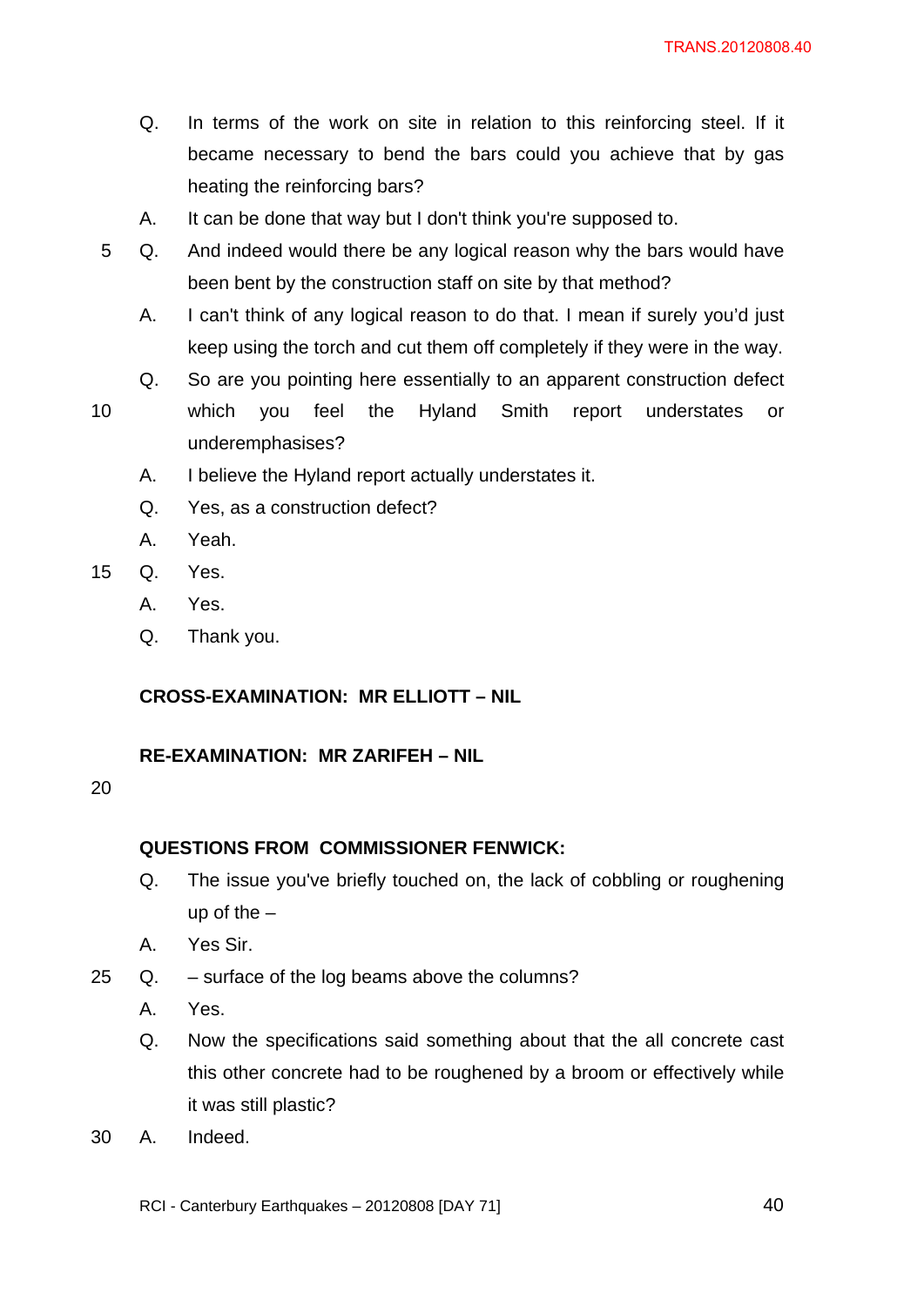Q. In terms of the work on site in relation to this reinforcing steel. If it became necessary to bend the bars could you achieve that by gas heating the reinforcing bars?

A. It can be done that way but I don't think you're supposed to.

Q. And indeed would there be any logical reason why the bars would have been bent by the construction staff on site by that method?

A. I can't think of any logical reason to do that. I mean if surely you'd just keep using the torch and cut them off completely if they were in the way.

Q. So are you pointing here essentially to an apparent construction defect which you feel the Hyland Smith report understates or underemphasises?

A. I believe the Hyland report actually understates it.

Q. Yes, as a construction defect?

A. Yeah.

Q. Yes.

A. Yes.

Q. Thank you.

**CROSS-EXAMINATION: MR ELLIOTT – NIL**

**RE-EXAMINATION: MR ZARIFEH – NIL**

**QUESTIONS FROM COMMISSIONER FENWICK:**

Q. The issue you've briefly touched on, the lack of cobbling or roughening up of the –

A. Yes Sir.

Q. – surface of the log beams above the columns?

A. Yes.

Q. Now the specifications said something about that the all concrete cast this other concrete had to be roughened by a broom or effectively while it was still plastic?

A. Indeed.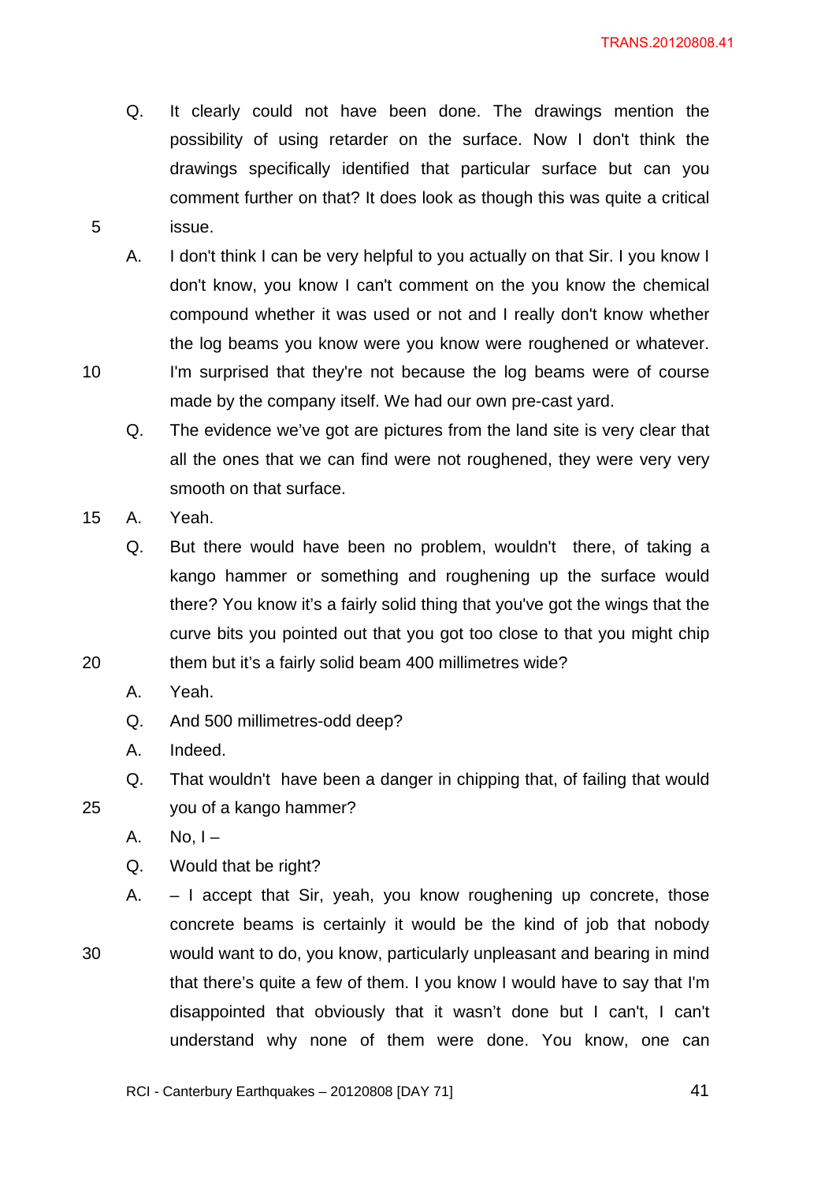Q. It clearly could not have been done. The drawings mention the possibility of using retarder on the surface. Now I don't think the drawings specifically identified that particular surface but can you comment further on that? It does look as though this was quite a critical issue.

A. I don't think I can be very helpful to you actually on that Sir. I you know I don't know, you know I can't comment on the you know the chemical compound whether it was used or not and I really don't know whether the log beams you know were you know were roughened or whatever. I'm surprised that they're not because the log beams were of course made by the company itself. We had our own pre-cast yard.

Q. The evidence we've got are pictures from the land site is very clear that all the ones that we can find were not roughened, they were very very smooth on that surface.

A. Yeah.

Q. But there would have been no problem, wouldn't there, of taking a kango hammer or something and roughening up the surface would there? You know it's a fairly solid thing that you've got the wings that the curve bits you pointed out that you got too close to that you might chip them but it's a fairly solid beam 400 millimetres wide?

A. Yeah.

Q. And 500 millimetres-odd deep?

A. Indeed.

Q. That wouldn't have been a danger in chipping that, of failing that would you of a kango hammer?

A. No, I –

Q. Would that be right?

A. – I accept that Sir, yeah, you know roughening up concrete, those concrete beams is certainly it would be the kind of job that nobody would want to do, you know, particularly unpleasant and bearing in mind that there's quite a few of them. I you know I would have to say that I'm disappointed that obviously that it wasn't done but I can't, I can't understand why none of them were done. You know, one can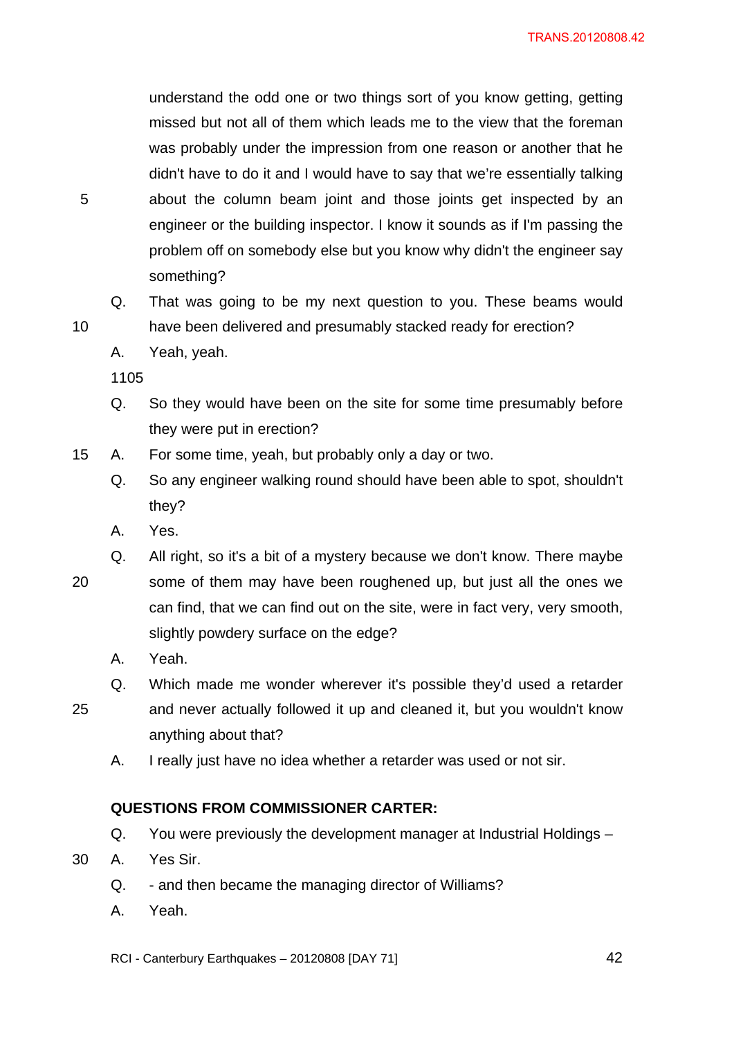understand the odd one or two things sort of you know getting, getting missed but not all of them which leads me to the view that the foreman was probably under the impression from one reason or another that he didn't have to do it and I would have to say that we're essentially talking about the column beam joint and those joints get inspected by an engineer or the building inspector. I know it sounds as if I'm passing the problem off on somebody else but you know why didn't the engineer say something?

Q. That was going to be my next question to you. These beams would have been delivered and presumably stacked ready for erection?

A. Yeah, yeah.

1105

Q. So they would have been on the site for some time presumably before they were put in erection?

A. For some time, yeah, but probably only a day or two.

Q. So any engineer walking round should have been able to spot, shouldn't they?

A. Yes.

Q. All right, so it's a bit of a mystery because we don't know. There maybe some of them may have been roughened up, but just all the ones we can find, that we can find out on the site, were in fact very, very smooth, slightly powdery surface on the edge?

A. Yeah.

Q. Which made me wonder wherever it's possible they'd used a retarder and never actually followed it up and cleaned it, but you wouldn't know anything about that?

A. I really just have no idea whether a retarder was used or not sir.

**QUESTIONS FROM COMMISSIONER CARTER:**

Q. You were previously the development manager at Industrial Holdings –

A. Yes Sir.

Q. - and then became the managing director of Williams?

A. Yeah.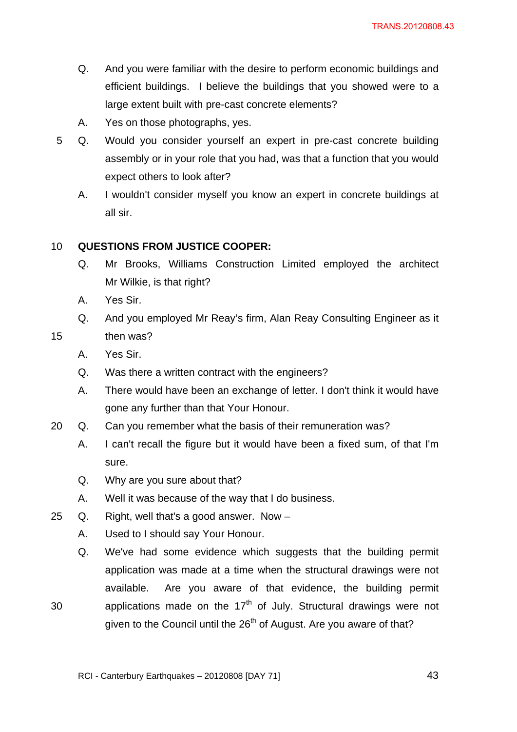Q. And you were familiar with the desire to perform economic buildings and efficient buildings. I believe the buildings that you showed were to a large extent built with pre-cast concrete elements?

A. Yes on those photographs, yes.

Q. Would you consider yourself an expert in pre-cast concrete building assembly or in your role that you had, was that a function that you would expect others to look after?

A. I wouldn't consider myself you know an expert in concrete buildings at all sir.

**QUESTIONS FROM JUSTICE COOPER:**

Q. Mr Brooks, Williams Construction Limited employed the architect Mr Wilkie, is that right?

A. Yes Sir.

Q. And you employed Mr Reay's firm, Alan Reay Consulting Engineer as it then was?

A. Yes Sir.

Q. Was there a written contract with the engineers?

A. There would have been an exchange of letter. I don't think it would have gone any further than that Your Honour.

Q. Can you remember what the basis of their remuneration was?

A. I can't recall the figure but it would have been a fixed sum, of that I'm sure.

Q. Why are you sure about that?

A. Well it was because of the way that I do business.

Q. Right, well that's a good answer. Now –

A. Used to I should say Your Honour.

Q. We've had some evidence which suggests that the building permit application was made at a time when the structural drawings were not available. Are you aware of that evidence, the building permit applications made on the 17th of July. Structural drawings were not given to the Council until the 26th of August. Are you aware of that?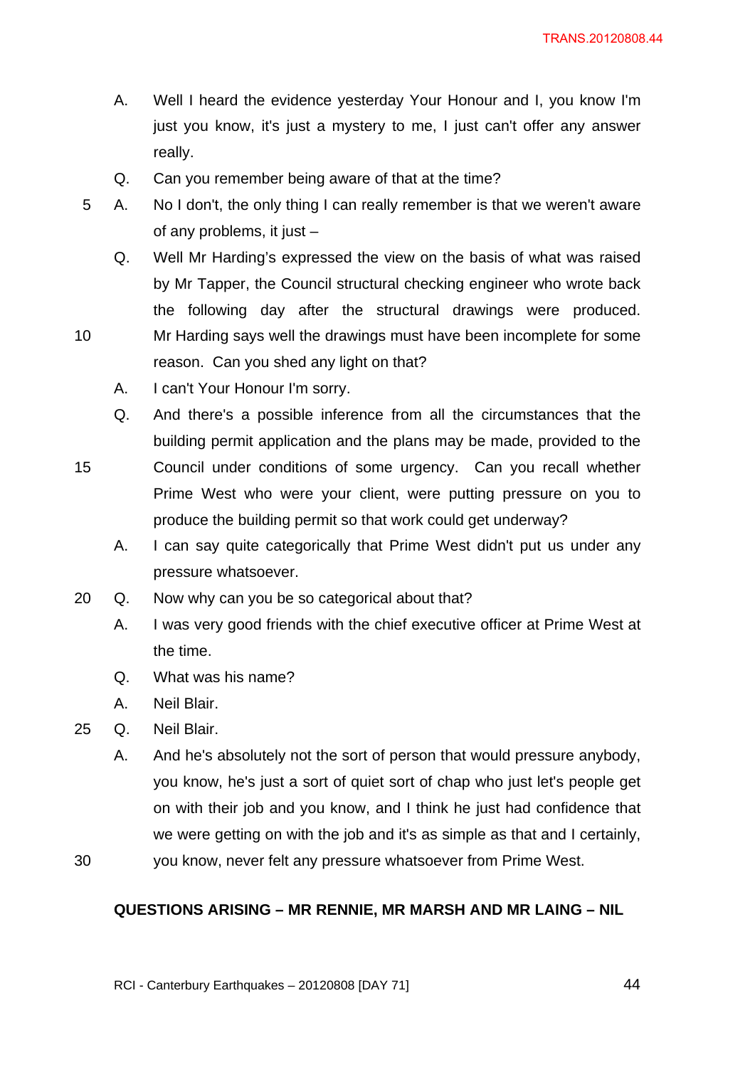A. Well I heard the evidence yesterday Your Honour and I, you know I'm just you know, it's just a mystery to me, I just can't offer any answer really.

Q. Can you remember being aware of that at the time?

A. No I don't, the only thing I can really remember is that we weren't aware of any problems, it just –

Q. Well Mr Harding's expressed the view on the basis of what was raised by Mr Tapper, the Council structural checking engineer who wrote back the following day after the structural drawings were produced. Mr Harding says well the drawings must have been incomplete for some reason. Can you shed any light on that?

A. I can't Your Honour I'm sorry.

Q. And there's a possible inference from all the circumstances that the building permit application and the plans may be made, provided to the Council under conditions of some urgency. Can you recall whether Prime West who were your client, were putting pressure on you to produce the building permit so that work could get underway?

A. I can say quite categorically that Prime West didn't put us under any pressure whatsoever.

Q. Now why can you be so categorical about that?

A. I was very good friends with the chief executive officer at Prime West at the time.

Q. What was his name?

A. Neil Blair.

Q. Neil Blair.

A. And he's absolutely not the sort of person that would pressure anybody, you know, he's just a sort of quiet sort of chap who just let's people get on with their job and you know, and I think he just had confidence that we were getting on with the job and it's as simple as that and I certainly, you know, never felt any pressure whatsoever from Prime West.

**QUESTIONS ARISING – MR RENNIE, MR MARSH AND MR LAING – NIL**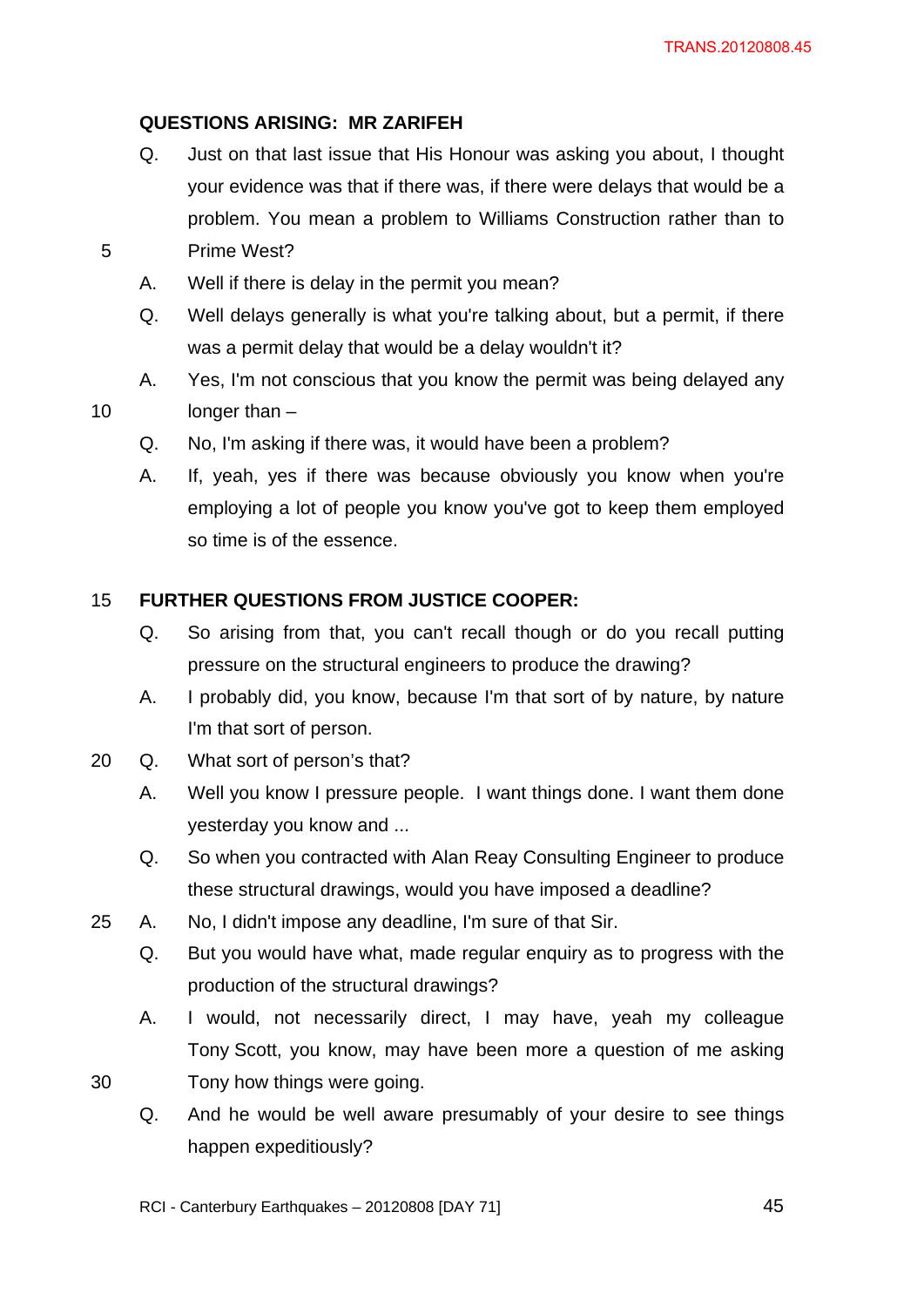**QUESTIONS ARISING: MR ZARIFEH**

Q. Just on that last issue that His Honour was asking you about, I thought your evidence was that if there was, if there were delays that would be a problem. You mean a problem to Williams Construction rather than to Prime West?

A. Well if there is delay in the permit you mean?

Q. Well delays generally is what you're talking about, but a permit, if there was a permit delay that would be a delay wouldn't it?

A. Yes, I'm not conscious that you know the permit was being delayed any longer than –

Q. No, I'm asking if there was, it would have been a problem?

A. If, yeah, yes if there was because obviously you know when you're employing a lot of people you know you've got to keep them employed so time is of the essence.

**FURTHER QUESTIONS FROM JUSTICE COOPER:**

Q. So arising from that, you can't recall though or do you recall putting pressure on the structural engineers to produce the drawing?

A. I probably did, you know, because I'm that sort of by nature, by nature I'm that sort of person.

Q. What sort of person's that?

A. Well you know I pressure people. I want things done. I want them done yesterday you know and ...

Q. So when you contracted with Alan Reay Consulting Engineer to produce these structural drawings, would you have imposed a deadline?

A. No, I didn't impose any deadline, I'm sure of that Sir.

Q. But you would have what, made regular enquiry as to progress with the production of the structural drawings?

A. I would, not necessarily direct, I may have, yeah my colleague Tony Scott, you know, may have been more a question of me asking Tony how things were going.

Q. And he would be well aware presumably of your desire to see things happen expeditiously?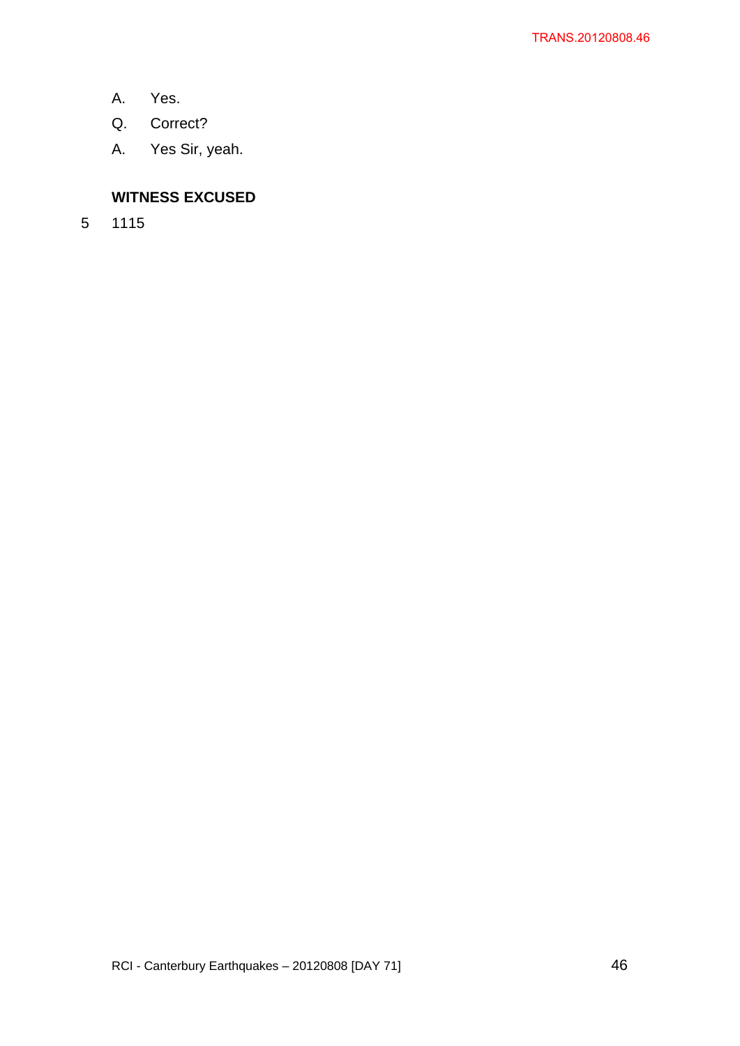A. Yes.

Q. Correct?

A. Yes Sir, yeah.

**WITNESS EXCUSED**

1115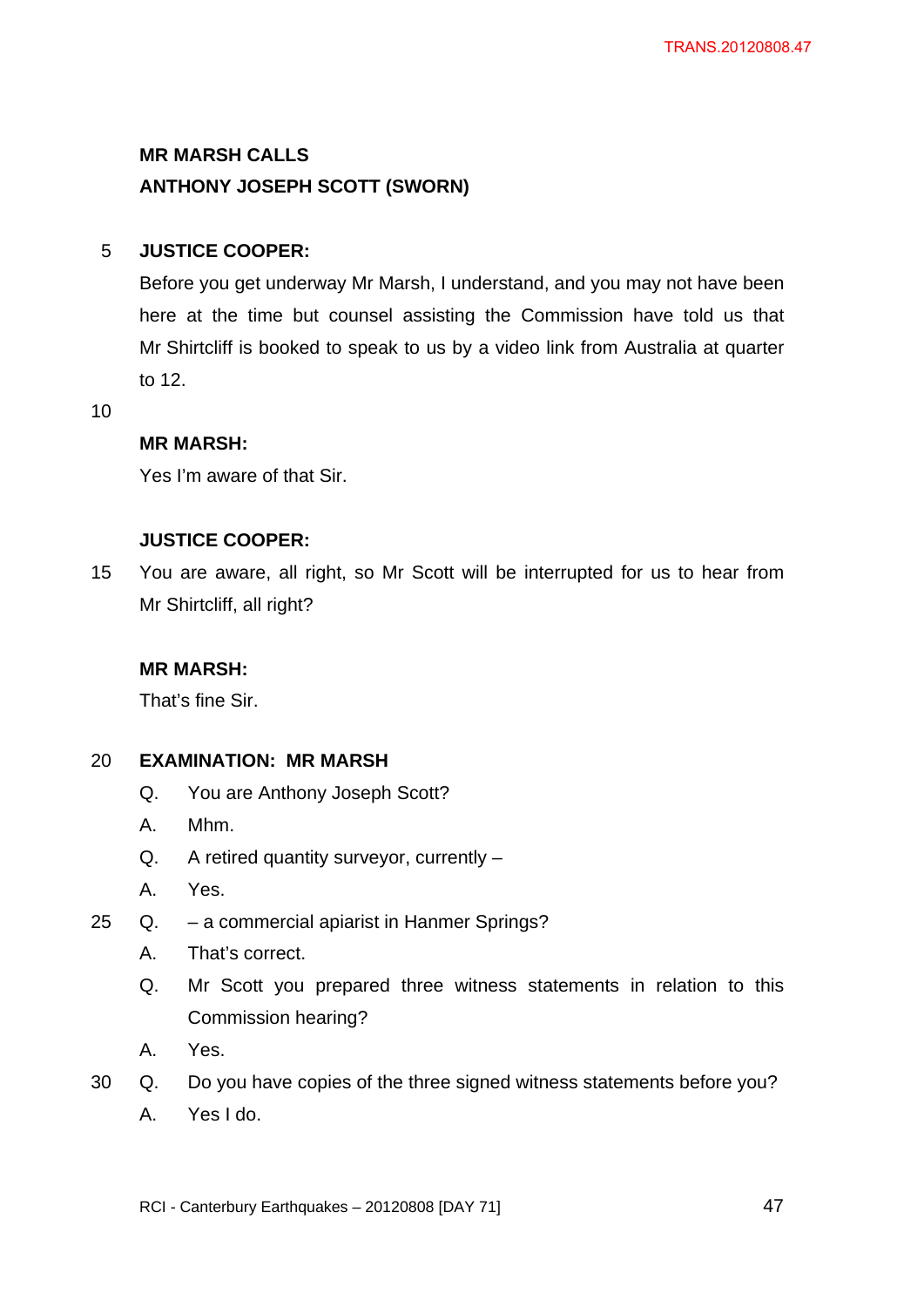**MR MARSH CALLS**
**ANTHONY JOSEPH SCOTT (SWORN)**

**JUSTICE COOPER:**
Before you get underway Mr Marsh, I understand, and you may not have been here at the time but counsel assisting the Commission have told us that Mr Shirtcliff is booked to speak to us by a video link from Australia at quarter to 12.

**MR MARSH:**
Yes I'm aware of that Sir.

**JUSTICE COOPER:**
You are aware, all right, so Mr Scott will be interrupted for us to hear from Mr Shirtcliff, all right?

**MR MARSH:**
That's fine Sir.

**EXAMINATION: MR MARSH**

Q. You are Anthony Joseph Scott?
A. Mhm.
Q. A retired quantity surveyor, currently –
A. Yes.
Q. – a commercial apiarist in Hanmer Springs?
A. That's correct.
Q. Mr Scott you prepared three witness statements in relation to this Commission hearing?
A. Yes.
Q. Do you have copies of the three signed witness statements before you?
A. Yes I do.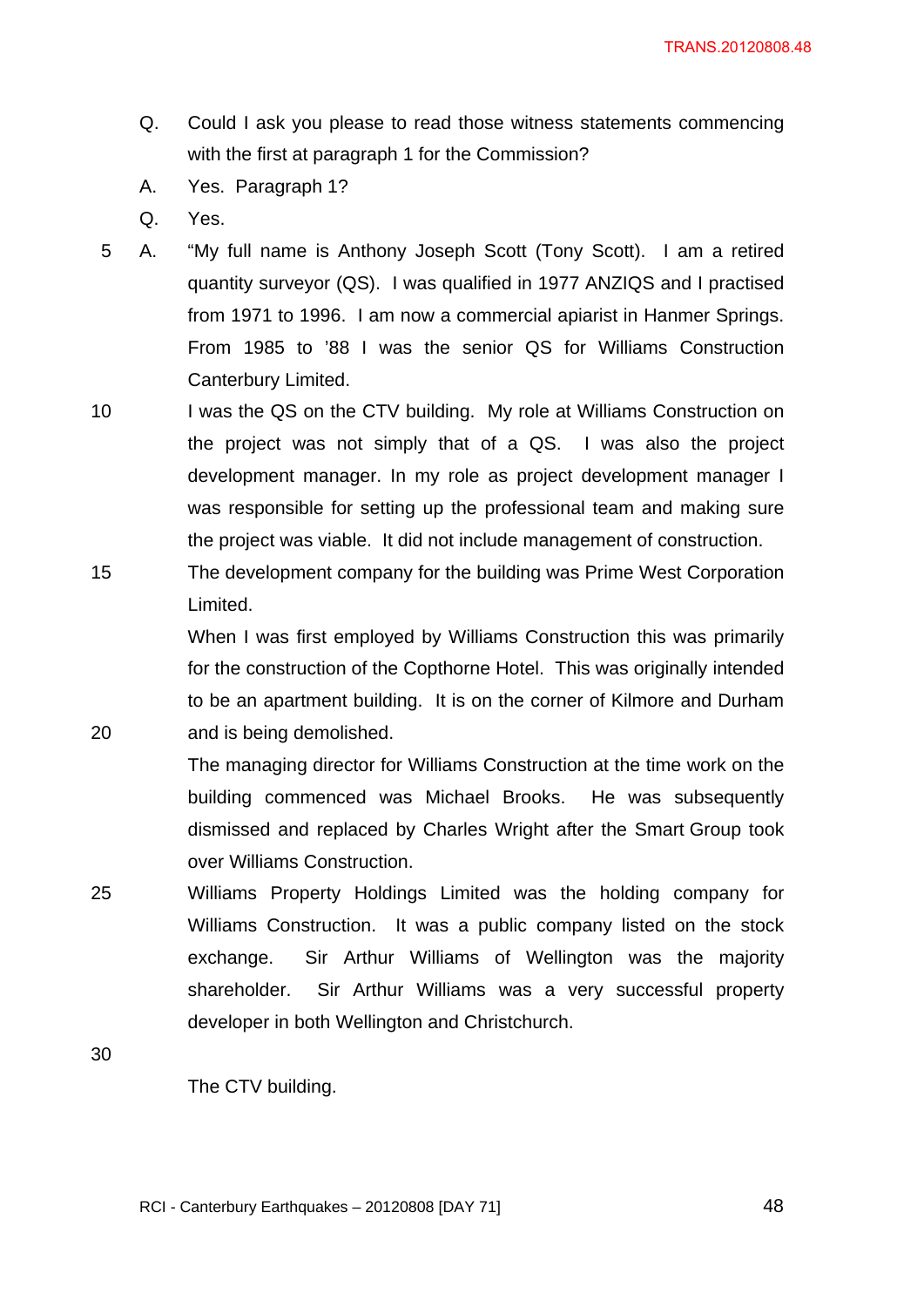Q. Could I ask you please to read those witness statements commencing with the first at paragraph 1 for the Commission?

A. Yes. Paragraph 1?

Q. Yes.

A. "My full name is Anthony Joseph Scott (Tony Scott). I am a retired quantity surveyor (QS). I was qualified in 1977 ANZIQS and I practised from 1971 to 1996. I am now a commercial apiarist in Hanmer Springs. From 1985 to '88 I was the senior QS for Williams Construction Canterbury Limited.

I was the QS on the CTV building. My role at Williams Construction on the project was not simply that of a QS. I was also the project development manager. In my role as project development manager I was responsible for setting up the professional team and making sure the project was viable. It did not include management of construction.

The development company for the building was Prime West Corporation Limited.

When I was first employed by Williams Construction this was primarily for the construction of the Copthorne Hotel. This was originally intended to be an apartment building. It is on the corner of Kilmore and Durham and is being demolished.

The managing director for Williams Construction at the time work on the building commenced was Michael Brooks. He was subsequently dismissed and replaced by Charles Wright after the Smart Group took over Williams Construction.

Williams Property Holdings Limited was the holding company for Williams Construction. It was a public company listed on the stock exchange. Sir Arthur Williams of Wellington was the majority shareholder. Sir Arthur Williams was a very successful property developer in both Wellington and Christchurch.

The CTV building.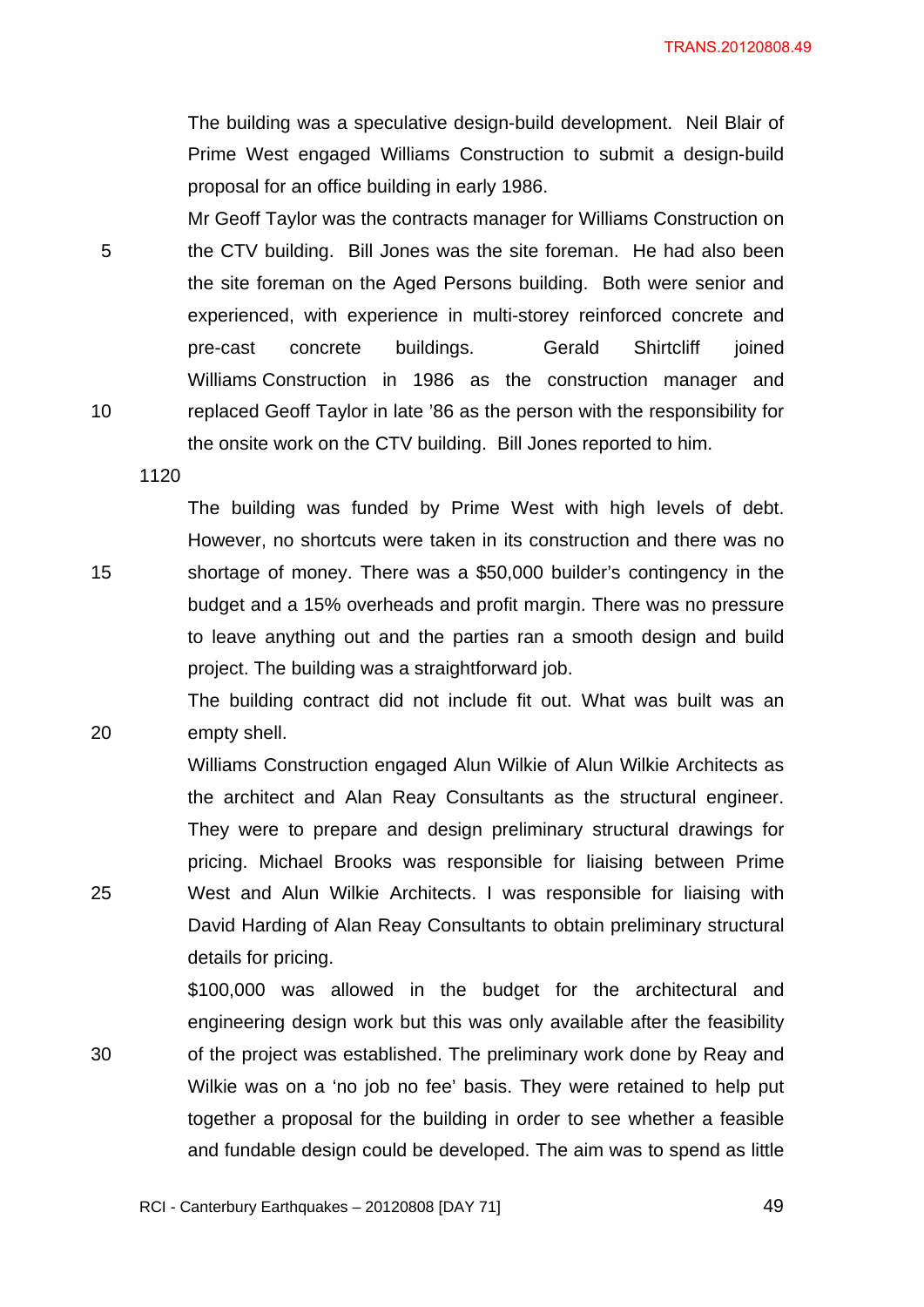The building was a speculative design-build development. Neil Blair of Prime West engaged Williams Construction to submit a design-build proposal for an office building in early 1986.

Mr Geoff Taylor was the contracts manager for Williams Construction on the CTV building. Bill Jones was the site foreman. He had also been the site foreman on the Aged Persons building. Both were senior and experienced, with experience in multi-storey reinforced concrete and pre-cast concrete buildings. Gerald Shirtcliff joined Williams Construction in 1986 as the construction manager and replaced Geoff Taylor in late '86 as the person with the responsibility for the onsite work on the CTV building. Bill Jones reported to him.

1120

The building was funded by Prime West with high levels of debt. However, no shortcuts were taken in its construction and there was no shortage of money. There was a $50,000 builder's contingency in the budget and a 15% overheads and profit margin. There was no pressure to leave anything out and the parties ran a smooth design and build project. The building was a straightforward job.

The building contract did not include fit out. What was built was an empty shell.

Williams Construction engaged Alun Wilkie of Alun Wilkie Architects as the architect and Alan Reay Consultants as the structural engineer. They were to prepare and design preliminary structural drawings for pricing. Michael Brooks was responsible for liaising between Prime West and Alun Wilkie Architects. I was responsible for liaising with David Harding of Alan Reay Consultants to obtain preliminary structural details for pricing.

$100,000 was allowed in the budget for the architectural and engineering design work but this was only available after the feasibility of the project was established. The preliminary work done by Reay and Wilkie was on a 'no job no fee' basis. They were retained to help put together a proposal for the building in order to see whether a feasible and fundable design could be developed. The aim was to spend as little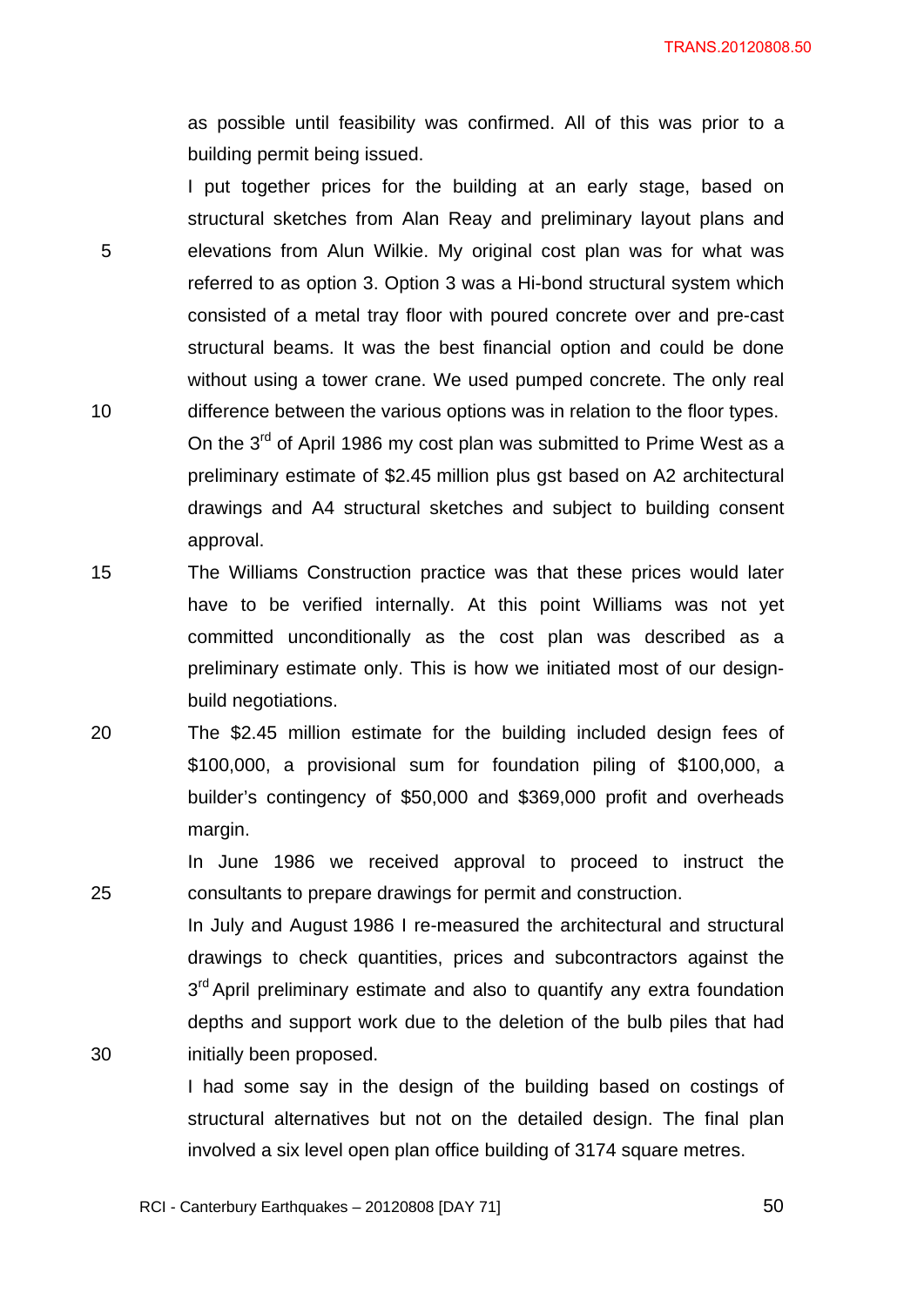as possible until feasibility was confirmed. All of this was prior to a building permit being issued.

I put together prices for the building at an early stage, based on structural sketches from Alan Reay and preliminary layout plans and elevations from Alun Wilkie. My original cost plan was for what was referred to as option 3. Option 3 was a Hi-bond structural system which consisted of a metal tray floor with poured concrete over and pre-cast structural beams. It was the best financial option and could be done without using a tower crane. We used pumped concrete. The only real difference between the various options was in relation to the floor types.

On the 3rd of April 1986 my cost plan was submitted to Prime West as a preliminary estimate of $2.45 million plus gst based on A2 architectural drawings and A4 structural sketches and subject to building consent approval.

The Williams Construction practice was that these prices would later have to be verified internally. At this point Williams was not yet committed unconditionally as the cost plan was described as a preliminary estimate only. This is how we initiated most of our design-build negotiations.

The $2.45 million estimate for the building included design fees of $100,000, a provisional sum for foundation piling of $100,000, a builder's contingency of $50,000 and $369,000 profit and overheads margin.

In June 1986 we received approval to proceed to instruct the consultants to prepare drawings for permit and construction.

In July and August 1986 I re-measured the architectural and structural drawings to check quantities, prices and subcontractors against the 3rd April preliminary estimate and also to quantify any extra foundation depths and support work due to the deletion of the bulb piles that had initially been proposed.

I had some say in the design of the building based on costings of structural alternatives but not on the detailed design. The final plan involved a six level open plan office building of 3174 square metres.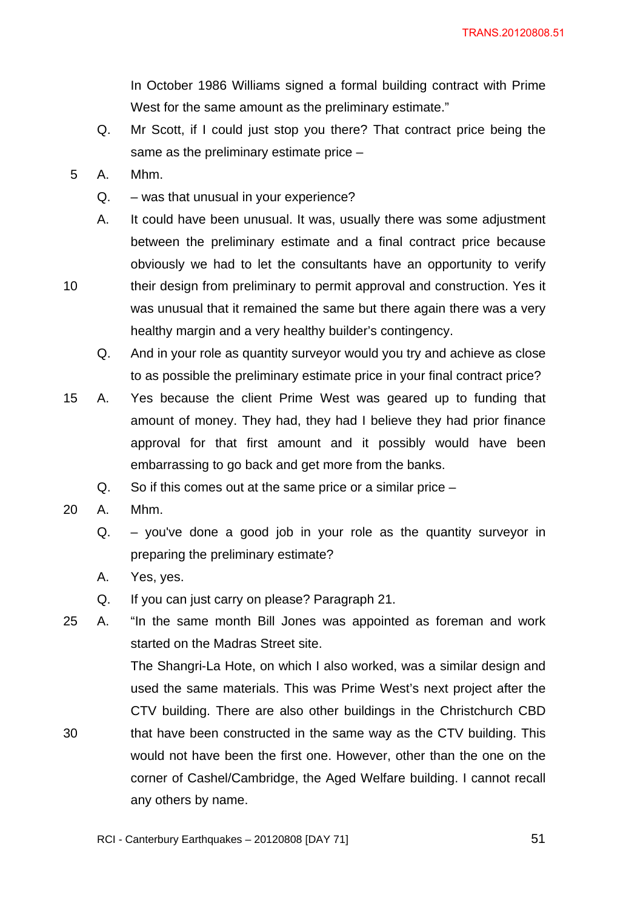In October 1986 Williams signed a formal building contract with Prime West for the same amount as the preliminary estimate."

Q. Mr Scott, if I could just stop you there? That contract price being the same as the preliminary estimate price –

A. Mhm.

Q. – was that unusual in your experience?

A. It could have been unusual. It was, usually there was some adjustment between the preliminary estimate and a final contract price because obviously we had to let the consultants have an opportunity to verify their design from preliminary to permit approval and construction. Yes it was unusual that it remained the same but there again there was a very healthy margin and a very healthy builder's contingency.

Q. And in your role as quantity surveyor would you try and achieve as close to as possible the preliminary estimate price in your final contract price?

A. Yes because the client Prime West was geared up to funding that amount of money. They had, they had I believe they had prior finance approval for that first amount and it possibly would have been embarrassing to go back and get more from the banks.

Q. So if this comes out at the same price or a similar price –

A. Mhm.

Q. – you've done a good job in your role as the quantity surveyor in preparing the preliminary estimate?

A. Yes, yes.

Q. If you can just carry on please? Paragraph 21.

A. "In the same month Bill Jones was appointed as foreman and work started on the Madras Street site.

The Shangri-La Hote, on which I also worked, was a similar design and used the same materials. This was Prime West's next project after the CTV building. There are also other buildings in the Christchurch CBD that have been constructed in the same way as the CTV building. This would not have been the first one. However, other than the one on the corner of Cashel/Cambridge, the Aged Welfare building. I cannot recall any others by name.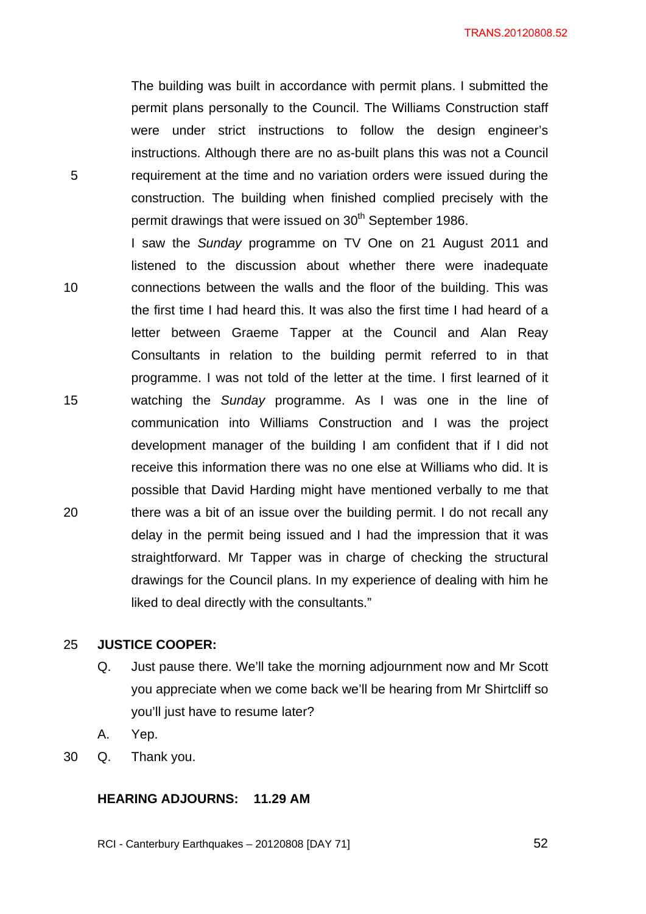The building was built in accordance with permit plans. I submitted the permit plans personally to the Council. The Williams Construction staff were under strict instructions to follow the design engineer's instructions. Although there are no as-built plans this was not a Council requirement at the time and no variation orders were issued during the construction. The building when finished complied precisely with the permit drawings that were issued on 30th September 1986.

I saw the *Sunday* programme on TV One on 21 August 2011 and listened to the discussion about whether there were inadequate connections between the walls and the floor of the building. This was the first time I had heard this. It was also the first time I had heard of a letter between Graeme Tapper at the Council and Alan Reay Consultants in relation to the building permit referred to in that programme. I was not told of the letter at the time. I first learned of it watching the *Sunday* programme. As I was one in the line of communication into Williams Construction and I was the project development manager of the building I am confident that if I did not receive this information there was no one else at Williams who did. It is possible that David Harding might have mentioned verbally to me that there was a bit of an issue over the building permit. I do not recall any delay in the permit being issued and I had the impression that it was straightforward. Mr Tapper was in charge of checking the structural drawings for the Council plans. In my experience of dealing with him he liked to deal directly with the consultants."

**JUSTICE COOPER:**

Q. Just pause there. We'll take the morning adjournment now and Mr Scott you appreciate when we come back we'll be hearing from Mr Shirtcliff so you'll just have to resume later?

A. Yep.

Q. Thank you.

**HEARING ADJOURNS: 11.29 AM**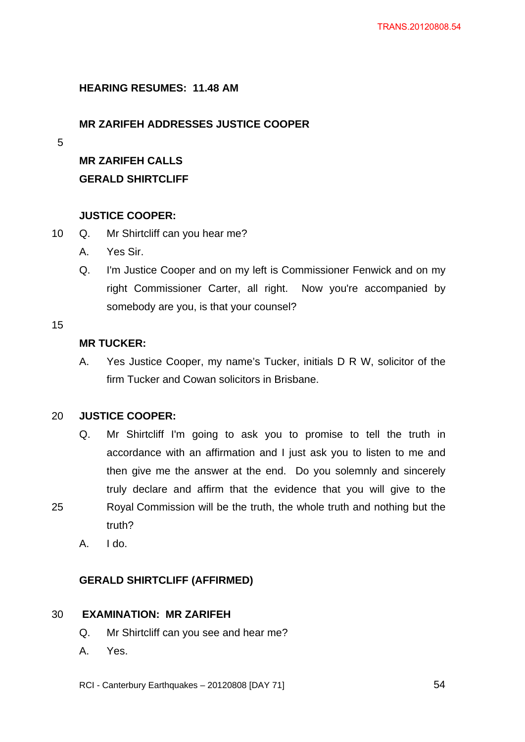**HEARING RESUMES: 11.48 AM**

**MR ZARIFEH ADDRESSES JUSTICE COOPER**

**MR ZARIFEH CALLS**
**GERALD SHIRTCLIFF**

**JUSTICE COOPER:**

Q. Mr Shirtcliff can you hear me?

A. Yes Sir.

Q. I'm Justice Cooper and on my left is Commissioner Fenwick and on my right Commissioner Carter, all right. Now you're accompanied by somebody are you, is that your counsel?

**MR TUCKER:**

A. Yes Justice Cooper, my name's Tucker, initials D R W, solicitor of the firm Tucker and Cowan solicitors in Brisbane.

**JUSTICE COOPER:**

Q. Mr Shirtcliff I'm going to ask you to promise to tell the truth in accordance with an affirmation and I just ask you to listen to me and then give me the answer at the end. Do you solemnly and sincerely truly declare and affirm that the evidence that you will give to the Royal Commission will be the truth, the whole truth and nothing but the truth?

A. I do.

**GERALD SHIRTCLIFF (AFFIRMED)**

**EXAMINATION: MR ZARIFEH**

Q. Mr Shirtcliff can you see and hear me?

A. Yes.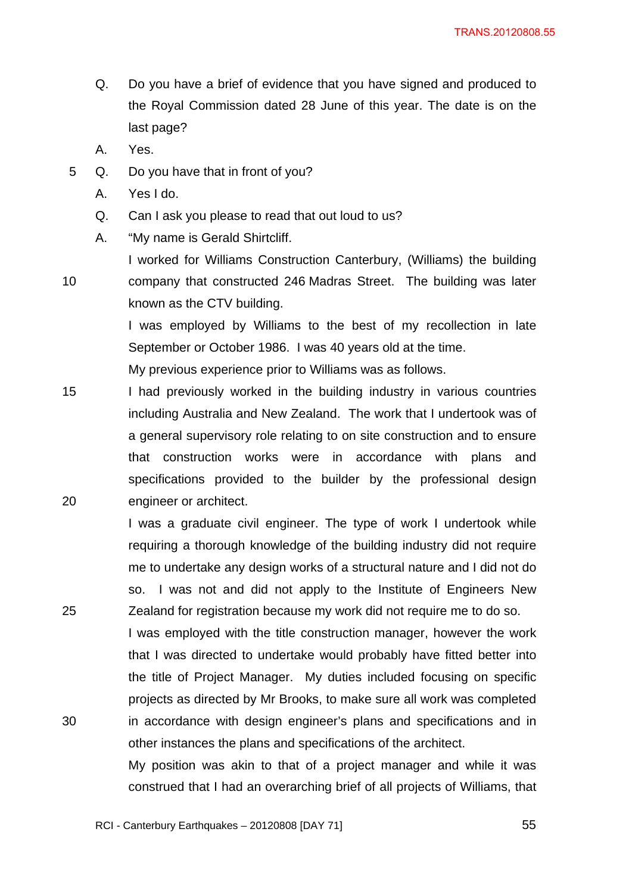Q. Do you have a brief of evidence that you have signed and produced to the Royal Commission dated 28 June of this year. The date is on the last page?

A. Yes.

Q. Do you have that in front of you?

A. Yes I do.

Q. Can I ask you please to read that out loud to us?

A. "My name is Gerald Shirtcliff.

I worked for Williams Construction Canterbury, (Williams) the building company that constructed 246 Madras Street. The building was later known as the CTV building.

I was employed by Williams to the best of my recollection in late September or October 1986. I was 40 years old at the time.

My previous experience prior to Williams was as follows.

I had previously worked in the building industry in various countries including Australia and New Zealand. The work that I undertook was of a general supervisory role relating to on site construction and to ensure that construction works were in accordance with plans and specifications provided to the builder by the professional design engineer or architect.

I was a graduate civil engineer. The type of work I undertook while requiring a thorough knowledge of the building industry did not require me to undertake any design works of a structural nature and I did not do so. I was not and did not apply to the Institute of Engineers New Zealand for registration because my work did not require me to do so.

I was employed with the title construction manager, however the work that I was directed to undertake would probably have fitted better into the title of Project Manager. My duties included focusing on specific projects as directed by Mr Brooks, to make sure all work was completed in accordance with design engineer's plans and specifications and in other instances the plans and specifications of the architect.

My position was akin to that of a project manager and while it was construed that I had an overarching brief of all projects of Williams, that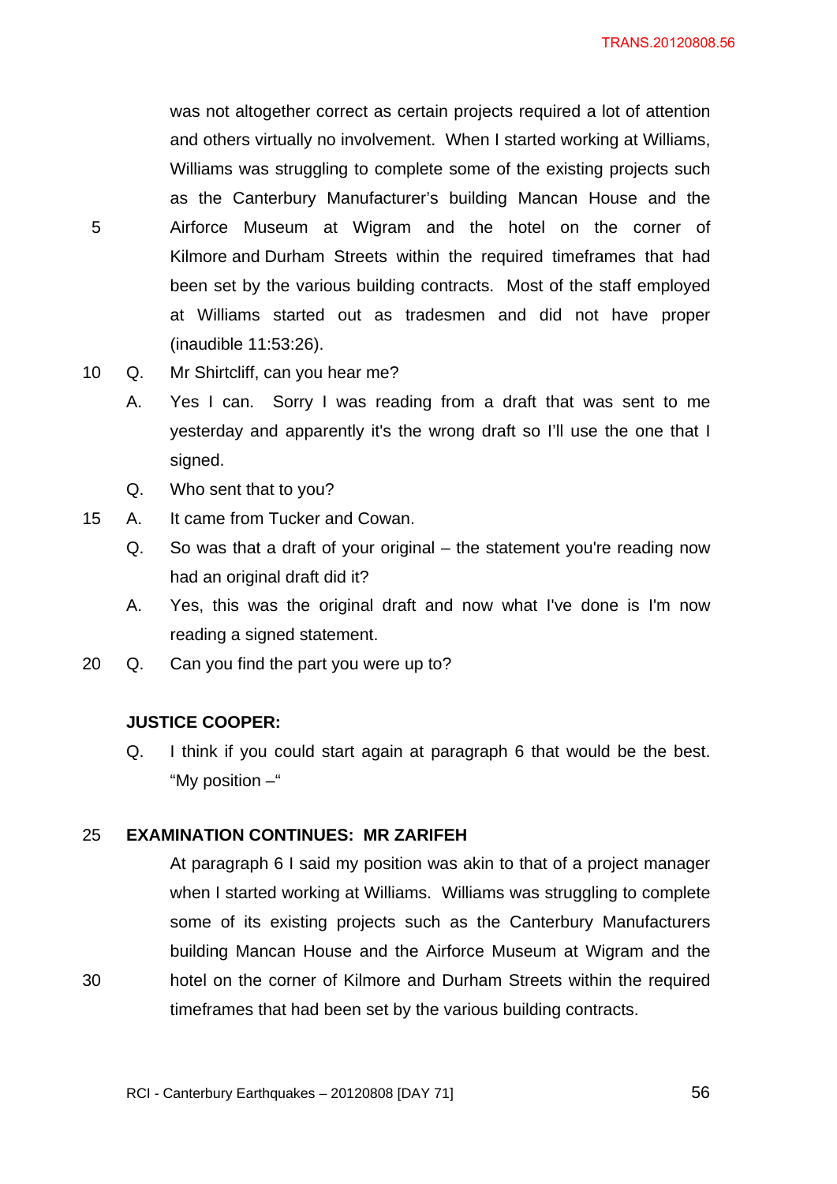was not altogether correct as certain projects required a lot of attention and others virtually no involvement. When I started working at Williams, Williams was struggling to complete some of the existing projects such as the Canterbury Manufacturer's building Mancan House and the Airforce Museum at Wigram and the hotel on the corner of Kilmore and Durham Streets within the required timeframes that had been set by the various building contracts. Most of the staff employed at Williams started out as tradesmen and did not have proper (inaudible 11:53:26).

Q. Mr Shirtcliff, can you hear me?

A. Yes I can. Sorry I was reading from a draft that was sent to me yesterday and apparently it's the wrong draft so I'll use the one that I signed.

Q. Who sent that to you?

A. It came from Tucker and Cowan.

Q. So was that a draft of your original – the statement you're reading now had an original draft did it?

A. Yes, this was the original draft and now what I've done is I'm now reading a signed statement.

Q. Can you find the part you were up to?

**JUSTICE COOPER:**

Q. I think if you could start again at paragraph 6 that would be the best. "My position –"

**EXAMINATION CONTINUES: MR ZARIFEH**

At paragraph 6 I said my position was akin to that of a project manager when I started working at Williams. Williams was struggling to complete some of its existing projects such as the Canterbury Manufacturers building Mancan House and the Airforce Museum at Wigram and the hotel on the corner of Kilmore and Durham Streets within the required timeframes that had been set by the various building contracts.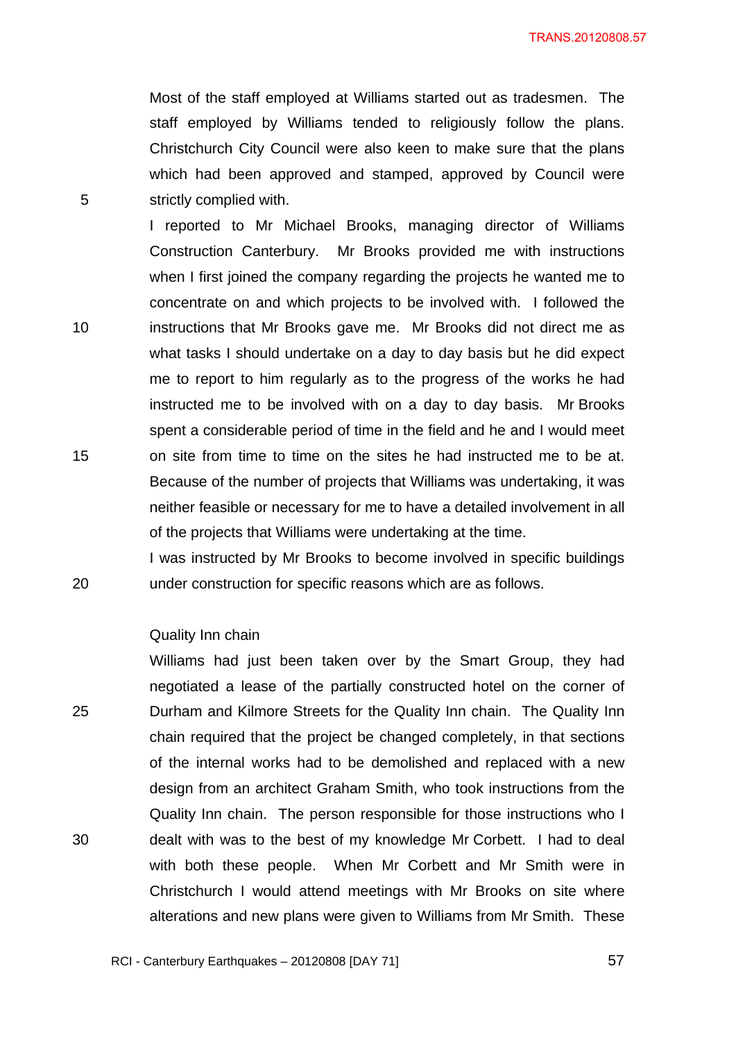Most of the staff employed at Williams started out as tradesmen. The staff employed by Williams tended to religiously follow the plans. Christchurch City Council were also keen to make sure that the plans which had been approved and stamped, approved by Council were strictly complied with.

I reported to Mr Michael Brooks, managing director of Williams Construction Canterbury. Mr Brooks provided me with instructions when I first joined the company regarding the projects he wanted me to concentrate on and which projects to be involved with. I followed the instructions that Mr Brooks gave me. Mr Brooks did not direct me as what tasks I should undertake on a day to day basis but he did expect me to report to him regularly as to the progress of the works he had instructed me to be involved with on a day to day basis. Mr Brooks spent a considerable period of time in the field and he and I would meet on site from time to time on the sites he had instructed me to be at. Because of the number of projects that Williams was undertaking, it was neither feasible or necessary for me to have a detailed involvement in all of the projects that Williams were undertaking at the time.

I was instructed by Mr Brooks to become involved in specific buildings under construction for specific reasons which are as follows.

Quality Inn chain

Williams had just been taken over by the Smart Group, they had negotiated a lease of the partially constructed hotel on the corner of Durham and Kilmore Streets for the Quality Inn chain. The Quality Inn chain required that the project be changed completely, in that sections of the internal works had to be demolished and replaced with a new design from an architect Graham Smith, who took instructions from the Quality Inn chain. The person responsible for those instructions who I dealt with was to the best of my knowledge Mr Corbett. I had to deal with both these people. When Mr Corbett and Mr Smith were in Christchurch I would attend meetings with Mr Brooks on site where alterations and new plans were given to Williams from Mr Smith. These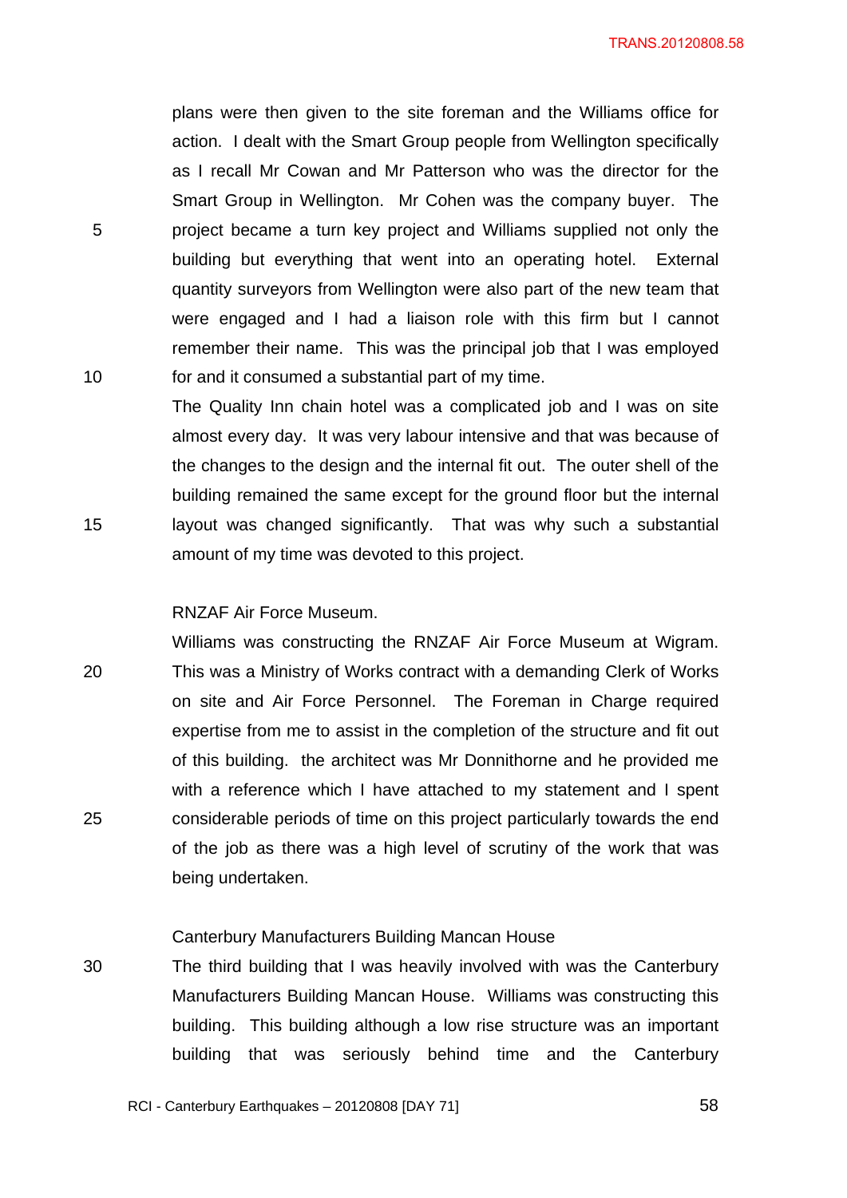plans were then given to the site foreman and the Williams office for action. I dealt with the Smart Group people from Wellington specifically as I recall Mr Cowan and Mr Patterson who was the director for the Smart Group in Wellington. Mr Cohen was the company buyer. The project became a turn key project and Williams supplied not only the building but everything that went into an operating hotel. External quantity surveyors from Wellington were also part of the new team that were engaged and I had a liaison role with this firm but I cannot remember their name. This was the principal job that I was employed for and it consumed a substantial part of my time.

The Quality Inn chain hotel was a complicated job and I was on site almost every day. It was very labour intensive and that was because of the changes to the design and the internal fit out. The outer shell of the building remained the same except for the ground floor but the internal layout was changed significantly. That was why such a substantial amount of my time was devoted to this project.

RNZAF Air Force Museum.

Williams was constructing the RNZAF Air Force Museum at Wigram. This was a Ministry of Works contract with a demanding Clerk of Works on site and Air Force Personnel. The Foreman in Charge required expertise from me to assist in the completion of the structure and fit out of this building. the architect was Mr Donnithorne and he provided me with a reference which I have attached to my statement and I spent considerable periods of time on this project particularly towards the end of the job as there was a high level of scrutiny of the work that was being undertaken.

Canterbury Manufacturers Building Mancan House

The third building that I was heavily involved with was the Canterbury Manufacturers Building Mancan House. Williams was constructing this building. This building although a low rise structure was an important building that was seriously behind time and the Canterbury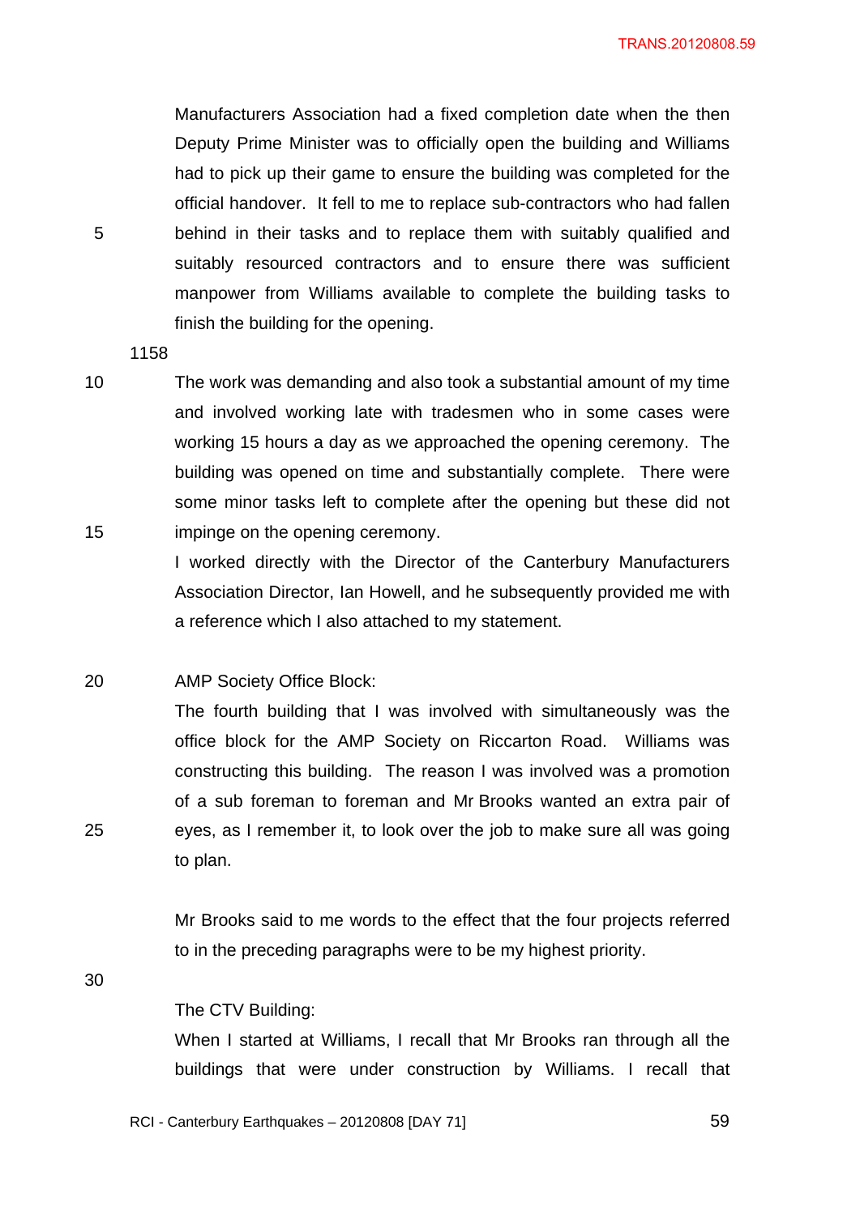Manufacturers Association had a fixed completion date when the then Deputy Prime Minister was to officially open the building and Williams had to pick up their game to ensure the building was completed for the official handover. It fell to me to replace sub-contractors who had fallen behind in their tasks and to replace them with suitably qualified and suitably resourced contractors and to ensure there was sufficient manpower from Williams available to complete the building tasks to finish the building for the opening.

1158

The work was demanding and also took a substantial amount of my time and involved working late with tradesmen who in some cases were working 15 hours a day as we approached the opening ceremony. The building was opened on time and substantially complete. There were some minor tasks left to complete after the opening but these did not impinge on the opening ceremony.

I worked directly with the Director of the Canterbury Manufacturers Association Director, Ian Howell, and he subsequently provided me with a reference which I also attached to my statement.

AMP Society Office Block:

The fourth building that I was involved with simultaneously was the office block for the AMP Society on Riccarton Road. Williams was constructing this building. The reason I was involved was a promotion of a sub foreman to foreman and Mr Brooks wanted an extra pair of eyes, as I remember it, to look over the job to make sure all was going to plan.

Mr Brooks said to me words to the effect that the four projects referred to in the preceding paragraphs were to be my highest priority.

The CTV Building:

When I started at Williams, I recall that Mr Brooks ran through all the buildings that were under construction by Williams. I recall that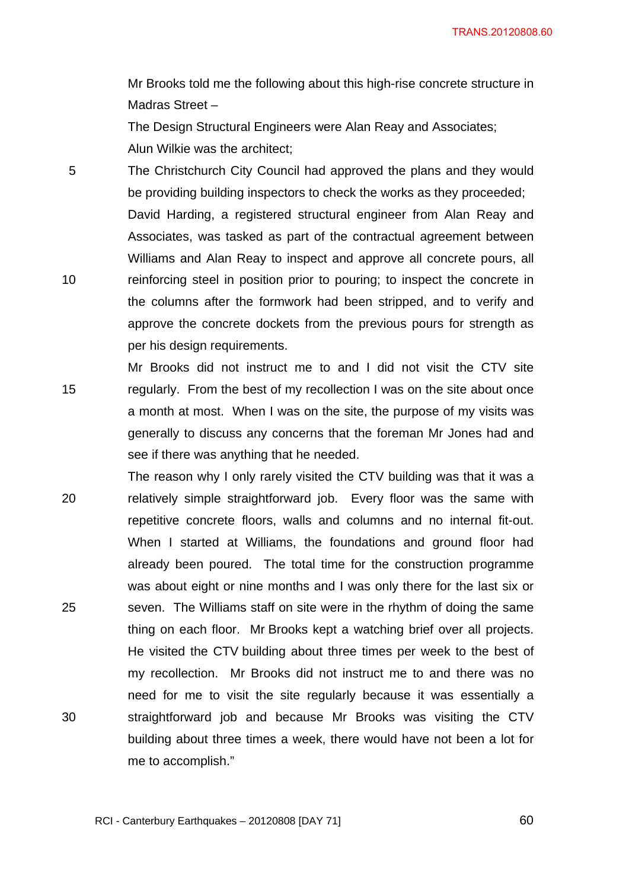Mr Brooks told me the following about this high-rise concrete structure in Madras Street –

The Design Structural Engineers were Alan Reay and Associates;

Alun Wilkie was the architect;

The Christchurch City Council had approved the plans and they would be providing building inspectors to check the works as they proceeded;

David Harding, a registered structural engineer from Alan Reay and Associates, was tasked as part of the contractual agreement between Williams and Alan Reay to inspect and approve all concrete pours, all reinforcing steel in position prior to pouring; to inspect the concrete in the columns after the formwork had been stripped, and to verify and approve the concrete dockets from the previous pours for strength as per his design requirements.

Mr Brooks did not instruct me to and I did not visit the CTV site regularly. From the best of my recollection I was on the site about once a month at most. When I was on the site, the purpose of my visits was generally to discuss any concerns that the foreman Mr Jones had and see if there was anything that he needed.

The reason why I only rarely visited the CTV building was that it was a relatively simple straightforward job. Every floor was the same with repetitive concrete floors, walls and columns and no internal fit-out. When I started at Williams, the foundations and ground floor had already been poured. The total time for the construction programme was about eight or nine months and I was only there for the last six or seven. The Williams staff on site were in the rhythm of doing the same thing on each floor. Mr Brooks kept a watching brief over all projects. He visited the CTV building about three times per week to the best of my recollection. Mr Brooks did not instruct me to and there was no need for me to visit the site regularly because it was essentially a straightforward job and because Mr Brooks was visiting the CTV building about three times a week, there would have not been a lot for me to accomplish."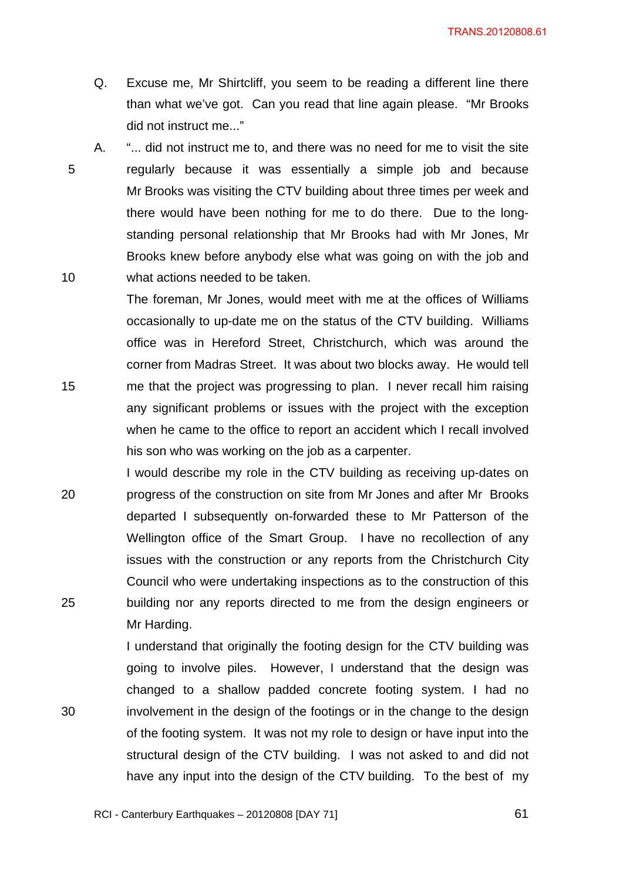Q. Excuse me, Mr Shirtcliff, you seem to be reading a different line there than what we've got. Can you read that line again please. "Mr Brooks did not instruct me..."

A. "... did not instruct me to, and there was no need for me to visit the site regularly because it was essentially a simple job and because Mr Brooks was visiting the CTV building about three times per week and there would have been nothing for me to do there. Due to the long-standing personal relationship that Mr Brooks had with Mr Jones, Mr Brooks knew before anybody else what was going on with the job and what actions needed to be taken.

The foreman, Mr Jones, would meet with me at the offices of Williams occasionally to up-date me on the status of the CTV building. Williams office was in Hereford Street, Christchurch, which was around the corner from Madras Street. It was about two blocks away. He would tell me that the project was progressing to plan. I never recall him raising any significant problems or issues with the project with the exception when he came to the office to report an accident which I recall involved his son who was working on the job as a carpenter.

I would describe my role in the CTV building as receiving up-dates on progress of the construction on site from Mr Jones and after Mr Brooks departed I subsequently on-forwarded these to Mr Patterson of the Wellington office of the Smart Group. I have no recollection of any issues with the construction or any reports from the Christchurch City Council who were undertaking inspections as to the construction of this building nor any reports directed to me from the design engineers or Mr Harding.

I understand that originally the footing design for the CTV building was going to involve piles. However, I understand that the design was changed to a shallow padded concrete footing system. I had no involvement in the design of the footings or in the change to the design of the footing system. It was not my role to design or have input into the structural design of the CTV building. I was not asked to and did not have any input into the design of the CTV building. To the best of my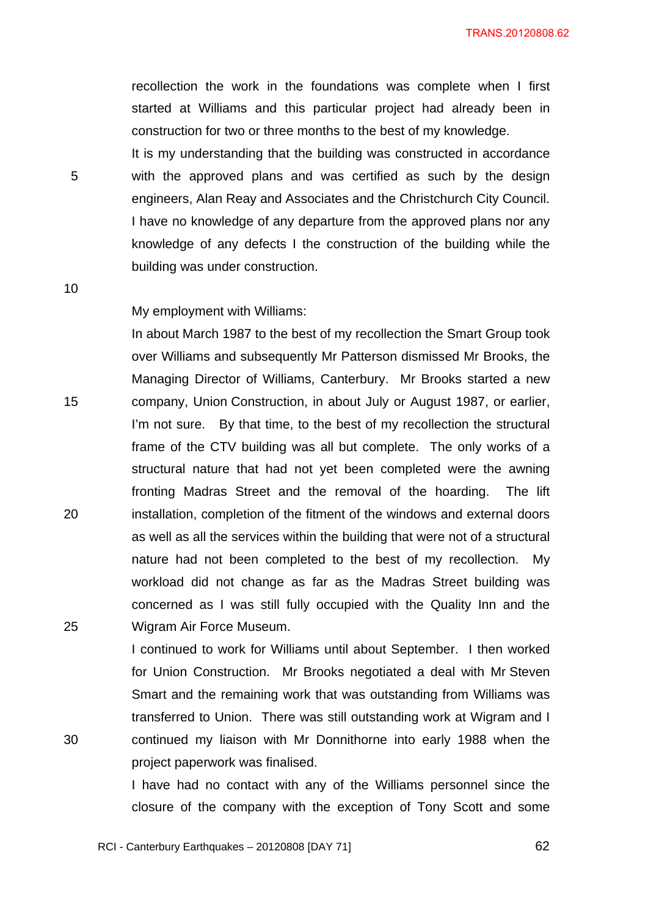recollection the work in the foundations was complete when I first started at Williams and this particular project had already been in construction for two or three months to the best of my knowledge.

It is my understanding that the building was constructed in accordance with the approved plans and was certified as such by the design engineers, Alan Reay and Associates and the Christchurch City Council. I have no knowledge of any departure from the approved plans nor any knowledge of any defects I the construction of the building while the building was under construction.

My employment with Williams:

In about March 1987 to the best of my recollection the Smart Group took over Williams and subsequently Mr Patterson dismissed Mr Brooks, the Managing Director of Williams, Canterbury. Mr Brooks started a new company, Union Construction, in about July or August 1987, or earlier, I'm not sure. By that time, to the best of my recollection the structural frame of the CTV building was all but complete. The only works of a structural nature that had not yet been completed were the awning fronting Madras Street and the removal of the hoarding. The lift installation, completion of the fitment of the windows and external doors as well as all the services within the building that were not of a structural nature had not been completed to the best of my recollection. My workload did not change as far as the Madras Street building was concerned as I was still fully occupied with the Quality Inn and the Wigram Air Force Museum.

I continued to work for Williams until about September. I then worked for Union Construction. Mr Brooks negotiated a deal with Mr Steven Smart and the remaining work that was outstanding from Williams was transferred to Union. There was still outstanding work at Wigram and I continued my liaison with Mr Donnithorne into early 1988 when the project paperwork was finalised.

I have had no contact with any of the Williams personnel since the closure of the company with the exception of Tony Scott and some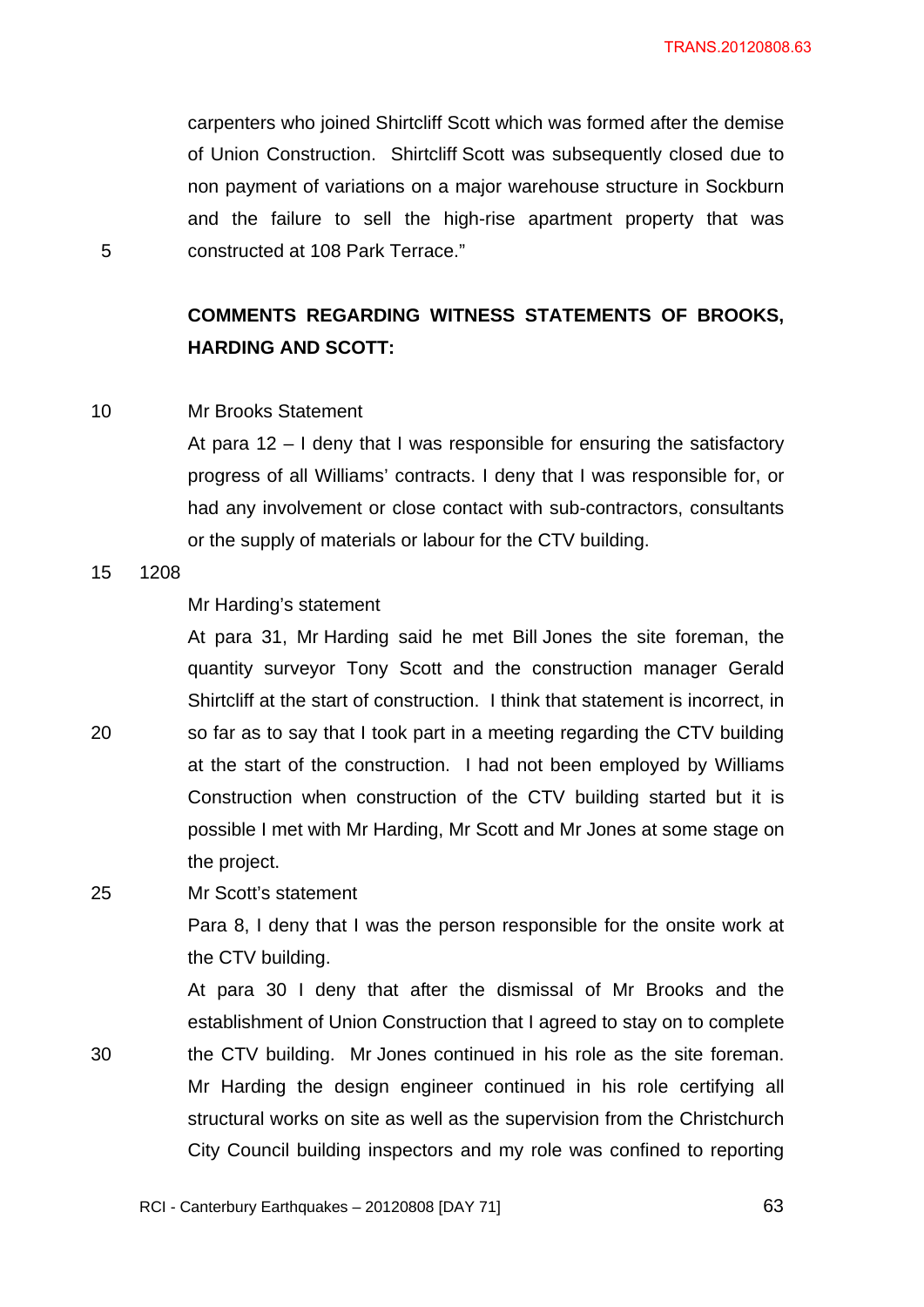carpenters who joined Shirtcliff Scott which was formed after the demise of Union Construction. Shirtcliff Scott was subsequently closed due to non payment of variations on a major warehouse structure in Sockburn and the failure to sell the high-rise apartment property that was constructed at 108 Park Terrace."

**COMMENTS REGARDING WITNESS STATEMENTS OF BROOKS, HARDING AND SCOTT:**

Mr Brooks Statement

At para 12 – I deny that I was responsible for ensuring the satisfactory progress of all Williams' contracts. I deny that I was responsible for, or had any involvement or close contact with sub-contractors, consultants or the supply of materials or labour for the CTV building.

1208

Mr Harding's statement

At para 31, Mr Harding said he met Bill Jones the site foreman, the quantity surveyor Tony Scott and the construction manager Gerald Shirtcliff at the start of construction. I think that statement is incorrect, in so far as to say that I took part in a meeting regarding the CTV building at the start of the construction. I had not been employed by Williams Construction when construction of the CTV building started but it is possible I met with Mr Harding, Mr Scott and Mr Jones at some stage on the project.

Mr Scott's statement

Para 8, I deny that I was the person responsible for the onsite work at the CTV building.

At para 30 I deny that after the dismissal of Mr Brooks and the establishment of Union Construction that I agreed to stay on to complete the CTV building. Mr Jones continued in his role as the site foreman. Mr Harding the design engineer continued in his role certifying all structural works on site as well as the supervision from the Christchurch City Council building inspectors and my role was confined to reporting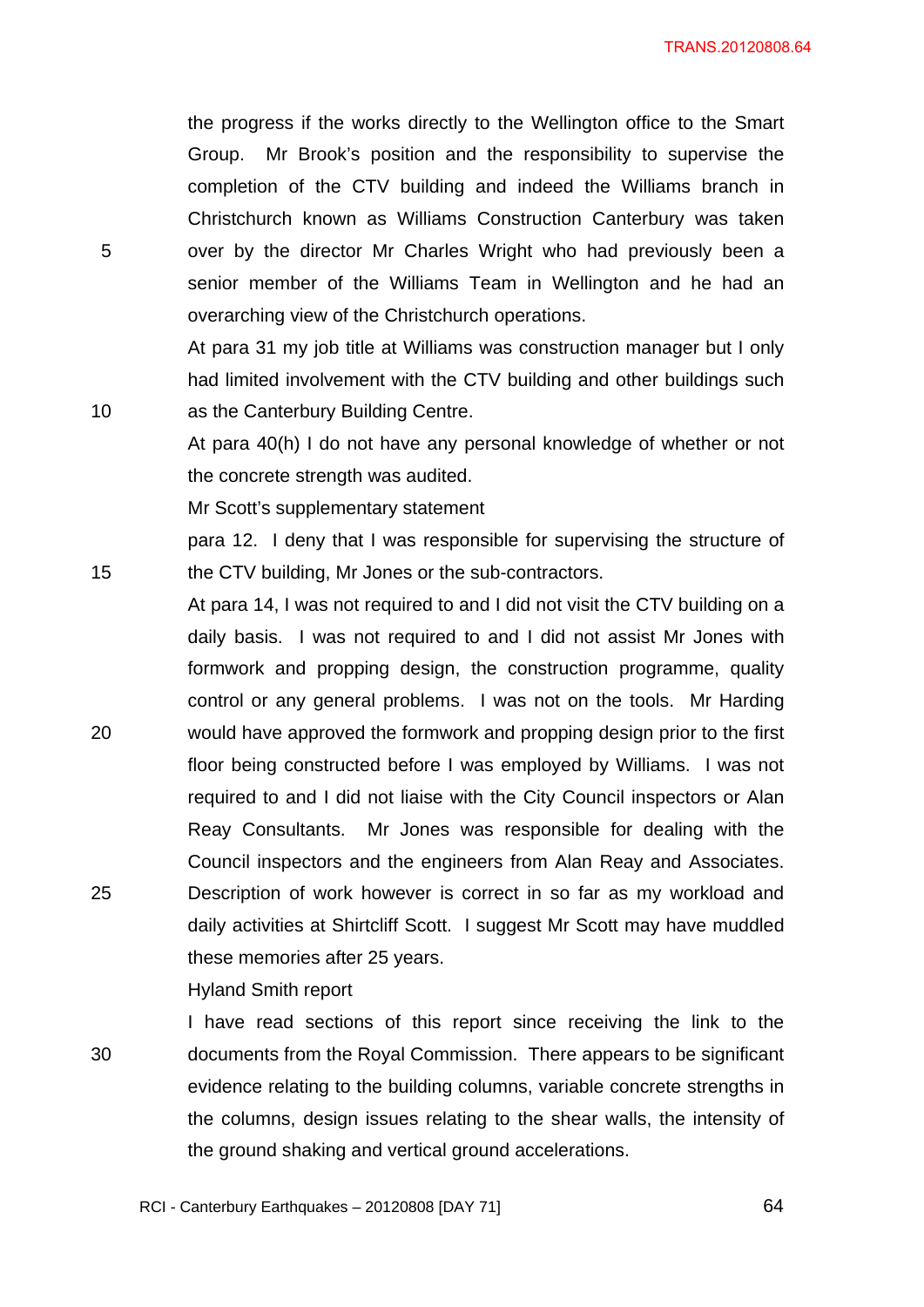the progress if the works directly to the Wellington office to the Smart Group. Mr Brook's position and the responsibility to supervise the completion of the CTV building and indeed the Williams branch in Christchurch known as Williams Construction Canterbury was taken over by the director Mr Charles Wright who had previously been a senior member of the Williams Team in Wellington and he had an overarching view of the Christchurch operations.

At para 31 my job title at Williams was construction manager but I only had limited involvement with the CTV building and other buildings such as the Canterbury Building Centre.

At para 40(h) I do not have any personal knowledge of whether or not the concrete strength was audited.

Mr Scott's supplementary statement

para 12. I deny that I was responsible for supervising the structure of the CTV building, Mr Jones or the sub-contractors.

At para 14, I was not required to and I did not visit the CTV building on a daily basis. I was not required to and I did not assist Mr Jones with formwork and propping design, the construction programme, quality control or any general problems. I was not on the tools. Mr Harding would have approved the formwork and propping design prior to the first floor being constructed before I was employed by Williams. I was not required to and I did not liaise with the City Council inspectors or Alan Reay Consultants. Mr Jones was responsible for dealing with the Council inspectors and the engineers from Alan Reay and Associates. Description of work however is correct in so far as my workload and daily activities at Shirtcliff Scott. I suggest Mr Scott may have muddled these memories after 25 years.

Hyland Smith report

I have read sections of this report since receiving the link to the documents from the Royal Commission. There appears to be significant evidence relating to the building columns, variable concrete strengths in the columns, design issues relating to the shear walls, the intensity of the ground shaking and vertical ground accelerations.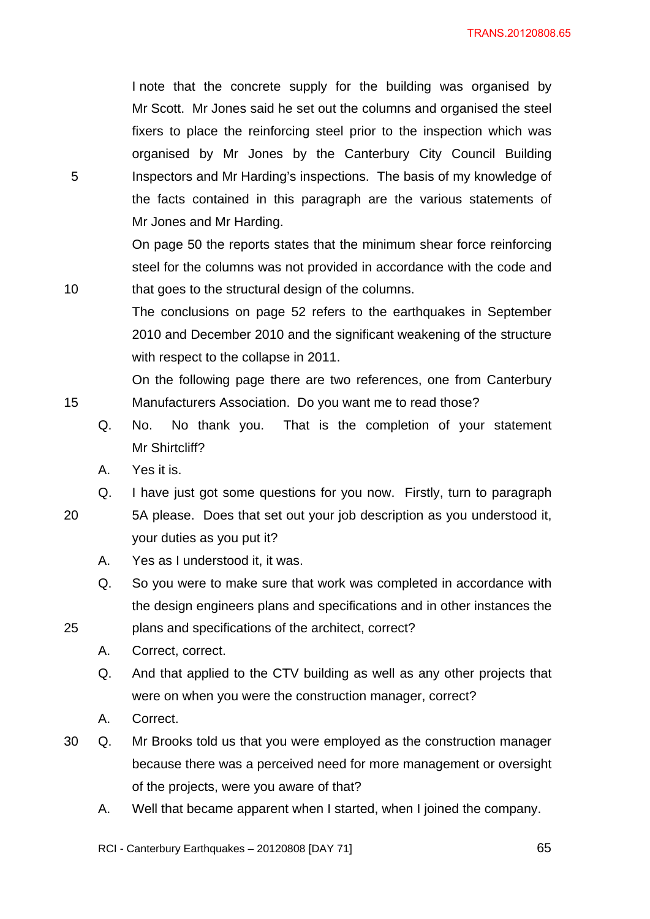I note that the concrete supply for the building was organised by Mr Scott. Mr Jones said he set out the columns and organised the steel fixers to place the reinforcing steel prior to the inspection which was organised by Mr Jones by the Canterbury City Council Building Inspectors and Mr Harding's inspections. The basis of my knowledge of the facts contained in this paragraph are the various statements of Mr Jones and Mr Harding.

On page 50 the reports states that the minimum shear force reinforcing steel for the columns was not provided in accordance with the code and that goes to the structural design of the columns.

The conclusions on page 52 refers to the earthquakes in September 2010 and December 2010 and the significant weakening of the structure with respect to the collapse in 2011.

On the following page there are two references, one from Canterbury Manufacturers Association. Do you want me to read those?

Q. No. No thank you. That is the completion of your statement Mr Shirtcliff?

A. Yes it is.

Q. I have just got some questions for you now. Firstly, turn to paragraph 5A please. Does that set out your job description as you understood it, your duties as you put it?

A. Yes as I understood it, it was.

Q. So you were to make sure that work was completed in accordance with the design engineers plans and specifications and in other instances the plans and specifications of the architect, correct?

A. Correct, correct.

Q. And that applied to the CTV building as well as any other projects that were on when you were the construction manager, correct?

A. Correct.

Q. Mr Brooks told us that you were employed as the construction manager because there was a perceived need for more management or oversight of the projects, were you aware of that?

A. Well that became apparent when I started, when I joined the company.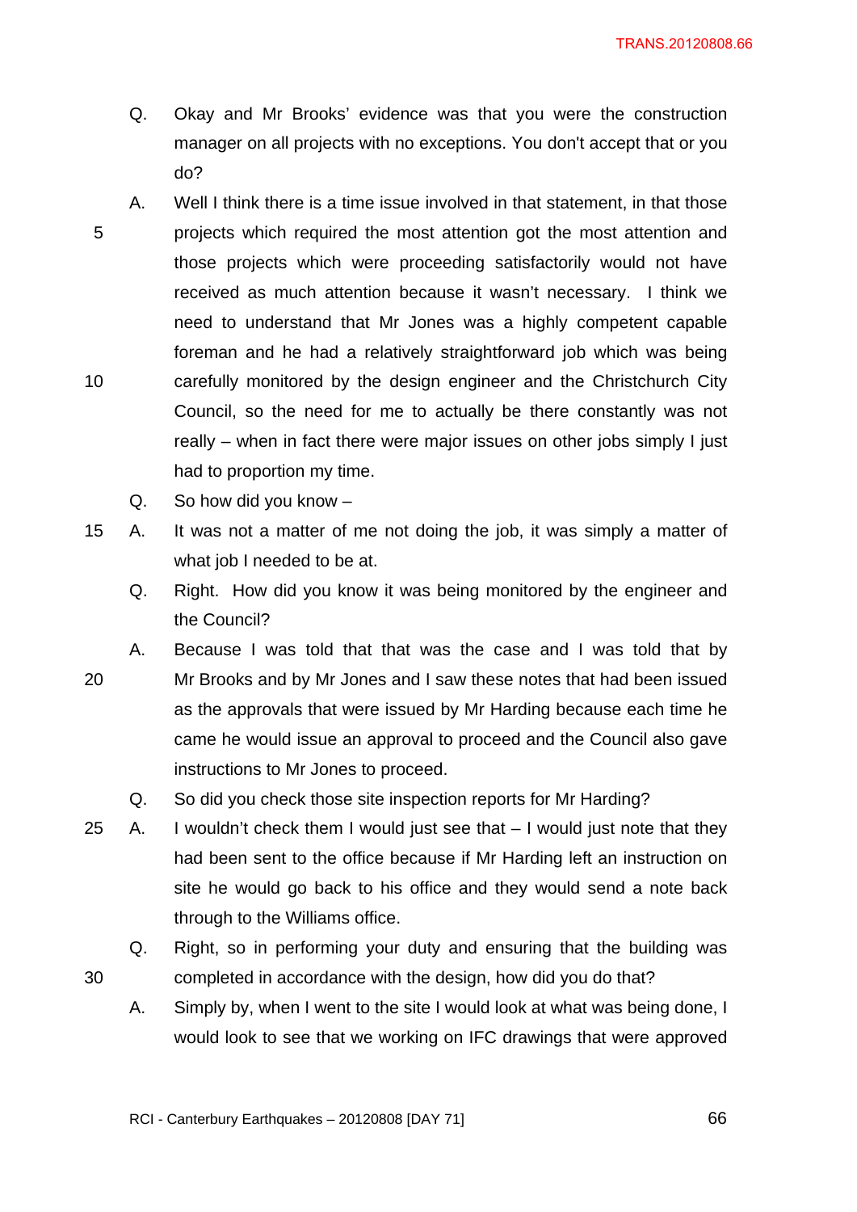Q. Okay and Mr Brooks' evidence was that you were the construction manager on all projects with no exceptions. You don't accept that or you do?

A. Well I think there is a time issue involved in that statement, in that those projects which required the most attention got the most attention and those projects which were proceeding satisfactorily would not have received as much attention because it wasn't necessary. I think we need to understand that Mr Jones was a highly competent capable foreman and he had a relatively straightforward job which was being carefully monitored by the design engineer and the Christchurch City Council, so the need for me to actually be there constantly was not really – when in fact there were major issues on other jobs simply I just had to proportion my time.

Q. So how did you know –

A. It was not a matter of me not doing the job, it was simply a matter of what job I needed to be at.

Q. Right. How did you know it was being monitored by the engineer and the Council?

A. Because I was told that that was the case and I was told that by Mr Brooks and by Mr Jones and I saw these notes that had been issued as the approvals that were issued by Mr Harding because each time he came he would issue an approval to proceed and the Council also gave instructions to Mr Jones to proceed.

Q. So did you check those site inspection reports for Mr Harding?

A. I wouldn't check them I would just see that – I would just note that they had been sent to the office because if Mr Harding left an instruction on site he would go back to his office and they would send a note back through to the Williams office.

Q. Right, so in performing your duty and ensuring that the building was completed in accordance with the design, how did you do that?

A. Simply by, when I went to the site I would look at what was being done, I would look to see that we working on IFC drawings that were approved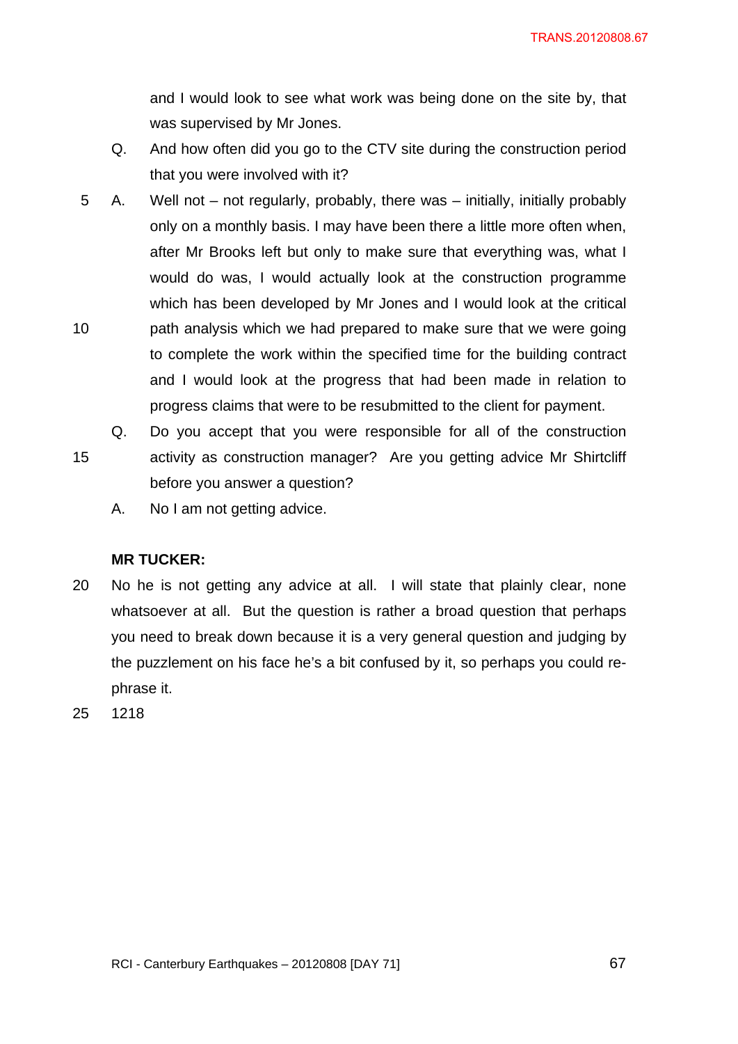and I would look to see what work was being done on the site by, that was supervised by Mr Jones.

Q. And how often did you go to the CTV site during the construction period that you were involved with it?

A. Well not – not regularly, probably, there was – initially, initially probably only on a monthly basis. I may have been there a little more often when, after Mr Brooks left but only to make sure that everything was, what I would do was, I would actually look at the construction programme which has been developed by Mr Jones and I would look at the critical path analysis which we had prepared to make sure that we were going to complete the work within the specified time for the building contract and I would look at the progress that had been made in relation to progress claims that were to be resubmitted to the client for payment.

Q. Do you accept that you were responsible for all of the construction activity as construction manager? Are you getting advice Mr Shirtcliff before you answer a question?

A. No I am not getting advice.

**MR TUCKER:**

No he is not getting any advice at all. I will state that plainly clear, none whatsoever at all. But the question is rather a broad question that perhaps you need to break down because it is a very general question and judging by the puzzlement on his face he's a bit confused by it, so perhaps you could re-phrase it.

1218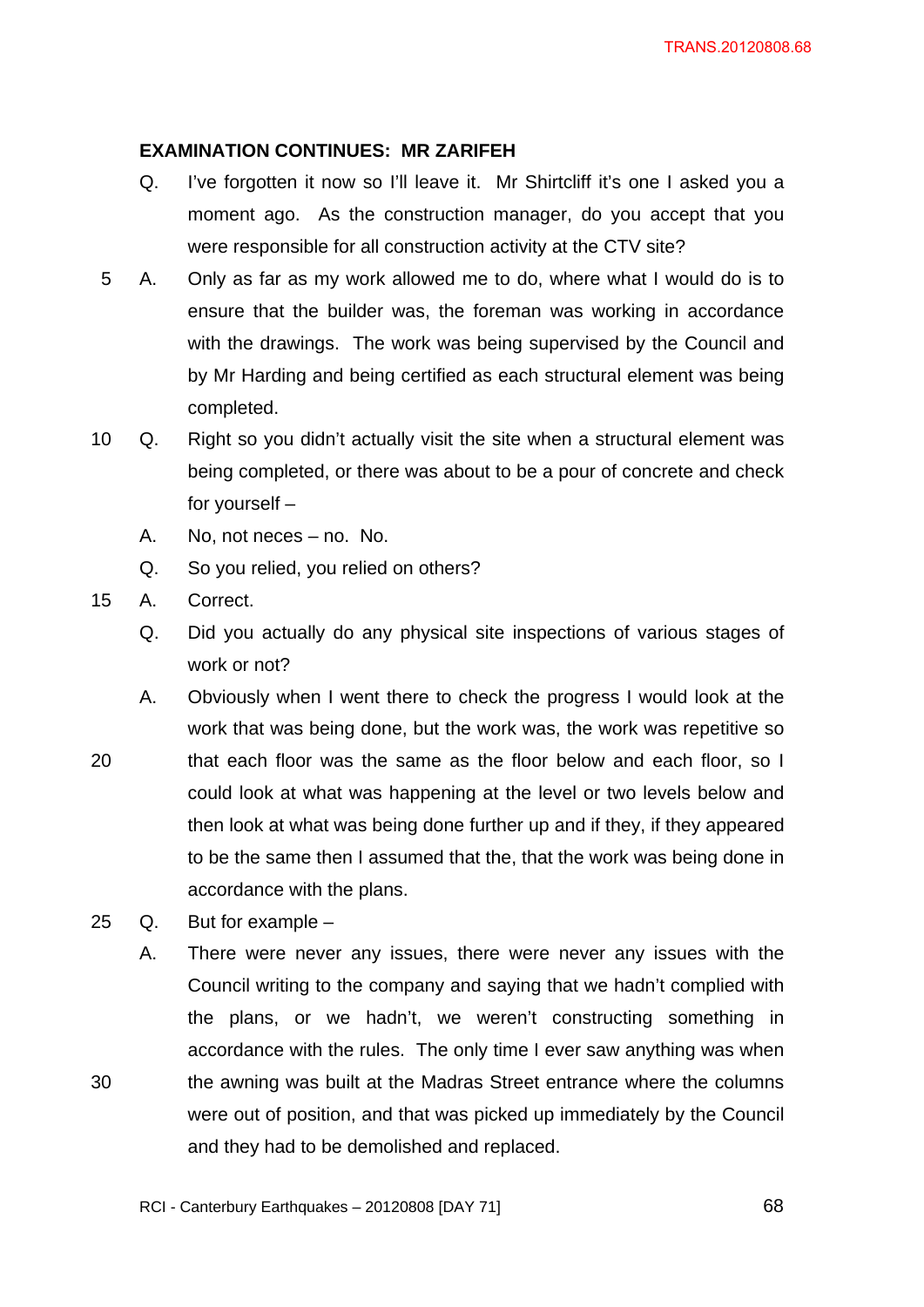**EXAMINATION CONTINUES: MR ZARIFEH**

Q. I've forgotten it now so I'll leave it. Mr Shirtcliff it's one I asked you a moment ago. As the construction manager, do you accept that you were responsible for all construction activity at the CTV site?

A. Only as far as my work allowed me to do, where what I would do is to ensure that the builder was, the foreman was working in accordance with the drawings. The work was being supervised by the Council and by Mr Harding and being certified as each structural element was being completed.

Q. Right so you didn't actually visit the site when a structural element was being completed, or there was about to be a pour of concrete and check for yourself –

A. No, not neces – no. No.

Q. So you relied, you relied on others?

A. Correct.

Q. Did you actually do any physical site inspections of various stages of work or not?

A. Obviously when I went there to check the progress I would look at the work that was being done, but the work was, the work was repetitive so that each floor was the same as the floor below and each floor, so I could look at what was happening at the level or two levels below and then look at what was being done further up and if they, if they appeared to be the same then I assumed that the, that the work was being done in accordance with the plans.

Q. But for example –

A. There were never any issues, there were never any issues with the Council writing to the company and saying that we hadn't complied with the plans, or we hadn't, we weren't constructing something in accordance with the rules. The only time I ever saw anything was when the awning was built at the Madras Street entrance where the columns were out of position, and that was picked up immediately by the Council and they had to be demolished and replaced.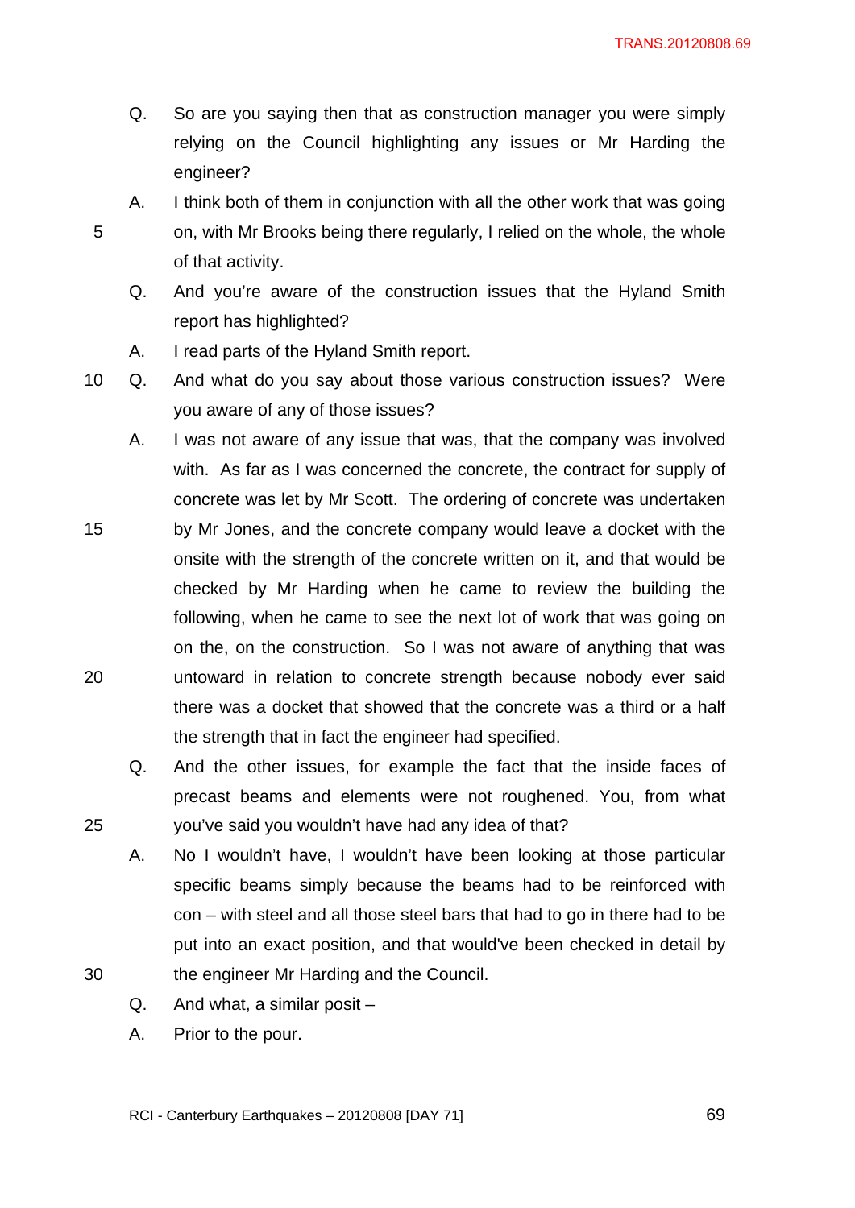Q. So are you saying then that as construction manager you were simply relying on the Council highlighting any issues or Mr Harding the engineer?

A. I think both of them in conjunction with all the other work that was going on, with Mr Brooks being there regularly, I relied on the whole, the whole of that activity.

Q. And you're aware of the construction issues that the Hyland Smith report has highlighted?

A. I read parts of the Hyland Smith report.

Q. And what do you say about those various construction issues? Were you aware of any of those issues?

A. I was not aware of any issue that was, that the company was involved with. As far as I was concerned the concrete, the contract for supply of concrete was let by Mr Scott. The ordering of concrete was undertaken by Mr Jones, and the concrete company would leave a docket with the onsite with the strength of the concrete written on it, and that would be checked by Mr Harding when he came to review the building the following, when he came to see the next lot of work that was going on on the, on the construction. So I was not aware of anything that was untoward in relation to concrete strength because nobody ever said there was a docket that showed that the concrete was a third or a half the strength that in fact the engineer had specified.

Q. And the other issues, for example the fact that the inside faces of precast beams and elements were not roughened. You, from what you've said you wouldn't have had any idea of that?

A. No I wouldn't have, I wouldn't have been looking at those particular specific beams simply because the beams had to be reinforced with con – with steel and all those steel bars that had to go in there had to be put into an exact position, and that would've been checked in detail by the engineer Mr Harding and the Council.

Q. And what, a similar posit –

A. Prior to the pour.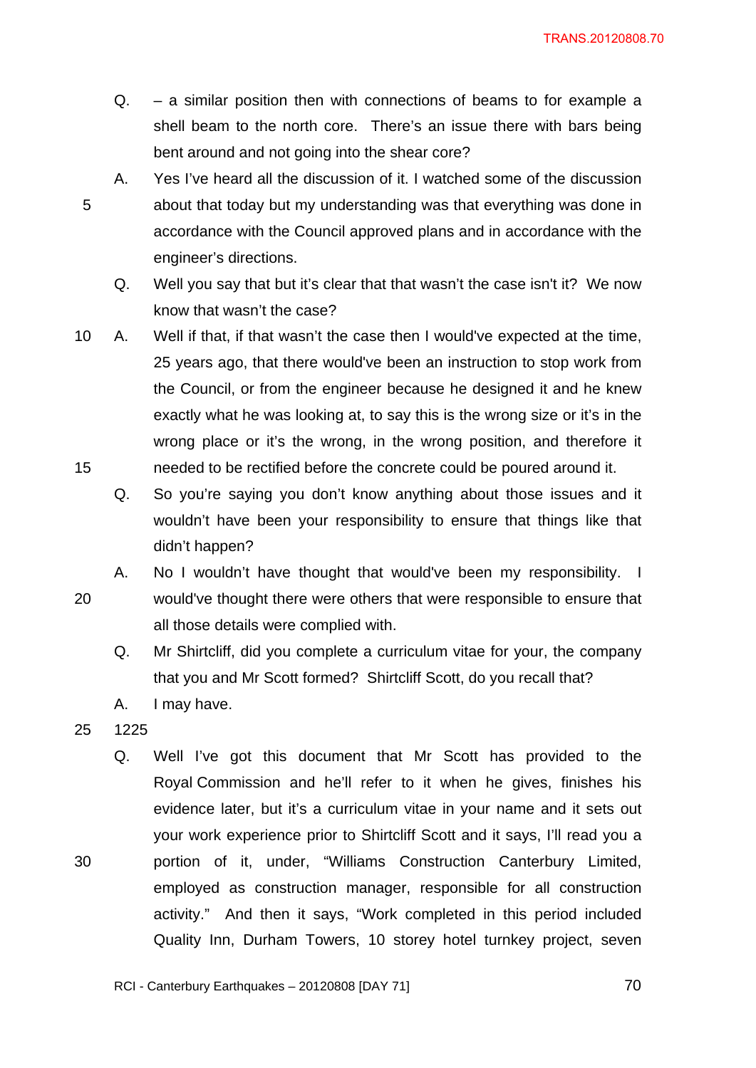Q. – a similar position then with connections of beams to for example a shell beam to the north core. There's an issue there with bars being bent around and not going into the shear core?

A. Yes I've heard all the discussion of it. I watched some of the discussion about that today but my understanding was that everything was done in accordance with the Council approved plans and in accordance with the engineer's directions.

Q. Well you say that but it's clear that that wasn't the case isn't it? We now know that wasn't the case?

A. Well if that, if that wasn't the case then I would've expected at the time, 25 years ago, that there would've been an instruction to stop work from the Council, or from the engineer because he designed it and he knew exactly what he was looking at, to say this is the wrong size or it's in the wrong place or it's the wrong, in the wrong position, and therefore it needed to be rectified before the concrete could be poured around it.

Q. So you're saying you don't know anything about those issues and it wouldn't have been your responsibility to ensure that things like that didn't happen?

A. No I wouldn't have thought that would've been my responsibility. I would've thought there were others that were responsible to ensure that all those details were complied with.

Q. Mr Shirtcliff, did you complete a curriculum vitae for your, the company that you and Mr Scott formed? Shirtcliff Scott, do you recall that?

A. I may have.

1225

Q. Well I've got this document that Mr Scott has provided to the Royal Commission and he'll refer to it when he gives, finishes his evidence later, but it's a curriculum vitae in your name and it sets out your work experience prior to Shirtcliff Scott and it says, I'll read you a portion of it, under, "Williams Construction Canterbury Limited, employed as construction manager, responsible for all construction activity." And then it says, "Work completed in this period included Quality Inn, Durham Towers, 10 storey hotel turnkey project, seven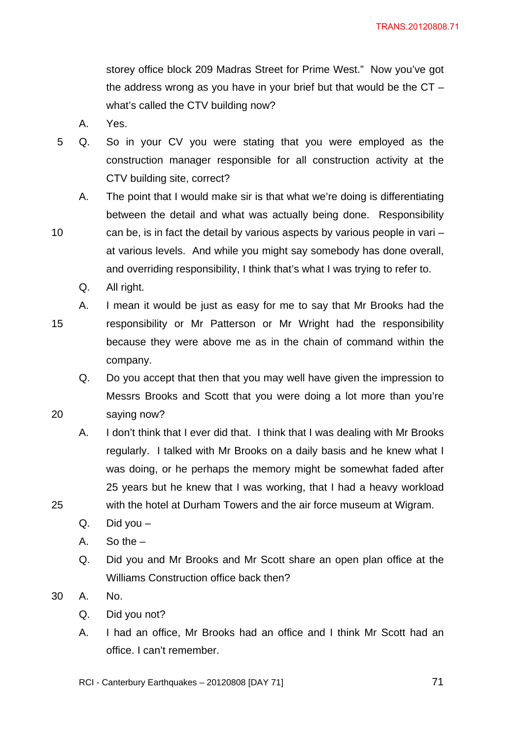storey office block 209 Madras Street for Prime West." Now you've got the address wrong as you have in your brief but that would be the CT – what's called the CTV building now?

A. Yes.

Q. So in your CV you were stating that you were employed as the construction manager responsible for all construction activity at the CTV building site, correct?

A. The point that I would make sir is that what we're doing is differentiating between the detail and what was actually being done. Responsibility can be, is in fact the detail by various aspects by various people in vari – at various levels. And while you might say somebody has done overall, and overriding responsibility, I think that's what I was trying to refer to.

Q. All right.

A. I mean it would be just as easy for me to say that Mr Brooks had the responsibility or Mr Patterson or Mr Wright had the responsibility because they were above me as in the chain of command within the company.

Q. Do you accept that then that you may well have given the impression to Messrs Brooks and Scott that you were doing a lot more than you're saying now?

A. I don't think that I ever did that. I think that I was dealing with Mr Brooks regularly. I talked with Mr Brooks on a daily basis and he knew what I was doing, or he perhaps the memory might be somewhat faded after 25 years but he knew that I was working, that I had a heavy workload with the hotel at Durham Towers and the air force museum at Wigram.

Q. Did you –

A. So the –

Q. Did you and Mr Brooks and Mr Scott share an open plan office at the Williams Construction office back then?

A. No.

Q. Did you not?

A. I had an office, Mr Brooks had an office and I think Mr Scott had an office. I can't remember.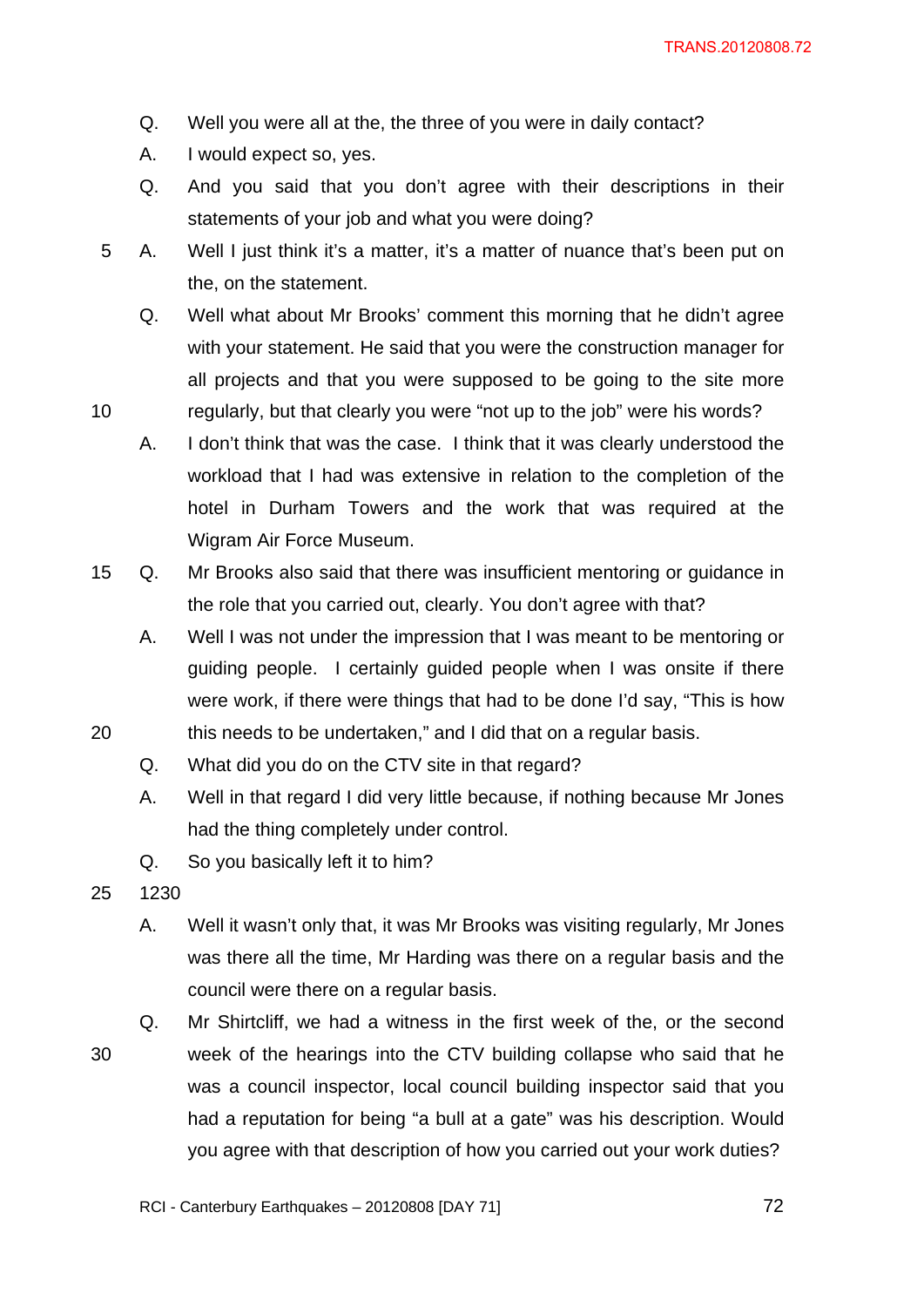Q. Well you were all at the, the three of you were in daily contact?

A. I would expect so, yes.

Q. And you said that you don't agree with their descriptions in their statements of your job and what you were doing?

A. Well I just think it's a matter, it's a matter of nuance that's been put on the, on the statement.

Q. Well what about Mr Brooks' comment this morning that he didn't agree with your statement. He said that you were the construction manager for all projects and that you were supposed to be going to the site more regularly, but that clearly you were "not up to the job" were his words?

A. I don't think that was the case. I think that it was clearly understood the workload that I had was extensive in relation to the completion of the hotel in Durham Towers and the work that was required at the Wigram Air Force Museum.

Q. Mr Brooks also said that there was insufficient mentoring or guidance in the role that you carried out, clearly. You don't agree with that?

A. Well I was not under the impression that I was meant to be mentoring or guiding people. I certainly guided people when I was onsite if there were work, if there were things that had to be done I'd say, "This is how this needs to be undertaken," and I did that on a regular basis.

Q. What did you do on the CTV site in that regard?

A. Well in that regard I did very little because, if nothing because Mr Jones had the thing completely under control.

Q. So you basically left it to him?

1230

A. Well it wasn't only that, it was Mr Brooks was visiting regularly, Mr Jones was there all the time, Mr Harding was there on a regular basis and the council were there on a regular basis.

Q. Mr Shirtcliff, we had a witness in the first week of the, or the second week of the hearings into the CTV building collapse who said that he was a council inspector, local council building inspector said that you had a reputation for being "a bull at a gate" was his description. Would you agree with that description of how you carried out your work duties?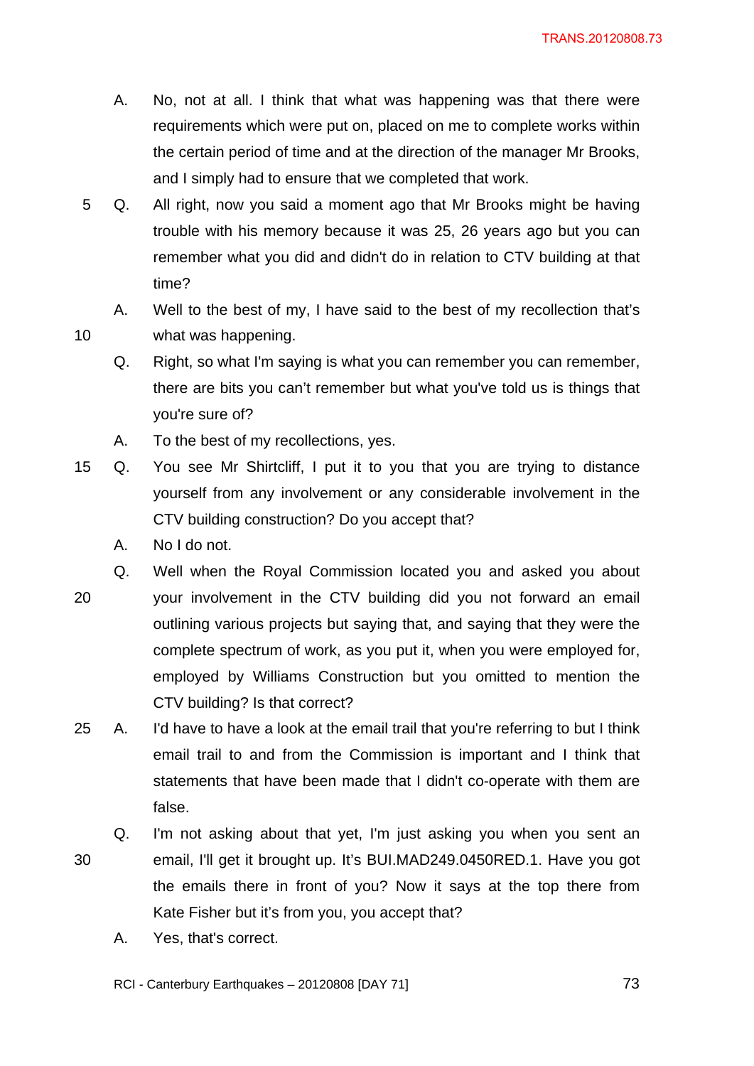A. No, not at all. I think that what was happening was that there were requirements which were put on, placed on me to complete works within the certain period of time and at the direction of the manager Mr Brooks, and I simply had to ensure that we completed that work.

Q. All right, now you said a moment ago that Mr Brooks might be having trouble with his memory because it was 25, 26 years ago but you can remember what you did and didn't do in relation to CTV building at that time?

A. Well to the best of my, I have said to the best of my recollection that's what was happening.

Q. Right, so what I'm saying is what you can remember you can remember, there are bits you can't remember but what you've told us is things that you're sure of?

A. To the best of my recollections, yes.

Q. You see Mr Shirtcliff, I put it to you that you are trying to distance yourself from any involvement or any considerable involvement in the CTV building construction? Do you accept that?

A. No I do not.

Q. Well when the Royal Commission located you and asked you about your involvement in the CTV building did you not forward an email outlining various projects but saying that, and saying that they were the complete spectrum of work, as you put it, when you were employed for, employed by Williams Construction but you omitted to mention the CTV building? Is that correct?

A. I'd have to have a look at the email trail that you're referring to but I think email trail to and from the Commission is important and I think that statements that have been made that I didn't co-operate with them are false.

Q. I'm not asking about that yet, I'm just asking you when you sent an email, I'll get it brought up. It's BUI.MAD249.0450RED.1. Have you got the emails there in front of you? Now it says at the top there from Kate Fisher but it's from you, you accept that?

A. Yes, that's correct.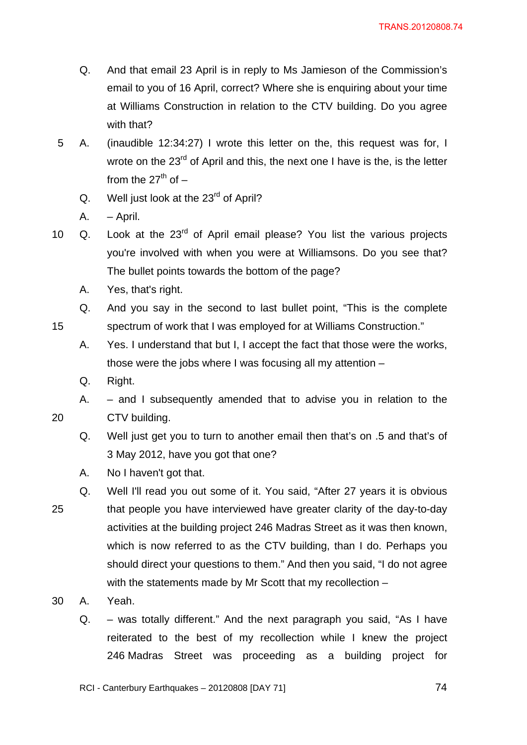Q. And that email 23 April is in reply to Ms Jamieson of the Commission's email to you of 16 April, correct? Where she is enquiring about your time at Williams Construction in relation to the CTV building. Do you agree with that?

A. (inaudible 12:34:27) I wrote this letter on the, this request was for, I wrote on the 23rd of April and this, the next one I have is the, is the letter from the 27th of –

Q. Well just look at the 23rd of April?

A. – April.

Q. Look at the 23rd of April email please? You list the various projects you're involved with when you were at Williamsons. Do you see that? The bullet points towards the bottom of the page?

A. Yes, that's right.

Q. And you say in the second to last bullet point, "This is the complete spectrum of work that I was employed for at Williams Construction."

A. Yes. I understand that but I, I accept the fact that those were the works, those were the jobs where I was focusing all my attention –

Q. Right.

A. – and I subsequently amended that to advise you in relation to the CTV building.

Q. Well just get you to turn to another email then that's on .5 and that's of 3 May 2012, have you got that one?

A. No I haven't got that.

Q. Well I'll read you out some of it. You said, "After 27 years it is obvious that people you have interviewed have greater clarity of the day-to-day activities at the building project 246 Madras Street as it was then known, which is now referred to as the CTV building, than I do. Perhaps you should direct your questions to them." And then you said, "I do not agree with the statements made by Mr Scott that my recollection –

A. Yeah.

Q. – was totally different." And the next paragraph you said, "As I have reiterated to the best of my recollection while I knew the project 246 Madras Street was proceeding as a building project for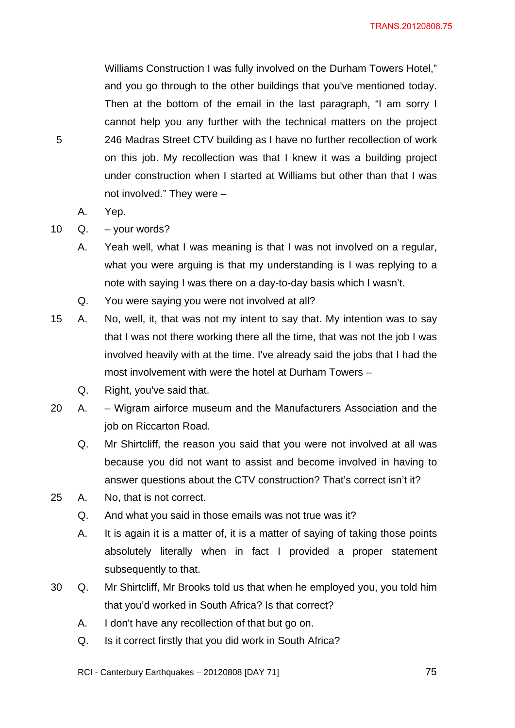Williams Construction I was fully involved on the Durham Towers Hotel," and you go through to the other buildings that you've mentioned today. Then at the bottom of the email in the last paragraph, "I am sorry I cannot help you any further with the technical matters on the project 246 Madras Street CTV building as I have no further recollection of work on this job. My recollection was that I knew it was a building project under construction when I started at Williams but other than that I was not involved." They were –

A. Yep.

Q. – your words?

A. Yeah well, what I was meaning is that I was not involved on a regular, what you were arguing is that my understanding is I was replying to a note with saying I was there on a day-to-day basis which I wasn't.

Q. You were saying you were not involved at all?

A. No, well, it, that was not my intent to say that. My intention was to say that I was not there working there all the time, that was not the job I was involved heavily with at the time. I've already said the jobs that I had the most involvement with were the hotel at Durham Towers –

Q. Right, you've said that.

A. – Wigram airforce museum and the Manufacturers Association and the job on Riccarton Road.

Q. Mr Shirtcliff, the reason you said that you were not involved at all was because you did not want to assist and become involved in having to answer questions about the CTV construction? That's correct isn't it?

A. No, that is not correct.

Q. And what you said in those emails was not true was it?

A. It is again it is a matter of, it is a matter of saying of taking those points absolutely literally when in fact I provided a proper statement subsequently to that.

Q. Mr Shirtcliff, Mr Brooks told us that when he employed you, you told him that you'd worked in South Africa? Is that correct?

A. I don't have any recollection of that but go on.

Q. Is it correct firstly that you did work in South Africa?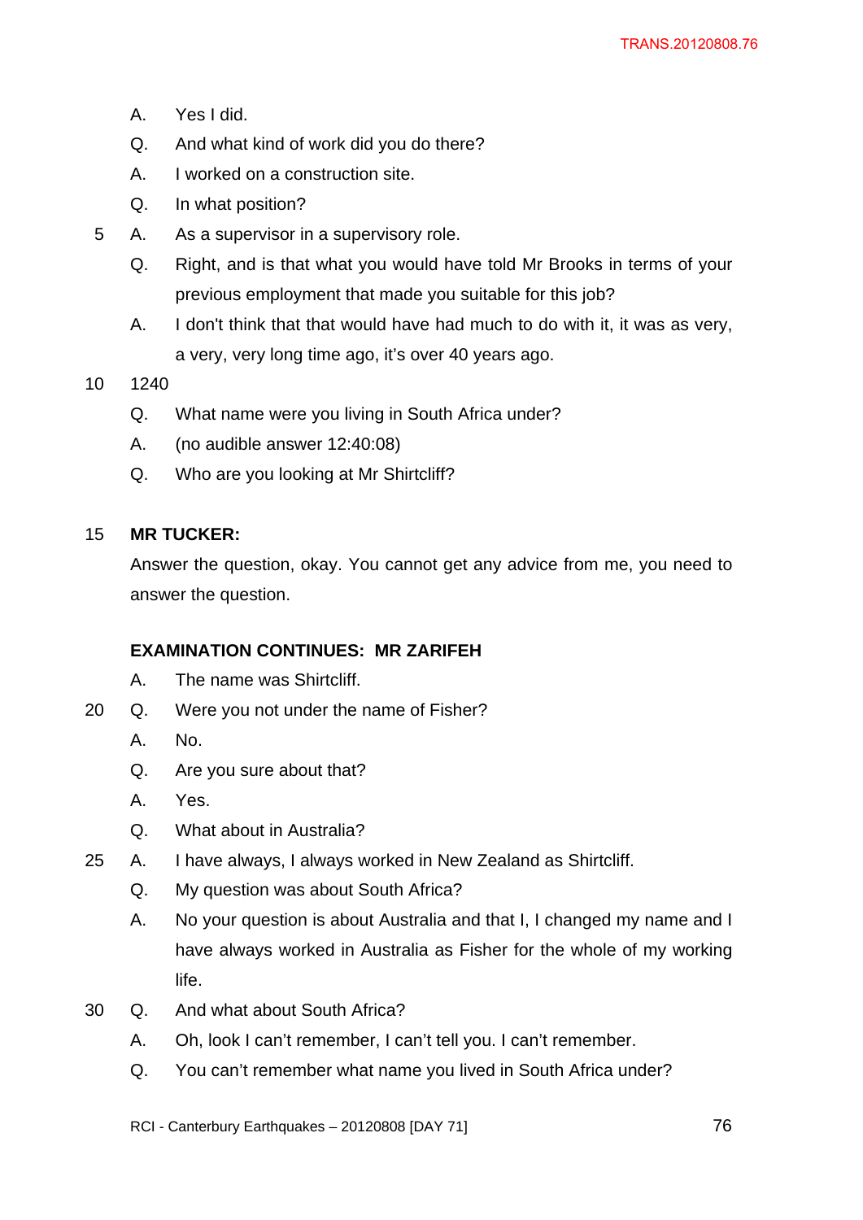A. Yes I did.

Q. And what kind of work did you do there?

A. I worked on a construction site.

Q. In what position?

A. As a supervisor in a supervisory role.

Q. Right, and is that what you would have told Mr Brooks in terms of your previous employment that made you suitable for this job?

A. I don't think that that would have had much to do with it, it was as very, a very, very long time ago, it's over 40 years ago.

1240

Q. What name were you living in South Africa under?

A. (no audible answer 12:40:08)

Q. Who are you looking at Mr Shirtcliff?

**MR TUCKER:**

Answer the question, okay. You cannot get any advice from me, you need to answer the question.

**EXAMINATION CONTINUES: MR ZARIFEH**

A. The name was Shirtcliff.

Q. Were you not under the name of Fisher?

A. No.

Q. Are you sure about that?

A. Yes.

Q. What about in Australia?

A. I have always, I always worked in New Zealand as Shirtcliff.

Q. My question was about South Africa?

A. No your question is about Australia and that I, I changed my name and I have always worked in Australia as Fisher for the whole of my working life.

Q. And what about South Africa?

A. Oh, look I can't remember, I can't tell you. I can't remember.

Q. You can't remember what name you lived in South Africa under?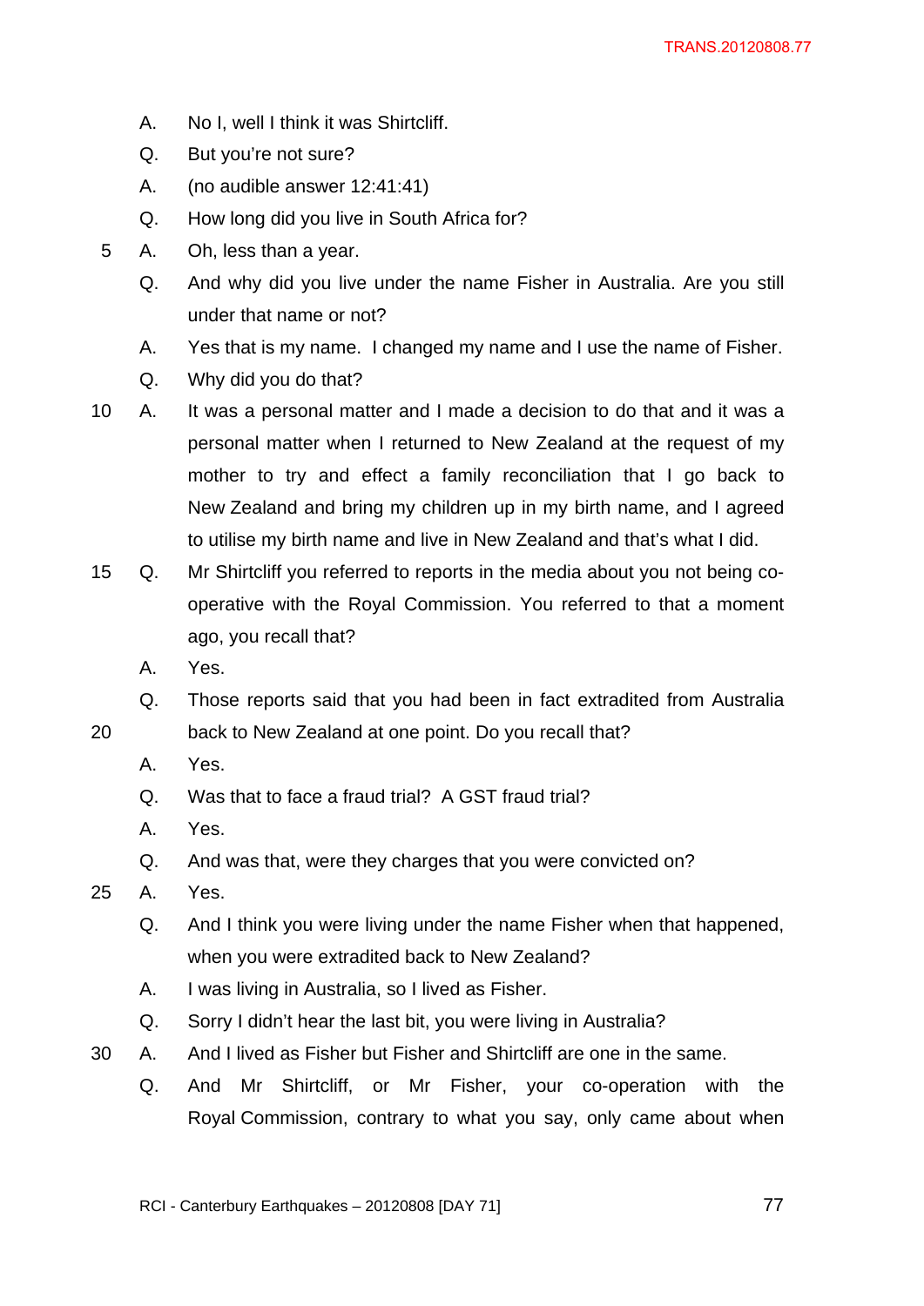A. No I, well I think it was Shirtcliff.

Q. But you're not sure?

A. (no audible answer 12:41:41)

Q. How long did you live in South Africa for?

A. Oh, less than a year.

Q. And why did you live under the name Fisher in Australia. Are you still under that name or not?

A. Yes that is my name. I changed my name and I use the name of Fisher.

Q. Why did you do that?

A. It was a personal matter and I made a decision to do that and it was a personal matter when I returned to New Zealand at the request of my mother to try and effect a family reconciliation that I go back to New Zealand and bring my children up in my birth name, and I agreed to utilise my birth name and live in New Zealand and that's what I did.

Q. Mr Shirtcliff you referred to reports in the media about you not being co-operative with the Royal Commission. You referred to that a moment ago, you recall that?

A. Yes.

Q. Those reports said that you had been in fact extradited from Australia back to New Zealand at one point. Do you recall that?

A. Yes.

Q. Was that to face a fraud trial? A GST fraud trial?

A. Yes.

Q. And was that, were they charges that you were convicted on?

A. Yes.

Q. And I think you were living under the name Fisher when that happened, when you were extradited back to New Zealand?

A. I was living in Australia, so I lived as Fisher.

Q. Sorry I didn't hear the last bit, you were living in Australia?

A. And I lived as Fisher but Fisher and Shirtcliff are one in the same.

Q. And Mr Shirtcliff, or Mr Fisher, your co-operation with the Royal Commission, contrary to what you say, only came about when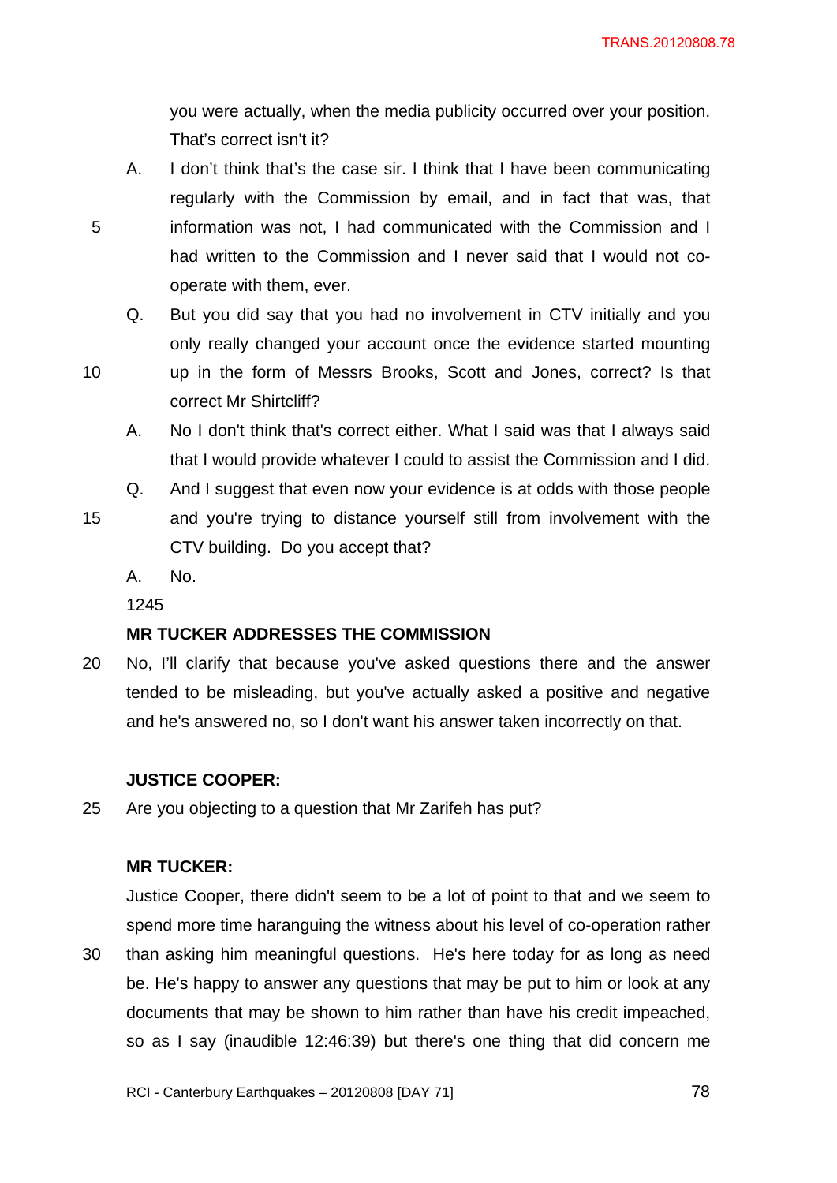you were actually, when the media publicity occurred over your position. That's correct isn't it?

A. I don't think that's the case sir. I think that I have been communicating regularly with the Commission by email, and in fact that was, that information was not, I had communicated with the Commission and I had written to the Commission and I never said that I would not co-operate with them, ever.

Q. But you did say that you had no involvement in CTV initially and you only really changed your account once the evidence started mounting up in the form of Messrs Brooks, Scott and Jones, correct? Is that correct Mr Shirtcliff?

A. No I don't think that's correct either. What I said was that I always said that I would provide whatever I could to assist the Commission and I did.

Q. And I suggest that even now your evidence is at odds with those people and you're trying to distance yourself still from involvement with the CTV building. Do you accept that?

A. No.

1245

**MR TUCKER ADDRESSES THE COMMISSION**

No, I'll clarify that because you've asked questions there and the answer tended to be misleading, but you've actually asked a positive and negative and he's answered no, so I don't want his answer taken incorrectly on that.

**JUSTICE COOPER:**

Are you objecting to a question that Mr Zarifeh has put?

**MR TUCKER:**

Justice Cooper, there didn't seem to be a lot of point to that and we seem to spend more time haranguing the witness about his level of co-operation rather than asking him meaningful questions. He's here today for as long as need be. He's happy to answer any questions that may be put to him or look at any documents that may be shown to him rather than have his credit impeached, so as I say (inaudible 12:46:39) but there's one thing that did concern me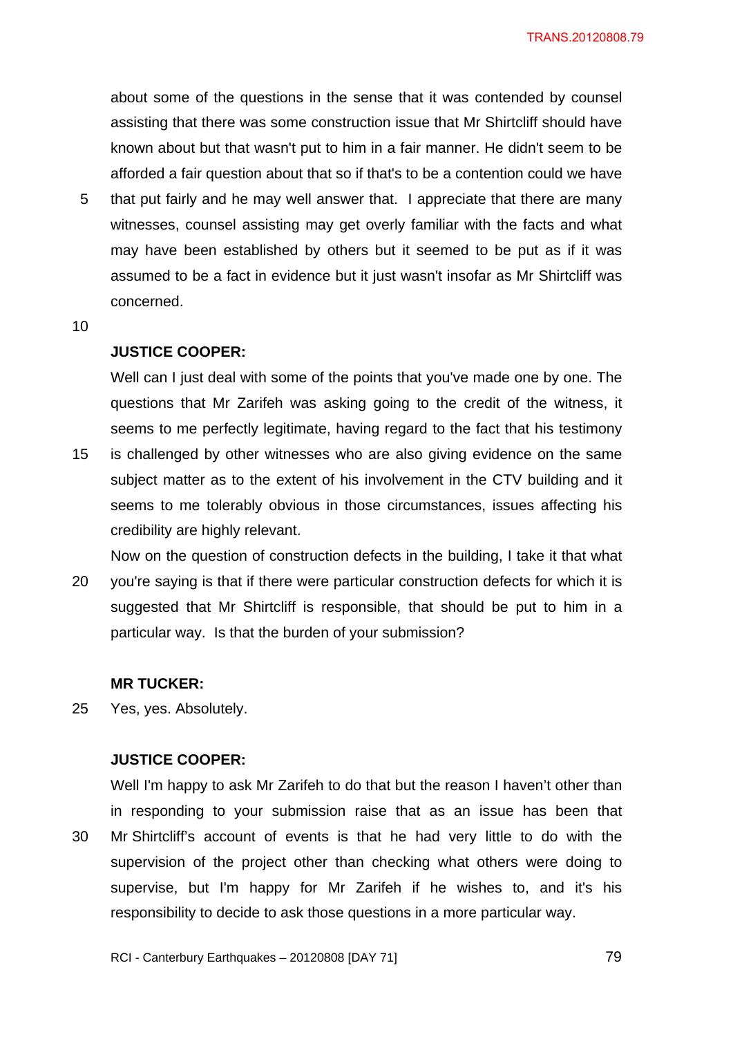about some of the questions in the sense that it was contended by counsel assisting that there was some construction issue that Mr Shirtcliff should have known about but that wasn't put to him in a fair manner. He didn't seem to be afforded a fair question about that so if that's to be a contention could we have that put fairly and he may well answer that. I appreciate that there are many witnesses, counsel assisting may get overly familiar with the facts and what may have been established by others but it seemed to be put as if it was assumed to be a fact in evidence but it just wasn't insofar as Mr Shirtcliff was concerned.

**JUSTICE COOPER:**

Well can I just deal with some of the points that you've made one by one. The questions that Mr Zarifeh was asking going to the credit of the witness, it seems to me perfectly legitimate, having regard to the fact that his testimony is challenged by other witnesses who are also giving evidence on the same subject matter as to the extent of his involvement in the CTV building and it seems to me tolerably obvious in those circumstances, issues affecting his credibility are highly relevant.

Now on the question of construction defects in the building, I take it that what you're saying is that if there were particular construction defects for which it is suggested that Mr Shirtcliff is responsible, that should be put to him in a particular way. Is that the burden of your submission?

**MR TUCKER:**

Yes, yes. Absolutely.

**JUSTICE COOPER:**

Well I'm happy to ask Mr Zarifeh to do that but the reason I haven't other than in responding to your submission raise that as an issue has been that Mr Shirtcliff's account of events is that he had very little to do with the supervision of the project other than checking what others were doing to supervise, but I'm happy for Mr Zarifeh if he wishes to, and it's his responsibility to decide to ask those questions in a more particular way.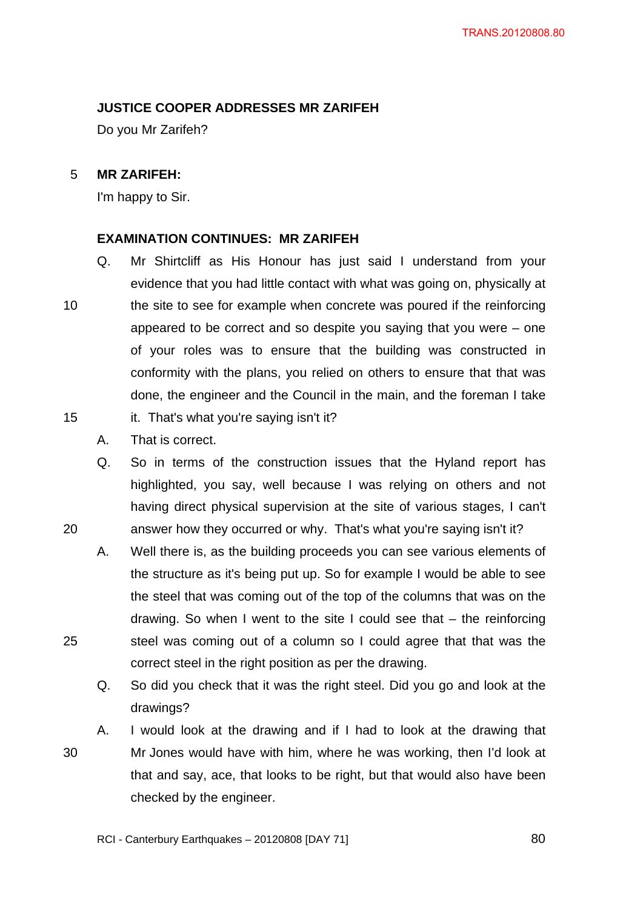**JUSTICE COOPER ADDRESSES MR ZARIFEH**

Do you Mr Zarifeh?

**MR ZARIFEH:**

I'm happy to Sir.

**EXAMINATION CONTINUES: MR ZARIFEH**

Q. Mr Shirtcliff as His Honour has just said I understand from your evidence that you had little contact with what was going on, physically at the site to see for example when concrete was poured if the reinforcing appeared to be correct and so despite you saying that you were – one of your roles was to ensure that the building was constructed in conformity with the plans, you relied on others to ensure that that was done, the engineer and the Council in the main, and the foreman I take it. That's what you're saying isn't it?

A. That is correct.

Q. So in terms of the construction issues that the Hyland report has highlighted, you say, well because I was relying on others and not having direct physical supervision at the site of various stages, I can't answer how they occurred or why. That's what you're saying isn't it?

A. Well there is, as the building proceeds you can see various elements of the structure as it's being put up. So for example I would be able to see the steel that was coming out of the top of the columns that was on the drawing. So when I went to the site I could see that – the reinforcing steel was coming out of a column so I could agree that that was the correct steel in the right position as per the drawing.

Q. So did you check that it was the right steel. Did you go and look at the drawings?

A. I would look at the drawing and if I had to look at the drawing that Mr Jones would have with him, where he was working, then I'd look at that and say, ace, that looks to be right, but that would also have been checked by the engineer.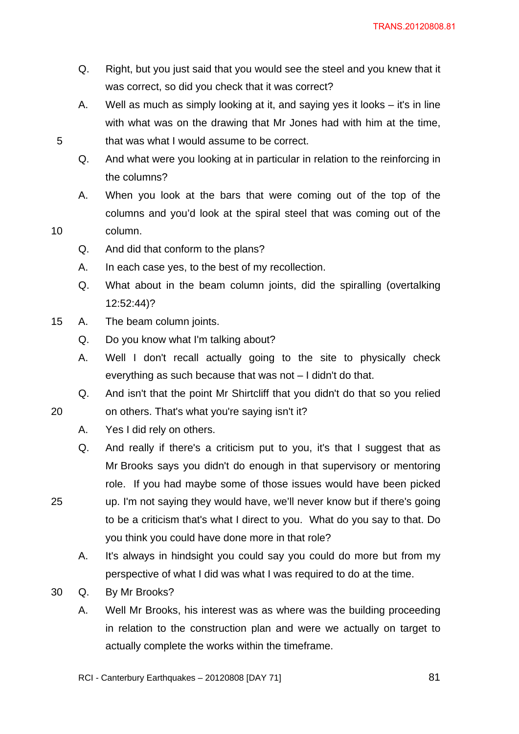Q. Right, but you just said that you would see the steel and you knew that it was correct, so did you check that it was correct?

A. Well as much as simply looking at it, and saying yes it looks – it's in line with what was on the drawing that Mr Jones had with him at the time, that was what I would assume to be correct.

Q. And what were you looking at in particular in relation to the reinforcing in the columns?

A. When you look at the bars that were coming out of the top of the columns and you'd look at the spiral steel that was coming out of the column.

Q. And did that conform to the plans?

A. In each case yes, to the best of my recollection.

Q. What about in the beam column joints, did the spiralling (overtalking 12:52:44)?

A. The beam column joints.

Q. Do you know what I'm talking about?

A. Well I don't recall actually going to the site to physically check everything as such because that was not – I didn't do that.

Q. And isn't that the point Mr Shirtcliff that you didn't do that so you relied on others. That's what you're saying isn't it?

A. Yes I did rely on others.

Q. And really if there's a criticism put to you, it's that I suggest that as Mr Brooks says you didn't do enough in that supervisory or mentoring role. If you had maybe some of those issues would have been picked up. I'm not saying they would have, we'll never know but if there's going to be a criticism that's what I direct to you. What do you say to that. Do you think you could have done more in that role?

A. It's always in hindsight you could say you could do more but from my perspective of what I did was what I was required to do at the time.

Q. By Mr Brooks?

A. Well Mr Brooks, his interest was as where was the building proceeding in relation to the construction plan and were we actually on target to actually complete the works within the timeframe.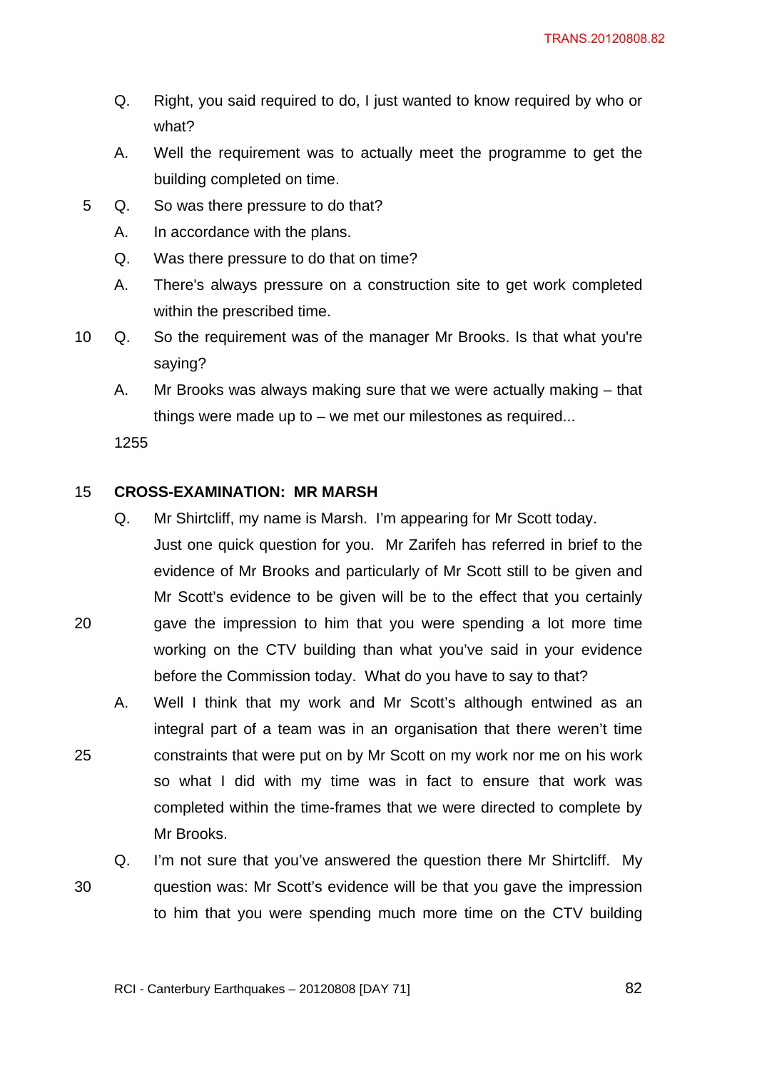Q. Right, you said required to do, I just wanted to know required by who or what?

A. Well the requirement was to actually meet the programme to get the building completed on time.

Q. So was there pressure to do that?

A. In accordance with the plans.

Q. Was there pressure to do that on time?

A. There's always pressure on a construction site to get work completed within the prescribed time.

Q. So the requirement was of the manager Mr Brooks. Is that what you're saying?

A. Mr Brooks was always making sure that we were actually making – that things were made up to – we met our milestones as required...

1255

## CROSS-EXAMINATION: MR MARSH

Q. Mr Shirtcliff, my name is Marsh. I'm appearing for Mr Scott today. Just one quick question for you. Mr Zarifeh has referred in brief to the evidence of Mr Brooks and particularly of Mr Scott still to be given and Mr Scott's evidence to be given will be to the effect that you certainly gave the impression to him that you were spending a lot more time working on the CTV building than what you've said in your evidence before the Commission today. What do you have to say to that?

A. Well I think that my work and Mr Scott's although entwined as an integral part of a team was in an organisation that there weren't time constraints that were put on by Mr Scott on my work nor me on his work so what I did with my time was in fact to ensure that work was completed within the time-frames that we were directed to complete by Mr Brooks.

Q. I'm not sure that you've answered the question there Mr Shirtcliff. My question was: Mr Scott's evidence will be that you gave the impression to him that you were spending much more time on the CTV building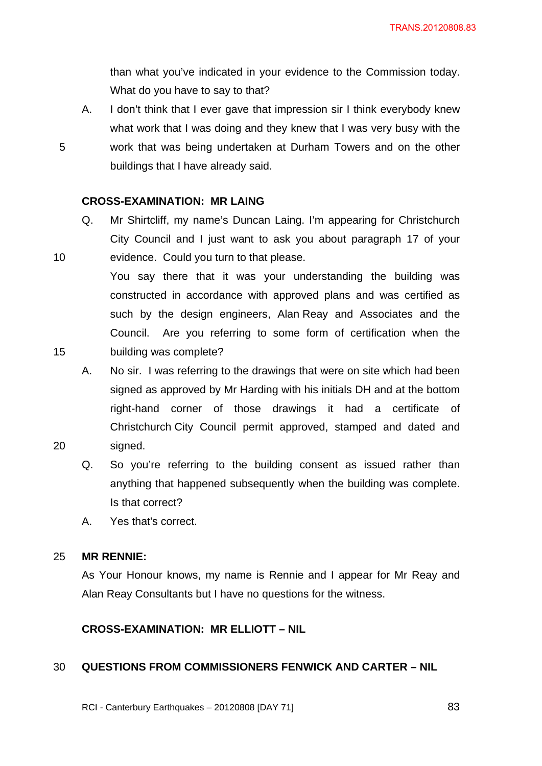than what you've indicated in your evidence to the Commission today. What do you have to say to that?

A. I don't think that I ever gave that impression sir I think everybody knew what work that I was doing and they knew that I was very busy with the work that was being undertaken at Durham Towers and on the other buildings that I have already said.

**CROSS-EXAMINATION: MR LAING**

Q. Mr Shirtcliff, my name's Duncan Laing. I'm appearing for Christchurch City Council and I just want to ask you about paragraph 17 of your evidence. Could you turn to that please.
You say there that it was your understanding the building was constructed in accordance with approved plans and was certified as such by the design engineers, Alan Reay and Associates and the Council. Are you referring to some form of certification when the building was complete?

A. No sir. I was referring to the drawings that were on site which had been signed as approved by Mr Harding with his initials DH and at the bottom right-hand corner of those drawings it had a certificate of Christchurch City Council permit approved, stamped and dated and signed.

Q. So you're referring to the building consent as issued rather than anything that happened subsequently when the building was complete. Is that correct?

A. Yes that's correct.

**MR RENNIE:**

As Your Honour knows, my name is Rennie and I appear for Mr Reay and Alan Reay Consultants but I have no questions for the witness.

**CROSS-EXAMINATION: MR ELLIOTT – NIL**

**QUESTIONS FROM COMMISSIONERS FENWICK AND CARTER – NIL**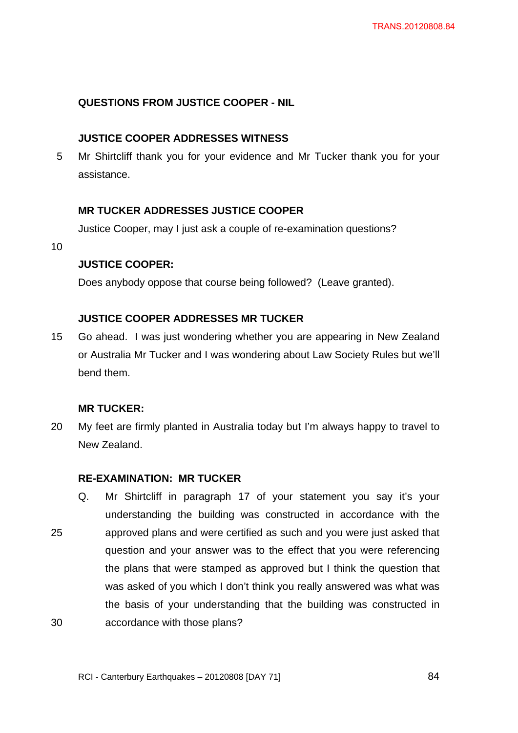**QUESTIONS FROM JUSTICE COOPER - NIL**

**JUSTICE COOPER ADDRESSES WITNESS**

Mr Shirtcliff thank you for your evidence and Mr Tucker thank you for your assistance.

**MR TUCKER ADDRESSES JUSTICE COOPER**

Justice Cooper, may I just ask a couple of re-examination questions?

**JUSTICE COOPER:**

Does anybody oppose that course being followed? (Leave granted).

**JUSTICE COOPER ADDRESSES MR TUCKER**

Go ahead. I was just wondering whether you are appearing in New Zealand or Australia Mr Tucker and I was wondering about Law Society Rules but we'll bend them.

**MR TUCKER:**

My feet are firmly planted in Australia today but I'm always happy to travel to New Zealand.

**RE-EXAMINATION: MR TUCKER**

Q. Mr Shirtcliff in paragraph 17 of your statement you say it's your understanding the building was constructed in accordance with the approved plans and were certified as such and you were just asked that question and your answer was to the effect that you were referencing the plans that were stamped as approved but I think the question that was asked of you which I don't think you really answered was what was the basis of your understanding that the building was constructed in accordance with those plans?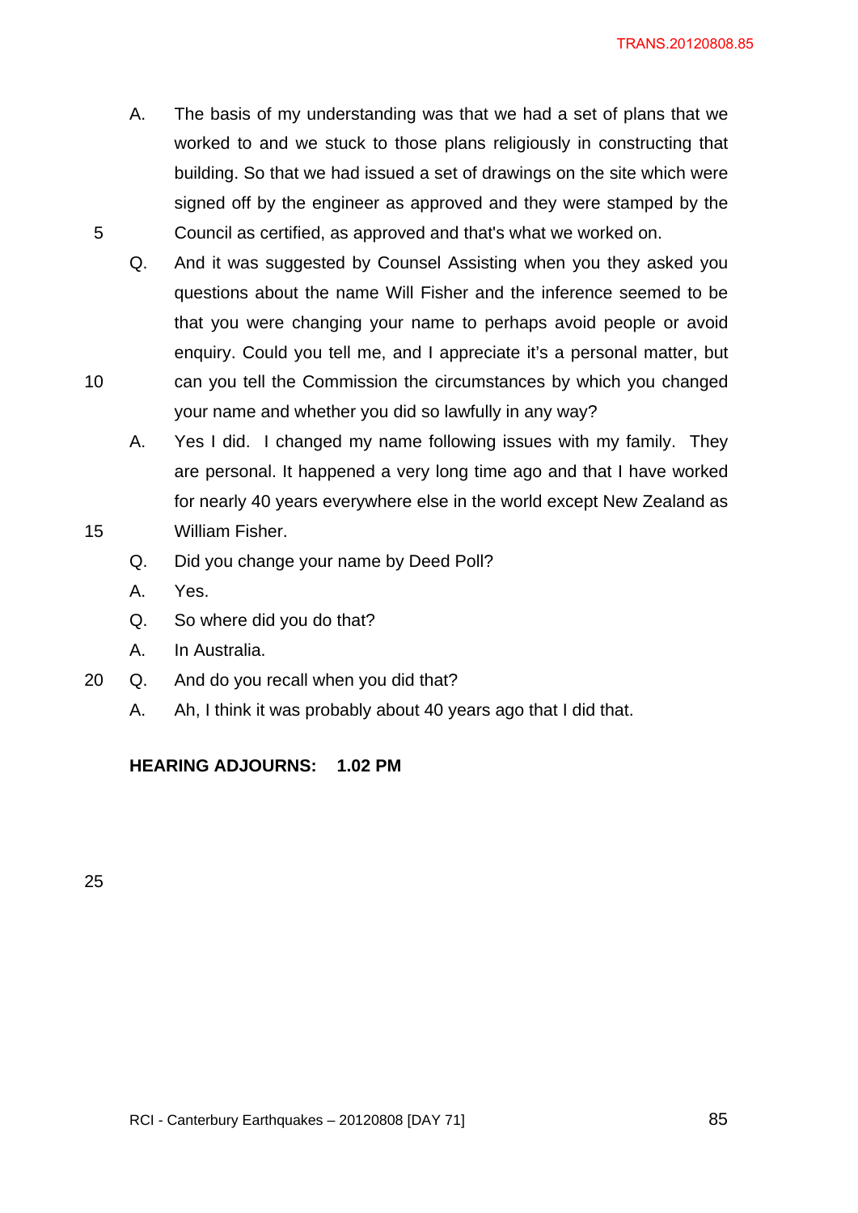A. The basis of my understanding was that we had a set of plans that we worked to and we stuck to those plans religiously in constructing that building. So that we had issued a set of drawings on the site which were signed off by the engineer as approved and they were stamped by the Council as certified, as approved and that's what we worked on.

Q. And it was suggested by Counsel Assisting when you they asked you questions about the name Will Fisher and the inference seemed to be that you were changing your name to perhaps avoid people or avoid enquiry. Could you tell me, and I appreciate it's a personal matter, but can you tell the Commission the circumstances by which you changed your name and whether you did so lawfully in any way?

A. Yes I did. I changed my name following issues with my family. They are personal. It happened a very long time ago and that I have worked for nearly 40 years everywhere else in the world except New Zealand as William Fisher.

Q. Did you change your name by Deed Poll?

A. Yes.

Q. So where did you do that?

A. In Australia.

Q. And do you recall when you did that?

A. Ah, I think it was probably about 40 years ago that I did that.

**HEARING ADJOURNS: 1.02 PM**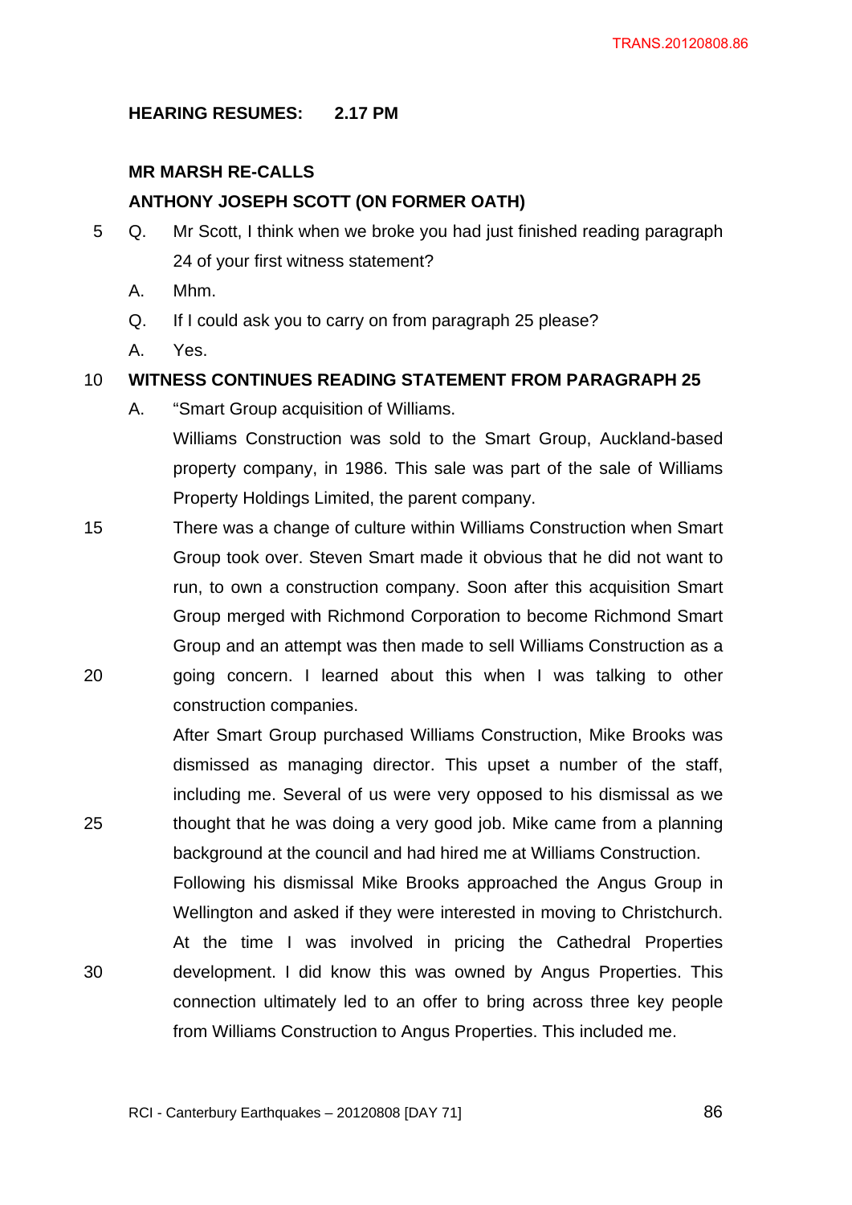**HEARING RESUMES: 2.17 PM**

**MR MARSH RE-CALLS**

**ANTHONY JOSEPH SCOTT (ON FORMER OATH)**

Q. Mr Scott, I think when we broke you had just finished reading paragraph 24 of your first witness statement?

A. Mhm.

Q. If I could ask you to carry on from paragraph 25 please?

A. Yes.

**WITNESS CONTINUES READING STATEMENT FROM PARAGRAPH 25**

A. "Smart Group acquisition of Williams.

Williams Construction was sold to the Smart Group, Auckland-based property company, in 1986. This sale was part of the sale of Williams Property Holdings Limited, the parent company.

There was a change of culture within Williams Construction when Smart Group took over. Steven Smart made it obvious that he did not want to run, to own a construction company. Soon after this acquisition Smart Group merged with Richmond Corporation to become Richmond Smart Group and an attempt was then made to sell Williams Construction as a going concern. I learned about this when I was talking to other construction companies.

After Smart Group purchased Williams Construction, Mike Brooks was dismissed as managing director. This upset a number of the staff, including me. Several of us were very opposed to his dismissal as we thought that he was doing a very good job. Mike came from a planning background at the council and had hired me at Williams Construction.

Following his dismissal Mike Brooks approached the Angus Group in Wellington and asked if they were interested in moving to Christchurch. At the time I was involved in pricing the Cathedral Properties development. I did know this was owned by Angus Properties. This connection ultimately led to an offer to bring across three key people from Williams Construction to Angus Properties. This included me.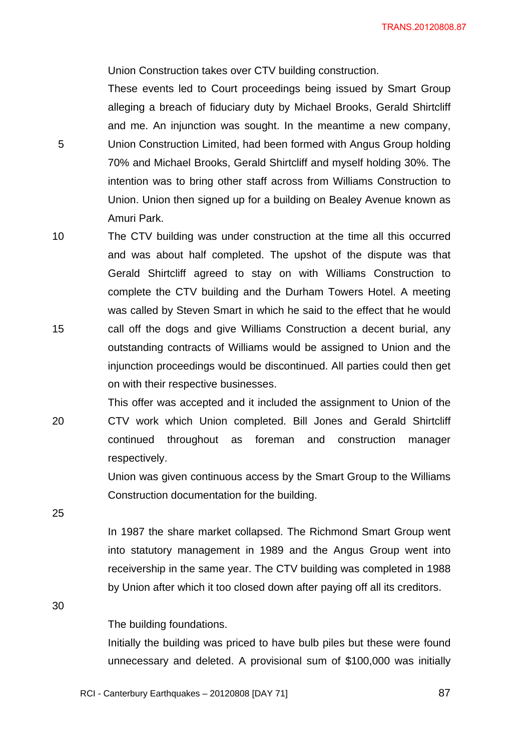Union Construction takes over CTV building construction.

These events led to Court proceedings being issued by Smart Group alleging a breach of fiduciary duty by Michael Brooks, Gerald Shirtcliff and me. An injunction was sought. In the meantime a new company, Union Construction Limited, had been formed with Angus Group holding 70% and Michael Brooks, Gerald Shirtcliff and myself holding 30%. The intention was to bring other staff across from Williams Construction to Union. Union then signed up for a building on Bealey Avenue known as Amuri Park.

The CTV building was under construction at the time all this occurred and was about half completed. The upshot of the dispute was that Gerald Shirtcliff agreed to stay on with Williams Construction to complete the CTV building and the Durham Towers Hotel. A meeting was called by Steven Smart in which he said to the effect that he would call off the dogs and give Williams Construction a decent burial, any outstanding contracts of Williams would be assigned to Union and the injunction proceedings would be discontinued. All parties could then get on with their respective businesses.

This offer was accepted and it included the assignment to Union of the CTV work which Union completed. Bill Jones and Gerald Shirtcliff continued throughout as foreman and construction manager respectively.

Union was given continuous access by the Smart Group to the Williams Construction documentation for the building.

In 1987 the share market collapsed. The Richmond Smart Group went into statutory management in 1989 and the Angus Group went into receivership in the same year. The CTV building was completed in 1988 by Union after which it too closed down after paying off all its creditors.

The building foundations.

Initially the building was priced to have bulb piles but these were found unnecessary and deleted. A provisional sum of $100,000 was initially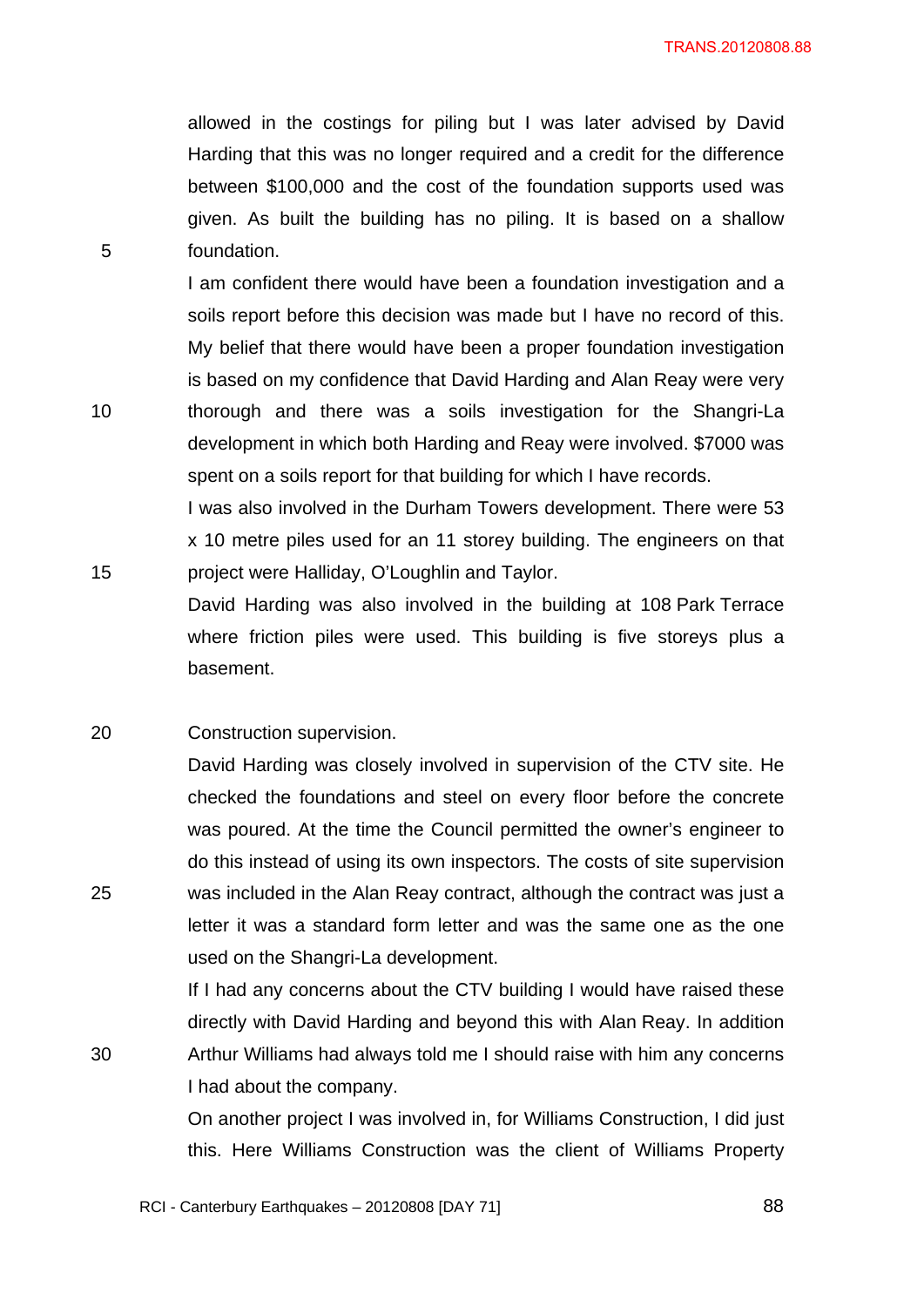allowed in the costings for piling but I was later advised by David Harding that this was no longer required and a credit for the difference between $100,000 and the cost of the foundation supports used was given. As built the building has no piling. It is based on a shallow foundation.

I am confident there would have been a foundation investigation and a soils report before this decision was made but I have no record of this. My belief that there would have been a proper foundation investigation is based on my confidence that David Harding and Alan Reay were very thorough and there was a soils investigation for the Shangri-La development in which both Harding and Reay were involved. $7000 was spent on a soils report for that building for which I have records.

I was also involved in the Durham Towers development. There were 53 x 10 metre piles used for an 11 storey building. The engineers on that project were Halliday, O'Loughlin and Taylor.

David Harding was also involved in the building at 108 Park Terrace where friction piles were used. This building is five storeys plus a basement.

Construction supervision.

David Harding was closely involved in supervision of the CTV site. He checked the foundations and steel on every floor before the concrete was poured. At the time the Council permitted the owner's engineer to do this instead of using its own inspectors. The costs of site supervision was included in the Alan Reay contract, although the contract was just a letter it was a standard form letter and was the same one as the one used on the Shangri-La development.

If I had any concerns about the CTV building I would have raised these directly with David Harding and beyond this with Alan Reay. In addition Arthur Williams had always told me I should raise with him any concerns I had about the company.

On another project I was involved in, for Williams Construction, I did just this. Here Williams Construction was the client of Williams Property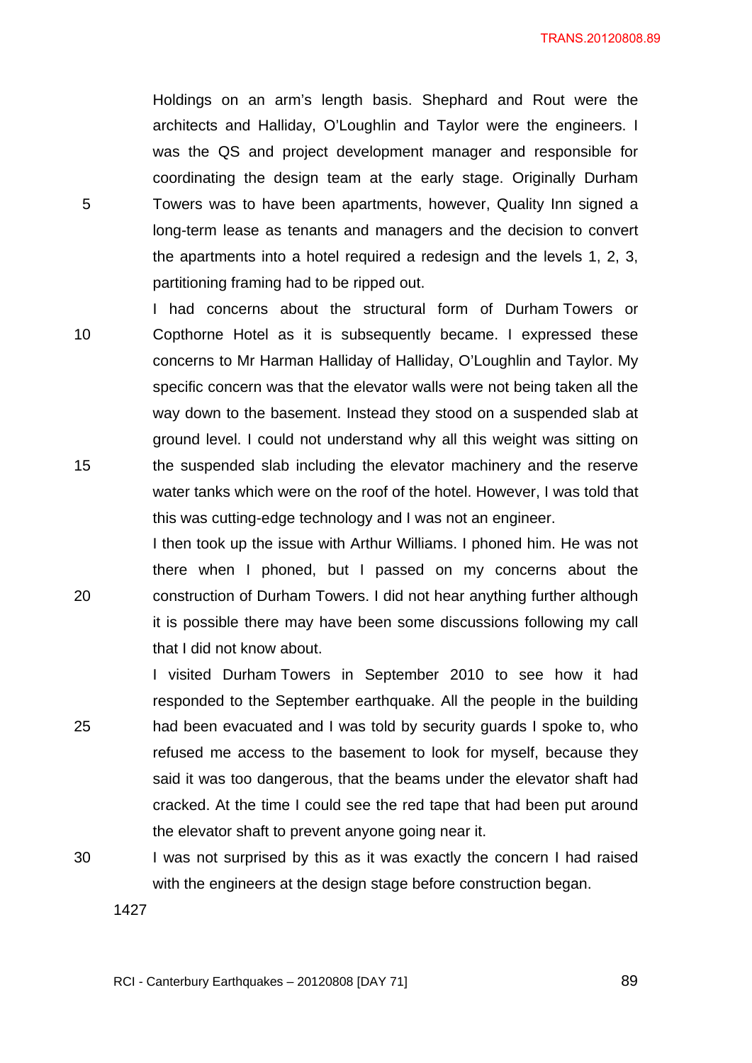Holdings on an arm's length basis. Shephard and Rout were the architects and Halliday, O'Loughlin and Taylor were the engineers. I was the QS and project development manager and responsible for coordinating the design team at the early stage. Originally Durham Towers was to have been apartments, however, Quality Inn signed a long-term lease as tenants and managers and the decision to convert the apartments into a hotel required a redesign and the levels 1, 2, 3, partitioning framing had to be ripped out.

I had concerns about the structural form of Durham Towers or Copthorne Hotel as it is subsequently became. I expressed these concerns to Mr Harman Halliday of Halliday, O'Loughlin and Taylor. My specific concern was that the elevator walls were not being taken all the way down to the basement. Instead they stood on a suspended slab at ground level. I could not understand why all this weight was sitting on the suspended slab including the elevator machinery and the reserve water tanks which were on the roof of the hotel. However, I was told that this was cutting-edge technology and I was not an engineer.

I then took up the issue with Arthur Williams. I phoned him. He was not there when I phoned, but I passed on my concerns about the construction of Durham Towers. I did not hear anything further although it is possible there may have been some discussions following my call that I did not know about.

I visited Durham Towers in September 2010 to see how it had responded to the September earthquake. All the people in the building had been evacuated and I was told by security guards I spoke to, who refused me access to the basement to look for myself, because they said it was too dangerous, that the beams under the elevator shaft had cracked. At the time I could see the red tape that had been put around the elevator shaft to prevent anyone going near it.

I was not surprised by this as it was exactly the concern I had raised with the engineers at the design stage before construction began.

1427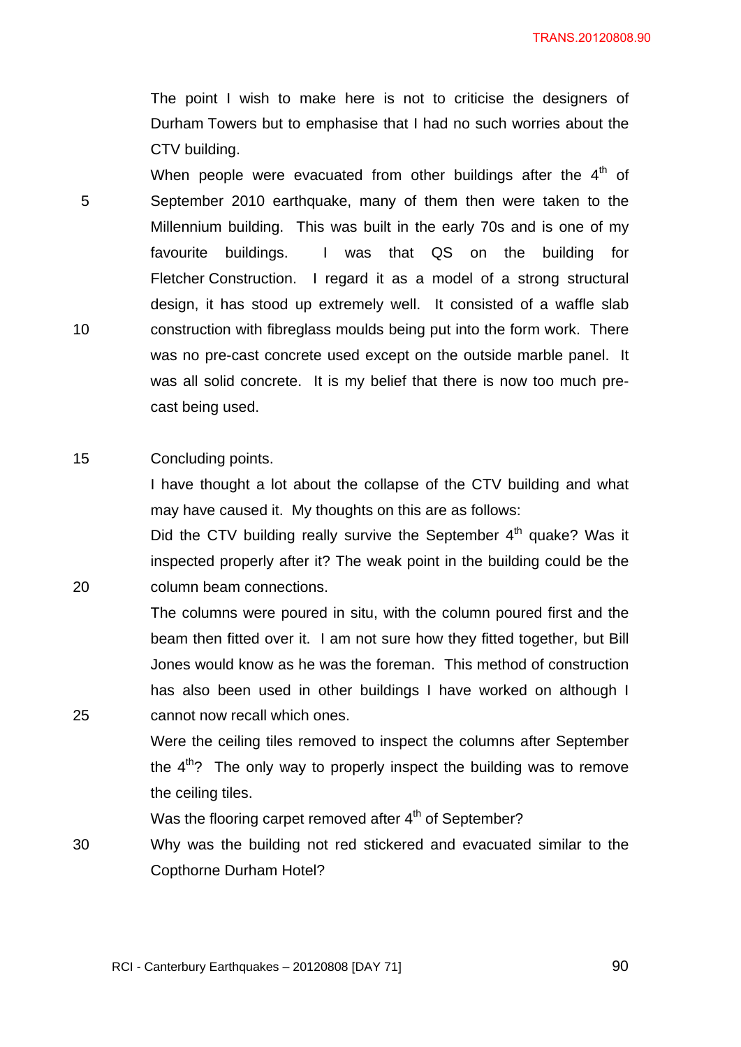The point I wish to make here is not to criticise the designers of Durham Towers but to emphasise that I had no such worries about the CTV building.

When people were evacuated from other buildings after the 4th of September 2010 earthquake, many of them then were taken to the Millennium building. This was built in the early 70s and is one of my favourite buildings. I was that QS on the building for Fletcher Construction. I regard it as a model of a strong structural design, it has stood up extremely well. It consisted of a waffle slab construction with fibreglass moulds being put into the form work. There was no pre-cast concrete used except on the outside marble panel. It was all solid concrete. It is my belief that there is now too much pre-cast being used.

Concluding points.

I have thought a lot about the collapse of the CTV building and what may have caused it. My thoughts on this are as follows:

Did the CTV building really survive the September 4th quake? Was it inspected properly after it? The weak point in the building could be the column beam connections.

The columns were poured in situ, with the column poured first and the beam then fitted over it. I am not sure how they fitted together, but Bill Jones would know as he was the foreman. This method of construction has also been used in other buildings I have worked on although I cannot now recall which ones.

Were the ceiling tiles removed to inspect the columns after September the 4th? The only way to properly inspect the building was to remove the ceiling tiles.

Was the flooring carpet removed after 4th of September?

Why was the building not red stickered and evacuated similar to the Copthorne Durham Hotel?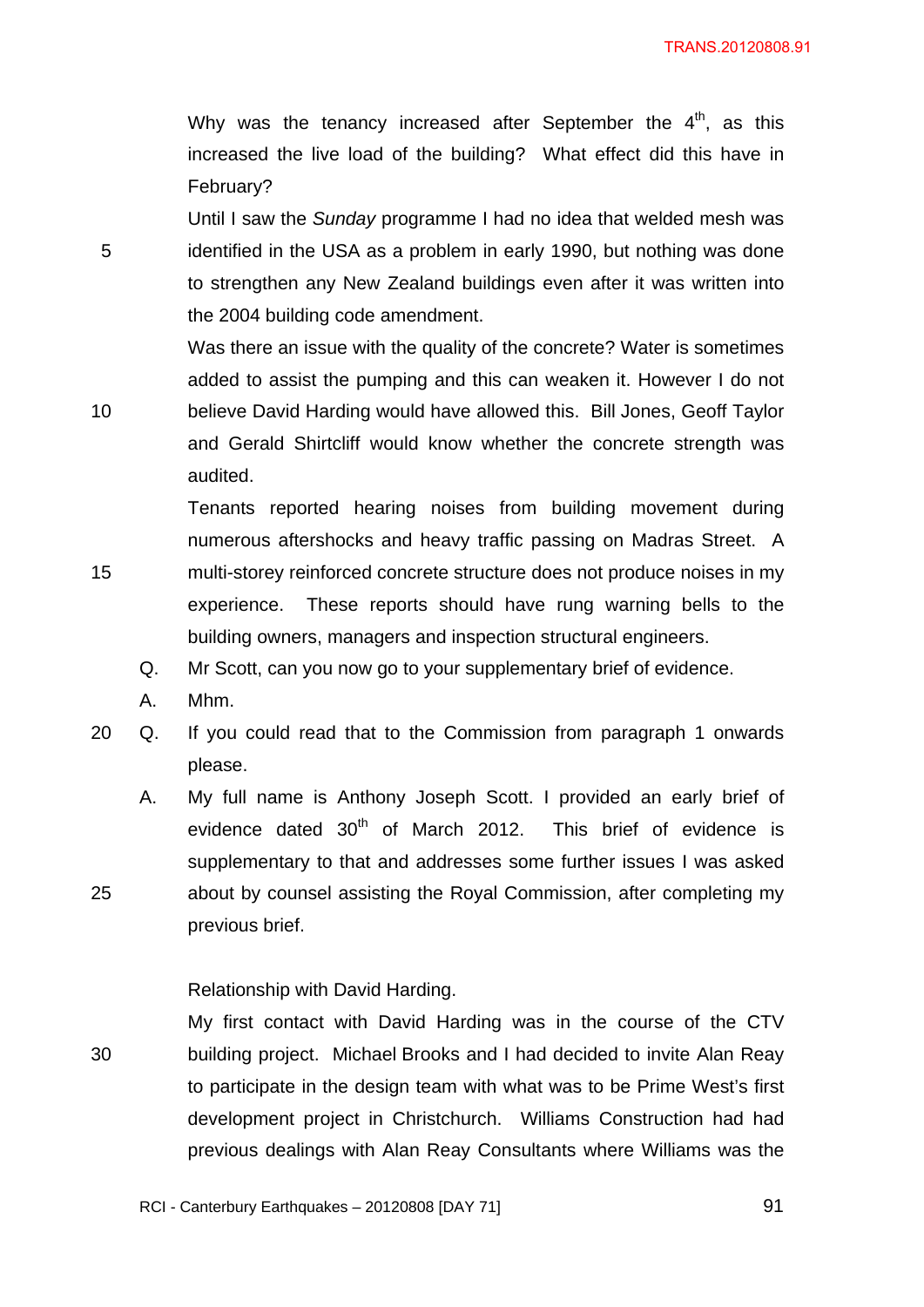Why was the tenancy increased after September the 4th, as this increased the live load of the building? What effect did this have in February?

Until I saw the *Sunday* programme I had no idea that welded mesh was identified in the USA as a problem in early 1990, but nothing was done to strengthen any New Zealand buildings even after it was written into the 2004 building code amendment.

Was there an issue with the quality of the concrete? Water is sometimes added to assist the pumping and this can weaken it. However I do not believe David Harding would have allowed this. Bill Jones, Geoff Taylor and Gerald Shirtcliff would know whether the concrete strength was audited.

Tenants reported hearing noises from building movement during numerous aftershocks and heavy traffic passing on Madras Street. A multi-storey reinforced concrete structure does not produce noises in my experience. These reports should have rung warning bells to the building owners, managers and inspection structural engineers.

Q. Mr Scott, can you now go to your supplementary brief of evidence.

A. Mhm.

Q. If you could read that to the Commission from paragraph 1 onwards please.

A. My full name is Anthony Joseph Scott. I provided an early brief of evidence dated 30th of March 2012. This brief of evidence is supplementary to that and addresses some further issues I was asked about by counsel assisting the Royal Commission, after completing my previous brief.

Relationship with David Harding.

My first contact with David Harding was in the course of the CTV building project. Michael Brooks and I had decided to invite Alan Reay to participate in the design team with what was to be Prime West's first development project in Christchurch. Williams Construction had had previous dealings with Alan Reay Consultants where Williams was the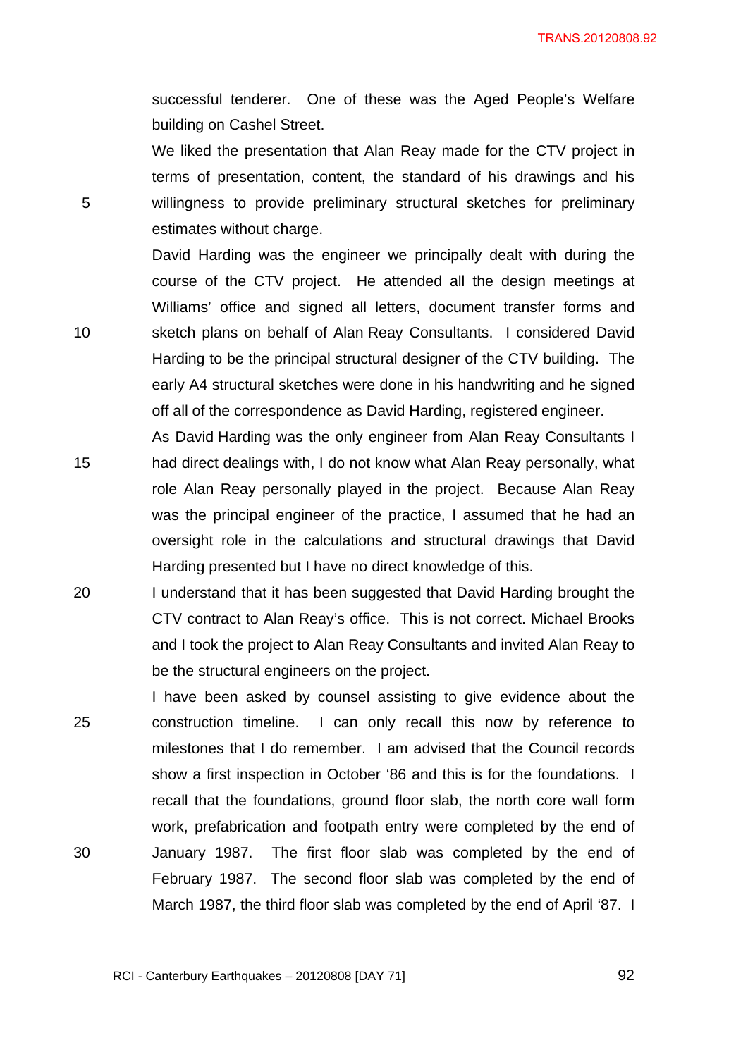successful tenderer. One of these was the Aged People's Welfare building on Cashel Street.

We liked the presentation that Alan Reay made for the CTV project in terms of presentation, content, the standard of his drawings and his willingness to provide preliminary structural sketches for preliminary estimates without charge.

David Harding was the engineer we principally dealt with during the course of the CTV project. He attended all the design meetings at Williams' office and signed all letters, document transfer forms and sketch plans on behalf of Alan Reay Consultants. I considered David Harding to be the principal structural designer of the CTV building. The early A4 structural sketches were done in his handwriting and he signed off all of the correspondence as David Harding, registered engineer.

As David Harding was the only engineer from Alan Reay Consultants I had direct dealings with, I do not know what Alan Reay personally, what role Alan Reay personally played in the project. Because Alan Reay was the principal engineer of the practice, I assumed that he had an oversight role in the calculations and structural drawings that David Harding presented but I have no direct knowledge of this.

I understand that it has been suggested that David Harding brought the CTV contract to Alan Reay's office. This is not correct. Michael Brooks and I took the project to Alan Reay Consultants and invited Alan Reay to be the structural engineers on the project.

I have been asked by counsel assisting to give evidence about the construction timeline. I can only recall this now by reference to milestones that I do remember. I am advised that the Council records show a first inspection in October '86 and this is for the foundations. I recall that the foundations, ground floor slab, the north core wall form work, prefabrication and footpath entry were completed by the end of January 1987. The first floor slab was completed by the end of February 1987. The second floor slab was completed by the end of March 1987, the third floor slab was completed by the end of April '87. I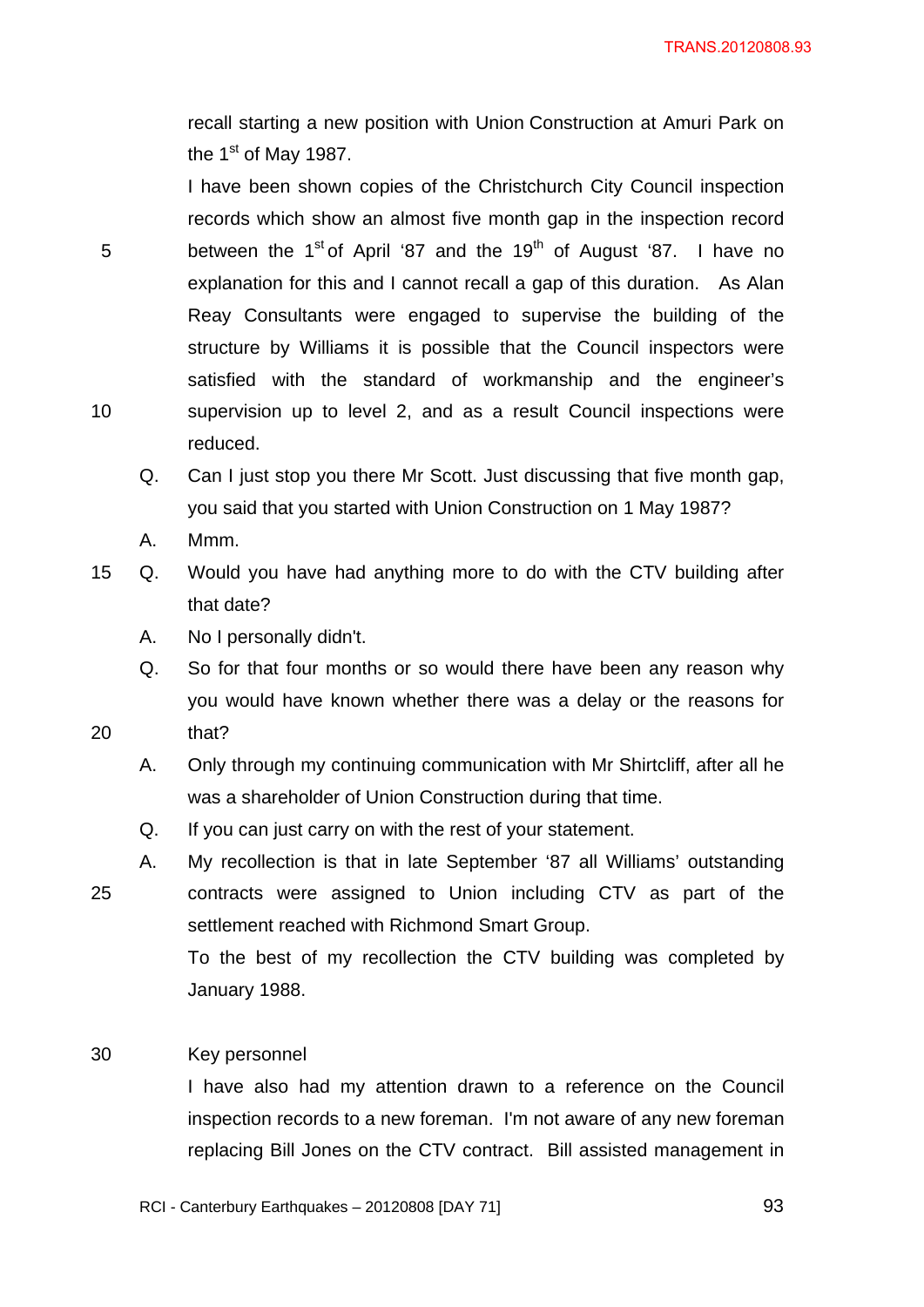recall starting a new position with Union Construction at Amuri Park on the 1st of May 1987.

I have been shown copies of the Christchurch City Council inspection records which show an almost five month gap in the inspection record between the 1st of April '87 and the 19th of August '87. I have no explanation for this and I cannot recall a gap of this duration. As Alan Reay Consultants were engaged to supervise the building of the structure by Williams it is possible that the Council inspectors were satisfied with the standard of workmanship and the engineer's supervision up to level 2, and as a result Council inspections were reduced.

Q. Can I just stop you there Mr Scott. Just discussing that five month gap, you said that you started with Union Construction on 1 May 1987?

A. Mmm.

Q. Would you have had anything more to do with the CTV building after that date?

A. No I personally didn't.

Q. So for that four months or so would there have been any reason why you would have known whether there was a delay or the reasons for that?

A. Only through my continuing communication with Mr Shirtcliff, after all he was a shareholder of Union Construction during that time.

Q. If you can just carry on with the rest of your statement.

A. My recollection is that in late September '87 all Williams' outstanding contracts were assigned to Union including CTV as part of the settlement reached with Richmond Smart Group.

To the best of my recollection the CTV building was completed by January 1988.

Key personnel

I have also had my attention drawn to a reference on the Council inspection records to a new foreman. I'm not aware of any new foreman replacing Bill Jones on the CTV contract. Bill assisted management in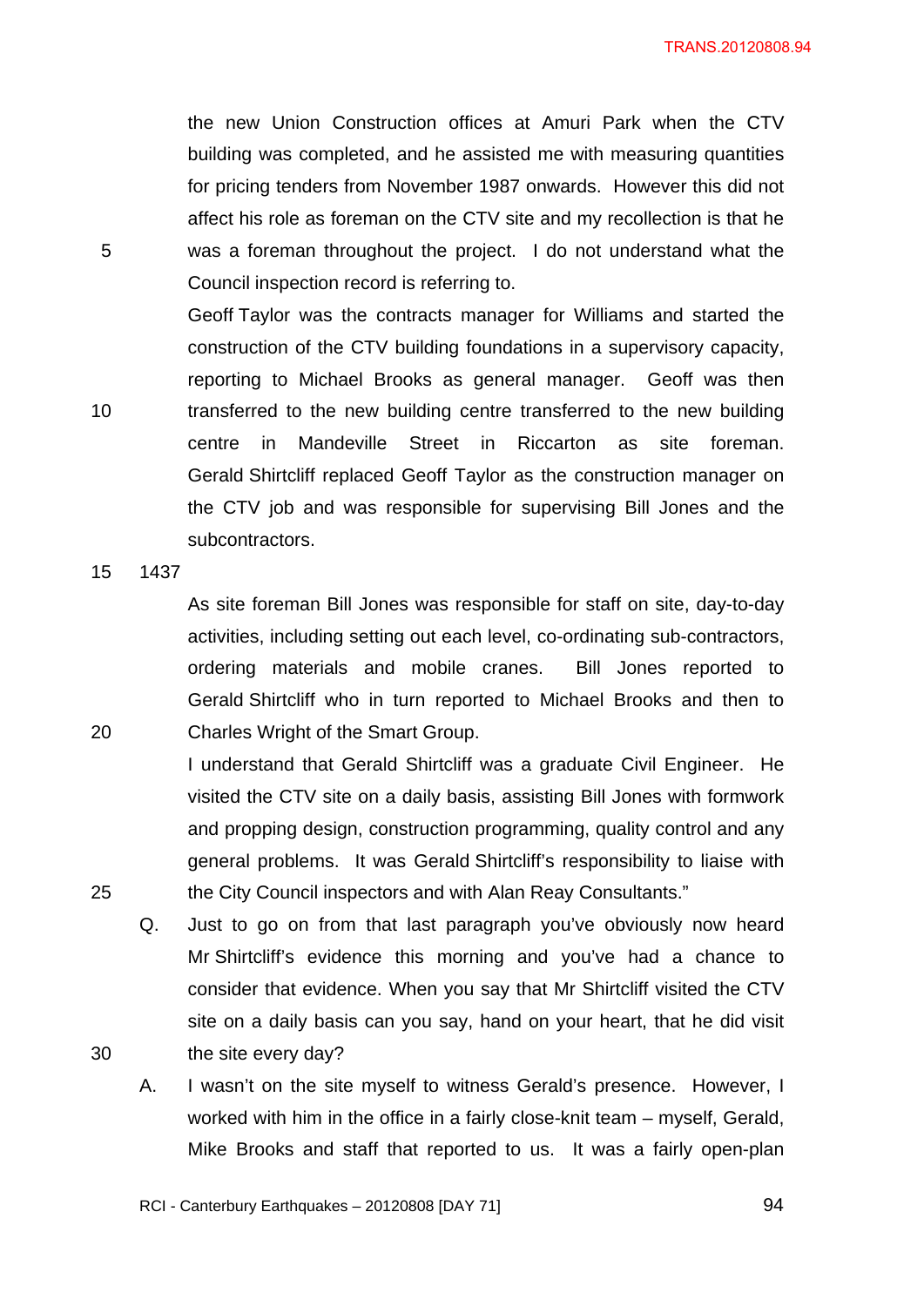the new Union Construction offices at Amuri Park when the CTV building was completed, and he assisted me with measuring quantities for pricing tenders from November 1987 onwards. However this did not affect his role as foreman on the CTV site and my recollection is that he was a foreman throughout the project. I do not understand what the Council inspection record is referring to.

Geoff Taylor was the contracts manager for Williams and started the construction of the CTV building foundations in a supervisory capacity, reporting to Michael Brooks as general manager. Geoff was then transferred to the new building centre transferred to the new building centre in Mandeville Street in Riccarton as site foreman. Gerald Shirtcliff replaced Geoff Taylor as the construction manager on the CTV job and was responsible for supervising Bill Jones and the subcontractors.

1437

As site foreman Bill Jones was responsible for staff on site, day-to-day activities, including setting out each level, co-ordinating sub-contractors, ordering materials and mobile cranes. Bill Jones reported to Gerald Shirtcliff who in turn reported to Michael Brooks and then to Charles Wright of the Smart Group.

I understand that Gerald Shirtcliff was a graduate Civil Engineer. He visited the CTV site on a daily basis, assisting Bill Jones with formwork and propping design, construction programming, quality control and any general problems. It was Gerald Shirtcliff's responsibility to liaise with the City Council inspectors and with Alan Reay Consultants."

Q. Just to go on from that last paragraph you've obviously now heard Mr Shirtcliff's evidence this morning and you've had a chance to consider that evidence. When you say that Mr Shirtcliff visited the CTV site on a daily basis can you say, hand on your heart, that he did visit the site every day?

A. I wasn't on the site myself to witness Gerald's presence. However, I worked with him in the office in a fairly close-knit team – myself, Gerald, Mike Brooks and staff that reported to us. It was a fairly open-plan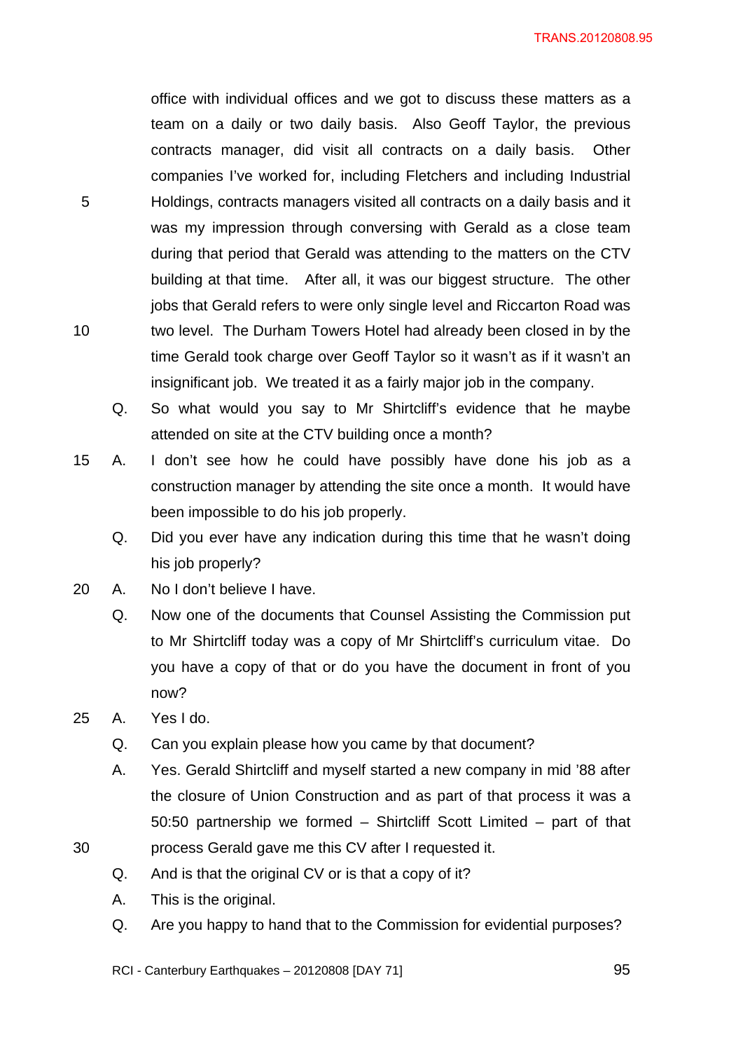office with individual offices and we got to discuss these matters as a team on a daily or two daily basis. Also Geoff Taylor, the previous contracts manager, did visit all contracts on a daily basis. Other companies I've worked for, including Fletchers and including Industrial Holdings, contracts managers visited all contracts on a daily basis and it was my impression through conversing with Gerald as a close team during that period that Gerald was attending to the matters on the CTV building at that time. After all, it was our biggest structure. The other jobs that Gerald refers to were only single level and Riccarton Road was two level. The Durham Towers Hotel had already been closed in by the time Gerald took charge over Geoff Taylor so it wasn't as if it wasn't an insignificant job. We treated it as a fairly major job in the company.

Q. So what would you say to Mr Shirtcliff's evidence that he maybe attended on site at the CTV building once a month?

A. I don't see how he could have possibly have done his job as a construction manager by attending the site once a month. It would have been impossible to do his job properly.

Q. Did you ever have any indication during this time that he wasn't doing his job properly?

A. No I don't believe I have.

Q. Now one of the documents that Counsel Assisting the Commission put to Mr Shirtcliff today was a copy of Mr Shirtcliff's curriculum vitae. Do you have a copy of that or do you have the document in front of you now?

A. Yes I do.

Q. Can you explain please how you came by that document?

A. Yes. Gerald Shirtcliff and myself started a new company in mid '88 after the closure of Union Construction and as part of that process it was a 50:50 partnership we formed – Shirtcliff Scott Limited – part of that process Gerald gave me this CV after I requested it.

Q. And is that the original CV or is that a copy of it?

A. This is the original.

Q. Are you happy to hand that to the Commission for evidential purposes?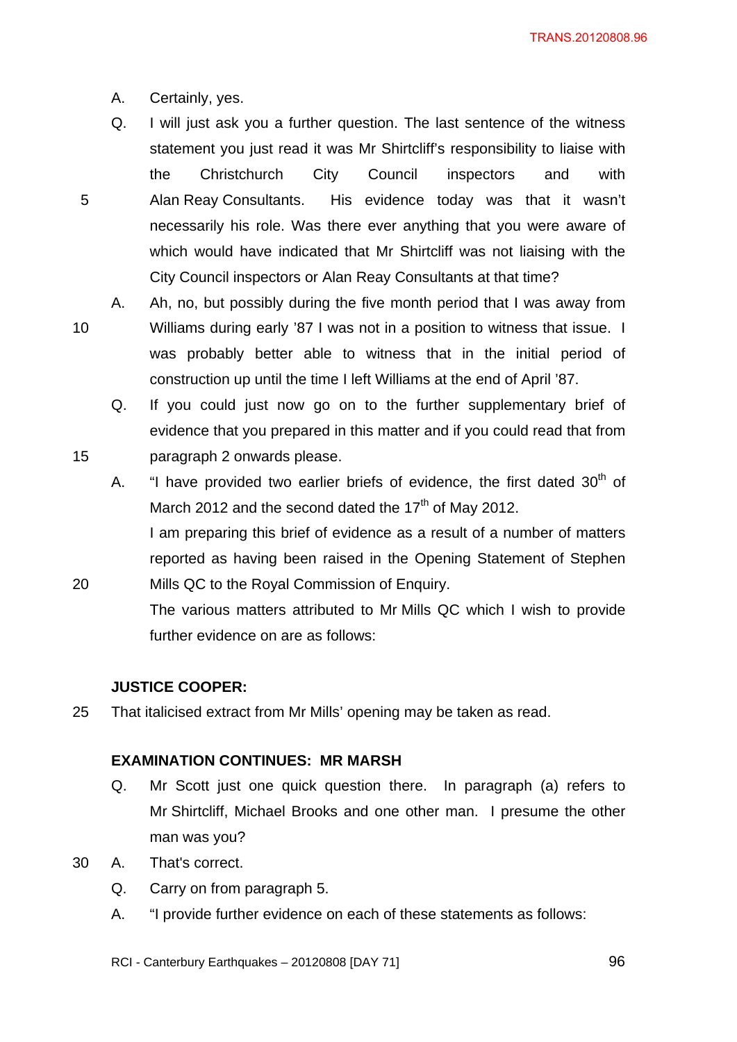A. Certainly, yes.

Q. I will just ask you a further question. The last sentence of the witness statement you just read it was Mr Shirtcliff's responsibility to liaise with the Christchurch City Council inspectors and with Alan Reay Consultants. His evidence today was that it wasn't necessarily his role. Was there ever anything that you were aware of which would have indicated that Mr Shirtcliff was not liaising with the City Council inspectors or Alan Reay Consultants at that time?

A. Ah, no, but possibly during the five month period that I was away from Williams during early '87 I was not in a position to witness that issue. I was probably better able to witness that in the initial period of construction up until the time I left Williams at the end of April '87.

Q. If you could just now go on to the further supplementary brief of evidence that you prepared in this matter and if you could read that from paragraph 2 onwards please.

A. "I have provided two earlier briefs of evidence, the first dated 30th of March 2012 and the second dated the 17th of May 2012.

I am preparing this brief of evidence as a result of a number of matters reported as having been raised in the Opening Statement of Stephen Mills QC to the Royal Commission of Enquiry.

The various matters attributed to Mr Mills QC which I wish to provide further evidence on are as follows:

**JUSTICE COOPER:**

That italicised extract from Mr Mills' opening may be taken as read.

**EXAMINATION CONTINUES: MR MARSH**

Q. Mr Scott just one quick question there. In paragraph (a) refers to Mr Shirtcliff, Michael Brooks and one other man. I presume the other man was you?

A. That's correct.

Q. Carry on from paragraph 5.

A. "I provide further evidence on each of these statements as follows: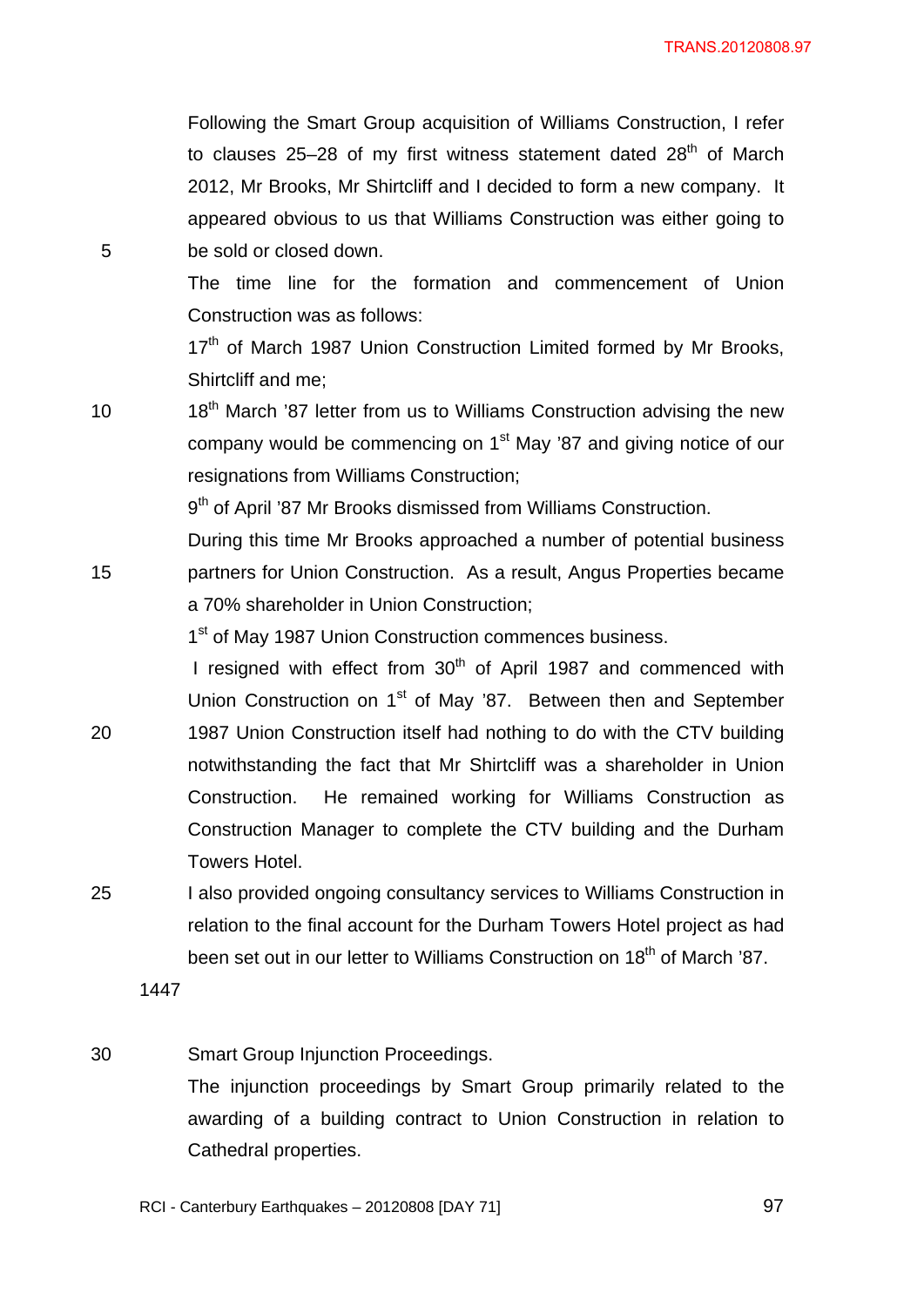Following the Smart Group acquisition of Williams Construction, I refer to clauses 25–28 of my first witness statement dated 28th of March 2012, Mr Brooks, Mr Shirtcliff and I decided to form a new company. It appeared obvious to us that Williams Construction was either going to be sold or closed down.

The time line for the formation and commencement of Union Construction was as follows:

17th of March 1987 Union Construction Limited formed by Mr Brooks, Shirtcliff and me;

18th March '87 letter from us to Williams Construction advising the new company would be commencing on 1st May '87 and giving notice of our resignations from Williams Construction;

9th of April '87 Mr Brooks dismissed from Williams Construction.

During this time Mr Brooks approached a number of potential business partners for Union Construction. As a result, Angus Properties became a 70% shareholder in Union Construction;

1st of May 1987 Union Construction commences business.

I resigned with effect from 30th of April 1987 and commenced with Union Construction on 1st of May '87. Between then and September 1987 Union Construction itself had nothing to do with the CTV building notwithstanding the fact that Mr Shirtcliff was a shareholder in Union Construction. He remained working for Williams Construction as Construction Manager to complete the CTV building and the Durham Towers Hotel.

I also provided ongoing consultancy services to Williams Construction in relation to the final account for the Durham Towers Hotel project as had been set out in our letter to Williams Construction on 18th of March '87.

1447

Smart Group Injunction Proceedings.

The injunction proceedings by Smart Group primarily related to the awarding of a building contract to Union Construction in relation to Cathedral properties.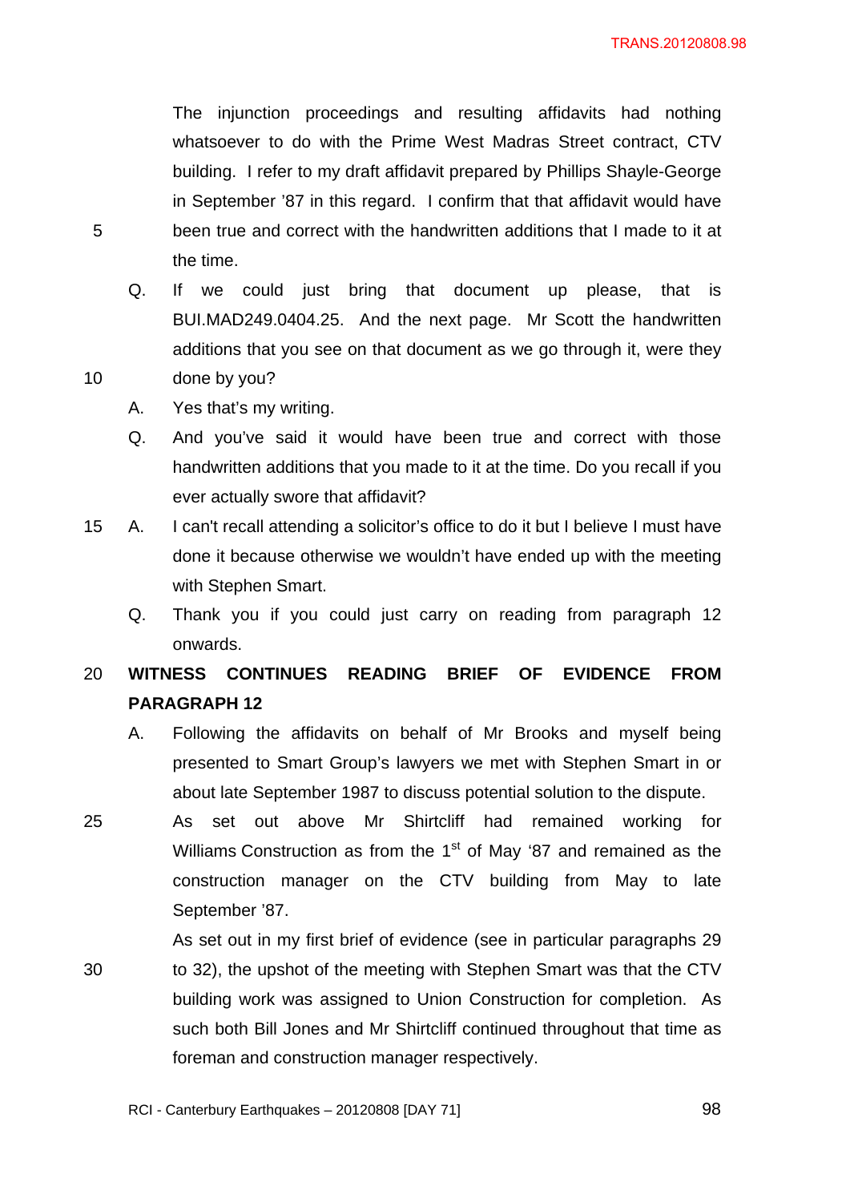The injunction proceedings and resulting affidavits had nothing whatsoever to do with the Prime West Madras Street contract, CTV building. I refer to my draft affidavit prepared by Phillips Shayle-George in September '87 in this regard. I confirm that that affidavit would have been true and correct with the handwritten additions that I made to it at the time.

Q. If we could just bring that document up please, that is BUI.MAD249.0404.25. And the next page. Mr Scott the handwritten additions that you see on that document as we go through it, were they done by you?

A. Yes that's my writing.

Q. And you've said it would have been true and correct with those handwritten additions that you made to it at the time. Do you recall if you ever actually swore that affidavit?

A. I can't recall attending a solicitor's office to do it but I believe I must have done it because otherwise we wouldn't have ended up with the meeting with Stephen Smart.

Q. Thank you if you could just carry on reading from paragraph 12 onwards.

**WITNESS CONTINUES READING BRIEF OF EVIDENCE FROM PARAGRAPH 12**

A. Following the affidavits on behalf of Mr Brooks and myself being presented to Smart Group's lawyers we met with Stephen Smart in or about late September 1987 to discuss potential solution to the dispute.

As set out above Mr Shirtcliff had remained working for Williams Construction as from the 1st of May '87 and remained as the construction manager on the CTV building from May to late September '87.

As set out in my first brief of evidence (see in particular paragraphs 29 to 32), the upshot of the meeting with Stephen Smart was that the CTV building work was assigned to Union Construction for completion. As such both Bill Jones and Mr Shirtcliff continued throughout that time as foreman and construction manager respectively.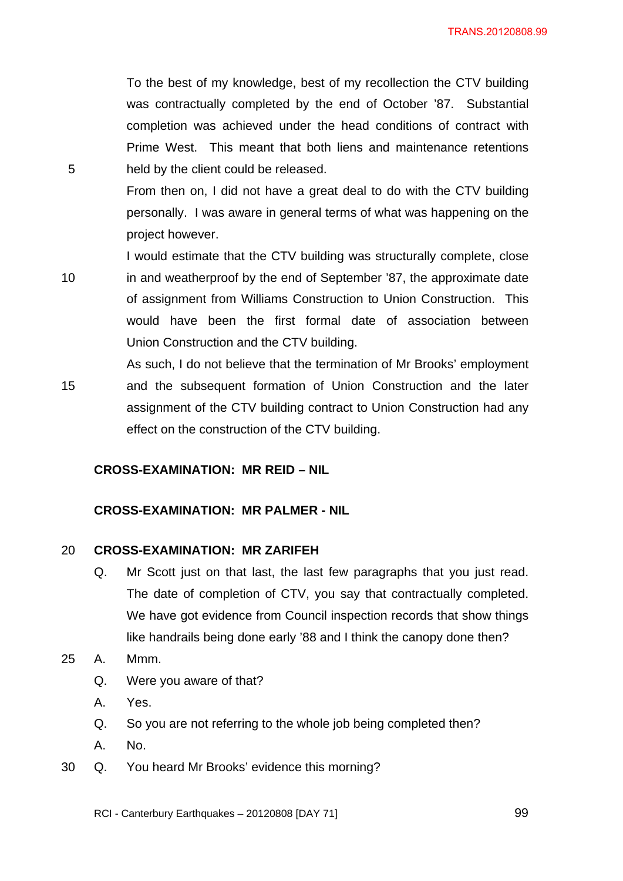To the best of my knowledge, best of my recollection the CTV building was contractually completed by the end of October '87. Substantial completion was achieved under the head conditions of contract with Prime West. This meant that both liens and maintenance retentions held by the client could be released.

From then on, I did not have a great deal to do with the CTV building personally. I was aware in general terms of what was happening on the project however.

I would estimate that the CTV building was structurally complete, close in and weatherproof by the end of September '87, the approximate date of assignment from Williams Construction to Union Construction. This would have been the first formal date of association between Union Construction and the CTV building.

As such, I do not believe that the termination of Mr Brooks' employment and the subsequent formation of Union Construction and the later assignment of the CTV building contract to Union Construction had any effect on the construction of the CTV building.

**CROSS-EXAMINATION: MR REID – NIL**

**CROSS-EXAMINATION: MR PALMER - NIL**

**CROSS-EXAMINATION: MR ZARIFEH**

Q. Mr Scott just on that last, the last few paragraphs that you just read. The date of completion of CTV, you say that contractually completed. We have got evidence from Council inspection records that show things like handrails being done early '88 and I think the canopy done then?

A. Mmm.

Q. Were you aware of that?

A. Yes.

Q. So you are not referring to the whole job being completed then?

A. No.

Q. You heard Mr Brooks' evidence this morning?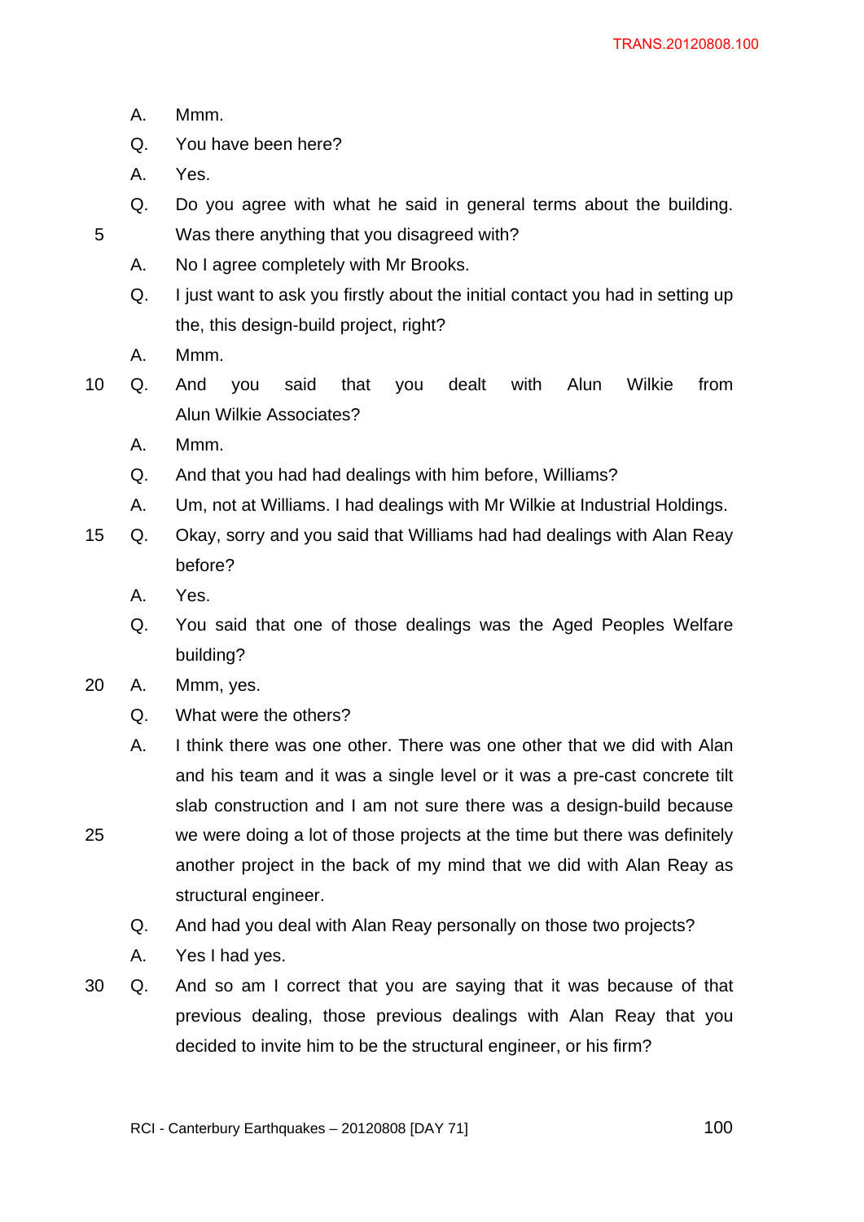A. Mmm.

Q. You have been here?

A. Yes.

Q. Do you agree with what he said in general terms about the building. Was there anything that you disagreed with?

A. No I agree completely with Mr Brooks.

Q. I just want to ask you firstly about the initial contact you had in setting up the, this design-build project, right?

A. Mmm.

Q. And you said that you dealt with Alun Wilkie from Alun Wilkie Associates?

A. Mmm.

Q. And that you had had dealings with him before, Williams?

A. Um, not at Williams. I had dealings with Mr Wilkie at Industrial Holdings.

Q. Okay, sorry and you said that Williams had had dealings with Alan Reay before?

A. Yes.

Q. You said that one of those dealings was the Aged Peoples Welfare building?

A. Mmm, yes.

Q. What were the others?

A. I think there was one other. There was one other that we did with Alan and his team and it was a single level or it was a pre-cast concrete tilt slab construction and I am not sure there was a design-build because we were doing a lot of those projects at the time but there was definitely another project in the back of my mind that we did with Alan Reay as structural engineer.

Q. And had you deal with Alan Reay personally on those two projects?

A. Yes I had yes.

Q. And so am I correct that you are saying that it was because of that previous dealing, those previous dealings with Alan Reay that you decided to invite him to be the structural engineer, or his firm?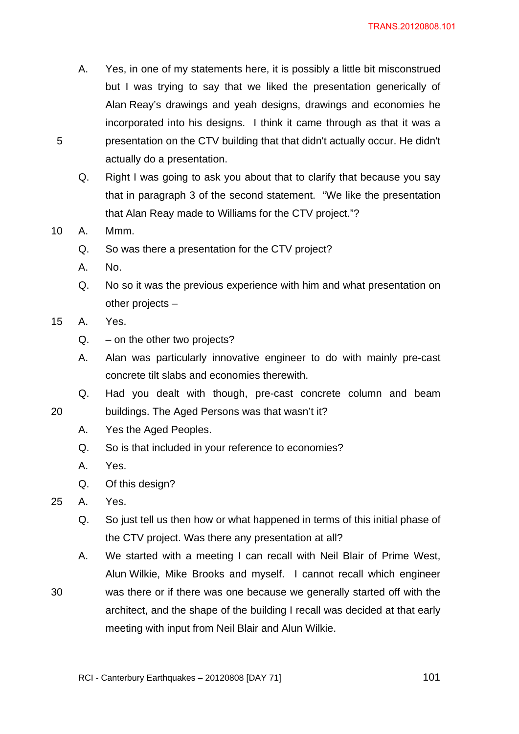A. Yes, in one of my statements here, it is possibly a little bit misconstrued but I was trying to say that we liked the presentation generically of Alan Reay's drawings and yeah designs, drawings and economies he incorporated into his designs. I think it came through as that it was a presentation on the CTV building that that didn't actually occur. He didn't actually do a presentation.

Q. Right I was going to ask you about that to clarify that because you say that in paragraph 3 of the second statement. "We like the presentation that Alan Reay made to Williams for the CTV project."?

A. Mmm.

Q. So was there a presentation for the CTV project?

A. No.

Q. No so it was the previous experience with him and what presentation on other projects –

A. Yes.

Q. – on the other two projects?

A. Alan was particularly innovative engineer to do with mainly pre-cast concrete tilt slabs and economies therewith.

Q. Had you dealt with though, pre-cast concrete column and beam buildings. The Aged Persons was that wasn't it?

A. Yes the Aged Peoples.

Q. So is that included in your reference to economies?

A. Yes.

Q. Of this design?

A. Yes.

Q. So just tell us then how or what happened in terms of this initial phase of the CTV project. Was there any presentation at all?

A. We started with a meeting I can recall with Neil Blair of Prime West, Alun Wilkie, Mike Brooks and myself. I cannot recall which engineer was there or if there was one because we generally started off with the architect, and the shape of the building I recall was decided at that early meeting with input from Neil Blair and Alun Wilkie.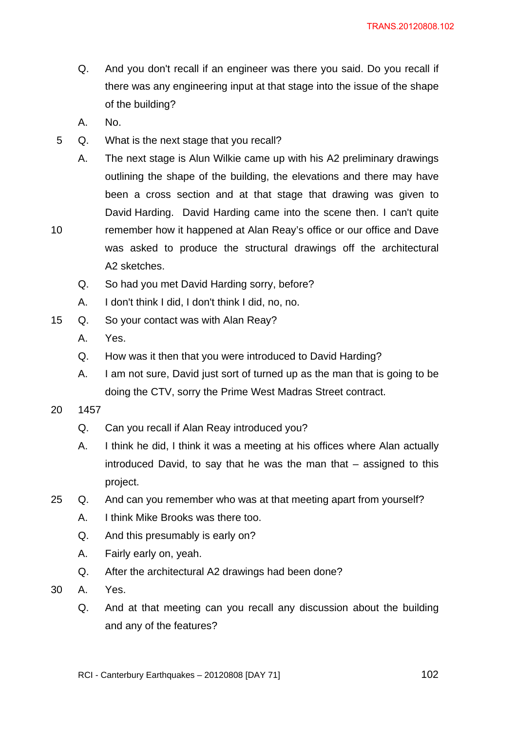Q. And you don't recall if an engineer was there you said. Do you recall if there was any engineering input at that stage into the issue of the shape of the building?

A. No.

Q. What is the next stage that you recall?

A. The next stage is Alun Wilkie came up with his A2 preliminary drawings outlining the shape of the building, the elevations and there may have been a cross section and at that stage that drawing was given to David Harding. David Harding came into the scene then. I can't quite remember how it happened at Alan Reay's office or our office and Dave was asked to produce the structural drawings off the architectural A2 sketches.

Q. So had you met David Harding sorry, before?

A. I don't think I did, I don't think I did, no, no.

Q. So your contact was with Alan Reay?

A. Yes.

Q. How was it then that you were introduced to David Harding?

A. I am not sure, David just sort of turned up as the man that is going to be doing the CTV, sorry the Prime West Madras Street contract.

1457

Q. Can you recall if Alan Reay introduced you?

A. I think he did, I think it was a meeting at his offices where Alan actually introduced David, to say that he was the man that – assigned to this project.

Q. And can you remember who was at that meeting apart from yourself?

A. I think Mike Brooks was there too.

Q. And this presumably is early on?

A. Fairly early on, yeah.

Q. After the architectural A2 drawings had been done?

A. Yes.

Q. And at that meeting can you recall any discussion about the building and any of the features?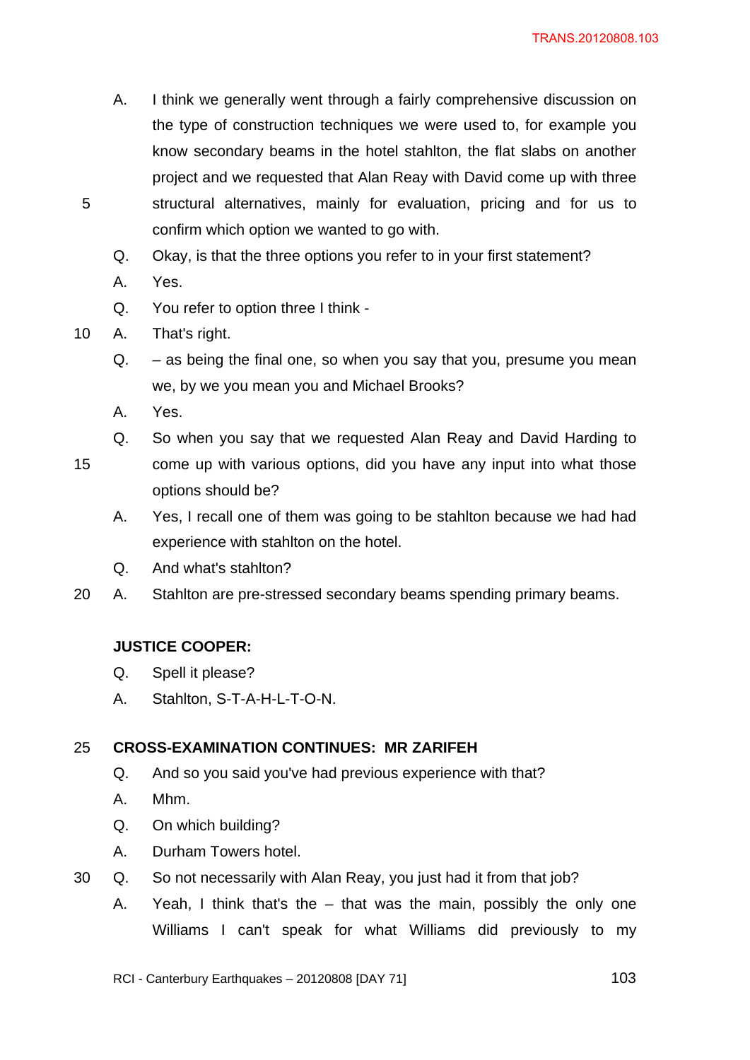A. I think we generally went through a fairly comprehensive discussion on the type of construction techniques we were used to, for example you know secondary beams in the hotel stahlton, the flat slabs on another project and we requested that Alan Reay with David come up with three structural alternatives, mainly for evaluation, pricing and for us to confirm which option we wanted to go with.

Q. Okay, is that the three options you refer to in your first statement?

A. Yes.

Q. You refer to option three I think -

A. That's right.

Q. – as being the final one, so when you say that you, presume you mean we, by we you mean you and Michael Brooks?

A. Yes.

Q. So when you say that we requested Alan Reay and David Harding to come up with various options, did you have any input into what those options should be?

A. Yes, I recall one of them was going to be stahlton because we had had experience with stahlton on the hotel.

Q. And what's stahlton?

A. Stahlton are pre-stressed secondary beams spending primary beams.

**JUSTICE COOPER:**

Q. Spell it please?

A. Stahlton, S-T-A-H-L-T-O-N.

**CROSS-EXAMINATION CONTINUES: MR ZARIFEH**

Q. And so you said you've had previous experience with that?

A. Mhm.

Q. On which building?

A. Durham Towers hotel.

Q. So not necessarily with Alan Reay, you just had it from that job?

A. Yeah, I think that's the – that was the main, possibly the only one Williams I can't speak for what Williams did previously to my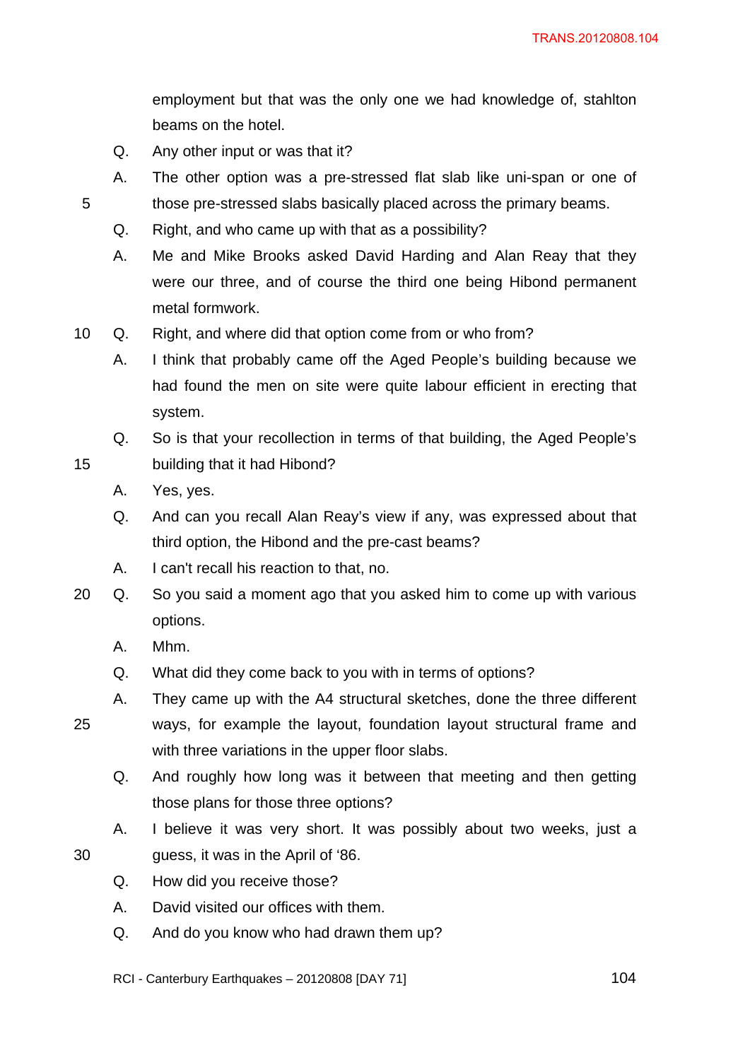employment but that was the only one we had knowledge of, stahlton beams on the hotel.

Q. Any other input or was that it?

A. The other option was a pre-stressed flat slab like uni-span or one of those pre-stressed slabs basically placed across the primary beams.

Q. Right, and who came up with that as a possibility?

A. Me and Mike Brooks asked David Harding and Alan Reay that they were our three, and of course the third one being Hibond permanent metal formwork.

Q. Right, and where did that option come from or who from?

A. I think that probably came off the Aged People's building because we had found the men on site were quite labour efficient in erecting that system.

Q. So is that your recollection in terms of that building, the Aged People's building that it had Hibond?

A. Yes, yes.

Q. And can you recall Alan Reay's view if any, was expressed about that third option, the Hibond and the pre-cast beams?

A. I can't recall his reaction to that, no.

Q. So you said a moment ago that you asked him to come up with various options.

A. Mhm.

Q. What did they come back to you with in terms of options?

A. They came up with the A4 structural sketches, done the three different ways, for example the layout, foundation layout structural frame and with three variations in the upper floor slabs.

Q. And roughly how long was it between that meeting and then getting those plans for those three options?

A. I believe it was very short. It was possibly about two weeks, just a guess, it was in the April of '86.

Q. How did you receive those?

A. David visited our offices with them.

Q. And do you know who had drawn them up?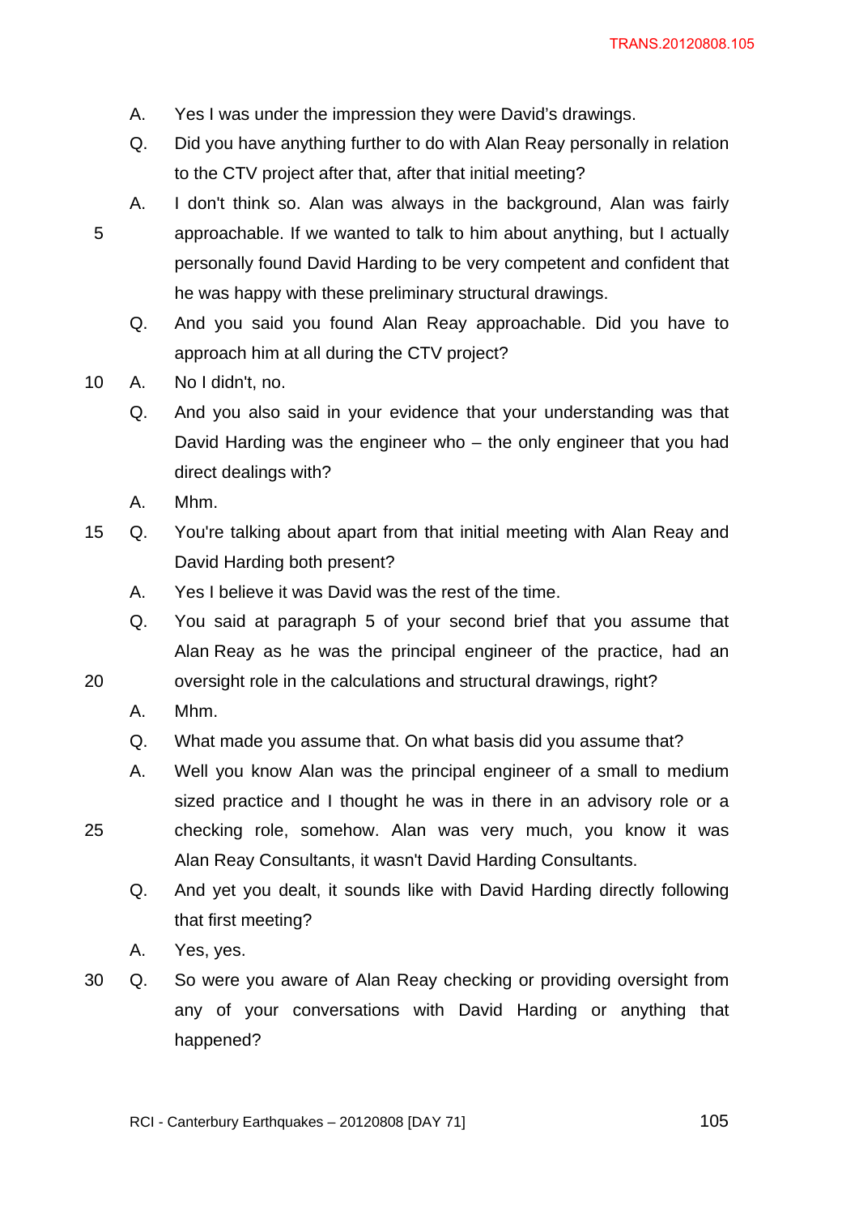A. Yes I was under the impression they were David's drawings.

Q. Did you have anything further to do with Alan Reay personally in relation to the CTV project after that, after that initial meeting?

A. I don't think so. Alan was always in the background, Alan was fairly approachable. If we wanted to talk to him about anything, but I actually personally found David Harding to be very competent and confident that he was happy with these preliminary structural drawings.

Q. And you said you found Alan Reay approachable. Did you have to approach him at all during the CTV project?

A. No I didn't, no.

Q. And you also said in your evidence that your understanding was that David Harding was the engineer who – the only engineer that you had direct dealings with?

A. Mhm.

Q. You're talking about apart from that initial meeting with Alan Reay and David Harding both present?

A. Yes I believe it was David was the rest of the time.

Q. You said at paragraph 5 of your second brief that you assume that Alan Reay as he was the principal engineer of the practice, had an oversight role in the calculations and structural drawings, right?

A. Mhm.

Q. What made you assume that. On what basis did you assume that?

A. Well you know Alan was the principal engineer of a small to medium sized practice and I thought he was in there in an advisory role or a checking role, somehow. Alan was very much, you know it was Alan Reay Consultants, it wasn't David Harding Consultants.

Q. And yet you dealt, it sounds like with David Harding directly following that first meeting?

A. Yes, yes.

Q. So were you aware of Alan Reay checking or providing oversight from any of your conversations with David Harding or anything that happened?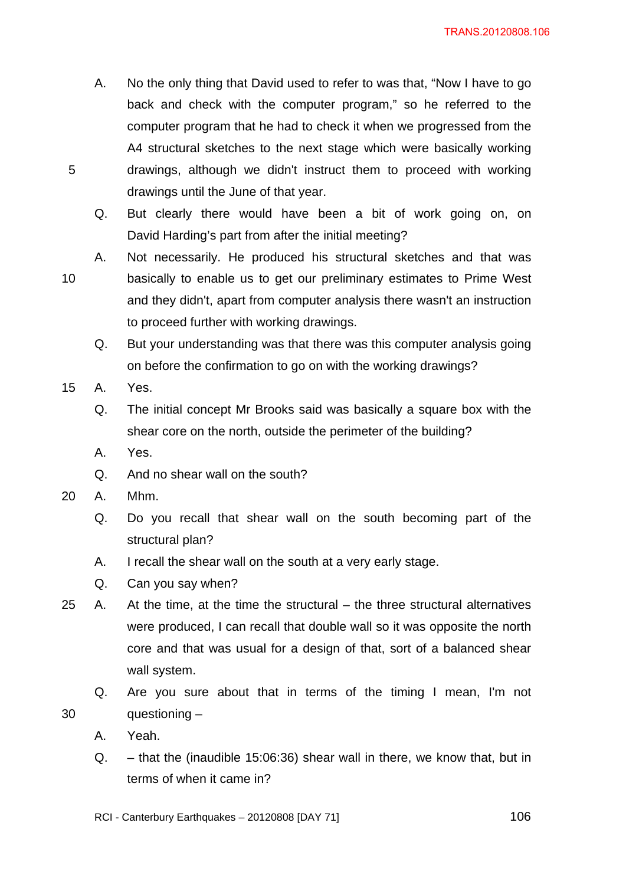A. No the only thing that David used to refer to was that, "Now I have to go back and check with the computer program," so he referred to the computer program that he had to check it when we progressed from the A4 structural sketches to the next stage which were basically working drawings, although we didn't instruct them to proceed with working drawings until the June of that year.

Q. But clearly there would have been a bit of work going on, on David Harding's part from after the initial meeting?

A. Not necessarily. He produced his structural sketches and that was basically to enable us to get our preliminary estimates to Prime West and they didn't, apart from computer analysis there wasn't an instruction to proceed further with working drawings.

Q. But your understanding was that there was this computer analysis going on before the confirmation to go on with the working drawings?

A. Yes.

Q. The initial concept Mr Brooks said was basically a square box with the shear core on the north, outside the perimeter of the building?

A. Yes.

Q. And no shear wall on the south?

A. Mhm.

Q. Do you recall that shear wall on the south becoming part of the structural plan?

A. I recall the shear wall on the south at a very early stage.

Q. Can you say when?

A. At the time, at the time the structural – the three structural alternatives were produced, I can recall that double wall so it was opposite the north core and that was usual for a design of that, sort of a balanced shear wall system.

Q. Are you sure about that in terms of the timing I mean, I'm not questioning –

A. Yeah.

Q. – that the (inaudible 15:06:36) shear wall in there, we know that, but in terms of when it came in?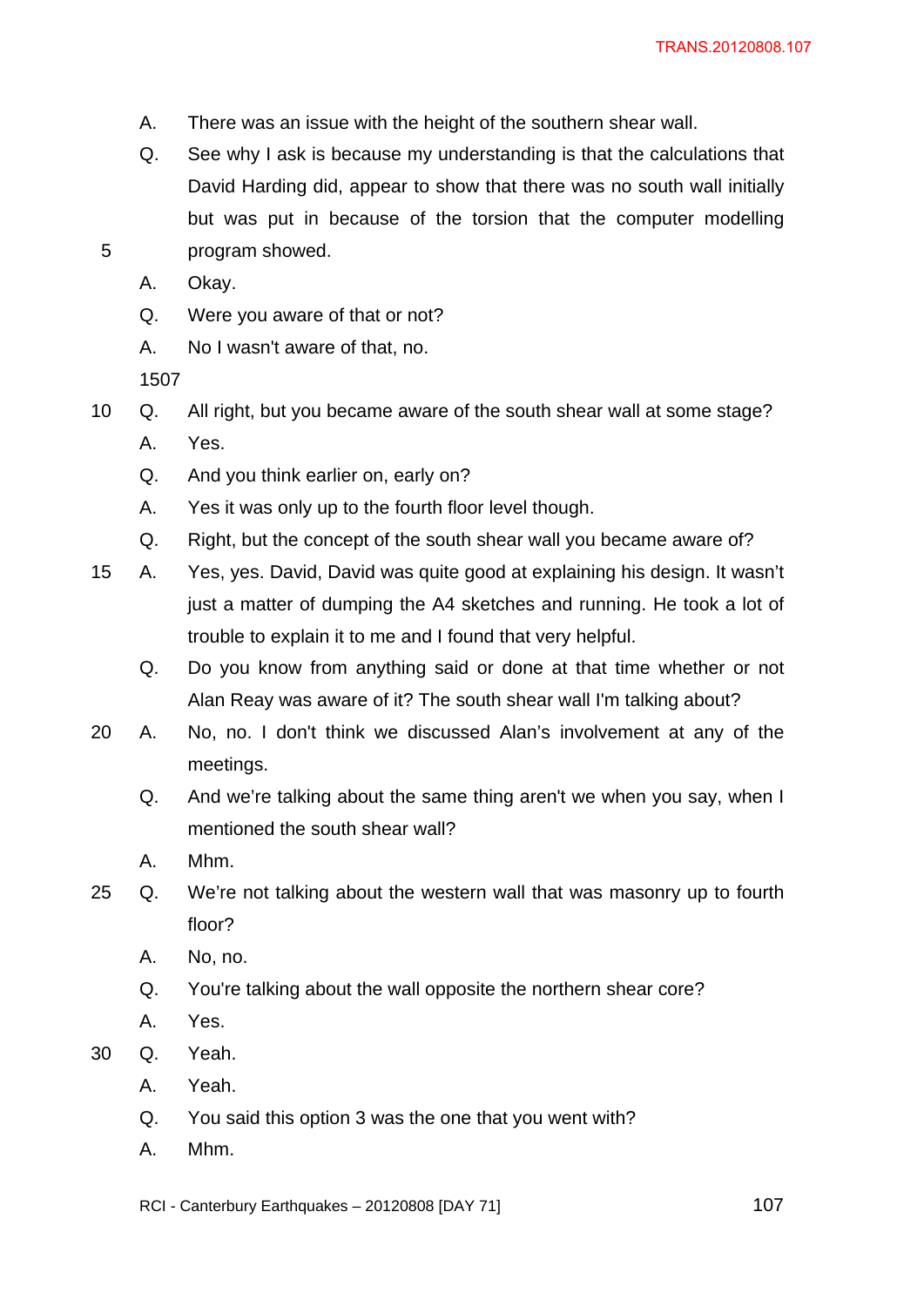A. There was an issue with the height of the southern shear wall.

Q. See why I ask is because my understanding is that the calculations that David Harding did, appear to show that there was no south wall initially but was put in because of the torsion that the computer modelling program showed.

A. Okay.

Q. Were you aware of that or not?

A. No I wasn't aware of that, no.

1507

Q. All right, but you became aware of the south shear wall at some stage?

A. Yes.

Q. And you think earlier on, early on?

A. Yes it was only up to the fourth floor level though.

Q. Right, but the concept of the south shear wall you became aware of?

A. Yes, yes. David, David was quite good at explaining his design. It wasn't just a matter of dumping the A4 sketches and running. He took a lot of trouble to explain it to me and I found that very helpful.

Q. Do you know from anything said or done at that time whether or not Alan Reay was aware of it? The south shear wall I'm talking about?

A. No, no. I don't think we discussed Alan's involvement at any of the meetings.

Q. And we're talking about the same thing aren't we when you say, when I mentioned the south shear wall?

A. Mhm.

Q. We're not talking about the western wall that was masonry up to fourth floor?

A. No, no.

Q. You're talking about the wall opposite the northern shear core?

A. Yes.

Q. Yeah.

A. Yeah.

Q. You said this option 3 was the one that you went with?

A. Mhm.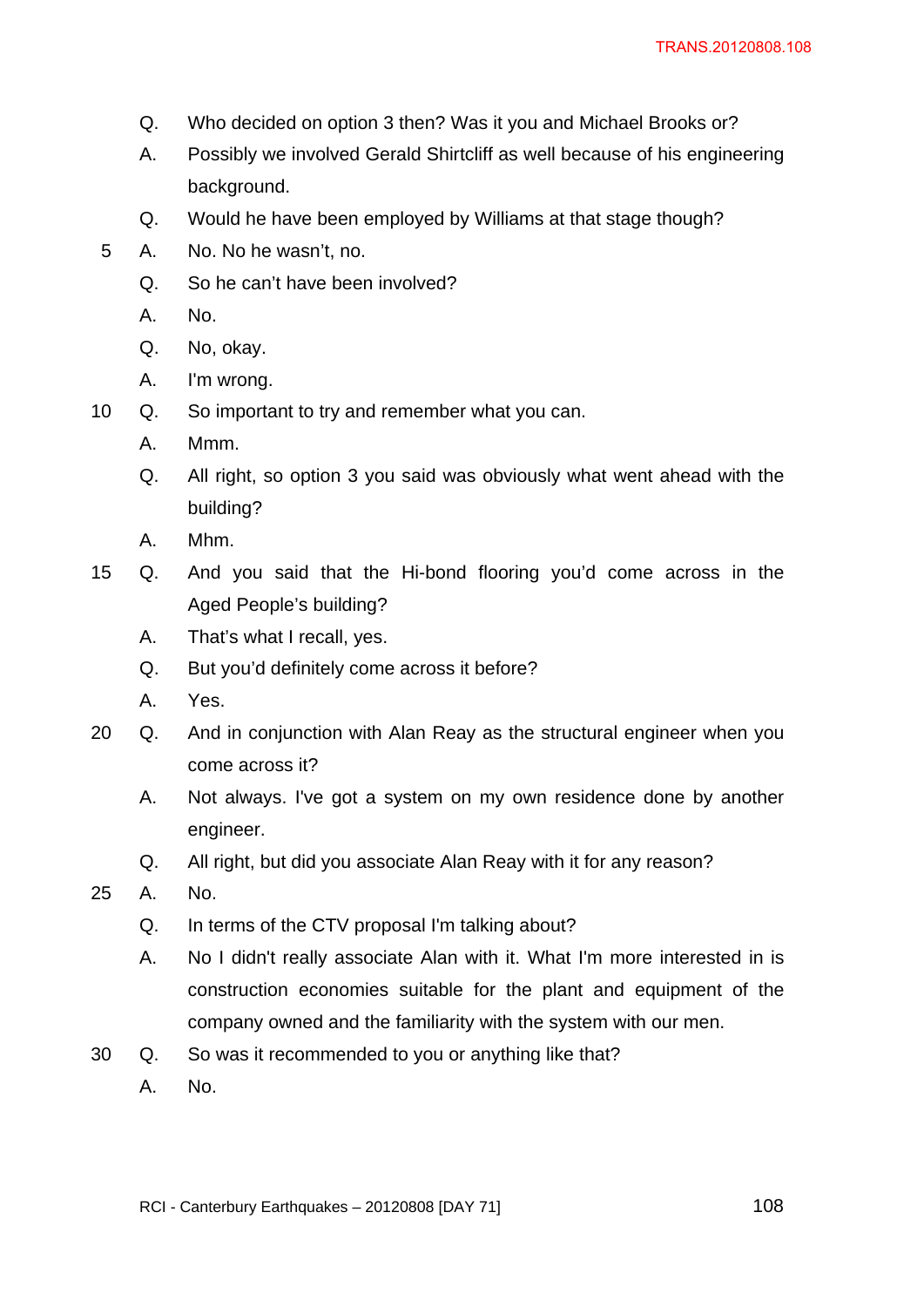Q. Who decided on option 3 then? Was it you and Michael Brooks or?

A. Possibly we involved Gerald Shirtcliff as well because of his engineering background.

Q. Would he have been employed by Williams at that stage though?

A. No. No he wasn't, no.

Q. So he can't have been involved?

A. No.

Q. No, okay.

A. I'm wrong.

Q. So important to try and remember what you can.

A. Mmm.

Q. All right, so option 3 you said was obviously what went ahead with the building?

A. Mhm.

Q. And you said that the Hi-bond flooring you'd come across in the Aged People's building?

A. That's what I recall, yes.

Q. But you'd definitely come across it before?

A. Yes.

Q. And in conjunction with Alan Reay as the structural engineer when you come across it?

A. Not always. I've got a system on my own residence done by another engineer.

Q. All right, but did you associate Alan Reay with it for any reason?

A. No.

Q. In terms of the CTV proposal I'm talking about?

A. No I didn't really associate Alan with it. What I'm more interested in is construction economies suitable for the plant and equipment of the company owned and the familiarity with the system with our men.

Q. So was it recommended to you or anything like that?

A. No.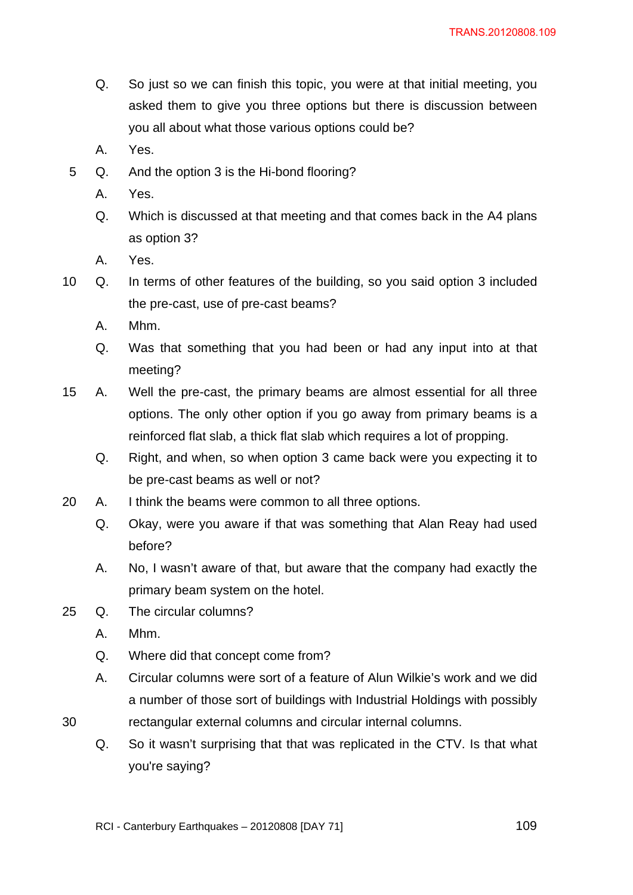Q. So just so we can finish this topic, you were at that initial meeting, you asked them to give you three options but there is discussion between you all about what those various options could be?

A. Yes.

Q. And the option 3 is the Hi-bond flooring?

A. Yes.

Q. Which is discussed at that meeting and that comes back in the A4 plans as option 3?

A. Yes.

Q. In terms of other features of the building, so you said option 3 included the pre-cast, use of pre-cast beams?

A. Mhm.

Q. Was that something that you had been or had any input into at that meeting?

A. Well the pre-cast, the primary beams are almost essential for all three options. The only other option if you go away from primary beams is a reinforced flat slab, a thick flat slab which requires a lot of propping.

Q. Right, and when, so when option 3 came back were you expecting it to be pre-cast beams as well or not?

A. I think the beams were common to all three options.

Q. Okay, were you aware if that was something that Alan Reay had used before?

A. No, I wasn't aware of that, but aware that the company had exactly the primary beam system on the hotel.

Q. The circular columns?

A. Mhm.

Q. Where did that concept come from?

A. Circular columns were sort of a feature of Alun Wilkie's work and we did a number of those sort of buildings with Industrial Holdings with possibly rectangular external columns and circular internal columns.

Q. So it wasn't surprising that that was replicated in the CTV. Is that what you're saying?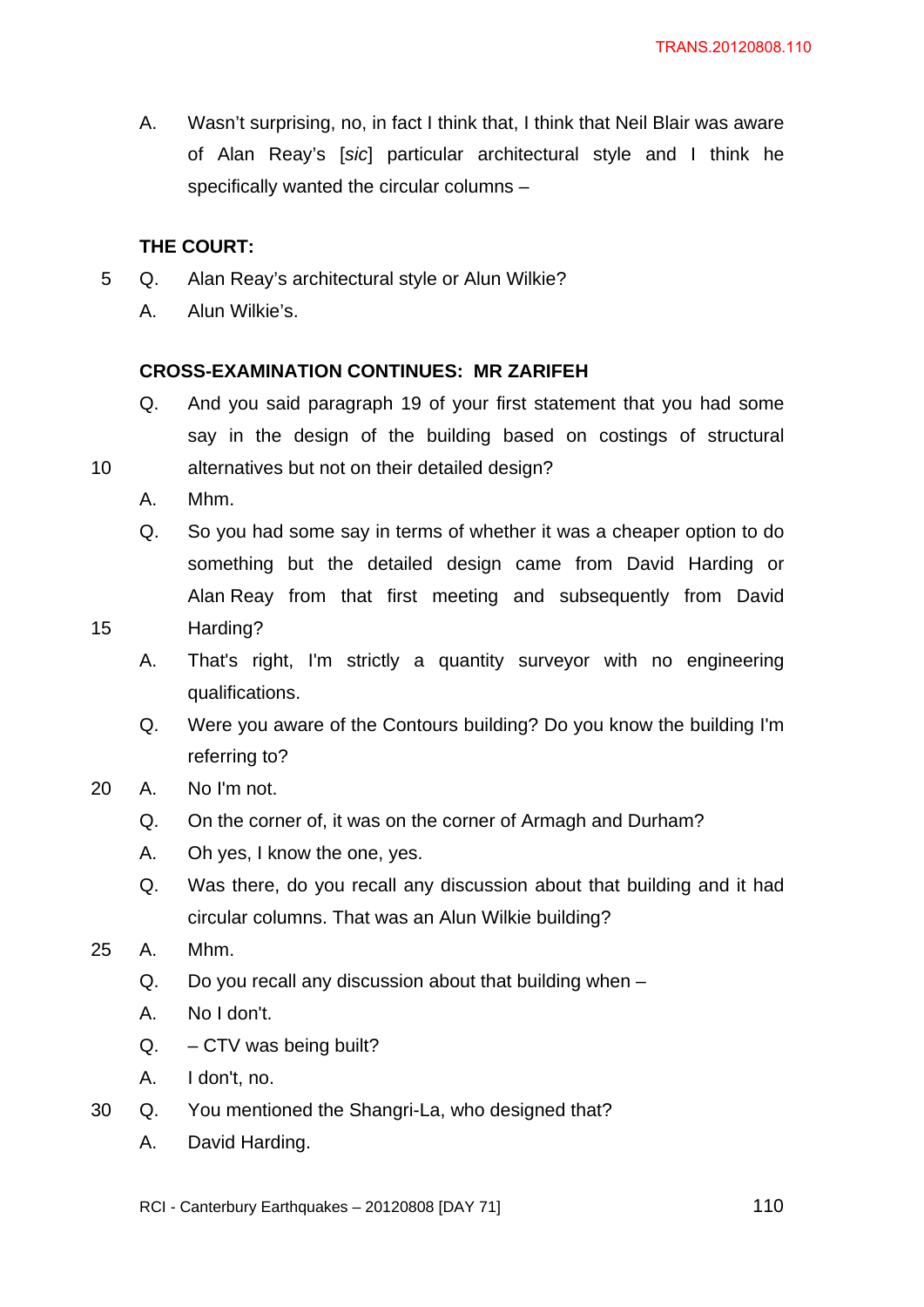A. Wasn't surprising, no, in fact I think that, I think that Neil Blair was aware of Alan Reay's [*sic*] particular architectural style and I think he specifically wanted the circular columns –

**THE COURT:**

Q. Alan Reay's architectural style or Alun Wilkie?

A. Alun Wilkie's.

**CROSS-EXAMINATION CONTINUES: MR ZARIFEH**

Q. And you said paragraph 19 of your first statement that you had some say in the design of the building based on costings of structural alternatives but not on their detailed design?

A. Mhm.

Q. So you had some say in terms of whether it was a cheaper option to do something but the detailed design came from David Harding or Alan Reay from that first meeting and subsequently from David Harding?

A. That's right, I'm strictly a quantity surveyor with no engineering qualifications.

Q. Were you aware of the Contours building? Do you know the building I'm referring to?

A. No I'm not.

Q. On the corner of, it was on the corner of Armagh and Durham?

A. Oh yes, I know the one, yes.

Q. Was there, do you recall any discussion about that building and it had circular columns. That was an Alun Wilkie building?

A. Mhm.

Q. Do you recall any discussion about that building when –

A. No I don't.

Q. – CTV was being built?

A. I don't, no.

Q. You mentioned the Shangri-La, who designed that?

A. David Harding.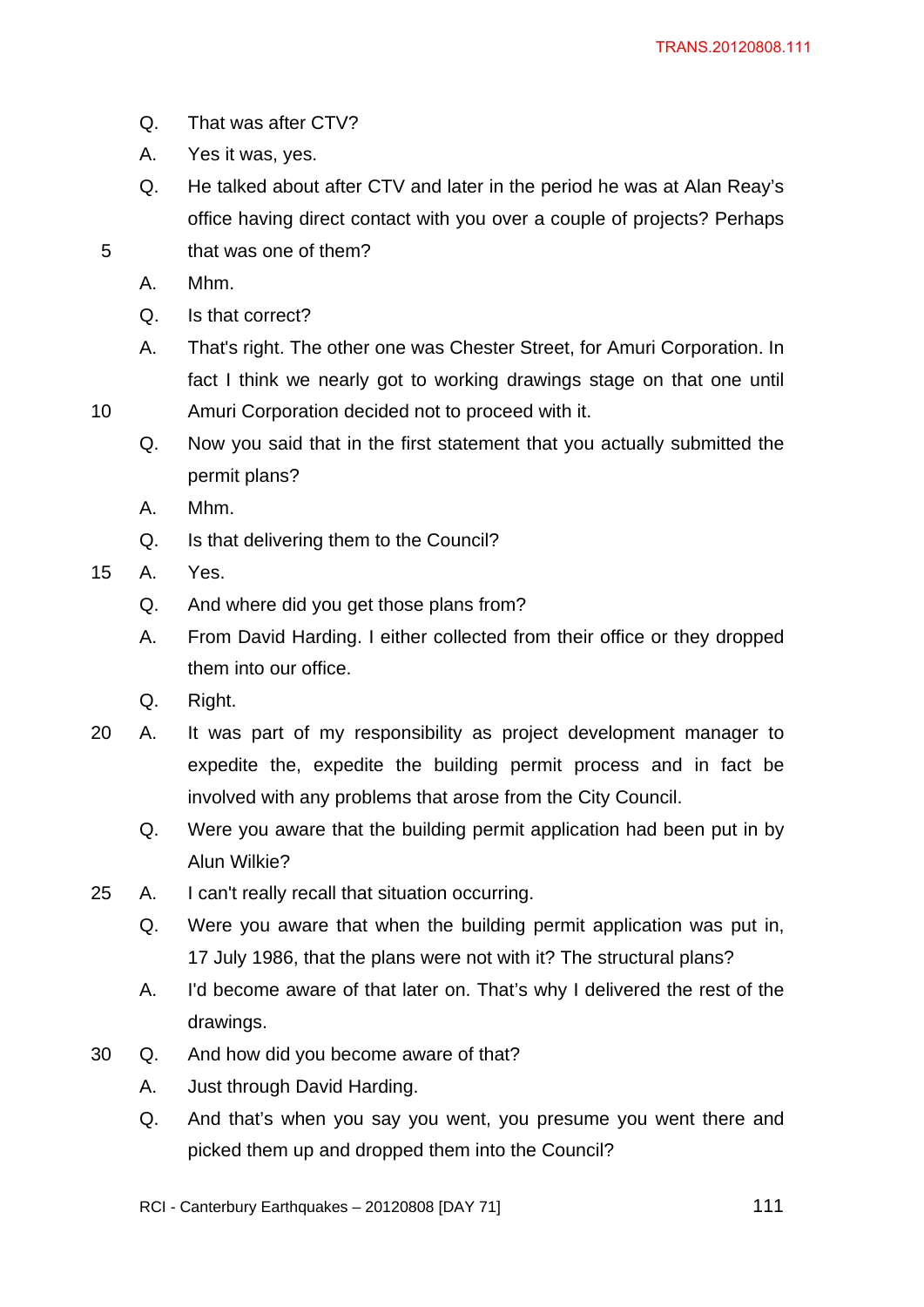Q. That was after CTV?

A. Yes it was, yes.

Q. He talked about after CTV and later in the period he was at Alan Reay's office having direct contact with you over a couple of projects? Perhaps that was one of them?

A. Mhm.

Q. Is that correct?

A. That's right. The other one was Chester Street, for Amuri Corporation. In fact I think we nearly got to working drawings stage on that one until Amuri Corporation decided not to proceed with it.

Q. Now you said that in the first statement that you actually submitted the permit plans?

A. Mhm.

Q. Is that delivering them to the Council?

A. Yes.

Q. And where did you get those plans from?

A. From David Harding. I either collected from their office or they dropped them into our office.

Q. Right.

A. It was part of my responsibility as project development manager to expedite the, expedite the building permit process and in fact be involved with any problems that arose from the City Council.

Q. Were you aware that the building permit application had been put in by Alun Wilkie?

A. I can't really recall that situation occurring.

Q. Were you aware that when the building permit application was put in, 17 July 1986, that the plans were not with it? The structural plans?

A. I'd become aware of that later on. That's why I delivered the rest of the drawings.

Q. And how did you become aware of that?

A. Just through David Harding.

Q. And that's when you say you went, you presume you went there and picked them up and dropped them into the Council?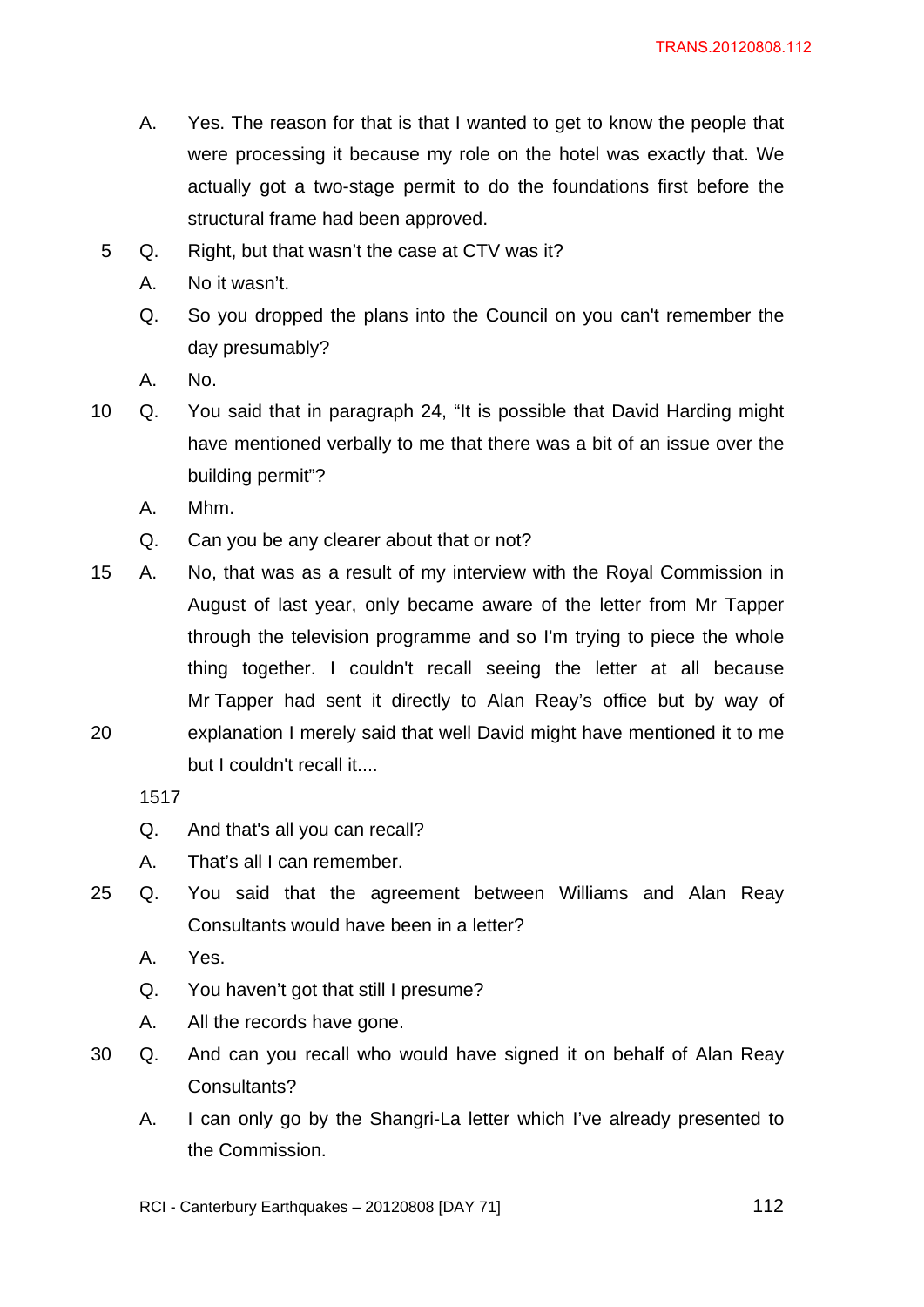A. Yes. The reason for that is that I wanted to get to know the people that were processing it because my role on the hotel was exactly that. We actually got a two-stage permit to do the foundations first before the structural frame had been approved.

Q. Right, but that wasn't the case at CTV was it?

A. No it wasn't.

Q. So you dropped the plans into the Council on you can't remember the day presumably?

A. No.

Q. You said that in paragraph 24, "It is possible that David Harding might have mentioned verbally to me that there was a bit of an issue over the building permit"?

A. Mhm.

Q. Can you be any clearer about that or not?

A. No, that was as a result of my interview with the Royal Commission in August of last year, only became aware of the letter from Mr Tapper through the television programme and so I'm trying to piece the whole thing together. I couldn't recall seeing the letter at all because Mr Tapper had sent it directly to Alan Reay's office but by way of explanation I merely said that well David might have mentioned it to me but I couldn't recall it....

1517

Q. And that's all you can recall?

A. That's all I can remember.

Q. You said that the agreement between Williams and Alan Reay Consultants would have been in a letter?

A. Yes.

Q. You haven't got that still I presume?

A. All the records have gone.

Q. And can you recall who would have signed it on behalf of Alan Reay Consultants?

A. I can only go by the Shangri-La letter which I've already presented to the Commission.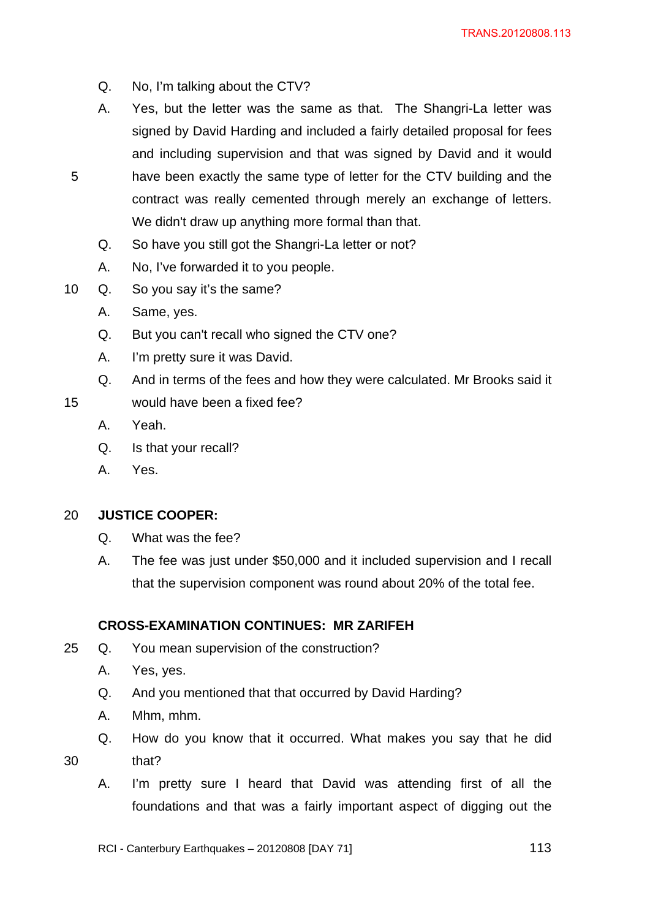Q. No, I'm talking about the CTV?

A. Yes, but the letter was the same as that. The Shangri-La letter was signed by David Harding and included a fairly detailed proposal for fees and including supervision and that was signed by David and it would have been exactly the same type of letter for the CTV building and the contract was really cemented through merely an exchange of letters. We didn't draw up anything more formal than that.

Q. So have you still got the Shangri-La letter or not?

A. No, I've forwarded it to you people.

Q. So you say it's the same?

A. Same, yes.

Q. But you can't recall who signed the CTV one?

A. I'm pretty sure it was David.

Q. And in terms of the fees and how they were calculated. Mr Brooks said it would have been a fixed fee?

A. Yeah.

Q. Is that your recall?

A. Yes.

**JUSTICE COOPER:**

Q. What was the fee?

A. The fee was just under $50,000 and it included supervision and I recall that the supervision component was round about 20% of the total fee.

**CROSS-EXAMINATION CONTINUES: MR ZARIFEH**

Q. You mean supervision of the construction?

A. Yes, yes.

Q. And you mentioned that that occurred by David Harding?

A. Mhm, mhm.

Q. How do you know that it occurred. What makes you say that he did that?

A. I'm pretty sure I heard that David was attending first of all the foundations and that was a fairly important aspect of digging out the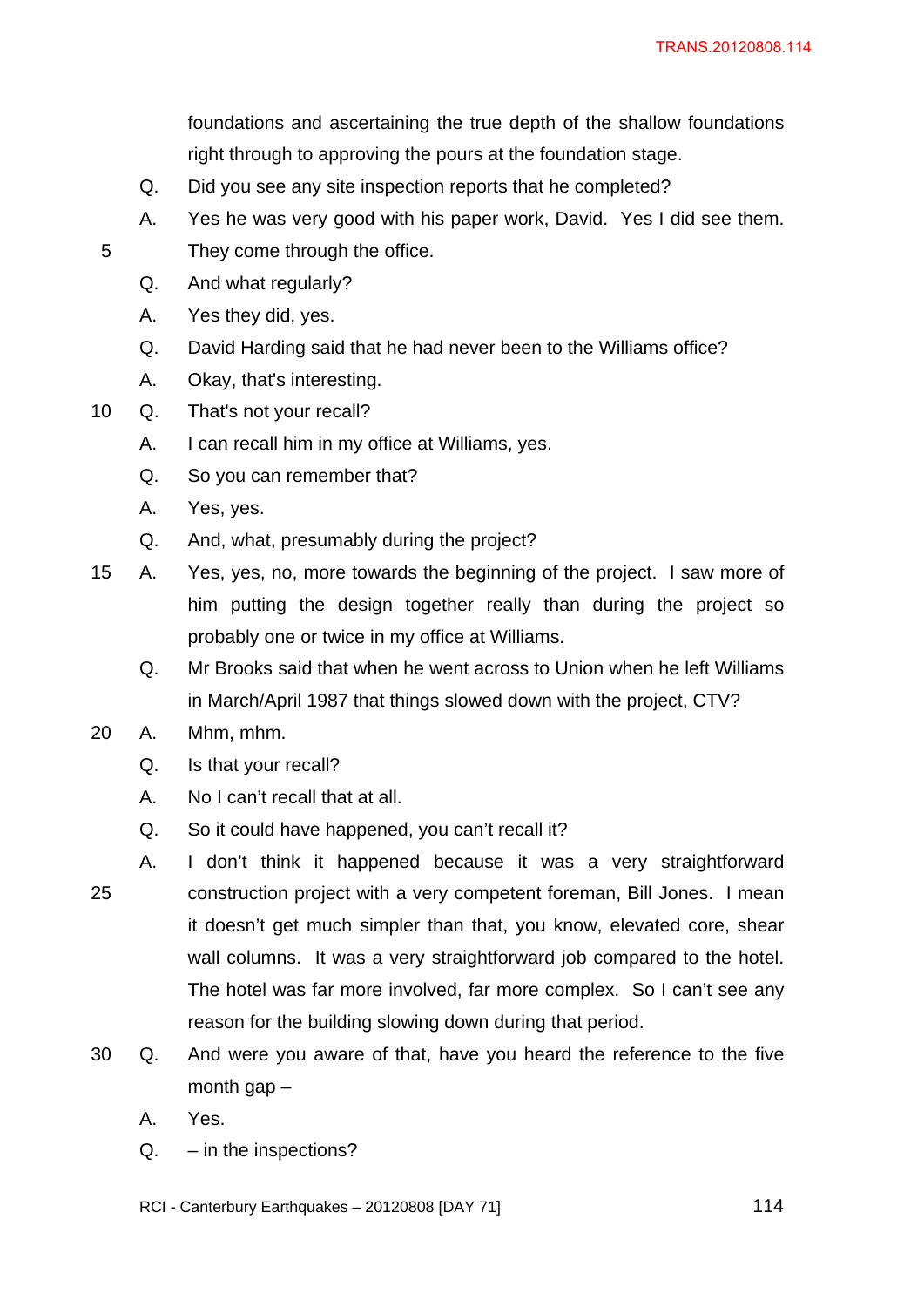foundations and ascertaining the true depth of the shallow foundations right through to approving the pours at the foundation stage.

Q. Did you see any site inspection reports that he completed?

A. Yes he was very good with his paper work, David. Yes I did see them. They come through the office.

Q. And what regularly?

A. Yes they did, yes.

Q. David Harding said that he had never been to the Williams office?

A. Okay, that's interesting.

Q. That's not your recall?

A. I can recall him in my office at Williams, yes.

Q. So you can remember that?

A. Yes, yes.

Q. And, what, presumably during the project?

A. Yes, yes, no, more towards the beginning of the project. I saw more of him putting the design together really than during the project so probably one or twice in my office at Williams.

Q. Mr Brooks said that when he went across to Union when he left Williams in March/April 1987 that things slowed down with the project, CTV?

A. Mhm, mhm.

Q. Is that your recall?

A. No I can't recall that at all.

Q. So it could have happened, you can't recall it?

A. I don't think it happened because it was a very straightforward construction project with a very competent foreman, Bill Jones. I mean it doesn't get much simpler than that, you know, elevated core, shear wall columns. It was a very straightforward job compared to the hotel. The hotel was far more involved, far more complex. So I can't see any reason for the building slowing down during that period.

Q. And were you aware of that, have you heard the reference to the five month gap –

A. Yes.

Q. – in the inspections?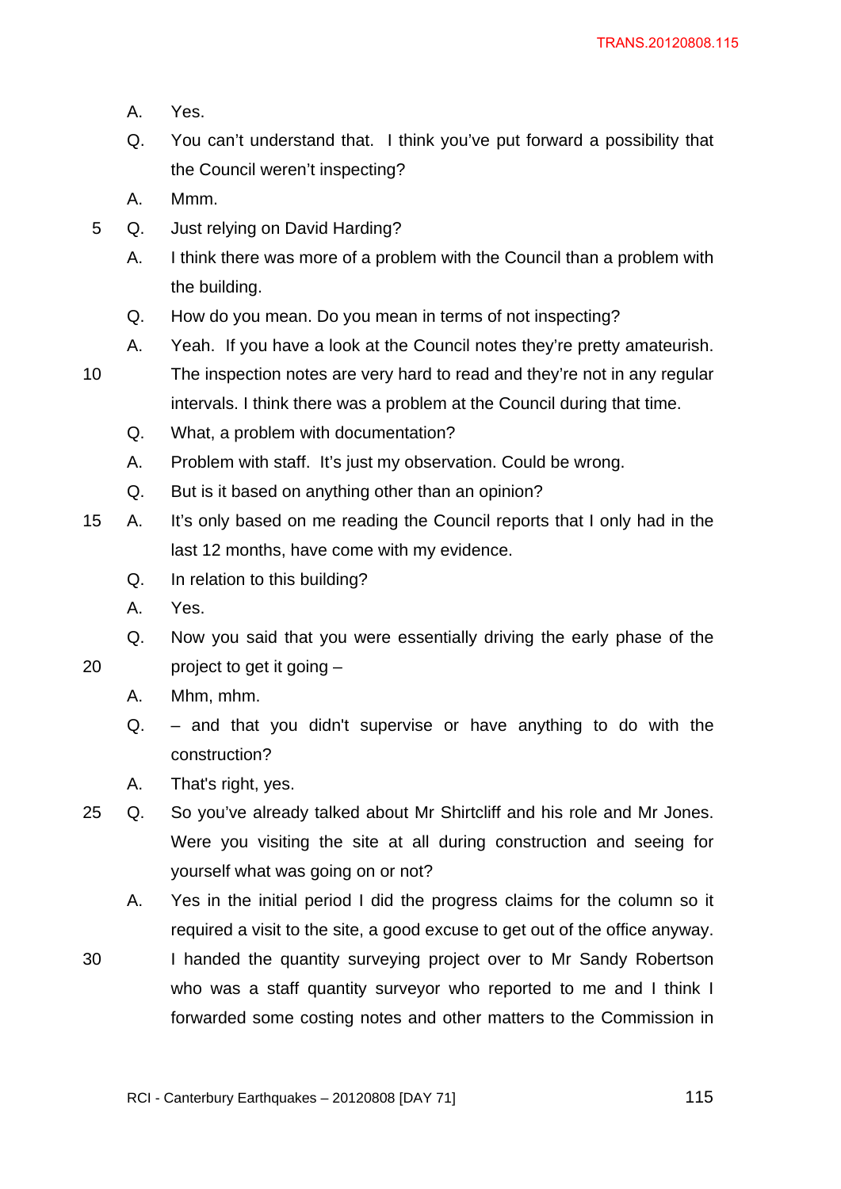A. Yes.

Q. You can't understand that. I think you've put forward a possibility that the Council weren't inspecting?

A. Mmm.

Q. Just relying on David Harding?

A. I think there was more of a problem with the Council than a problem with the building.

Q. How do you mean. Do you mean in terms of not inspecting?

A. Yeah. If you have a look at the Council notes they're pretty amateurish. The inspection notes are very hard to read and they're not in any regular intervals. I think there was a problem at the Council during that time.

Q. What, a problem with documentation?

A. Problem with staff. It's just my observation. Could be wrong.

Q. But is it based on anything other than an opinion?

A. It's only based on me reading the Council reports that I only had in the last 12 months, have come with my evidence.

Q. In relation to this building?

A. Yes.

Q. Now you said that you were essentially driving the early phase of the project to get it going –

A. Mhm, mhm.

Q. – and that you didn't supervise or have anything to do with the construction?

A. That's right, yes.

Q. So you've already talked about Mr Shirtcliff and his role and Mr Jones. Were you visiting the site at all during construction and seeing for yourself what was going on or not?

A. Yes in the initial period I did the progress claims for the column so it required a visit to the site, a good excuse to get out of the office anyway. I handed the quantity surveying project over to Mr Sandy Robertson who was a staff quantity surveyor who reported to me and I think I forwarded some costing notes and other matters to the Commission in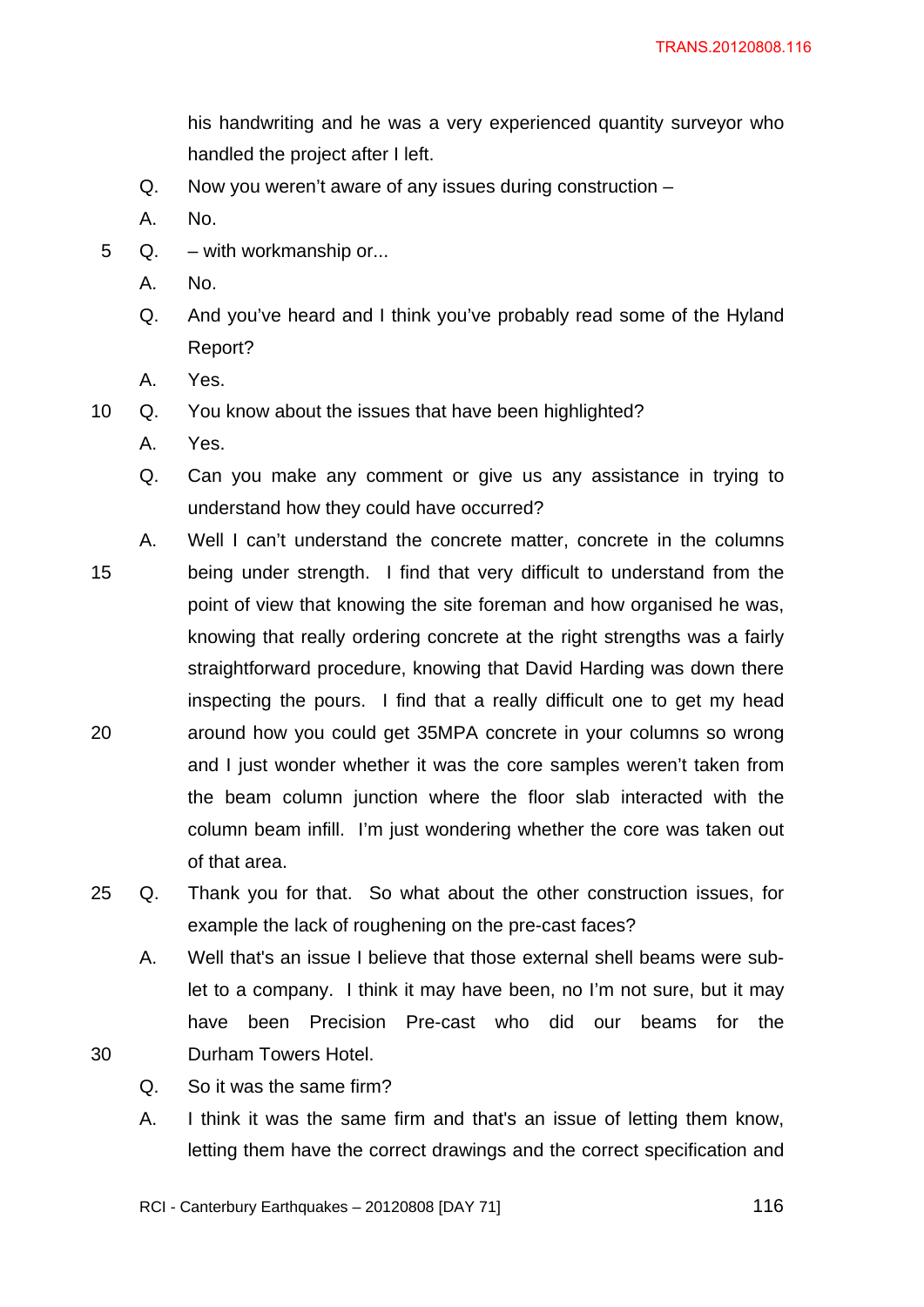his handwriting and he was a very experienced quantity surveyor who handled the project after I left.

Q. Now you weren't aware of any issues during construction –

A. No.

Q. – with workmanship or...

A. No.

Q. And you've heard and I think you've probably read some of the Hyland Report?

A. Yes.

Q. You know about the issues that have been highlighted?

A. Yes.

Q. Can you make any comment or give us any assistance in trying to understand how they could have occurred?

A. Well I can't understand the concrete matter, concrete in the columns being under strength. I find that very difficult to understand from the point of view that knowing the site foreman and how organised he was, knowing that really ordering concrete at the right strengths was a fairly straightforward procedure, knowing that David Harding was down there inspecting the pours. I find that a really difficult one to get my head around how you could get 35MPA concrete in your columns so wrong and I just wonder whether it was the core samples weren't taken from the beam column junction where the floor slab interacted with the column beam infill. I'm just wondering whether the core was taken out of that area.

Q. Thank you for that. So what about the other construction issues, for example the lack of roughening on the pre-cast faces?

A. Well that's an issue I believe that those external shell beams were sub-let to a company. I think it may have been, no I'm not sure, but it may have been Precision Pre-cast who did our beams for the Durham Towers Hotel.

Q. So it was the same firm?

A. I think it was the same firm and that's an issue of letting them know, letting them have the correct drawings and the correct specification and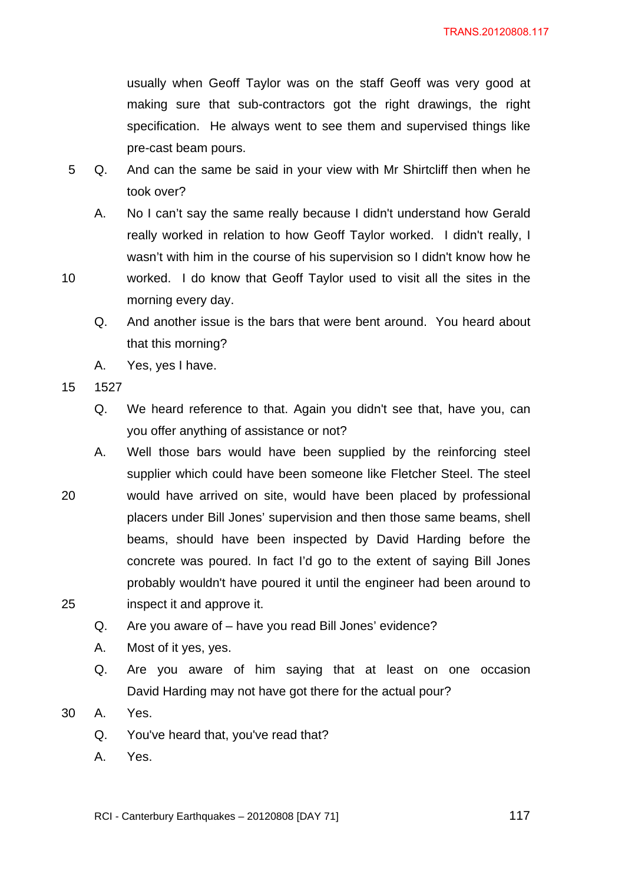usually when Geoff Taylor was on the staff Geoff was very good at making sure that sub-contractors got the right drawings, the right specification. He always went to see them and supervised things like pre-cast beam pours.

Q. And can the same be said in your view with Mr Shirtcliff then when he took over?

A. No I can't say the same really because I didn't understand how Gerald really worked in relation to how Geoff Taylor worked. I didn't really, I wasn't with him in the course of his supervision so I didn't know how he worked. I do know that Geoff Taylor used to visit all the sites in the morning every day.

Q. And another issue is the bars that were bent around. You heard about that this morning?

A. Yes, yes I have.

1527

Q. We heard reference to that. Again you didn't see that, have you, can you offer anything of assistance or not?

A. Well those bars would have been supplied by the reinforcing steel supplier which could have been someone like Fletcher Steel. The steel would have arrived on site, would have been placed by professional placers under Bill Jones' supervision and then those same beams, shell beams, should have been inspected by David Harding before the concrete was poured. In fact I'd go to the extent of saying Bill Jones probably wouldn't have poured it until the engineer had been around to inspect it and approve it.

Q. Are you aware of – have you read Bill Jones' evidence?

A. Most of it yes, yes.

Q. Are you aware of him saying that at least on one occasion David Harding may not have got there for the actual pour?

A. Yes.

Q. You've heard that, you've read that?

A. Yes.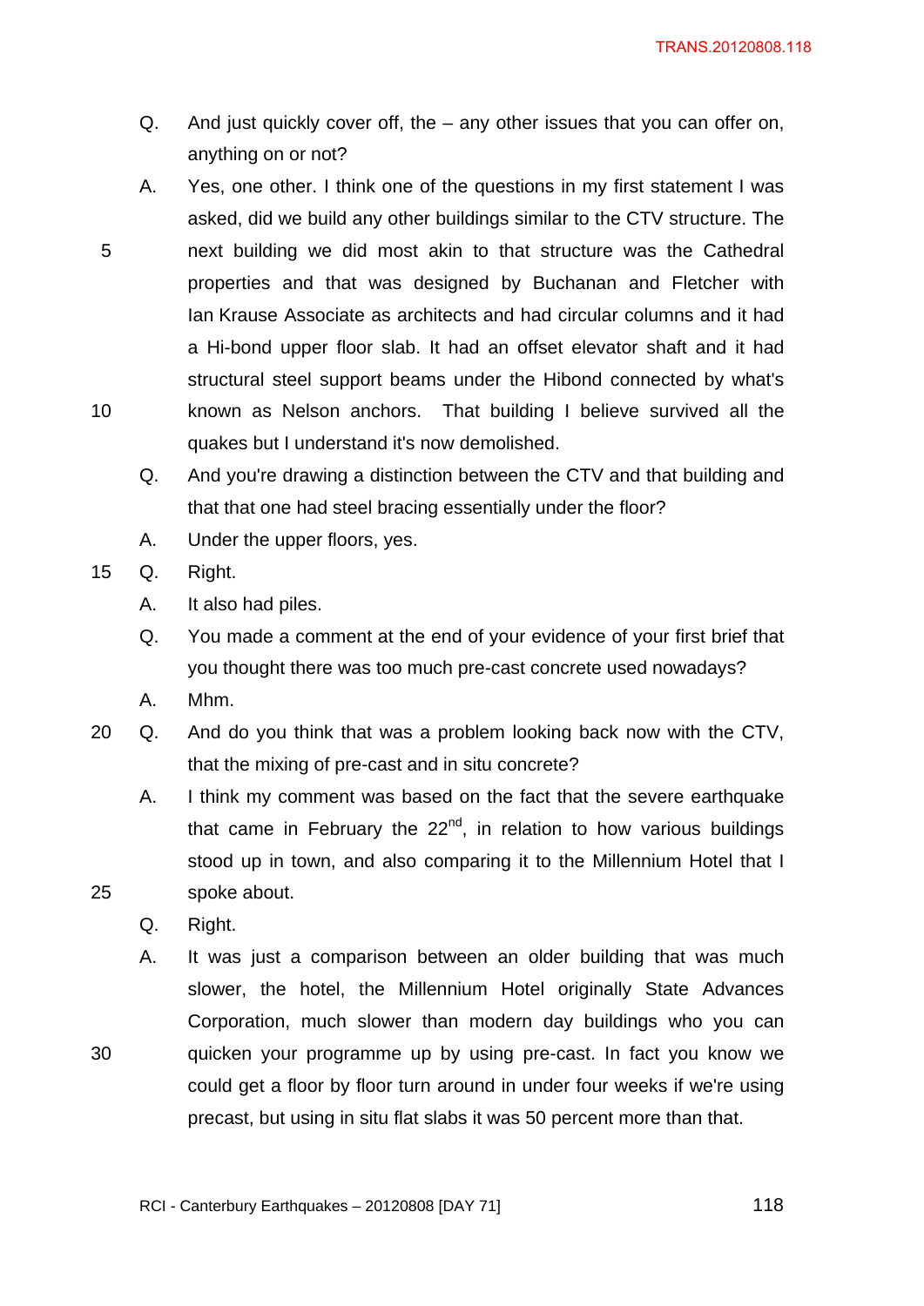Q. And just quickly cover off, the – any other issues that you can offer on, anything on or not?

A. Yes, one other. I think one of the questions in my first statement I was asked, did we build any other buildings similar to the CTV structure. The next building we did most akin to that structure was the Cathedral properties and that was designed by Buchanan and Fletcher with Ian Krause Associate as architects and had circular columns and it had a Hi-bond upper floor slab. It had an offset elevator shaft and it had structural steel support beams under the Hibond connected by what's known as Nelson anchors. That building I believe survived all the quakes but I understand it's now demolished.

Q. And you're drawing a distinction between the CTV and that building and that that one had steel bracing essentially under the floor?

A. Under the upper floors, yes.

Q. Right.

A. It also had piles.

Q. You made a comment at the end of your evidence of your first brief that you thought there was too much pre-cast concrete used nowadays?

A. Mhm.

Q. And do you think that was a problem looking back now with the CTV, that the mixing of pre-cast and in situ concrete?

A. I think my comment was based on the fact that the severe earthquake that came in February the 22nd, in relation to how various buildings stood up in town, and also comparing it to the Millennium Hotel that I spoke about.

Q. Right.

A. It was just a comparison between an older building that was much slower, the hotel, the Millennium Hotel originally State Advances Corporation, much slower than modern day buildings who you can quicken your programme up by using pre-cast. In fact you know we could get a floor by floor turn around in under four weeks if we're using precast, but using in situ flat slabs it was 50 percent more than that.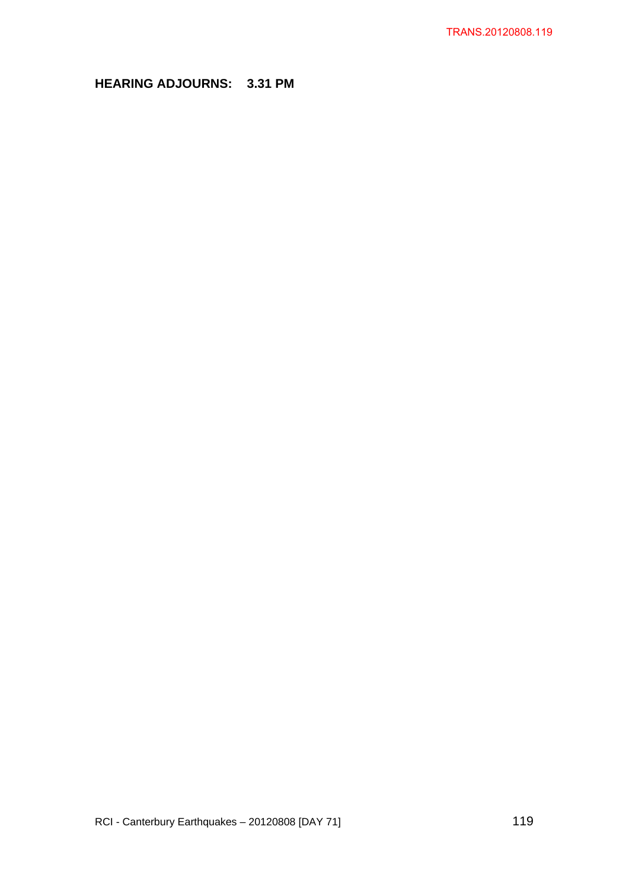**HEARING ADJOURNS: 3.31 PM**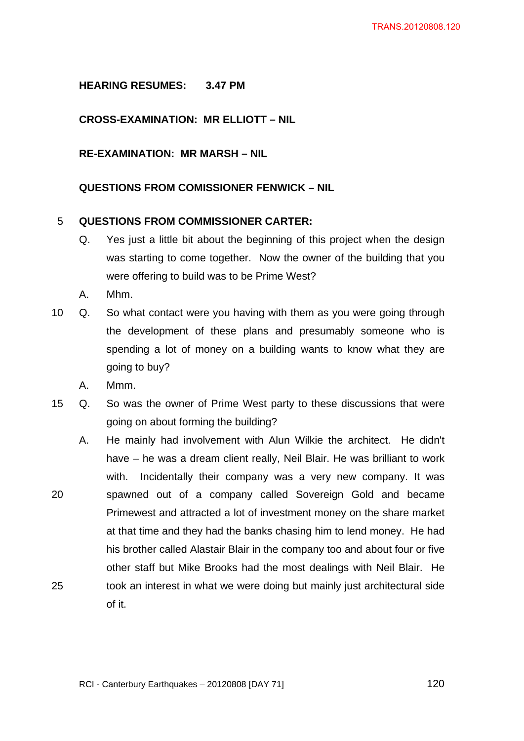**HEARING RESUMES: 3.47 PM**

**CROSS-EXAMINATION: MR ELLIOTT – NIL**

**RE-EXAMINATION: MR MARSH – NIL**

**QUESTIONS FROM COMISSIONER FENWICK – NIL**

**QUESTIONS FROM COMMISSIONER CARTER:**

Q. Yes just a little bit about the beginning of this project when the design was starting to come together. Now the owner of the building that you were offering to build was to be Prime West?

A. Mhm.

Q. So what contact were you having with them as you were going through the development of these plans and presumably someone who is spending a lot of money on a building wants to know what they are going to buy?

A. Mmm.

Q. So was the owner of Prime West party to these discussions that were going on about forming the building?

A. He mainly had involvement with Alun Wilkie the architect. He didn't have – he was a dream client really, Neil Blair. He was brilliant to work with. Incidentally their company was a very new company. It was spawned out of a company called Sovereign Gold and became Primewest and attracted a lot of investment money on the share market at that time and they had the banks chasing him to lend money. He had his brother called Alastair Blair in the company too and about four or five other staff but Mike Brooks had the most dealings with Neil Blair. He took an interest in what we were doing but mainly just architectural side of it.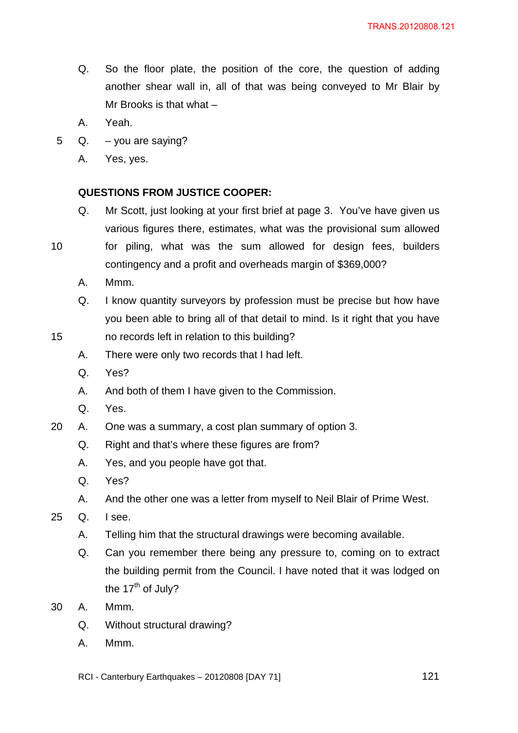Q. So the floor plate, the position of the core, the question of adding another shear wall in, all of that was being conveyed to Mr Blair by Mr Brooks is that what –

A. Yeah.

Q. – you are saying?

A. Yes, yes.

**QUESTIONS FROM JUSTICE COOPER:**

Q. Mr Scott, just looking at your first brief at page 3. You've have given us various figures there, estimates, what was the provisional sum allowed for piling, what was the sum allowed for design fees, builders contingency and a profit and overheads margin of $369,000?

A. Mmm.

Q. I know quantity surveyors by profession must be precise but how have you been able to bring all of that detail to mind. Is it right that you have no records left in relation to this building?

A. There were only two records that I had left.

Q. Yes?

A. And both of them I have given to the Commission.

Q. Yes.

A. One was a summary, a cost plan summary of option 3.

Q. Right and that's where these figures are from?

A. Yes, and you people have got that.

Q. Yes?

A. And the other one was a letter from myself to Neil Blair of Prime West.

Q. I see.

A. Telling him that the structural drawings were becoming available.

Q. Can you remember there being any pressure to, coming on to extract the building permit from the Council. I have noted that it was lodged on the 17th of July?

A. Mmm.

Q. Without structural drawing?

A. Mmm.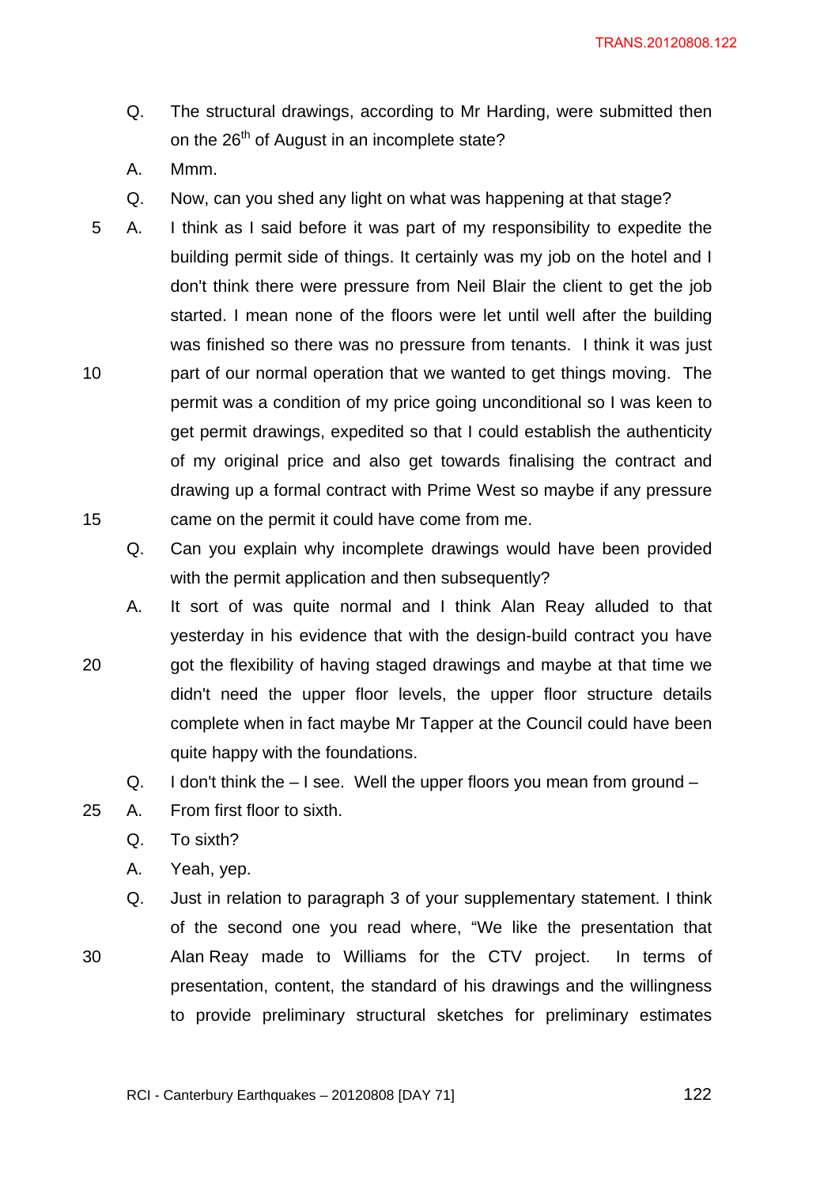Q. The structural drawings, according to Mr Harding, were submitted then on the 26th of August in an incomplete state?

A. Mmm.

Q. Now, can you shed any light on what was happening at that stage?

A. I think as I said before it was part of my responsibility to expedite the building permit side of things. It certainly was my job on the hotel and I don't think there were pressure from Neil Blair the client to get the job started. I mean none of the floors were let until well after the building was finished so there was no pressure from tenants. I think it was just part of our normal operation that we wanted to get things moving. The permit was a condition of my price going unconditional so I was keen to get permit drawings, expedited so that I could establish the authenticity of my original price and also get towards finalising the contract and drawing up a formal contract with Prime West so maybe if any pressure came on the permit it could have come from me.

Q. Can you explain why incomplete drawings would have been provided with the permit application and then subsequently?

A. It sort of was quite normal and I think Alan Reay alluded to that yesterday in his evidence that with the design-build contract you have got the flexibility of having staged drawings and maybe at that time we didn't need the upper floor levels, the upper floor structure details complete when in fact maybe Mr Tapper at the Council could have been quite happy with the foundations.

Q. I don't think the – I see. Well the upper floors you mean from ground –

A. From first floor to sixth.

Q. To sixth?

A. Yeah, yep.

Q. Just in relation to paragraph 3 of your supplementary statement. I think of the second one you read where, "We like the presentation that Alan Reay made to Williams for the CTV project. In terms of presentation, content, the standard of his drawings and the willingness to provide preliminary structural sketches for preliminary estimates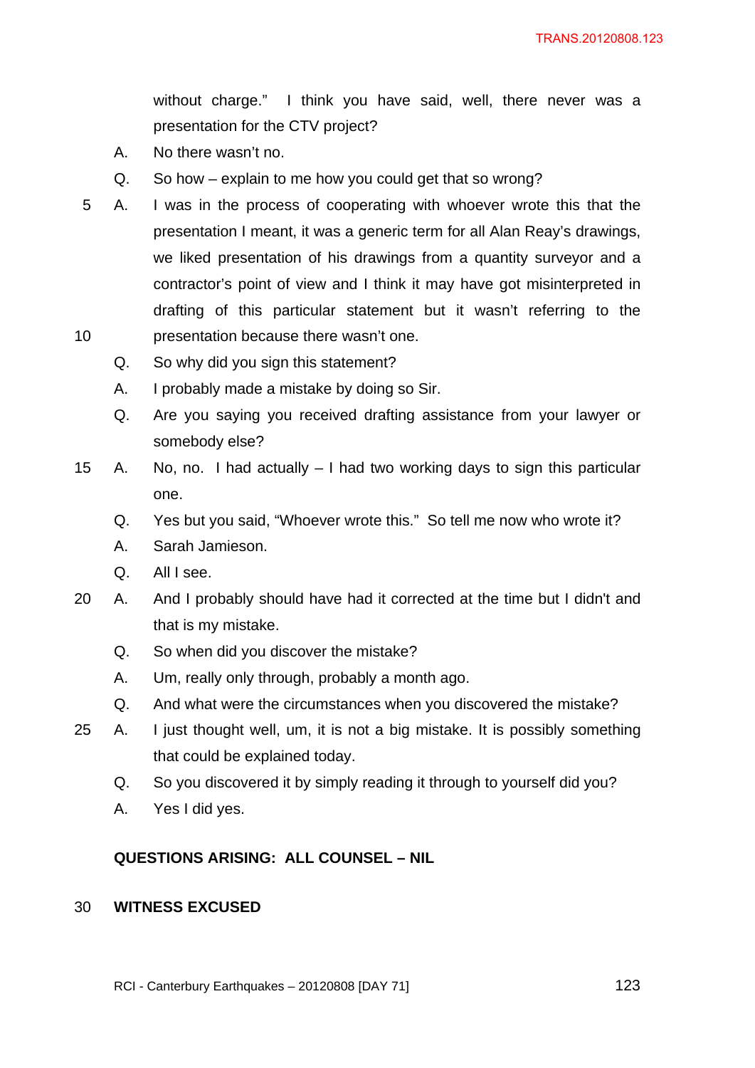without charge." I think you have said, well, there never was a presentation for the CTV project?

A. No there wasn't no.

Q. So how – explain to me how you could get that so wrong?

A. I was in the process of cooperating with whoever wrote this that the presentation I meant, it was a generic term for all Alan Reay's drawings, we liked presentation of his drawings from a quantity surveyor and a contractor's point of view and I think it may have got misinterpreted in drafting of this particular statement but it wasn't referring to the presentation because there wasn't one.

Q. So why did you sign this statement?

A. I probably made a mistake by doing so Sir.

Q. Are you saying you received drafting assistance from your lawyer or somebody else?

A. No, no. I had actually – I had two working days to sign this particular one.

Q. Yes but you said, "Whoever wrote this." So tell me now who wrote it?

A. Sarah Jamieson.

Q. All I see.

A. And I probably should have had it corrected at the time but I didn't and that is my mistake.

Q. So when did you discover the mistake?

A. Um, really only through, probably a month ago.

Q. And what were the circumstances when you discovered the mistake?

A. I just thought well, um, it is not a big mistake. It is possibly something that could be explained today.

Q. So you discovered it by simply reading it through to yourself did you?

A. Yes I did yes.

**QUESTIONS ARISING: ALL COUNSEL – NIL**

**WITNESS EXCUSED**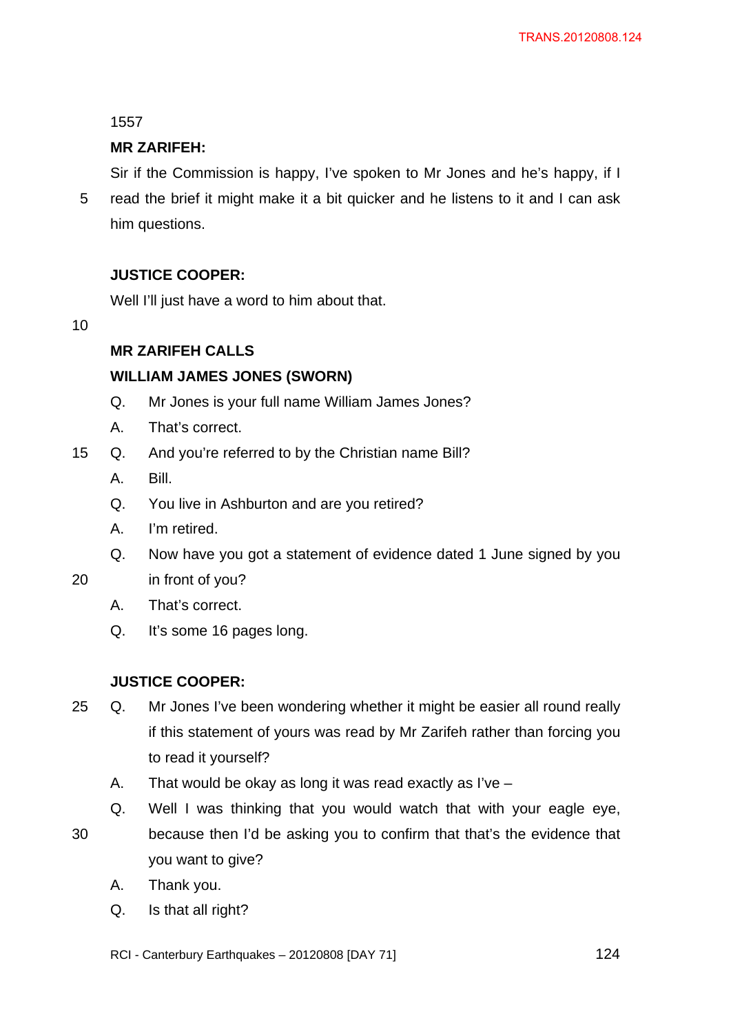1557

**MR ZARIFEH:**

Sir if the Commission is happy, I've spoken to Mr Jones and he's happy, if I read the brief it might make it a bit quicker and he listens to it and I can ask him questions.

**JUSTICE COOPER:**

Well I'll just have a word to him about that.

**MR ZARIFEH CALLS**

**WILLIAM JAMES JONES (SWORN)**

Q. Mr Jones is your full name William James Jones?

A. That's correct.

Q. And you're referred to by the Christian name Bill?

A. Bill.

Q. You live in Ashburton and are you retired?

A. I'm retired.

Q. Now have you got a statement of evidence dated 1 June signed by you in front of you?

A. That's correct.

Q. It's some 16 pages long.

**JUSTICE COOPER:**

Q. Mr Jones I've been wondering whether it might be easier all round really if this statement of yours was read by Mr Zarifeh rather than forcing you to read it yourself?

A. That would be okay as long it was read exactly as I've –

Q. Well I was thinking that you would watch that with your eagle eye, because then I'd be asking you to confirm that that's the evidence that you want to give?

A. Thank you.

Q. Is that all right?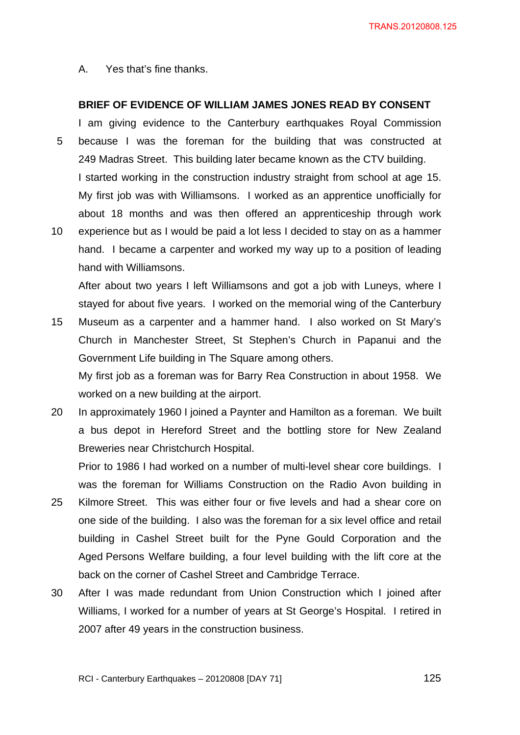A. Yes that's fine thanks.

**BRIEF OF EVIDENCE OF WILLIAM JAMES JONES READ BY CONSENT**

I am giving evidence to the Canterbury earthquakes Royal Commission because I was the foreman for the building that was constructed at 249 Madras Street. This building later became known as the CTV building.

I started working in the construction industry straight from school at age 15. My first job was with Williamsons. I worked as an apprentice unofficially for about 18 months and was then offered an apprenticeship through work experience but as I would be paid a lot less I decided to stay on as a hammer hand. I became a carpenter and worked my way up to a position of leading hand with Williamsons.

After about two years I left Williamsons and got a job with Luneys, where I stayed for about five years. I worked on the memorial wing of the Canterbury Museum as a carpenter and a hammer hand. I also worked on St Mary's Church in Manchester Street, St Stephen's Church in Papanui and the Government Life building in The Square among others.

My first job as a foreman was for Barry Rea Construction in about 1958. We worked on a new building at the airport.

In approximately 1960 I joined a Paynter and Hamilton as a foreman. We built a bus depot in Hereford Street and the bottling store for New Zealand Breweries near Christchurch Hospital.

Prior to 1986 I had worked on a number of multi-level shear core buildings. I was the foreman for Williams Construction on the Radio Avon building in Kilmore Street. This was either four or five levels and had a shear core on one side of the building. I also was the foreman for a six level office and retail building in Cashel Street built for the Pyne Gould Corporation and the Aged Persons Welfare building, a four level building with the lift core at the back on the corner of Cashel Street and Cambridge Terrace.

After I was made redundant from Union Construction which I joined after Williams, I worked for a number of years at St George's Hospital. I retired in 2007 after 49 years in the construction business.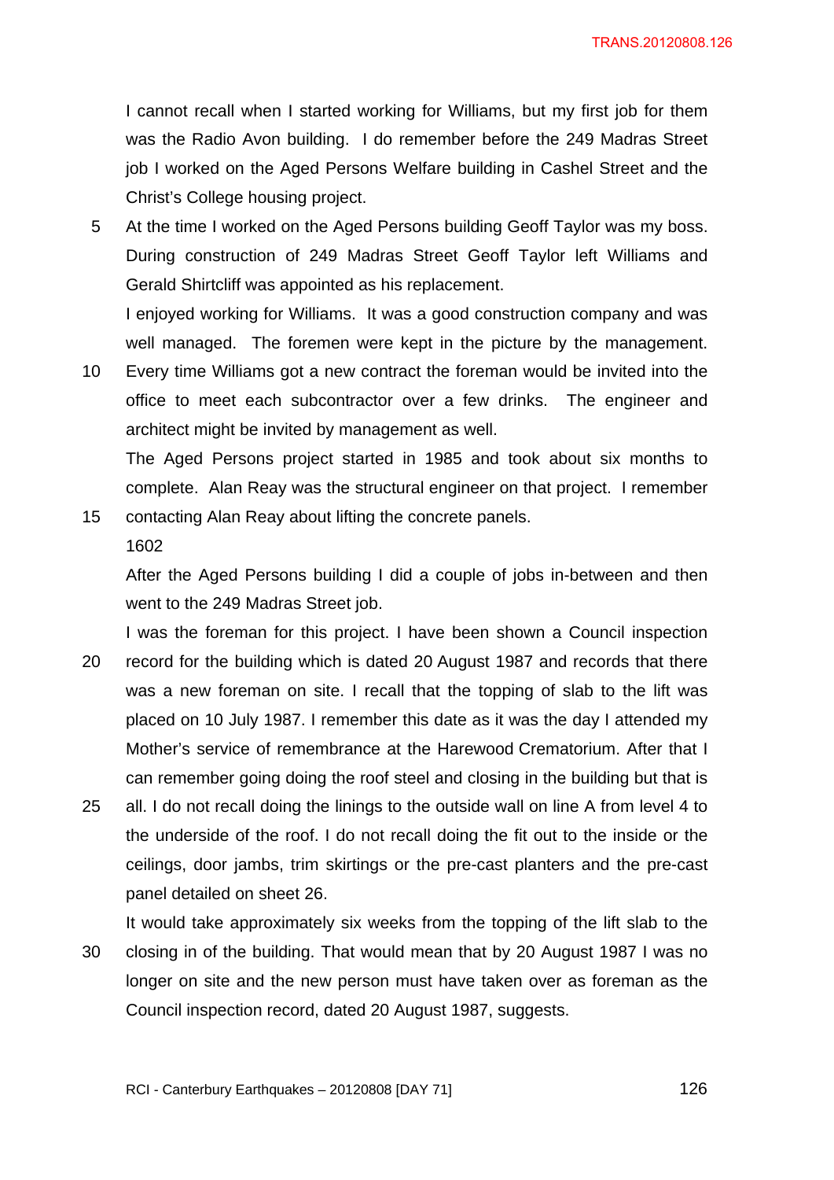I cannot recall when I started working for Williams, but my first job for them was the Radio Avon building. I do remember before the 249 Madras Street job I worked on the Aged Persons Welfare building in Cashel Street and the Christ's College housing project.

At the time I worked on the Aged Persons building Geoff Taylor was my boss. During construction of 249 Madras Street Geoff Taylor left Williams and Gerald Shirtcliff was appointed as his replacement.

I enjoyed working for Williams. It was a good construction company and was well managed. The foremen were kept in the picture by the management. Every time Williams got a new contract the foreman would be invited into the office to meet each subcontractor over a few drinks. The engineer and architect might be invited by management as well.

The Aged Persons project started in 1985 and took about six months to complete. Alan Reay was the structural engineer on that project. I remember contacting Alan Reay about lifting the concrete panels.

1602

After the Aged Persons building I did a couple of jobs in-between and then went to the 249 Madras Street job.

I was the foreman for this project. I have been shown a Council inspection record for the building which is dated 20 August 1987 and records that there was a new foreman on site. I recall that the topping of slab to the lift was placed on 10 July 1987. I remember this date as it was the day I attended my Mother's service of remembrance at the Harewood Crematorium. After that I can remember going doing the roof steel and closing in the building but that is all. I do not recall doing the linings to the outside wall on line A from level 4 to the underside of the roof. I do not recall doing the fit out to the inside or the ceilings, door jambs, trim skirtings or the pre-cast planters and the pre-cast panel detailed on sheet 26.

It would take approximately six weeks from the topping of the lift slab to the closing in of the building. That would mean that by 20 August 1987 I was no longer on site and the new person must have taken over as foreman as the Council inspection record, dated 20 August 1987, suggests.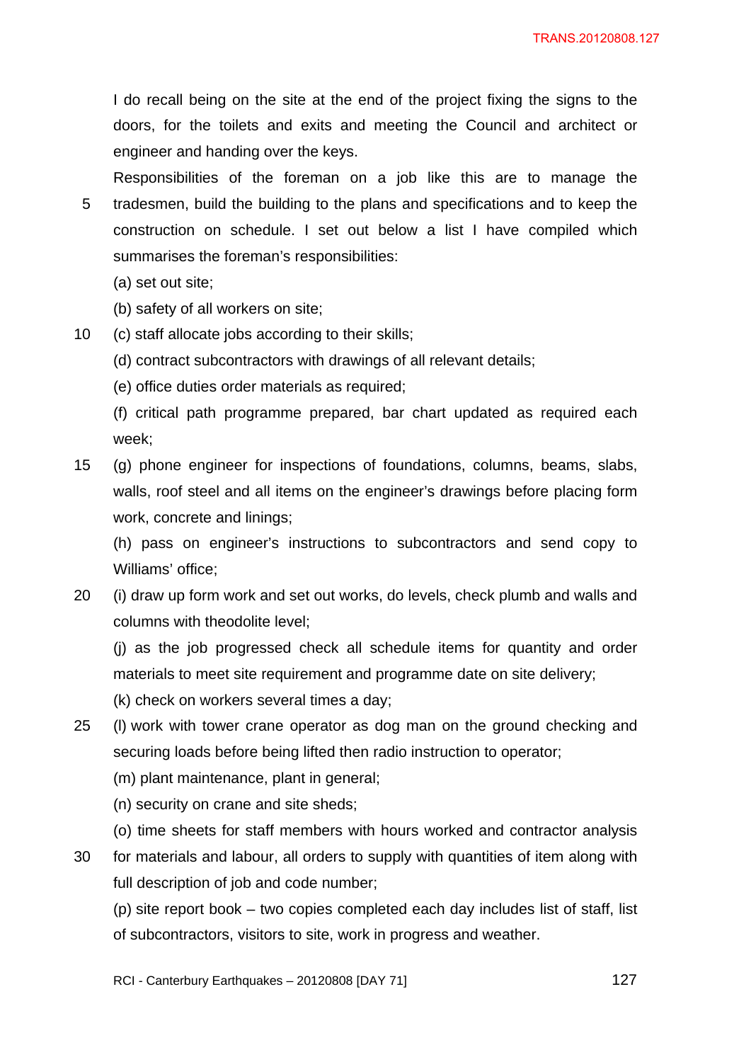I do recall being on the site at the end of the project fixing the signs to the doors, for the toilets and exits and meeting the Council and architect or engineer and handing over the keys.

Responsibilities of the foreman on a job like this are to manage the tradesmen, build the building to the plans and specifications and to keep the construction on schedule. I set out below a list I have compiled which summarises the foreman's responsibilities:

(a) set out site;

(b) safety of all workers on site;

(c) staff allocate jobs according to their skills;

(d) contract subcontractors with drawings of all relevant details;

(e) office duties order materials as required;

(f) critical path programme prepared, bar chart updated as required each week;

(g) phone engineer for inspections of foundations, columns, beams, slabs, walls, roof steel and all items on the engineer's drawings before placing form work, concrete and linings;

(h) pass on engineer's instructions to subcontractors and send copy to Williams' office;

(i) draw up form work and set out works, do levels, check plumb and walls and columns with theodolite level;

(j) as the job progressed check all schedule items for quantity and order materials to meet site requirement and programme date on site delivery;

(k) check on workers several times a day;

(l) work with tower crane operator as dog man on the ground checking and securing loads before being lifted then radio instruction to operator;

(m) plant maintenance, plant in general;

(n) security on crane and site sheds;

(o) time sheets for staff members with hours worked and contractor analysis for materials and labour, all orders to supply with quantities of item along with full description of job and code number;

(p) site report book – two copies completed each day includes list of staff, list of subcontractors, visitors to site, work in progress and weather.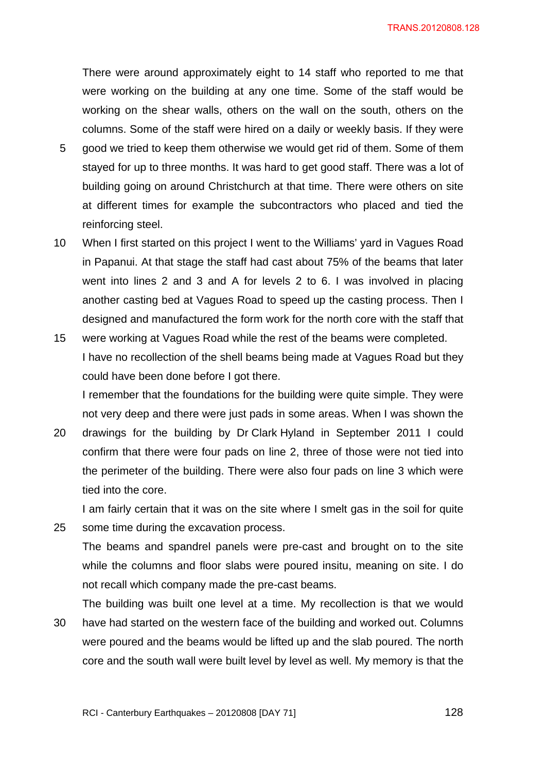There were around approximately eight to 14 staff who reported to me that were working on the building at any one time. Some of the staff would be working on the shear walls, others on the wall on the south, others on the columns. Some of the staff were hired on a daily or weekly basis. If they were good we tried to keep them otherwise we would get rid of them. Some of them stayed for up to three months. It was hard to get good staff. There was a lot of building going on around Christchurch at that time. There were others on site at different times for example the subcontractors who placed and tied the reinforcing steel.

When I first started on this project I went to the Williams' yard in Vagues Road in Papanui. At that stage the staff had cast about 75% of the beams that later went into lines 2 and 3 and A for levels 2 to 6. I was involved in placing another casting bed at Vagues Road to speed up the casting process. Then I designed and manufactured the form work for the north core with the staff that were working at Vagues Road while the rest of the beams were completed.

I have no recollection of the shell beams being made at Vagues Road but they could have been done before I got there.

I remember that the foundations for the building were quite simple. They were not very deep and there were just pads in some areas. When I was shown the drawings for the building by Dr Clark Hyland in September 2011 I could confirm that there were four pads on line 2, three of those were not tied into the perimeter of the building. There were also four pads on line 3 which were tied into the core.

I am fairly certain that it was on the site where I smelt gas in the soil for quite some time during the excavation process.

The beams and spandrel panels were pre-cast and brought on to the site while the columns and floor slabs were poured insitu, meaning on site. I do not recall which company made the pre-cast beams.

The building was built one level at a time. My recollection is that we would have had started on the western face of the building and worked out. Columns were poured and the beams would be lifted up and the slab poured. The north core and the south wall were built level by level as well. My memory is that the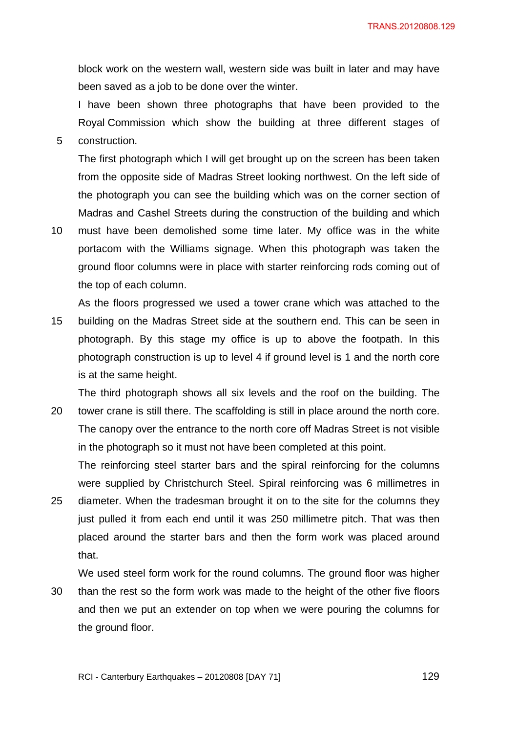block work on the western wall, western side was built in later and may have been saved as a job to be done over the winter.

I have been shown three photographs that have been provided to the Royal Commission which show the building at three different stages of construction.

The first photograph which I will get brought up on the screen has been taken from the opposite side of Madras Street looking northwest. On the left side of the photograph you can see the building which was on the corner section of Madras and Cashel Streets during the construction of the building and which must have been demolished some time later. My office was in the white portacom with the Williams signage. When this photograph was taken the ground floor columns were in place with starter reinforcing rods coming out of the top of each column.

As the floors progressed we used a tower crane which was attached to the building on the Madras Street side at the southern end. This can be seen in photograph. By this stage my office is up to above the footpath. In this photograph construction is up to level 4 if ground level is 1 and the north core is at the same height.

The third photograph shows all six levels and the roof on the building. The tower crane is still there. The scaffolding is still in place around the north core. The canopy over the entrance to the north core off Madras Street is not visible in the photograph so it must not have been completed at this point.

The reinforcing steel starter bars and the spiral reinforcing for the columns were supplied by Christchurch Steel. Spiral reinforcing was 6 millimetres in diameter. When the tradesman brought it on to the site for the columns they just pulled it from each end until it was 250 millimetre pitch. That was then placed around the starter bars and then the form work was placed around that.

We used steel form work for the round columns. The ground floor was higher than the rest so the form work was made to the height of the other five floors and then we put an extender on top when we were pouring the columns for the ground floor.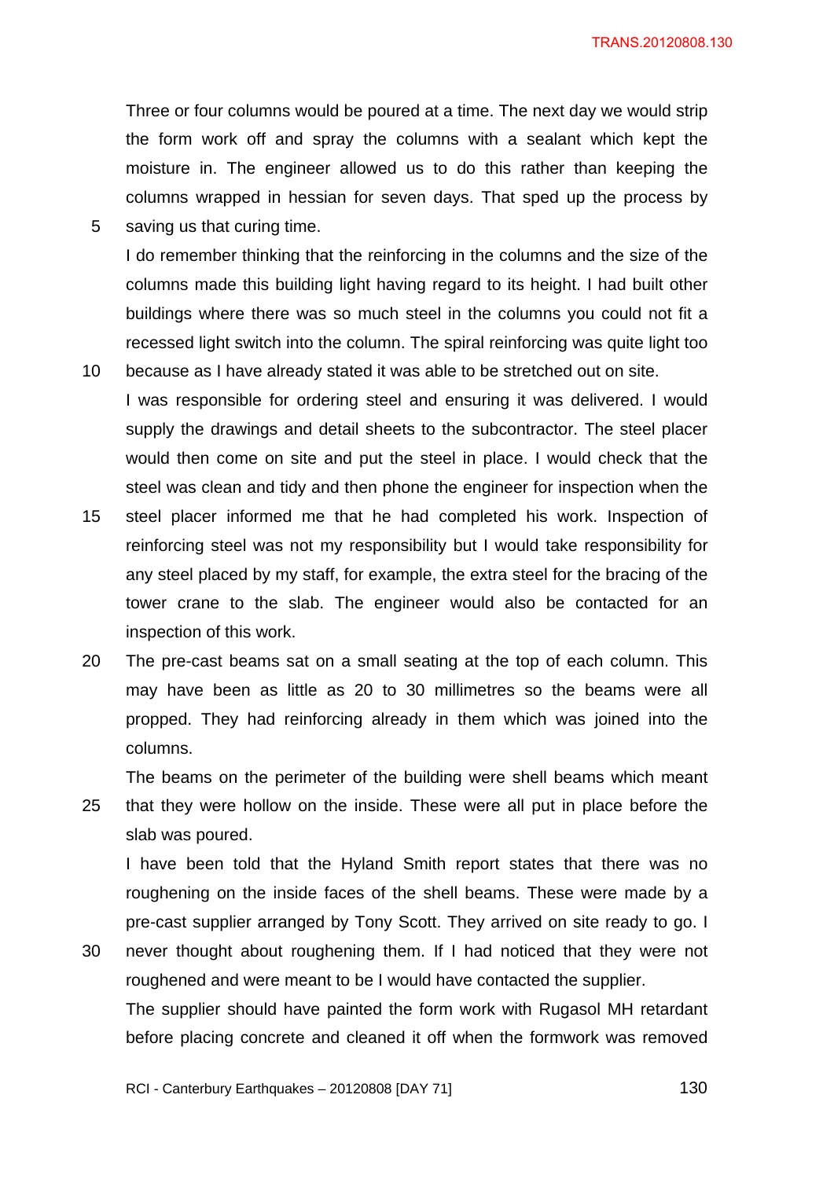Three or four columns would be poured at a time. The next day we would strip the form work off and spray the columns with a sealant which kept the moisture in. The engineer allowed us to do this rather than keeping the columns wrapped in hessian for seven days. That sped up the process by saving us that curing time.

I do remember thinking that the reinforcing in the columns and the size of the columns made this building light having regard to its height. I had built other buildings where there was so much steel in the columns you could not fit a recessed light switch into the column. The spiral reinforcing was quite light too because as I have already stated it was able to be stretched out on site.

I was responsible for ordering steel and ensuring it was delivered. I would supply the drawings and detail sheets to the subcontractor. The steel placer would then come on site and put the steel in place. I would check that the steel was clean and tidy and then phone the engineer for inspection when the steel placer informed me that he had completed his work. Inspection of reinforcing steel was not my responsibility but I would take responsibility for any steel placed by my staff, for example, the extra steel for the bracing of the tower crane to the slab. The engineer would also be contacted for an inspection of this work.

The pre-cast beams sat on a small seating at the top of each column. This may have been as little as 20 to 30 millimetres so the beams were all propped. They had reinforcing already in them which was joined into the columns.

The beams on the perimeter of the building were shell beams which meant that they were hollow on the inside. These were all put in place before the slab was poured.

I have been told that the Hyland Smith report states that there was no roughening on the inside faces of the shell beams. These were made by a pre-cast supplier arranged by Tony Scott. They arrived on site ready to go. I never thought about roughening them. If I had noticed that they were not roughened and were meant to be I would have contacted the supplier.

The supplier should have painted the form work with Rugasol MH retardant before placing concrete and cleaned it off when the formwork was removed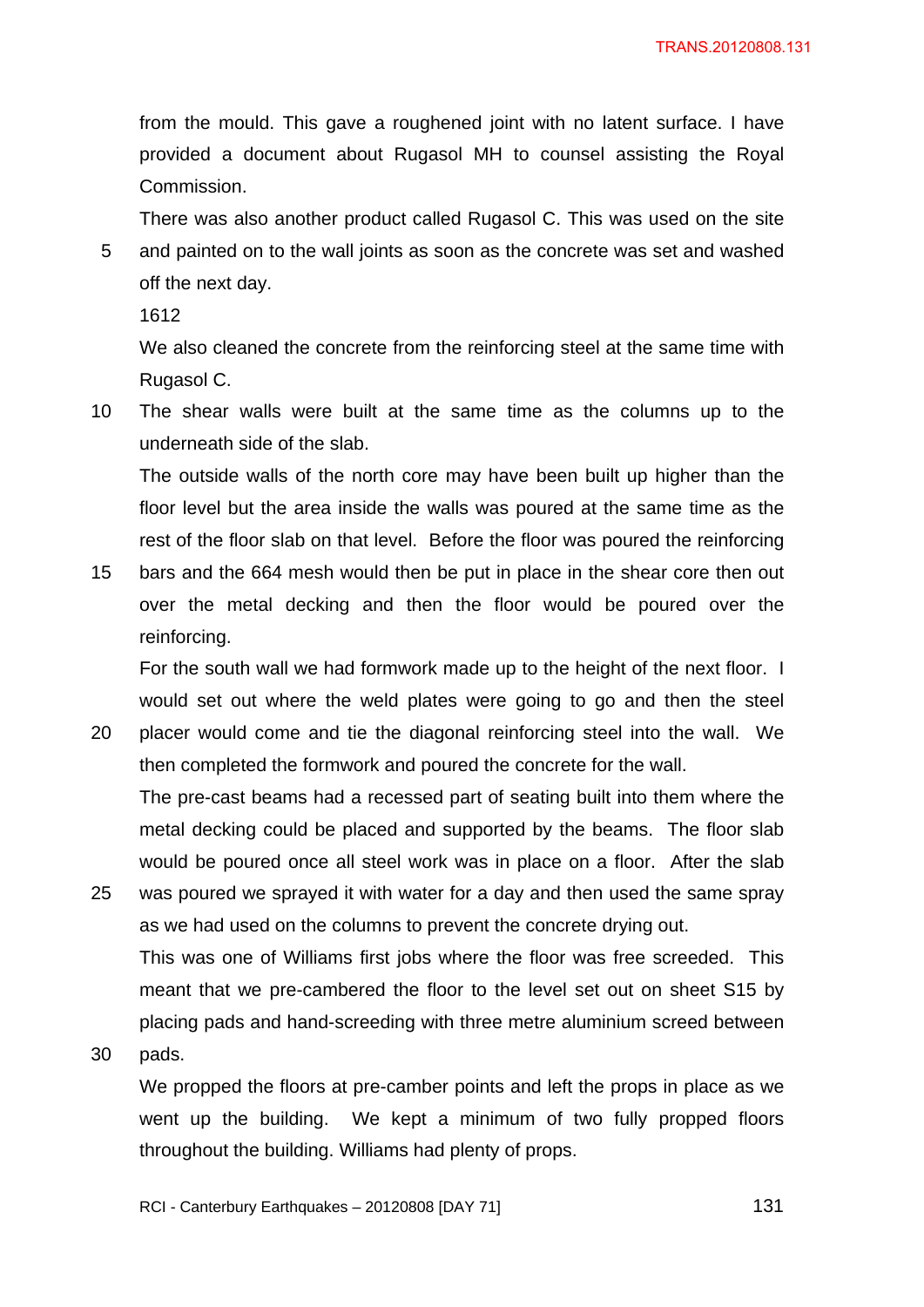from the mould. This gave a roughened joint with no latent surface. I have provided a document about Rugasol MH to counsel assisting the Royal Commission.

There was also another product called Rugasol C. This was used on the site and painted on to the wall joints as soon as the concrete was set and washed off the next day.

1612

We also cleaned the concrete from the reinforcing steel at the same time with Rugasol C.

The shear walls were built at the same time as the columns up to the underneath side of the slab.

The outside walls of the north core may have been built up higher than the floor level but the area inside the walls was poured at the same time as the rest of the floor slab on that level. Before the floor was poured the reinforcing bars and the 664 mesh would then be put in place in the shear core then out over the metal decking and then the floor would be poured over the reinforcing.

For the south wall we had formwork made up to the height of the next floor. I would set out where the weld plates were going to go and then the steel placer would come and tie the diagonal reinforcing steel into the wall. We then completed the formwork and poured the concrete for the wall.

The pre-cast beams had a recessed part of seating built into them where the metal decking could be placed and supported by the beams. The floor slab would be poured once all steel work was in place on a floor. After the slab was poured we sprayed it with water for a day and then used the same spray as we had used on the columns to prevent the concrete drying out.

This was one of Williams first jobs where the floor was free screeded. This meant that we pre-cambered the floor to the level set out on sheet S15 by placing pads and hand-screeding with three metre aluminium screed between pads.

We propped the floors at pre-camber points and left the props in place as we went up the building. We kept a minimum of two fully propped floors throughout the building. Williams had plenty of props.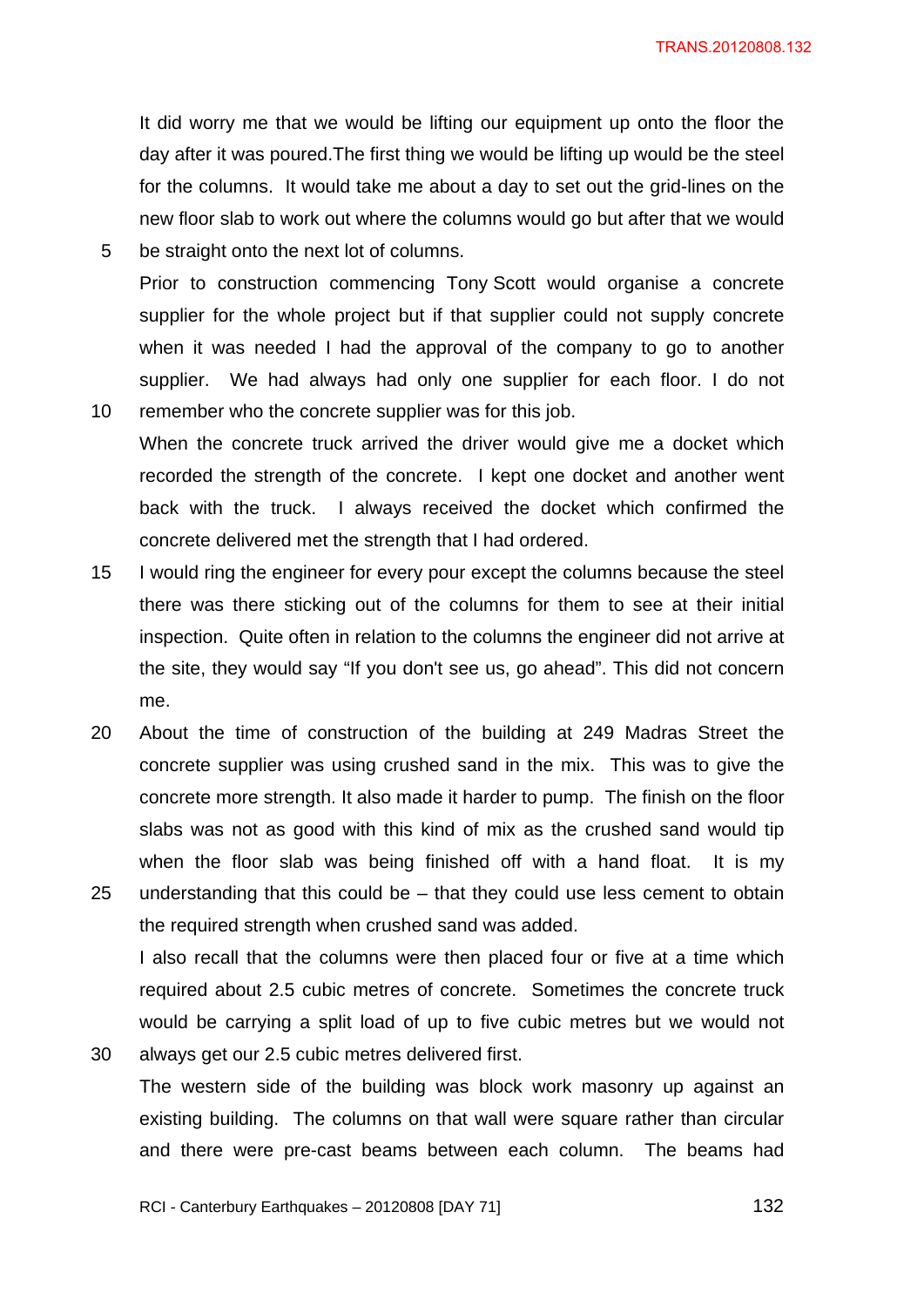It did worry me that we would be lifting our equipment up onto the floor the day after it was poured.The first thing we would be lifting up would be the steel for the columns. It would take me about a day to set out the grid-lines on the new floor slab to work out where the columns would go but after that we would be straight onto the next lot of columns.

Prior to construction commencing Tony Scott would organise a concrete supplier for the whole project but if that supplier could not supply concrete when it was needed I had the approval of the company to go to another supplier. We had always had only one supplier for each floor. I do not remember who the concrete supplier was for this job.

When the concrete truck arrived the driver would give me a docket which recorded the strength of the concrete. I kept one docket and another went back with the truck. I always received the docket which confirmed the concrete delivered met the strength that I had ordered.

I would ring the engineer for every pour except the columns because the steel there was there sticking out of the columns for them to see at their initial inspection. Quite often in relation to the columns the engineer did not arrive at the site, they would say "If you don't see us, go ahead". This did not concern me.

About the time of construction of the building at 249 Madras Street the concrete supplier was using crushed sand in the mix. This was to give the concrete more strength. It also made it harder to pump. The finish on the floor slabs was not as good with this kind of mix as the crushed sand would tip when the floor slab was being finished off with a hand float. It is my understanding that this could be – that they could use less cement to obtain the required strength when crushed sand was added.

I also recall that the columns were then placed four or five at a time which required about 2.5 cubic metres of concrete. Sometimes the concrete truck would be carrying a split load of up to five cubic metres but we would not always get our 2.5 cubic metres delivered first.

The western side of the building was block work masonry up against an existing building. The columns on that wall were square rather than circular and there were pre-cast beams between each column. The beams had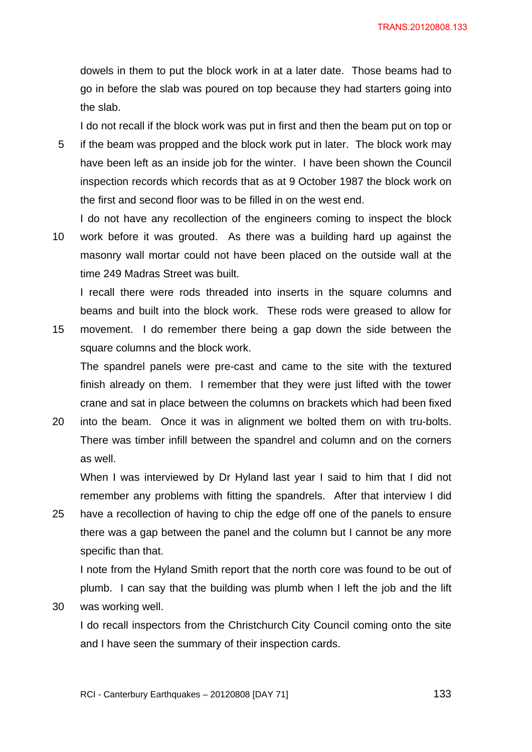dowels in them to put the block work in at a later date. Those beams had to go in before the slab was poured on top because they had starters going into the slab.

I do not recall if the block work was put in first and then the beam put on top or if the beam was propped and the block work put in later. The block work may have been left as an inside job for the winter. I have been shown the Council inspection records which records that as at 9 October 1987 the block work on the first and second floor was to be filled in on the west end.

I do not have any recollection of the engineers coming to inspect the block work before it was grouted. As there was a building hard up against the masonry wall mortar could not have been placed on the outside wall at the time 249 Madras Street was built.

I recall there were rods threaded into inserts in the square columns and beams and built into the block work. These rods were greased to allow for movement. I do remember there being a gap down the side between the square columns and the block work.

The spandrel panels were pre-cast and came to the site with the textured finish already on them. I remember that they were just lifted with the tower crane and sat in place between the columns on brackets which had been fixed into the beam. Once it was in alignment we bolted them on with tru-bolts. There was timber infill between the spandrel and column and on the corners as well.

When I was interviewed by Dr Hyland last year I said to him that I did not remember any problems with fitting the spandrels. After that interview I did have a recollection of having to chip the edge off one of the panels to ensure there was a gap between the panel and the column but I cannot be any more specific than that.

I note from the Hyland Smith report that the north core was found to be out of plumb. I can say that the building was plumb when I left the job and the lift was working well.

I do recall inspectors from the Christchurch City Council coming onto the site and I have seen the summary of their inspection cards.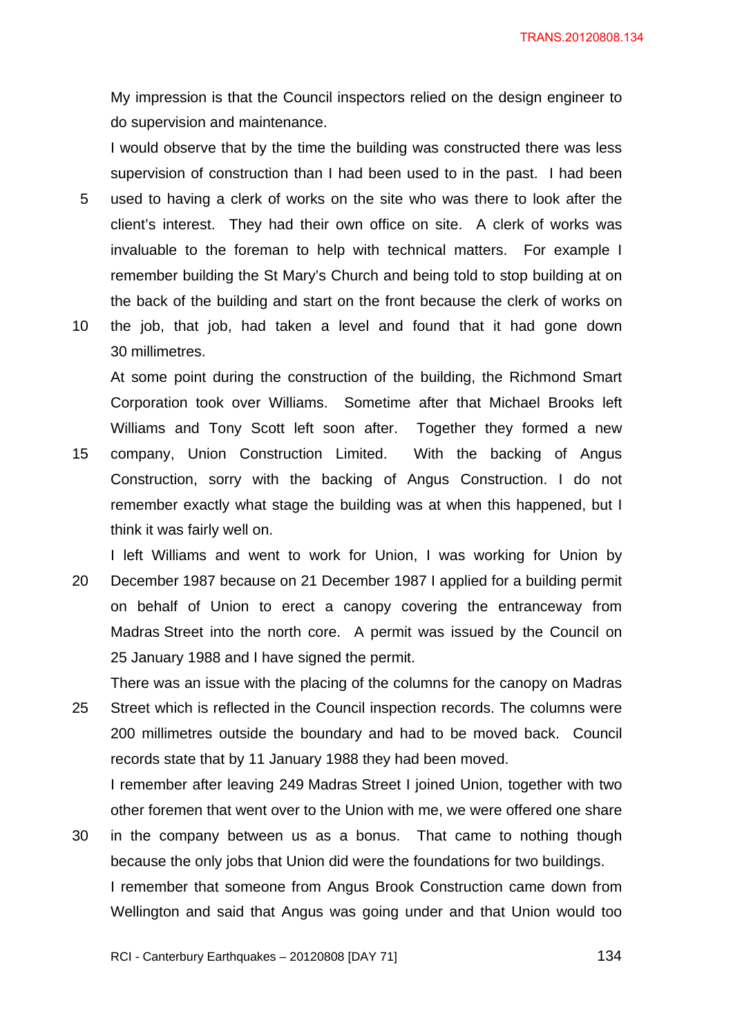My impression is that the Council inspectors relied on the design engineer to do supervision and maintenance.

I would observe that by the time the building was constructed there was less supervision of construction than I had been used to in the past. I had been used to having a clerk of works on the site who was there to look after the client's interest. They had their own office on site. A clerk of works was invaluable to the foreman to help with technical matters. For example I remember building the St Mary's Church and being told to stop building at on the back of the building and start on the front because the clerk of works on the job, that job, had taken a level and found that it had gone down 30 millimetres.

At some point during the construction of the building, the Richmond Smart Corporation took over Williams. Sometime after that Michael Brooks left Williams and Tony Scott left soon after. Together they formed a new company, Union Construction Limited. With the backing of Angus Construction, sorry with the backing of Angus Construction. I do not remember exactly what stage the building was at when this happened, but I think it was fairly well on.

I left Williams and went to work for Union, I was working for Union by December 1987 because on 21 December 1987 I applied for a building permit on behalf of Union to erect a canopy covering the entranceway from Madras Street into the north core. A permit was issued by the Council on 25 January 1988 and I have signed the permit.

There was an issue with the placing of the columns for the canopy on Madras Street which is reflected in the Council inspection records. The columns were 200 millimetres outside the boundary and had to be moved back. Council records state that by 11 January 1988 they had been moved.

I remember after leaving 249 Madras Street I joined Union, together with two other foremen that went over to the Union with me, we were offered one share in the company between us as a bonus. That came to nothing though because the only jobs that Union did were the foundations for two buildings.

I remember that someone from Angus Brook Construction came down from Wellington and said that Angus was going under and that Union would too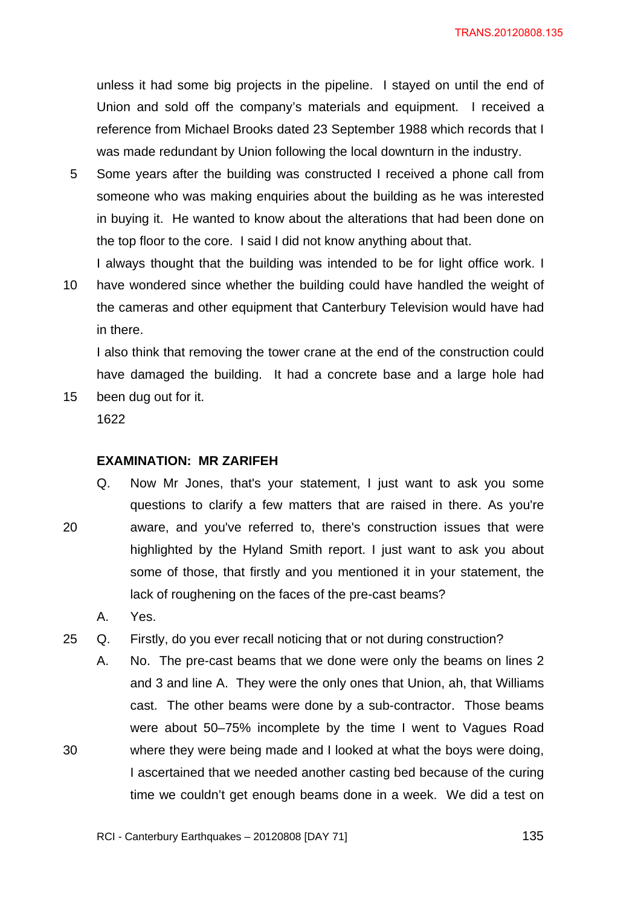unless it had some big projects in the pipeline. I stayed on until the end of Union and sold off the company's materials and equipment. I received a reference from Michael Brooks dated 23 September 1988 which records that I was made redundant by Union following the local downturn in the industry.

Some years after the building was constructed I received a phone call from someone who was making enquiries about the building as he was interested in buying it. He wanted to know about the alterations that had been done on the top floor to the core. I said I did not know anything about that.

I always thought that the building was intended to be for light office work. I have wondered since whether the building could have handled the weight of the cameras and other equipment that Canterbury Television would have had in there.

I also think that removing the tower crane at the end of the construction could have damaged the building. It had a concrete base and a large hole had been dug out for it.

1622

**EXAMINATION: MR ZARIFEH**

Q. Now Mr Jones, that's your statement, I just want to ask you some questions to clarify a few matters that are raised in there. As you're aware, and you've referred to, there's construction issues that were highlighted by the Hyland Smith report. I just want to ask you about some of those, that firstly and you mentioned it in your statement, the lack of roughening on the faces of the pre-cast beams?

A. Yes.

Q. Firstly, do you ever recall noticing that or not during construction?

A. No. The pre-cast beams that we done were only the beams on lines 2 and 3 and line A. They were the only ones that Union, ah, that Williams cast. The other beams were done by a sub-contractor. Those beams were about 50–75% incomplete by the time I went to Vagues Road where they were being made and I looked at what the boys were doing, I ascertained that we needed another casting bed because of the curing time we couldn't get enough beams done in a week. We did a test on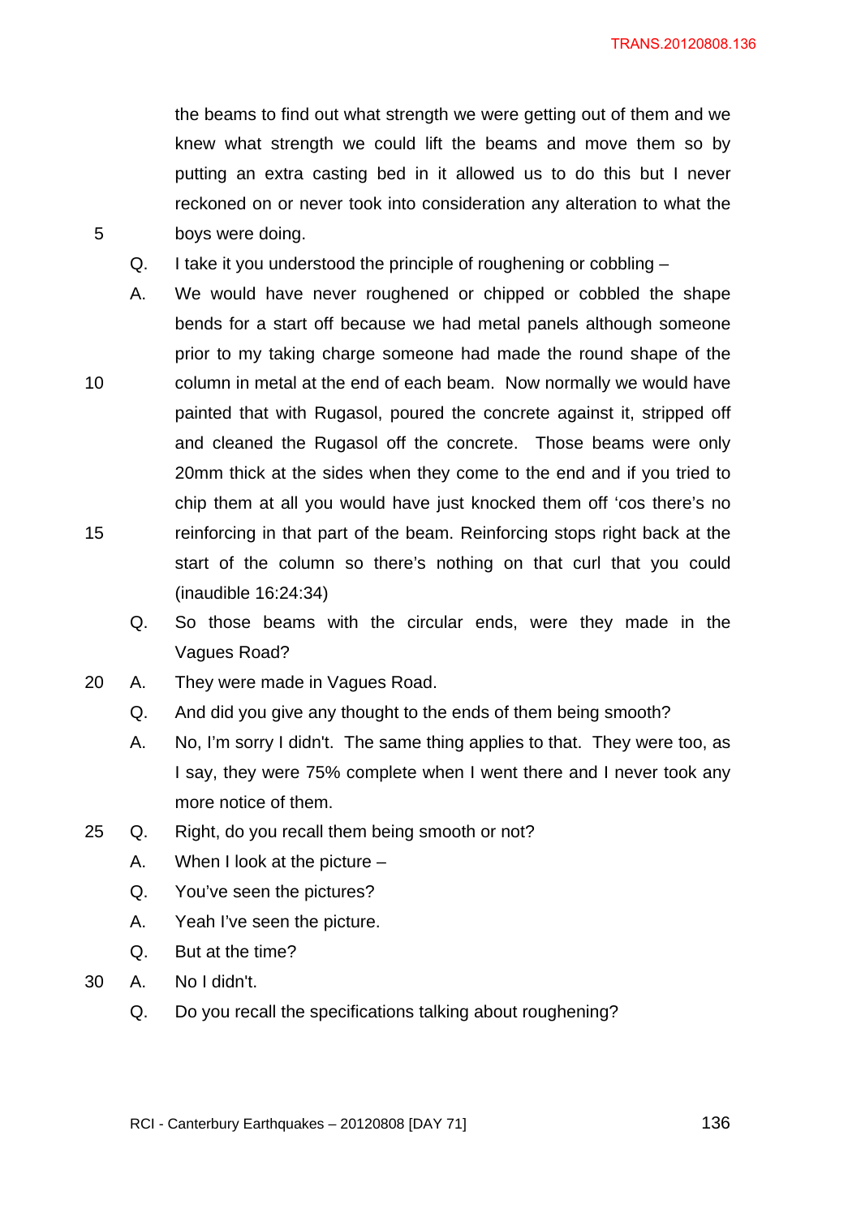the beams to find out what strength we were getting out of them and we knew what strength we could lift the beams and move them so by putting an extra casting bed in it allowed us to do this but I never reckoned on or never took into consideration any alteration to what the boys were doing.

Q. I take it you understood the principle of roughening or cobbling –

A. We would have never roughened or chipped or cobbled the shape bends for a start off because we had metal panels although someone prior to my taking charge someone had made the round shape of the column in metal at the end of each beam. Now normally we would have painted that with Rugasol, poured the concrete against it, stripped off and cleaned the Rugasol off the concrete. Those beams were only 20mm thick at the sides when they come to the end and if you tried to chip them at all you would have just knocked them off 'cos there's no reinforcing in that part of the beam. Reinforcing stops right back at the start of the column so there's nothing on that curl that you could (inaudible 16:24:34)

Q. So those beams with the circular ends, were they made in the Vagues Road?

A. They were made in Vagues Road.

Q. And did you give any thought to the ends of them being smooth?

A. No, I'm sorry I didn't. The same thing applies to that. They were too, as I say, they were 75% complete when I went there and I never took any more notice of them.

Q. Right, do you recall them being smooth or not?

A. When I look at the picture –

Q. You've seen the pictures?

A. Yeah I've seen the picture.

Q. But at the time?

A. No I didn't.

Q. Do you recall the specifications talking about roughening?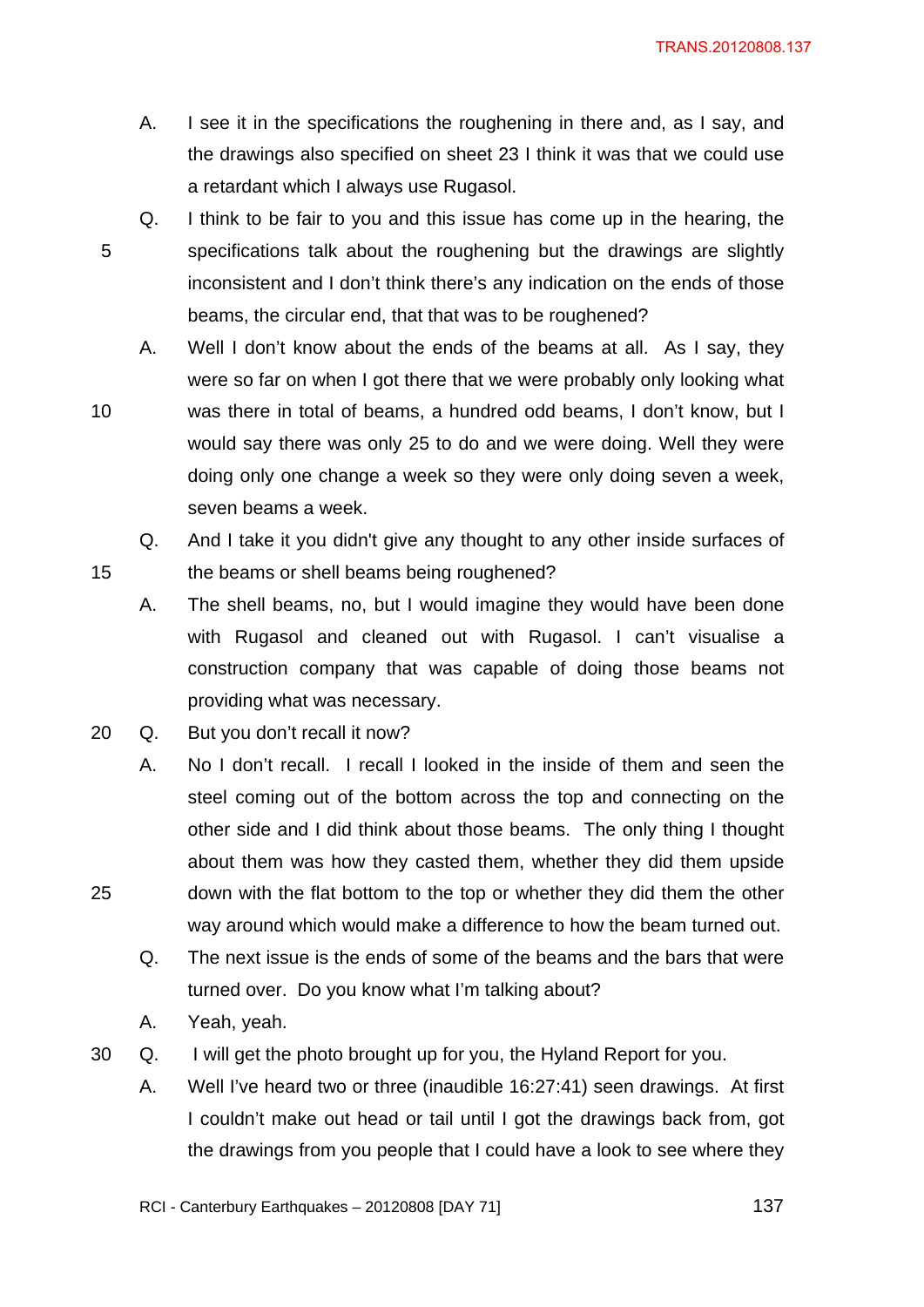A. I see it in the specifications the roughening in there and, as I say, and the drawings also specified on sheet 23 I think it was that we could use a retardant which I always use Rugasol.

Q. I think to be fair to you and this issue has come up in the hearing, the specifications talk about the roughening but the drawings are slightly inconsistent and I don't think there's any indication on the ends of those beams, the circular end, that that was to be roughened?

A. Well I don't know about the ends of the beams at all. As I say, they were so far on when I got there that we were probably only looking what was there in total of beams, a hundred odd beams, I don't know, but I would say there was only 25 to do and we were doing. Well they were doing only one change a week so they were only doing seven a week, seven beams a week.

Q. And I take it you didn't give any thought to any other inside surfaces of the beams or shell beams being roughened?

A. The shell beams, no, but I would imagine they would have been done with Rugasol and cleaned out with Rugasol. I can't visualise a construction company that was capable of doing those beams not providing what was necessary.

Q. But you don't recall it now?

A. No I don't recall. I recall I looked in the inside of them and seen the steel coming out of the bottom across the top and connecting on the other side and I did think about those beams. The only thing I thought about them was how they casted them, whether they did them upside down with the flat bottom to the top or whether they did them the other way around which would make a difference to how the beam turned out.

Q. The next issue is the ends of some of the beams and the bars that were turned over. Do you know what I'm talking about?

A. Yeah, yeah.

Q. I will get the photo brought up for you, the Hyland Report for you.

A. Well I've heard two or three (inaudible 16:27:41) seen drawings. At first I couldn't make out head or tail until I got the drawings back from, got the drawings from you people that I could have a look to see where they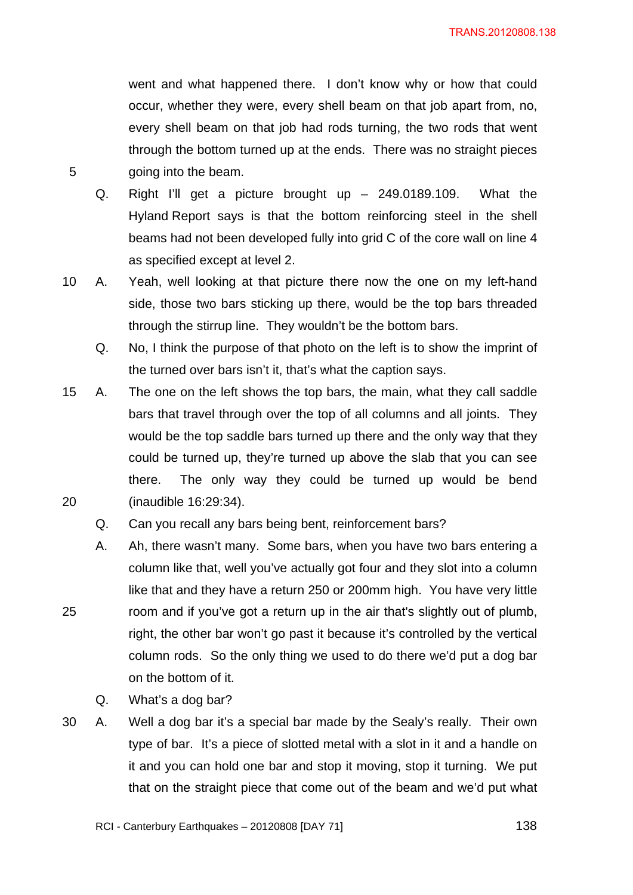went and what happened there. I don't know why or how that could occur, whether they were, every shell beam on that job apart from, no, every shell beam on that job had rods turning, the two rods that went through the bottom turned up at the ends. There was no straight pieces going into the beam.

Q. Right I'll get a picture brought up – 249.0189.109. What the Hyland Report says is that the bottom reinforcing steel in the shell beams had not been developed fully into grid C of the core wall on line 4 as specified except at level 2.

A. Yeah, well looking at that picture there now the one on my left-hand side, those two bars sticking up there, would be the top bars threaded through the stirrup line. They wouldn't be the bottom bars.

Q. No, I think the purpose of that photo on the left is to show the imprint of the turned over bars isn't it, that's what the caption says.

A. The one on the left shows the top bars, the main, what they call saddle bars that travel through over the top of all columns and all joints. They would be the top saddle bars turned up there and the only way that they could be turned up, they're turned up above the slab that you can see there. The only way they could be turned up would be bend (inaudible 16:29:34).

Q. Can you recall any bars being bent, reinforcement bars?

A. Ah, there wasn't many. Some bars, when you have two bars entering a column like that, well you've actually got four and they slot into a column like that and they have a return 250 or 200mm high. You have very little room and if you've got a return up in the air that's slightly out of plumb, right, the other bar won't go past it because it's controlled by the vertical column rods. So the only thing we used to do there we'd put a dog bar on the bottom of it.

Q. What's a dog bar?

A. Well a dog bar it's a special bar made by the Sealy's really. Their own type of bar. It's a piece of slotted metal with a slot in it and a handle on it and you can hold one bar and stop it moving, stop it turning. We put that on the straight piece that come out of the beam and we'd put what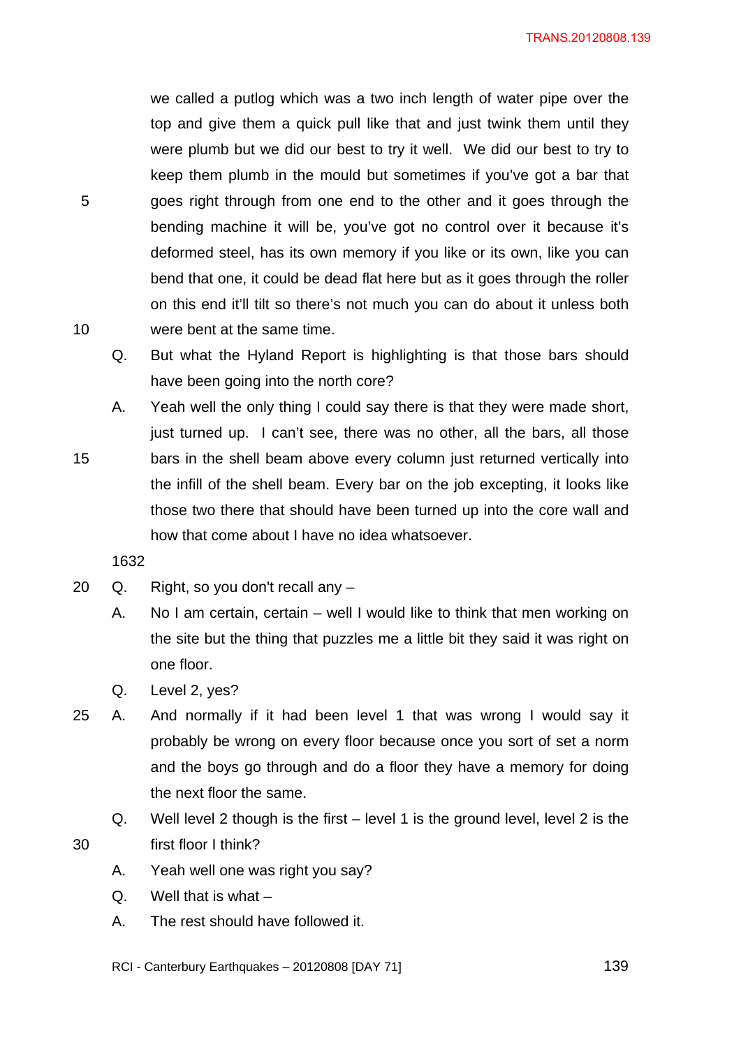we called a putlog which was a two inch length of water pipe over the top and give them a quick pull like that and just twink them until they were plumb but we did our best to try it well. We did our best to try to keep them plumb in the mould but sometimes if you've got a bar that goes right through from one end to the other and it goes through the bending machine it will be, you've got no control over it because it's deformed steel, has its own memory if you like or its own, like you can bend that one, it could be dead flat here but as it goes through the roller on this end it'll tilt so there's not much you can do about it unless both were bent at the same time.

Q. But what the Hyland Report is highlighting is that those bars should have been going into the north core?

A. Yeah well the only thing I could say there is that they were made short, just turned up. I can't see, there was no other, all the bars, all those bars in the shell beam above every column just returned vertically into the infill of the shell beam. Every bar on the job excepting, it looks like those two there that should have been turned up into the core wall and how that come about I have no idea whatsoever.

1632

Q. Right, so you don't recall any –

A. No I am certain, certain – well I would like to think that men working on the site but the thing that puzzles me a little bit they said it was right on one floor.

Q. Level 2, yes?

A. And normally if it had been level 1 that was wrong I would say it probably be wrong on every floor because once you sort of set a norm and the boys go through and do a floor they have a memory for doing the next floor the same.

Q. Well level 2 though is the first – level 1 is the ground level, level 2 is the first floor I think?

A. Yeah well one was right you say?

Q. Well that is what –

A. The rest should have followed it.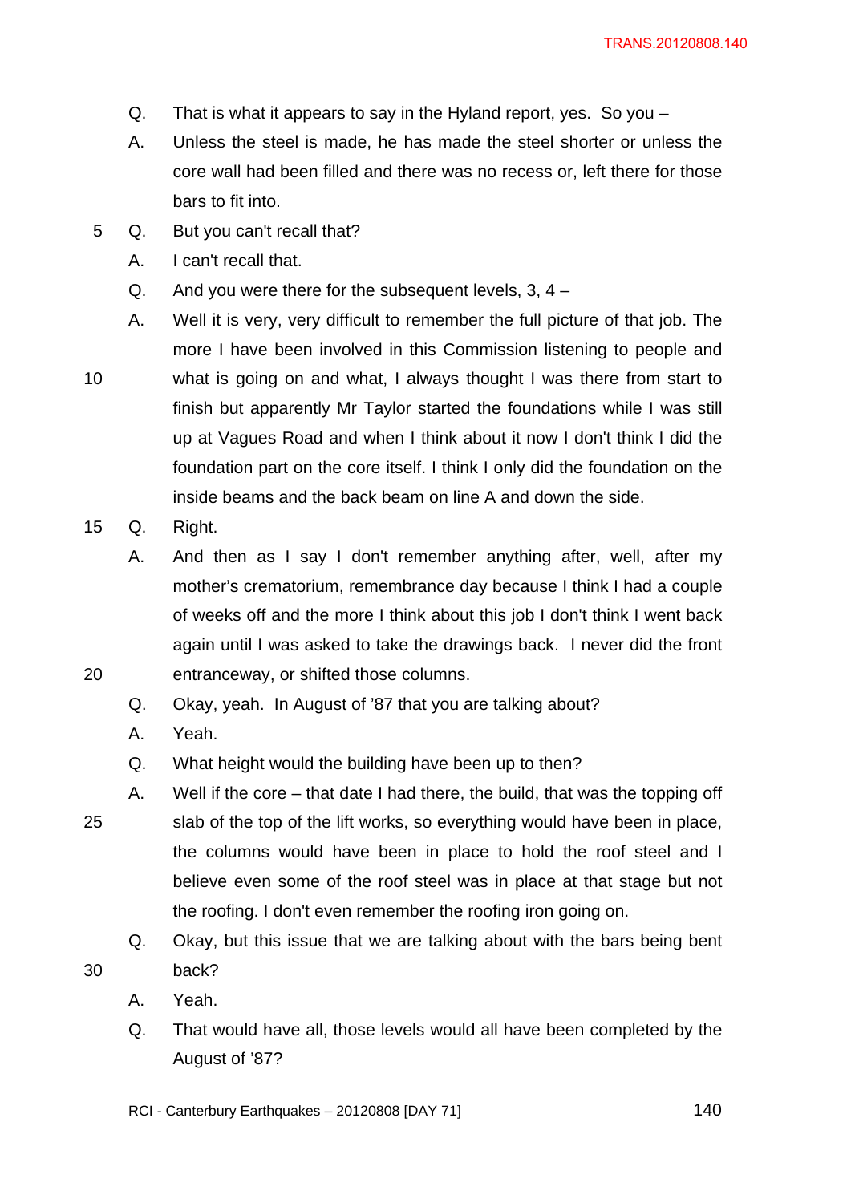Q. That is what it appears to say in the Hyland report, yes. So you –

A. Unless the steel is made, he has made the steel shorter or unless the core wall had been filled and there was no recess or, left there for those bars to fit into.

Q. But you can't recall that?

A. I can't recall that.

Q. And you were there for the subsequent levels, 3, 4 –

A. Well it is very, very difficult to remember the full picture of that job. The more I have been involved in this Commission listening to people and what is going on and what, I always thought I was there from start to finish but apparently Mr Taylor started the foundations while I was still up at Vagues Road and when I think about it now I don't think I did the foundation part on the core itself. I think I only did the foundation on the inside beams and the back beam on line A and down the side.

Q. Right.

A. And then as I say I don't remember anything after, well, after my mother's crematorium, remembrance day because I think I had a couple of weeks off and the more I think about this job I don't think I went back again until I was asked to take the drawings back. I never did the front entranceway, or shifted those columns.

Q. Okay, yeah. In August of '87 that you are talking about?

A. Yeah.

Q. What height would the building have been up to then?

A. Well if the core – that date I had there, the build, that was the topping off slab of the top of the lift works, so everything would have been in place, the columns would have been in place to hold the roof steel and I believe even some of the roof steel was in place at that stage but not the roofing. I don't even remember the roofing iron going on.

Q. Okay, but this issue that we are talking about with the bars being bent back?

A. Yeah.

Q. That would have all, those levels would all have been completed by the August of '87?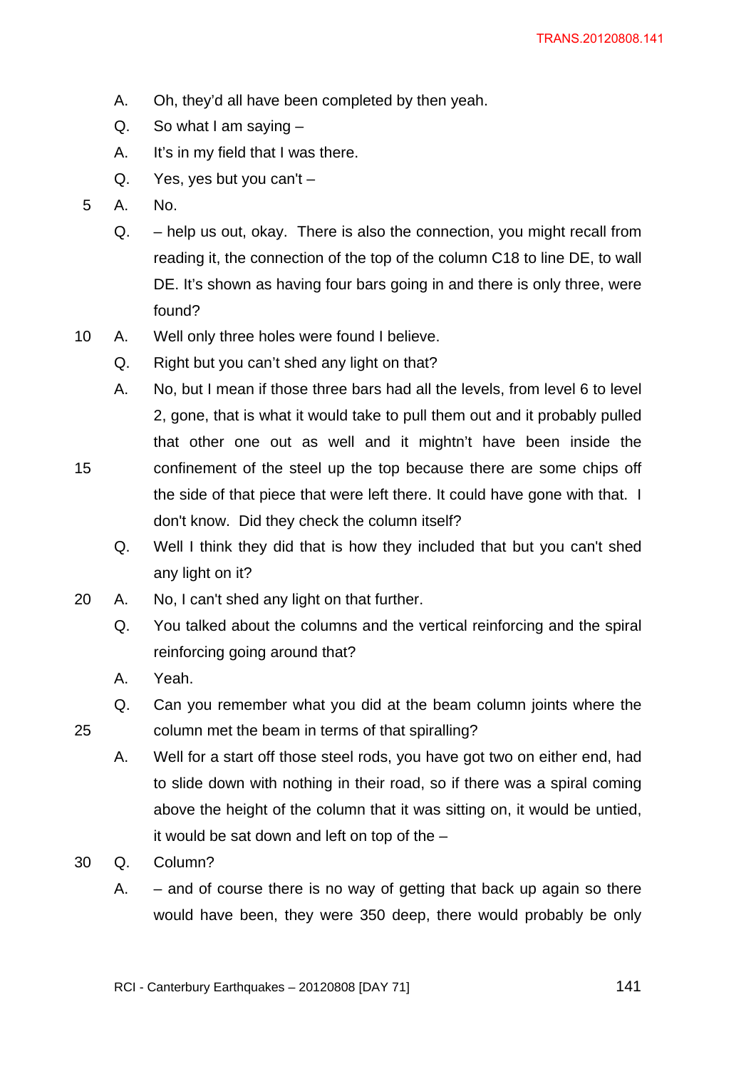A. Oh, they'd all have been completed by then yeah.

Q. So what I am saying –

A. It's in my field that I was there.

Q. Yes, yes but you can't –

A. No.

Q. – help us out, okay. There is also the connection, you might recall from reading it, the connection of the top of the column C18 to line DE, to wall DE. It's shown as having four bars going in and there is only three, were found?

A. Well only three holes were found I believe.

Q. Right but you can't shed any light on that?

A. No, but I mean if those three bars had all the levels, from level 6 to level 2, gone, that is what it would take to pull them out and it probably pulled that other one out as well and it mightn't have been inside the confinement of the steel up the top because there are some chips off the side of that piece that were left there. It could have gone with that. I don't know. Did they check the column itself?

Q. Well I think they did that is how they included that but you can't shed any light on it?

A. No, I can't shed any light on that further.

Q. You talked about the columns and the vertical reinforcing and the spiral reinforcing going around that?

A. Yeah.

Q. Can you remember what you did at the beam column joints where the column met the beam in terms of that spiralling?

A. Well for a start off those steel rods, you have got two on either end, had to slide down with nothing in their road, so if there was a spiral coming above the height of the column that it was sitting on, it would be untied, it would be sat down and left on top of the –

Q. Column?

A. – and of course there is no way of getting that back up again so there would have been, they were 350 deep, there would probably be only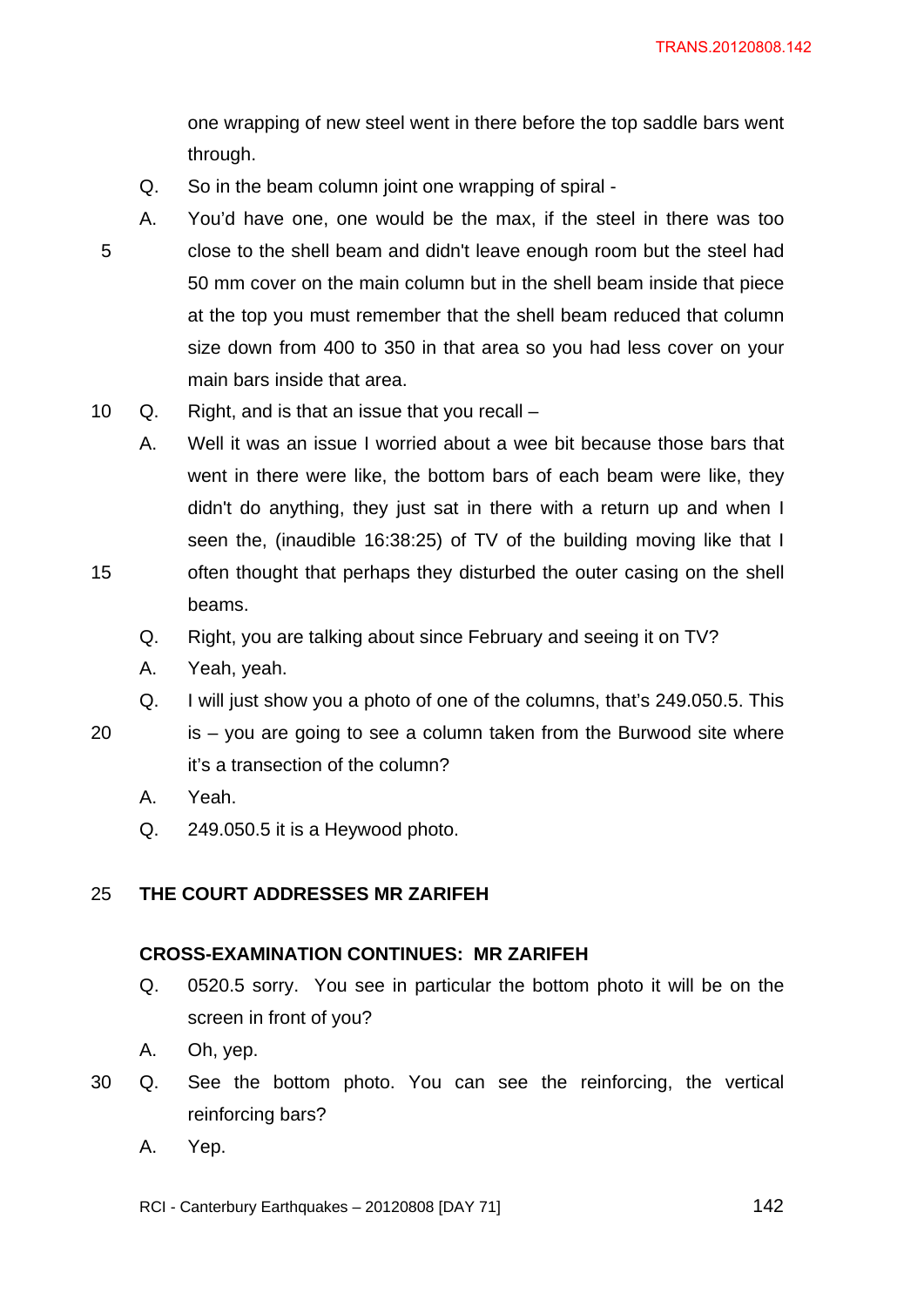one wrapping of new steel went in there before the top saddle bars went through.

Q. So in the beam column joint one wrapping of spiral -

A. You'd have one, one would be the max, if the steel in there was too close to the shell beam and didn't leave enough room but the steel had 50 mm cover on the main column but in the shell beam inside that piece at the top you must remember that the shell beam reduced that column size down from 400 to 350 in that area so you had less cover on your main bars inside that area.

Q. Right, and is that an issue that you recall –

A. Well it was an issue I worried about a wee bit because those bars that went in there were like, the bottom bars of each beam were like, they didn't do anything, they just sat in there with a return up and when I seen the, (inaudible 16:38:25) of TV of the building moving like that I often thought that perhaps they disturbed the outer casing on the shell beams.

Q. Right, you are talking about since February and seeing it on TV?

A. Yeah, yeah.

Q. I will just show you a photo of one of the columns, that's 249.050.5. This is – you are going to see a column taken from the Burwood site where it's a transection of the column?

A. Yeah.

Q. 249.050.5 it is a Heywood photo.

**THE COURT ADDRESSES MR ZARIFEH**

**CROSS-EXAMINATION CONTINUES: MR ZARIFEH**

Q. 0520.5 sorry. You see in particular the bottom photo it will be on the screen in front of you?

A. Oh, yep.

Q. See the bottom photo. You can see the reinforcing, the vertical reinforcing bars?

A. Yep.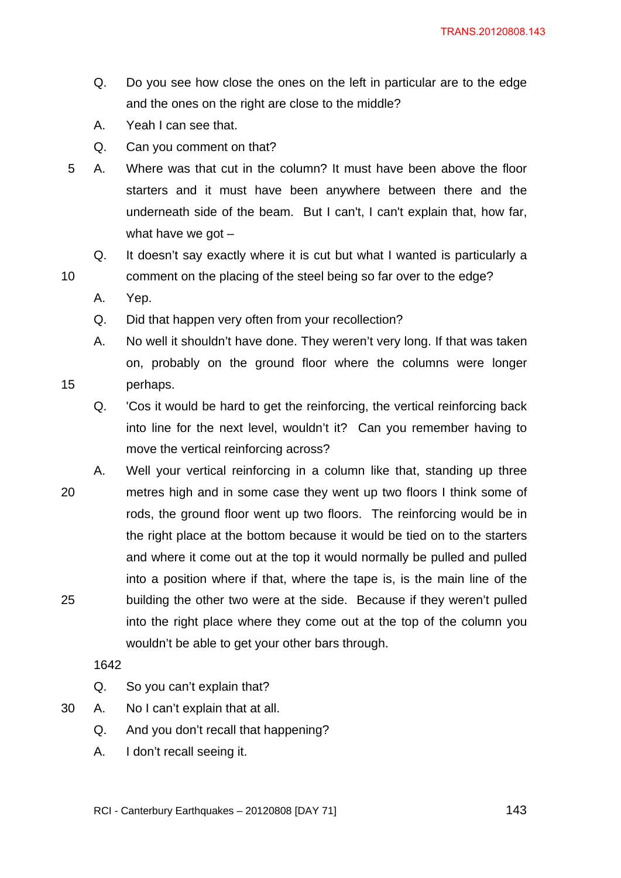Q. Do you see how close the ones on the left in particular are to the edge and the ones on the right are close to the middle?

A. Yeah I can see that.

Q. Can you comment on that?

A. Where was that cut in the column? It must have been above the floor starters and it must have been anywhere between there and the underneath side of the beam. But I can't, I can't explain that, how far, what have we got –

Q. It doesn't say exactly where it is cut but what I wanted is particularly a comment on the placing of the steel being so far over to the edge?

A. Yep.

Q. Did that happen very often from your recollection?

A. No well it shouldn't have done. They weren't very long. If that was taken on, probably on the ground floor where the columns were longer perhaps.

Q. 'Cos it would be hard to get the reinforcing, the vertical reinforcing back into line for the next level, wouldn't it? Can you remember having to move the vertical reinforcing across?

A. Well your vertical reinforcing in a column like that, standing up three metres high and in some case they went up two floors I think some of rods, the ground floor went up two floors. The reinforcing would be in the right place at the bottom because it would be tied on to the starters and where it come out at the top it would normally be pulled and pulled into a position where if that, where the tape is, is the main line of the building the other two were at the side. Because if they weren't pulled into the right place where they come out at the top of the column you wouldn't be able to get your other bars through.

1642

Q. So you can't explain that?

A. No I can't explain that at all.

Q. And you don't recall that happening?

A. I don't recall seeing it.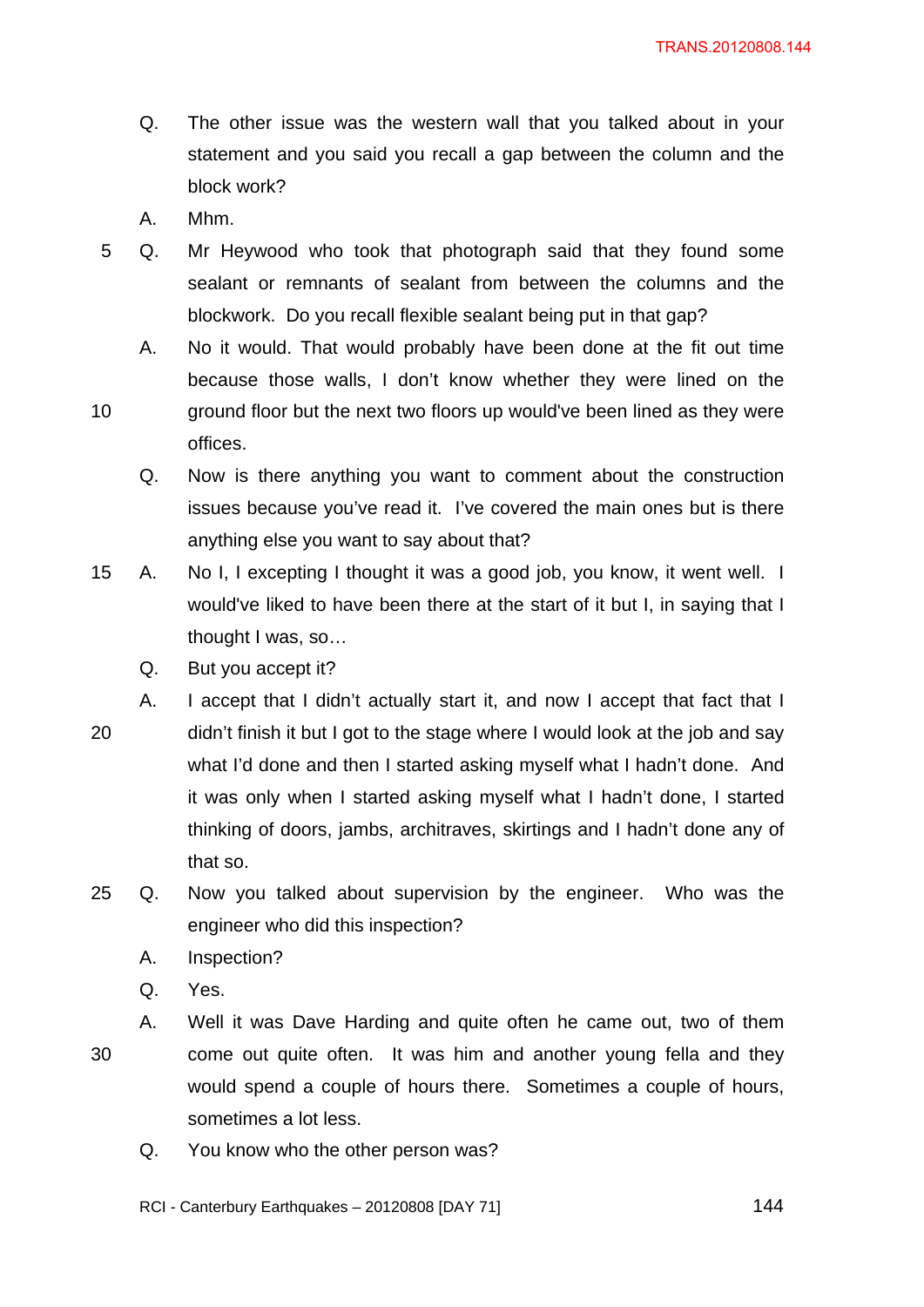Q. The other issue was the western wall that you talked about in your statement and you said you recall a gap between the column and the block work?

A. Mhm.

Q. Mr Heywood who took that photograph said that they found some sealant or remnants of sealant from between the columns and the blockwork. Do you recall flexible sealant being put in that gap?

A. No it would. That would probably have been done at the fit out time because those walls, I don't know whether they were lined on the ground floor but the next two floors up would've been lined as they were offices.

Q. Now is there anything you want to comment about the construction issues because you've read it. I've covered the main ones but is there anything else you want to say about that?

A. No I, I excepting I thought it was a good job, you know, it went well. I would've liked to have been there at the start of it but I, in saying that I thought I was, so…

Q. But you accept it?

A. I accept that I didn't actually start it, and now I accept that fact that I didn't finish it but I got to the stage where I would look at the job and say what I'd done and then I started asking myself what I hadn't done. And it was only when I started asking myself what I hadn't done, I started thinking of doors, jambs, architraves, skirtings and I hadn't done any of that so.

Q. Now you talked about supervision by the engineer. Who was the engineer who did this inspection?

A. Inspection?

Q. Yes.

A. Well it was Dave Harding and quite often he came out, two of them come out quite often. It was him and another young fella and they would spend a couple of hours there. Sometimes a couple of hours, sometimes a lot less.

Q. You know who the other person was?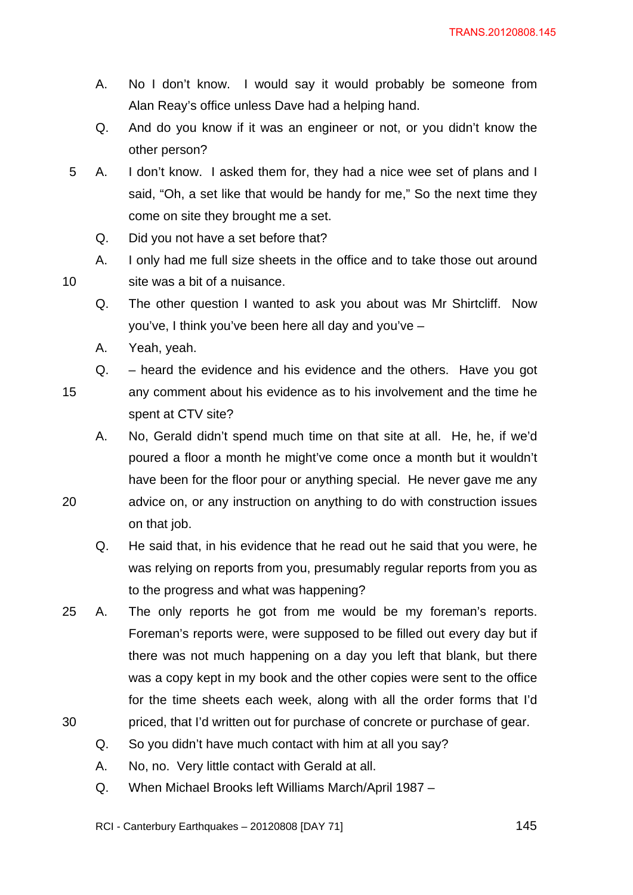A. No I don't know. I would say it would probably be someone from Alan Reay's office unless Dave had a helping hand.

Q. And do you know if it was an engineer or not, or you didn't know the other person?

A. I don't know. I asked them for, they had a nice wee set of plans and I said, "Oh, a set like that would be handy for me," So the next time they come on site they brought me a set.

Q. Did you not have a set before that?

A. I only had me full size sheets in the office and to take those out around site was a bit of a nuisance.

Q. The other question I wanted to ask you about was Mr Shirtcliff. Now you've, I think you've been here all day and you've –

A. Yeah, yeah.

Q. – heard the evidence and his evidence and the others. Have you got any comment about his evidence as to his involvement and the time he spent at CTV site?

A. No, Gerald didn't spend much time on that site at all. He, he, if we'd poured a floor a month he might've come once a month but it wouldn't have been for the floor pour or anything special. He never gave me any advice on, or any instruction on anything to do with construction issues on that job.

Q. He said that, in his evidence that he read out he said that you were, he was relying on reports from you, presumably regular reports from you as to the progress and what was happening?

A. The only reports he got from me would be my foreman's reports. Foreman's reports were, were supposed to be filled out every day but if there was not much happening on a day you left that blank, but there was a copy kept in my book and the other copies were sent to the office for the time sheets each week, along with all the order forms that I'd priced, that I'd written out for purchase of concrete or purchase of gear.

Q. So you didn't have much contact with him at all you say?

A. No, no. Very little contact with Gerald at all.

Q. When Michael Brooks left Williams March/April 1987 –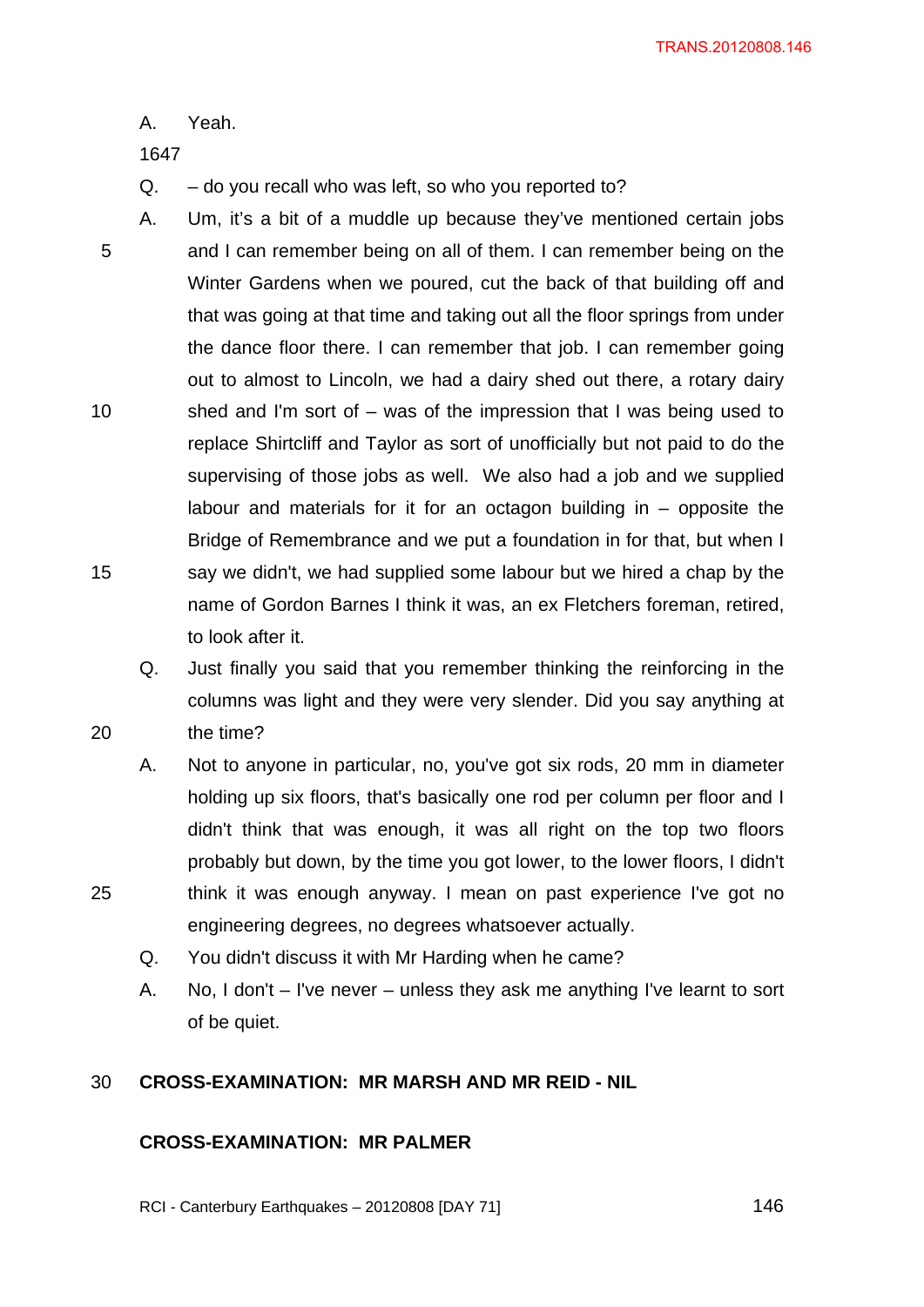A. Yeah.

1647

Q. – do you recall who was left, so who you reported to?

A. Um, it's a bit of a muddle up because they've mentioned certain jobs and I can remember being on all of them. I can remember being on the Winter Gardens when we poured, cut the back of that building off and that was going at that time and taking out all the floor springs from under the dance floor there. I can remember that job. I can remember going out to almost to Lincoln, we had a dairy shed out there, a rotary dairy shed and I'm sort of – was of the impression that I was being used to replace Shirtcliff and Taylor as sort of unofficially but not paid to do the supervising of those jobs as well. We also had a job and we supplied labour and materials for it for an octagon building in – opposite the Bridge of Remembrance and we put a foundation in for that, but when I say we didn't, we had supplied some labour but we hired a chap by the name of Gordon Barnes I think it was, an ex Fletchers foreman, retired, to look after it.

Q. Just finally you said that you remember thinking the reinforcing in the columns was light and they were very slender. Did you say anything at the time?

A. Not to anyone in particular, no, you've got six rods, 20 mm in diameter holding up six floors, that's basically one rod per column per floor and I didn't think that was enough, it was all right on the top two floors probably but down, by the time you got lower, to the lower floors, I didn't think it was enough anyway. I mean on past experience I've got no engineering degrees, no degrees whatsoever actually.

Q. You didn't discuss it with Mr Harding when he came?

A. No, I don't – I've never – unless they ask me anything I've learnt to sort of be quiet.

**CROSS-EXAMINATION: MR MARSH AND MR REID - NIL**

**CROSS-EXAMINATION: MR PALMER**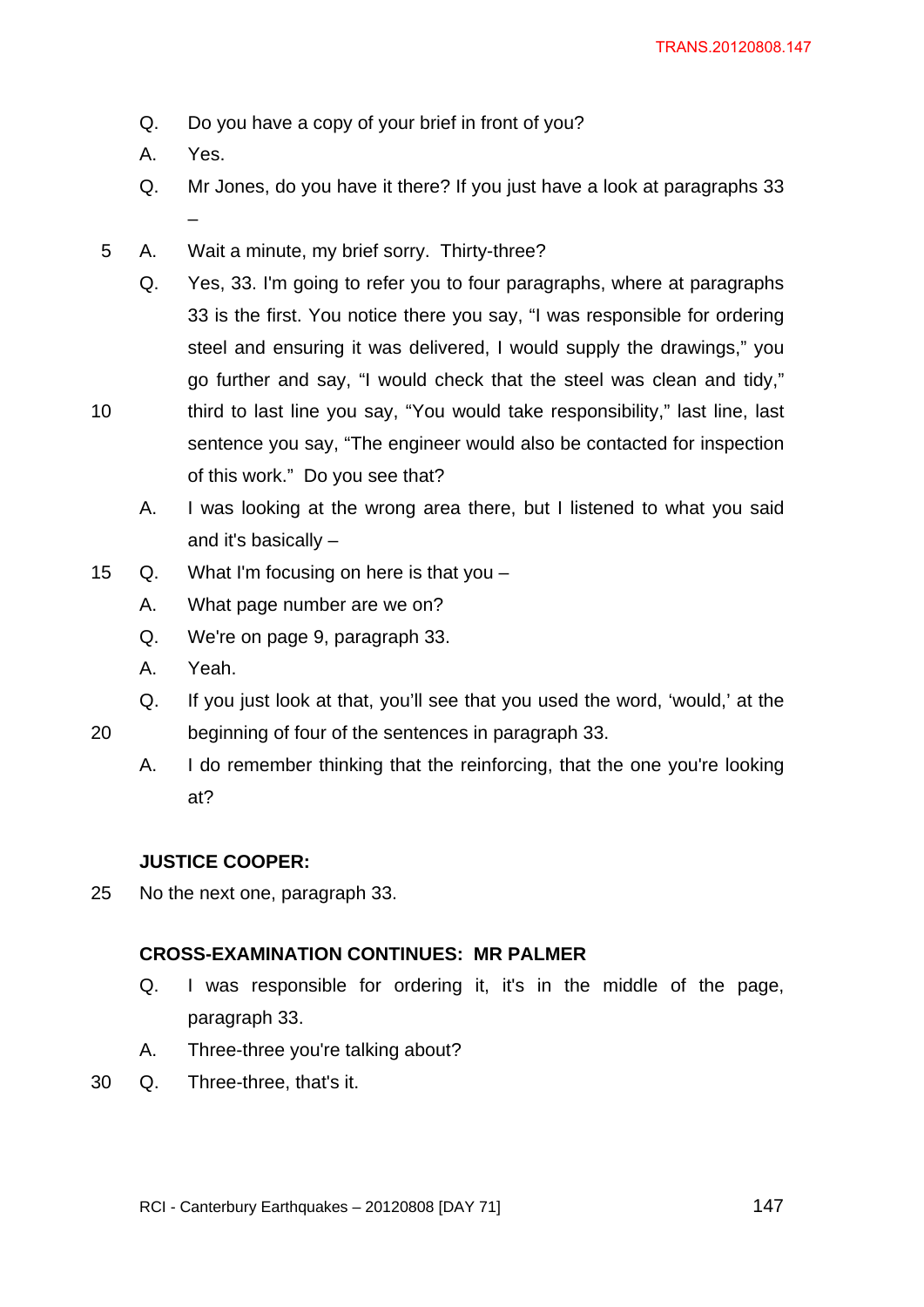Q. Do you have a copy of your brief in front of you?

A. Yes.

Q. Mr Jones, do you have it there? If you just have a look at paragraphs 33 –

A. Wait a minute, my brief sorry. Thirty-three?

Q. Yes, 33. I'm going to refer you to four paragraphs, where at paragraphs 33 is the first. You notice there you say, "I was responsible for ordering steel and ensuring it was delivered, I would supply the drawings," you go further and say, "I would check that the steel was clean and tidy," third to last line you say, "You would take responsibility," last line, last sentence you say, "The engineer would also be contacted for inspection of this work." Do you see that?

A. I was looking at the wrong area there, but I listened to what you said and it's basically –

Q. What I'm focusing on here is that you –

A. What page number are we on?

Q. We're on page 9, paragraph 33.

A. Yeah.

Q. If you just look at that, you'll see that you used the word, 'would,' at the beginning of four of the sentences in paragraph 33.

A. I do remember thinking that the reinforcing, that the one you're looking at?

**JUSTICE COOPER:**

No the next one, paragraph 33.

**CROSS-EXAMINATION CONTINUES: MR PALMER**

Q. I was responsible for ordering it, it's in the middle of the page, paragraph 33.

A. Three-three you're talking about?

Q. Three-three, that's it.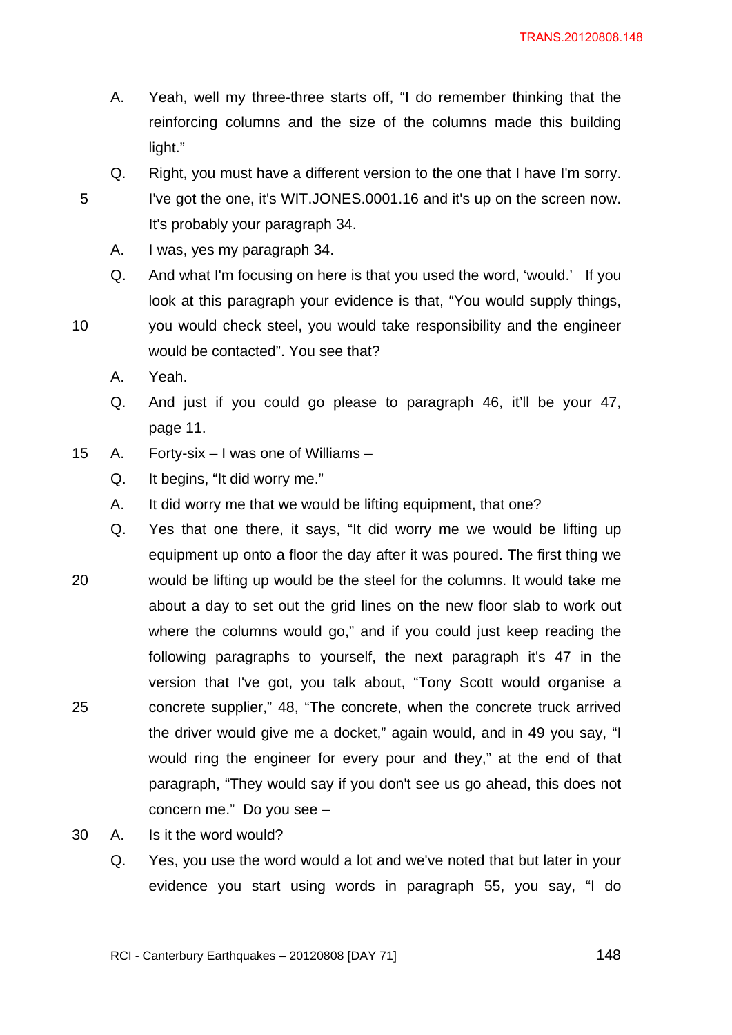A. Yeah, well my three-three starts off, "I do remember thinking that the reinforcing columns and the size of the columns made this building light."

Q. Right, you must have a different version to the one that I have I'm sorry. I've got the one, it's WIT.JONES.0001.16 and it's up on the screen now. It's probably your paragraph 34.

A. I was, yes my paragraph 34.

Q. And what I'm focusing on here is that you used the word, 'would.' If you look at this paragraph your evidence is that, "You would supply things, you would check steel, you would take responsibility and the engineer would be contacted". You see that?

A. Yeah.

Q. And just if you could go please to paragraph 46, it'll be your 47, page 11.

A. Forty-six – I was one of Williams –

Q. It begins, "It did worry me."

A. It did worry me that we would be lifting equipment, that one?

Q. Yes that one there, it says, "It did worry me we would be lifting up equipment up onto a floor the day after it was poured. The first thing we would be lifting up would be the steel for the columns. It would take me about a day to set out the grid lines on the new floor slab to work out where the columns would go," and if you could just keep reading the following paragraphs to yourself, the next paragraph it's 47 in the version that I've got, you talk about, "Tony Scott would organise a concrete supplier," 48, "The concrete, when the concrete truck arrived the driver would give me a docket," again would, and in 49 you say, "I would ring the engineer for every pour and they," at the end of that paragraph, "They would say if you don't see us go ahead, this does not concern me." Do you see –

A. Is it the word would?

Q. Yes, you use the word would a lot and we've noted that but later in your evidence you start using words in paragraph 55, you say, "I do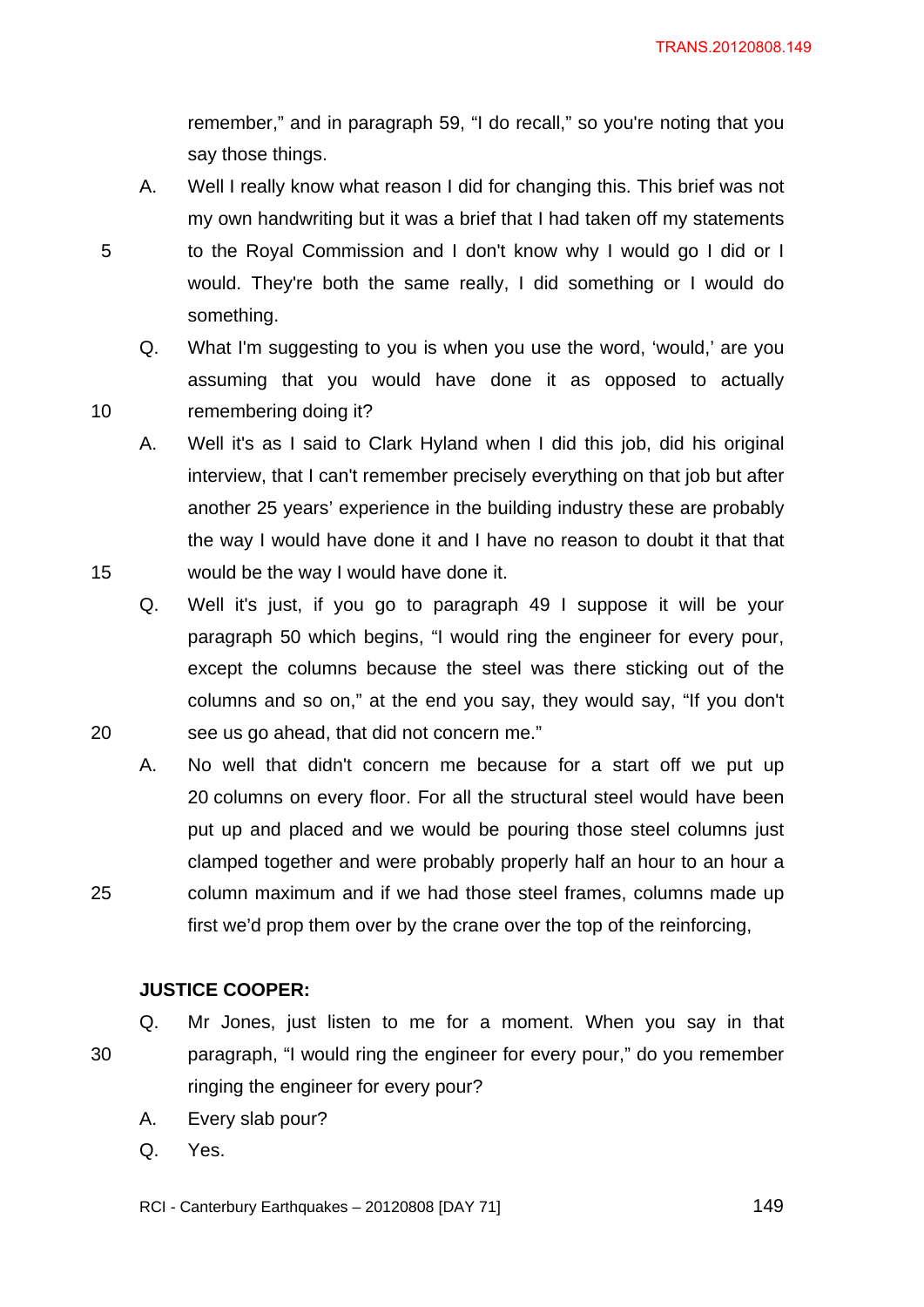remember," and in paragraph 59, "I do recall," so you're noting that you say those things.

A. Well I really know what reason I did for changing this. This brief was not my own handwriting but it was a brief that I had taken off my statements to the Royal Commission and I don't know why I would go I did or I would. They're both the same really, I did something or I would do something.

Q. What I'm suggesting to you is when you use the word, 'would,' are you assuming that you would have done it as opposed to actually remembering doing it?

A. Well it's as I said to Clark Hyland when I did this job, did his original interview, that I can't remember precisely everything on that job but after another 25 years' experience in the building industry these are probably the way I would have done it and I have no reason to doubt it that that would be the way I would have done it.

Q. Well it's just, if you go to paragraph 49 I suppose it will be your paragraph 50 which begins, "I would ring the engineer for every pour, except the columns because the steel was there sticking out of the columns and so on," at the end you say, they would say, "If you don't see us go ahead, that did not concern me."

A. No well that didn't concern me because for a start off we put up 20 columns on every floor. For all the structural steel would have been put up and placed and we would be pouring those steel columns just clamped together and were probably properly half an hour to an hour a column maximum and if we had those steel frames, columns made up first we'd prop them over by the crane over the top of the reinforcing,

**JUSTICE COOPER:**

Q. Mr Jones, just listen to me for a moment. When you say in that paragraph, "I would ring the engineer for every pour," do you remember ringing the engineer for every pour?

A. Every slab pour?

Q. Yes.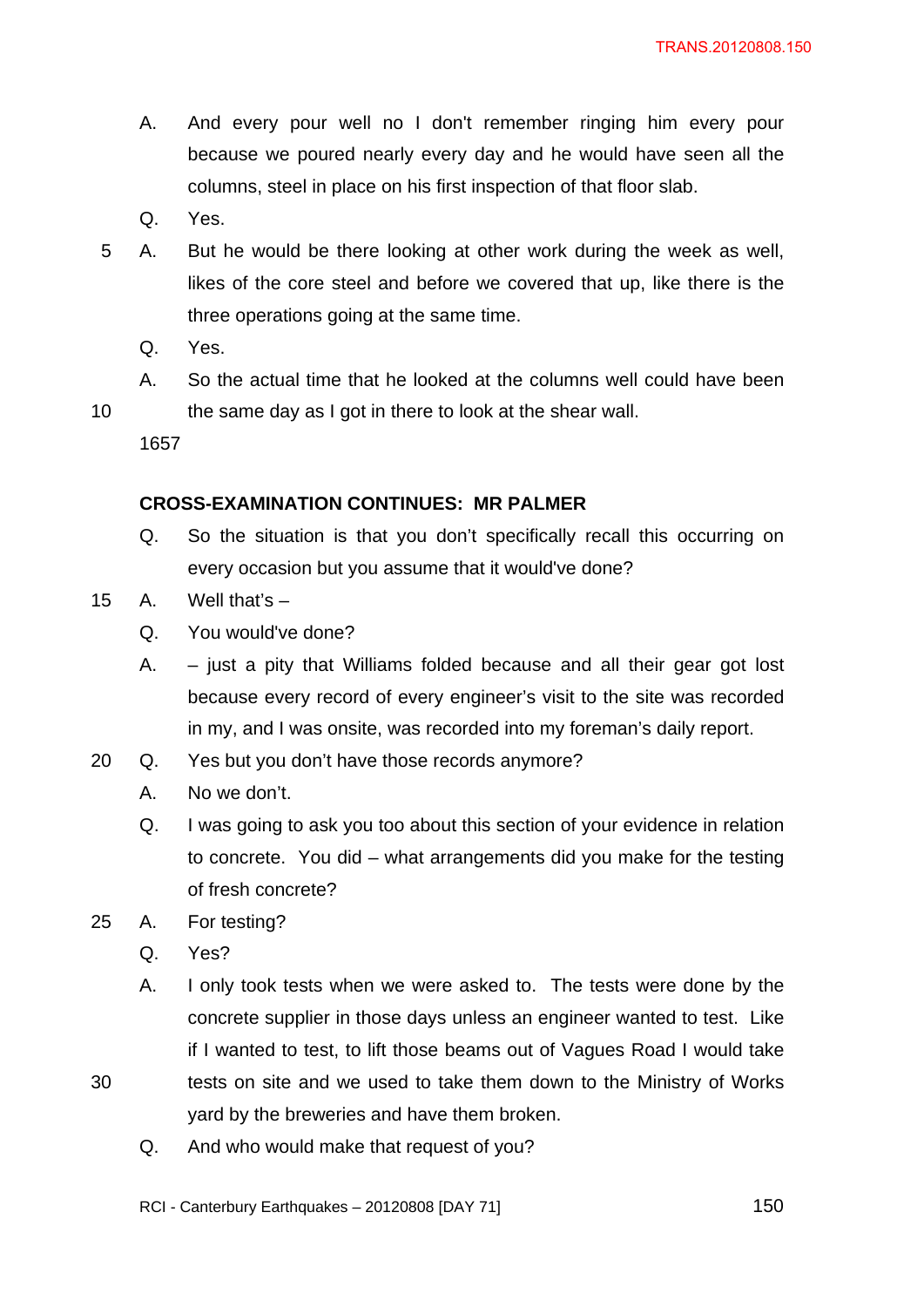A. And every pour well no I don't remember ringing him every pour because we poured nearly every day and he would have seen all the columns, steel in place on his first inspection of that floor slab.

Q. Yes.

A. But he would be there looking at other work during the week as well, likes of the core steel and before we covered that up, like there is the three operations going at the same time.

Q. Yes.

A. So the actual time that he looked at the columns well could have been the same day as I got in there to look at the shear wall.

1657

**CROSS-EXAMINATION CONTINUES: MR PALMER**

Q. So the situation is that you don't specifically recall this occurring on every occasion but you assume that it would've done?

A. Well that's –

Q. You would've done?

A. – just a pity that Williams folded because and all their gear got lost because every record of every engineer's visit to the site was recorded in my, and I was onsite, was recorded into my foreman's daily report.

Q. Yes but you don't have those records anymore?

A. No we don't.

Q. I was going to ask you too about this section of your evidence in relation to concrete. You did – what arrangements did you make for the testing of fresh concrete?

A. For testing?

Q. Yes?

A. I only took tests when we were asked to. The tests were done by the concrete supplier in those days unless an engineer wanted to test. Like if I wanted to test, to lift those beams out of Vagues Road I would take tests on site and we used to take them down to the Ministry of Works yard by the breweries and have them broken.

Q. And who would make that request of you?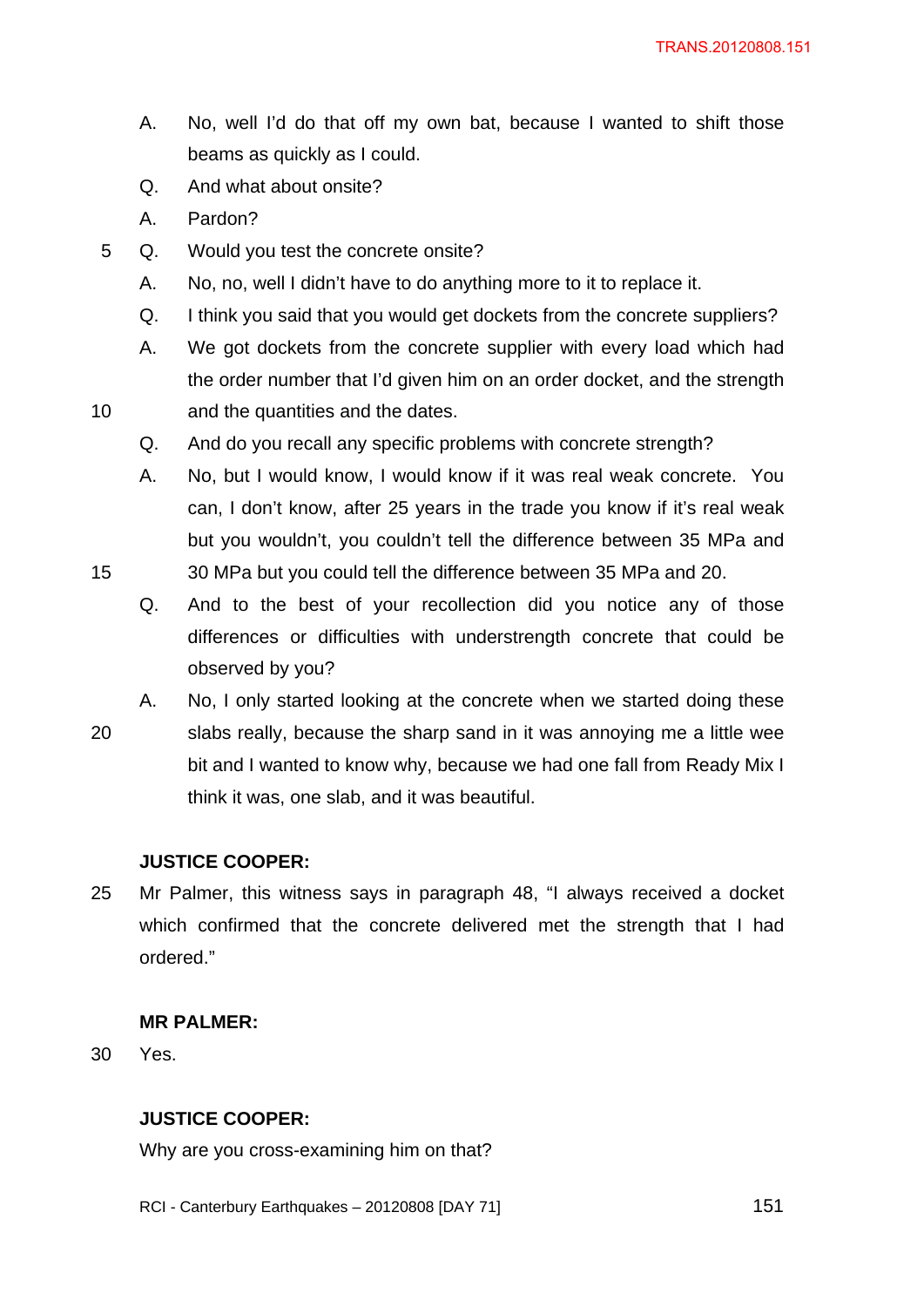A. No, well I'd do that off my own bat, because I wanted to shift those beams as quickly as I could.

Q. And what about onsite?

A. Pardon?

Q. Would you test the concrete onsite?

A. No, no, well I didn't have to do anything more to it to replace it.

Q. I think you said that you would get dockets from the concrete suppliers?

A. We got dockets from the concrete supplier with every load which had the order number that I'd given him on an order docket, and the strength and the quantities and the dates.

Q. And do you recall any specific problems with concrete strength?

A. No, but I would know, I would know if it was real weak concrete. You can, I don't know, after 25 years in the trade you know if it's real weak but you wouldn't, you couldn't tell the difference between 35 MPa and 30 MPa but you could tell the difference between 35 MPa and 20.

Q. And to the best of your recollection did you notice any of those differences or difficulties with understrength concrete that could be observed by you?

A. No, I only started looking at the concrete when we started doing these slabs really, because the sharp sand in it was annoying me a little wee bit and I wanted to know why, because we had one fall from Ready Mix I think it was, one slab, and it was beautiful.

**JUSTICE COOPER:**

Mr Palmer, this witness says in paragraph 48, "I always received a docket which confirmed that the concrete delivered met the strength that I had ordered."

**MR PALMER:**

Yes.

**JUSTICE COOPER:**

Why are you cross-examining him on that?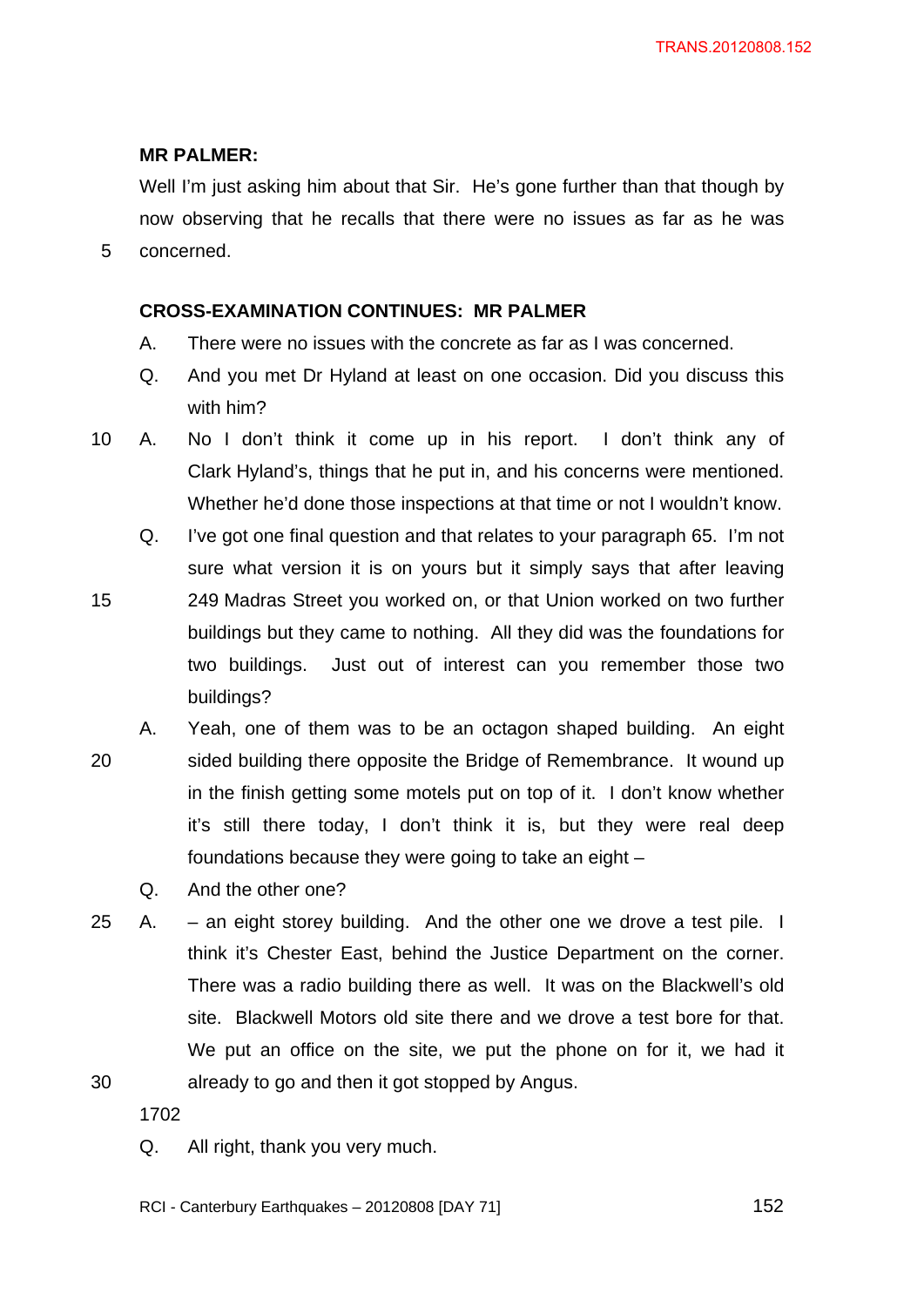**MR PALMER:**

Well I'm just asking him about that Sir. He's gone further than that though by now observing that he recalls that there were no issues as far as he was concerned.

**CROSS-EXAMINATION CONTINUES: MR PALMER**

A. There were no issues with the concrete as far as I was concerned.

Q. And you met Dr Hyland at least on one occasion. Did you discuss this with him?

A. No I don't think it come up in his report. I don't think any of Clark Hyland's, things that he put in, and his concerns were mentioned. Whether he'd done those inspections at that time or not I wouldn't know.

Q. I've got one final question and that relates to your paragraph 65. I'm not sure what version it is on yours but it simply says that after leaving 249 Madras Street you worked on, or that Union worked on two further buildings but they came to nothing. All they did was the foundations for two buildings. Just out of interest can you remember those two buildings?

A. Yeah, one of them was to be an octagon shaped building. An eight sided building there opposite the Bridge of Remembrance. It wound up in the finish getting some motels put on top of it. I don't know whether it's still there today, I don't think it is, but they were real deep foundations because they were going to take an eight –

Q. And the other one?

A. – an eight storey building. And the other one we drove a test pile. I think it's Chester East, behind the Justice Department on the corner. There was a radio building there as well. It was on the Blackwell's old site. Blackwell Motors old site there and we drove a test bore for that. We put an office on the site, we put the phone on for it, we had it already to go and then it got stopped by Angus.

1702

Q. All right, thank you very much.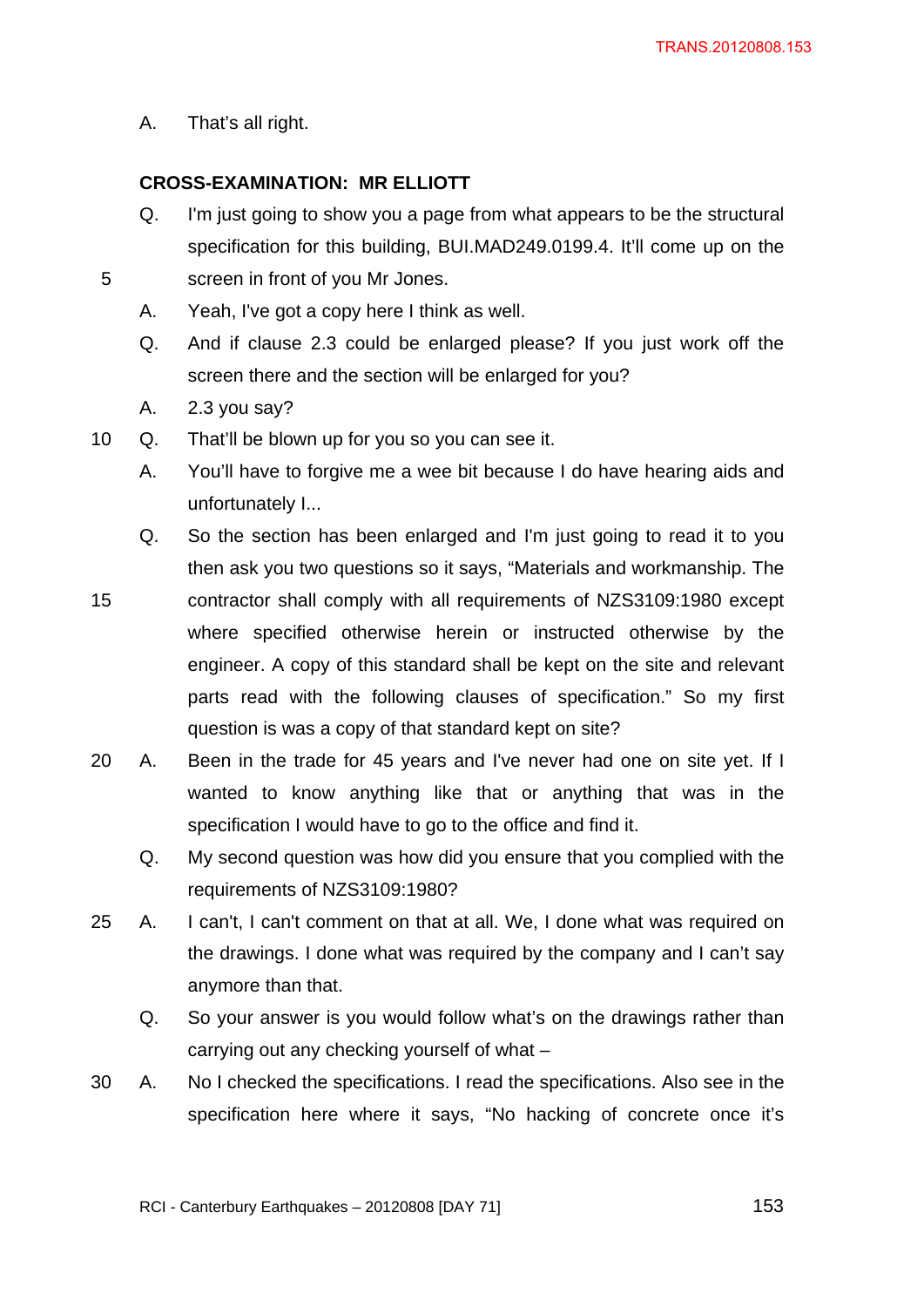A. That's all right.

**CROSS-EXAMINATION: MR ELLIOTT**

Q. I'm just going to show you a page from what appears to be the structural specification for this building, BUI.MAD249.0199.4. It'll come up on the screen in front of you Mr Jones.

A. Yeah, I've got a copy here I think as well.

Q. And if clause 2.3 could be enlarged please? If you just work off the screen there and the section will be enlarged for you?

A. 2.3 you say?

Q. That'll be blown up for you so you can see it.

A. You'll have to forgive me a wee bit because I do have hearing aids and unfortunately I...

Q. So the section has been enlarged and I'm just going to read it to you then ask you two questions so it says, "Materials and workmanship. The contractor shall comply with all requirements of NZS3109:1980 except where specified otherwise herein or instructed otherwise by the engineer. A copy of this standard shall be kept on the site and relevant parts read with the following clauses of specification." So my first question is was a copy of that standard kept on site?

A. Been in the trade for 45 years and I've never had one on site yet. If I wanted to know anything like that or anything that was in the specification I would have to go to the office and find it.

Q. My second question was how did you ensure that you complied with the requirements of NZS3109:1980?

A. I can't, I can't comment on that at all. We, I done what was required on the drawings. I done what was required by the company and I can't say anymore than that.

Q. So your answer is you would follow what's on the drawings rather than carrying out any checking yourself of what –

A. No I checked the specifications. I read the specifications. Also see in the specification here where it says, "No hacking of concrete once it's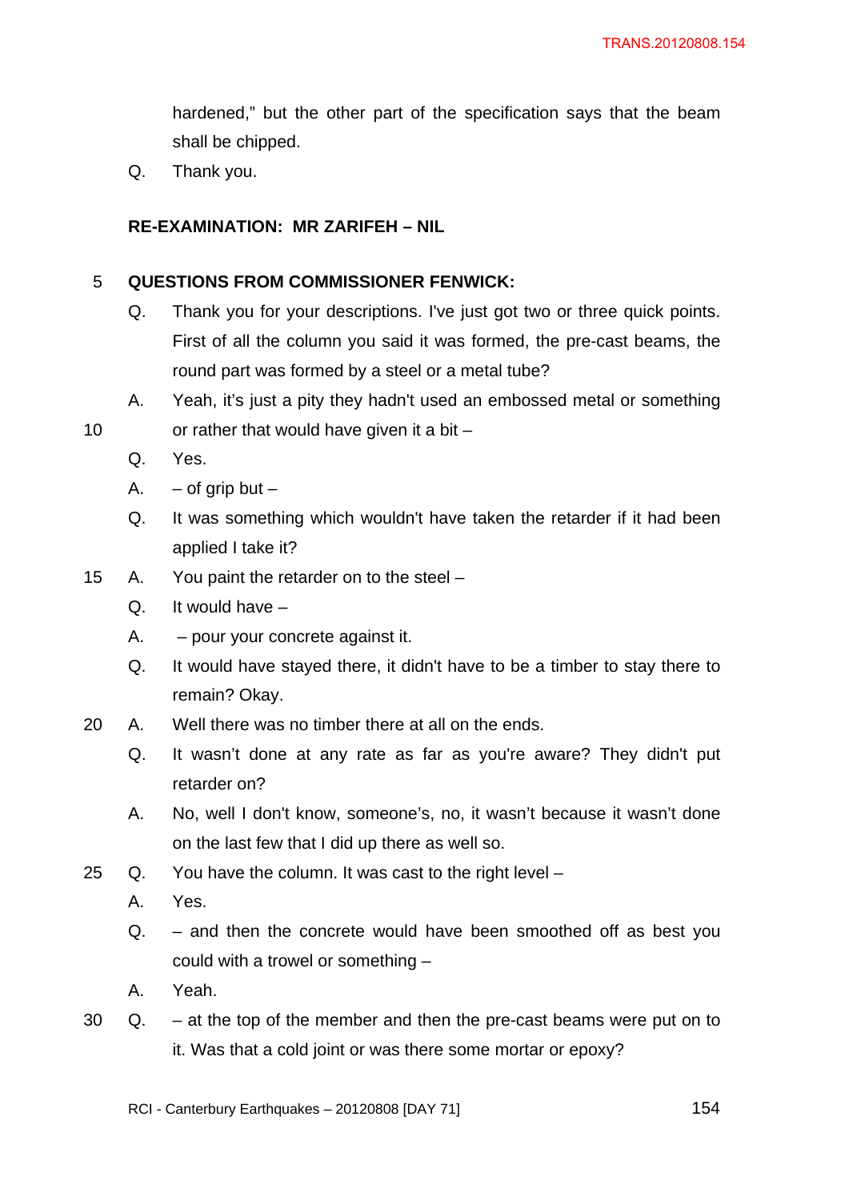hardened," but the other part of the specification says that the beam shall be chipped.

Q. Thank you.

**RE-EXAMINATION: MR ZARIFEH – NIL**

**QUESTIONS FROM COMMISSIONER FENWICK:**

Q. Thank you for your descriptions. I've just got two or three quick points. First of all the column you said it was formed, the pre-cast beams, the round part was formed by a steel or a metal tube?

A. Yeah, it's just a pity they hadn't used an embossed metal or something or rather that would have given it a bit –

Q. Yes.

A. – of grip but –

Q. It was something which wouldn't have taken the retarder if it had been applied I take it?

A. You paint the retarder on to the steel –

Q. It would have –

A. – pour your concrete against it.

Q. It would have stayed there, it didn't have to be a timber to stay there to remain? Okay.

A. Well there was no timber there at all on the ends.

Q. It wasn't done at any rate as far as you're aware? They didn't put retarder on?

A. No, well I don't know, someone's, no, it wasn't because it wasn't done on the last few that I did up there as well so.

Q. You have the column. It was cast to the right level –

A. Yes.

Q. – and then the concrete would have been smoothed off as best you could with a trowel or something –

A. Yeah.

Q. – at the top of the member and then the pre-cast beams were put on to it. Was that a cold joint or was there some mortar or epoxy?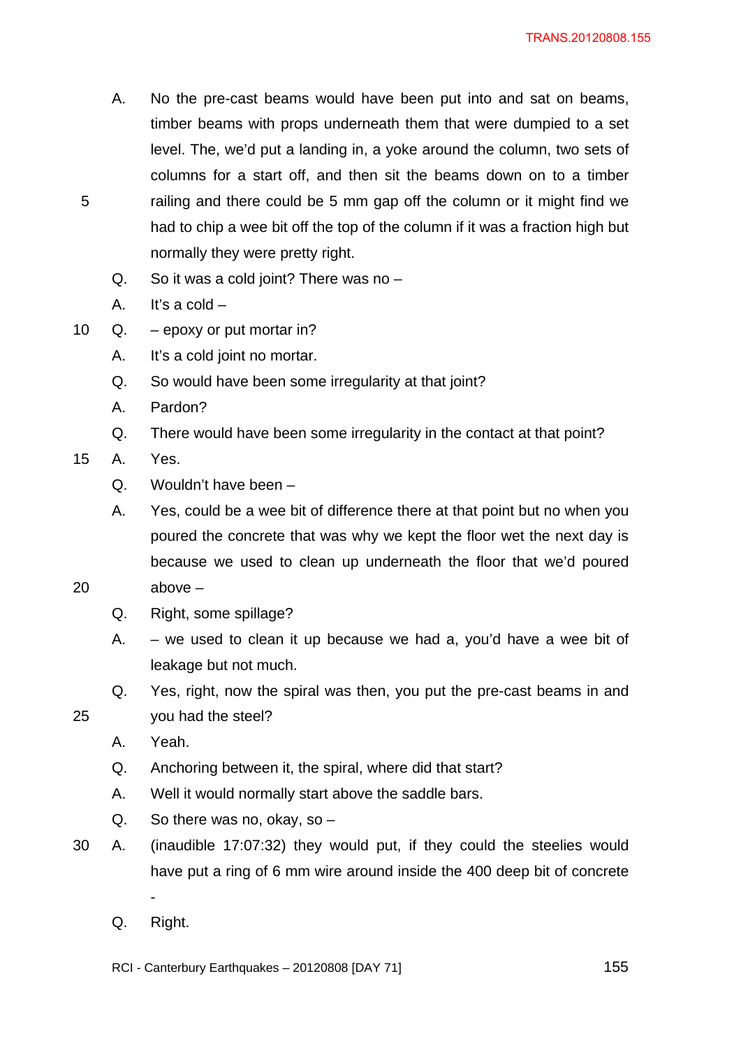A. No the pre-cast beams would have been put into and sat on beams, timber beams with props underneath them that were dumpied to a set level. The, we'd put a landing in, a yoke around the column, two sets of columns for a start off, and then sit the beams down on to a timber railing and there could be 5 mm gap off the column or it might find we had to chip a wee bit off the top of the column if it was a fraction high but normally they were pretty right.

Q. So it was a cold joint? There was no –

A. It's a cold –

Q. – epoxy or put mortar in?

A. It's a cold joint no mortar.

Q. So would have been some irregularity at that joint?

A. Pardon?

Q. There would have been some irregularity in the contact at that point?

A. Yes.

Q. Wouldn't have been –

A. Yes, could be a wee bit of difference there at that point but no when you poured the concrete that was why we kept the floor wet the next day is because we used to clean up underneath the floor that we'd poured above –

Q. Right, some spillage?

A. – we used to clean it up because we had a, you'd have a wee bit of leakage but not much.

Q. Yes, right, now the spiral was then, you put the pre-cast beams in and you had the steel?

A. Yeah.

Q. Anchoring between it, the spiral, where did that start?

A. Well it would normally start above the saddle bars.

Q. So there was no, okay, so –

A. (inaudible 17:07:32) they would put, if they could the steelies would have put a ring of 6 mm wire around inside the 400 deep bit of concrete -

Q. Right.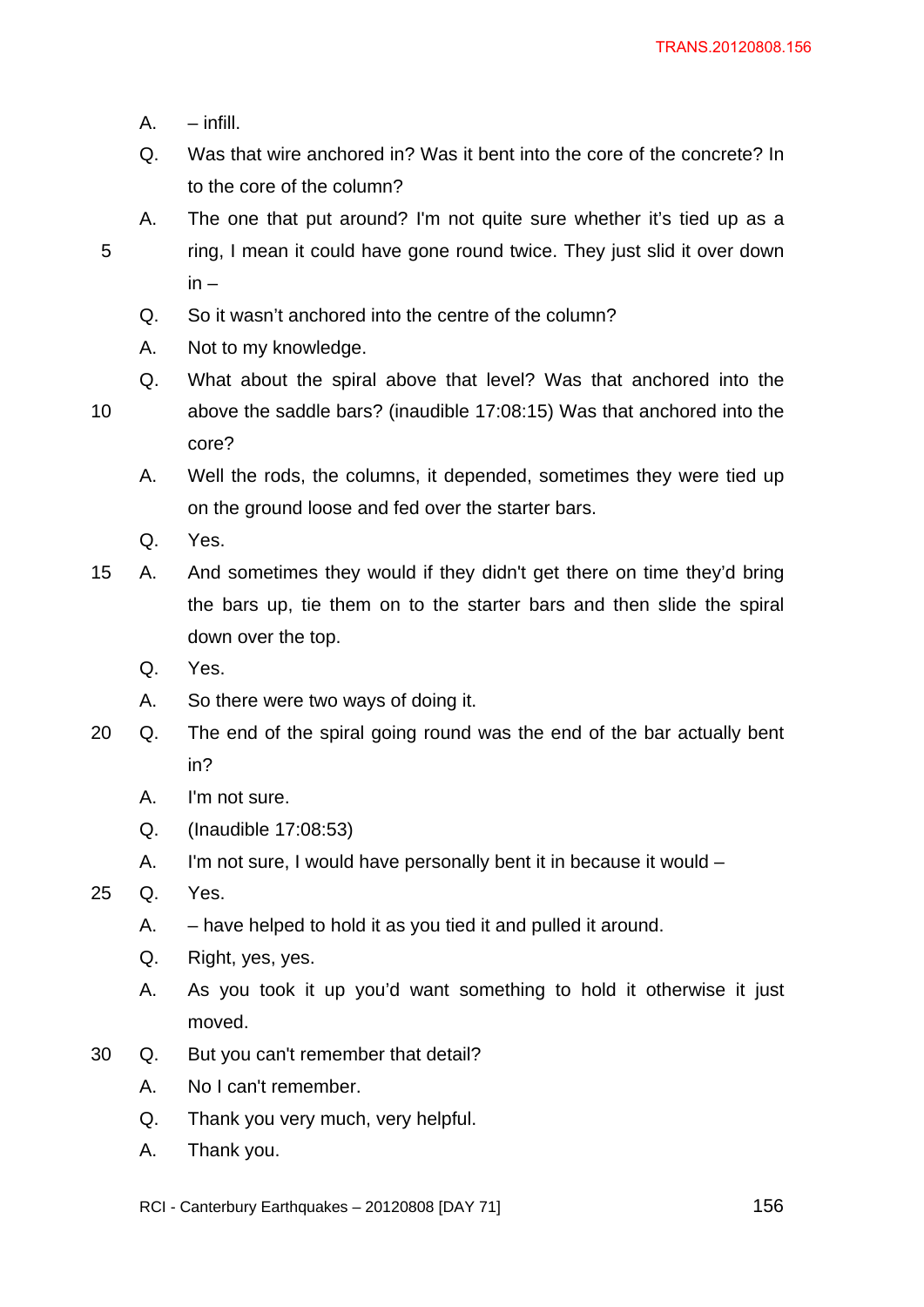A. – infill.

Q. Was that wire anchored in? Was it bent into the core of the concrete? In to the core of the column?

A. The one that put around? I'm not quite sure whether it's tied up as a ring, I mean it could have gone round twice. They just slid it over down in –

Q. So it wasn't anchored into the centre of the column?

A. Not to my knowledge.

Q. What about the spiral above that level? Was that anchored into the above the saddle bars? (inaudible 17:08:15) Was that anchored into the core?

A. Well the rods, the columns, it depended, sometimes they were tied up on the ground loose and fed over the starter bars.

Q. Yes.

A. And sometimes they would if they didn't get there on time they'd bring the bars up, tie them on to the starter bars and then slide the spiral down over the top.

Q. Yes.

A. So there were two ways of doing it.

Q. The end of the spiral going round was the end of the bar actually bent in?

A. I'm not sure.

Q. (Inaudible 17:08:53)

A. I'm not sure, I would have personally bent it in because it would –

Q. Yes.

A. – have helped to hold it as you tied it and pulled it around.

Q. Right, yes, yes.

A. As you took it up you'd want something to hold it otherwise it just moved.

Q. But you can't remember that detail?

A. No I can't remember.

Q. Thank you very much, very helpful.

A. Thank you.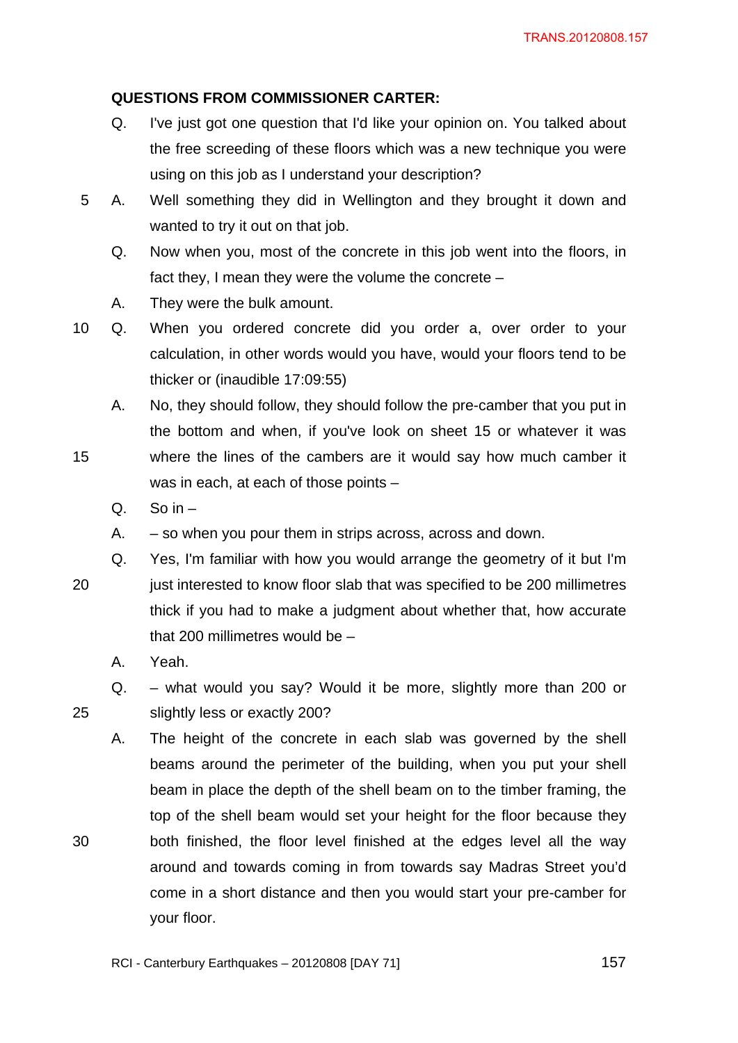**QUESTIONS FROM COMMISSIONER CARTER:**

Q. I've just got one question that I'd like your opinion on. You talked about the free screeding of these floors which was a new technique you were using on this job as I understand your description?

A. Well something they did in Wellington and they brought it down and wanted to try it out on that job.

Q. Now when you, most of the concrete in this job went into the floors, in fact they, I mean they were the volume the concrete –

A. They were the bulk amount.

Q. When you ordered concrete did you order a, over order to your calculation, in other words would you have, would your floors tend to be thicker or (inaudible 17:09:55)

A. No, they should follow, they should follow the pre-camber that you put in the bottom and when, if you've look on sheet 15 or whatever it was where the lines of the cambers are it would say how much camber it was in each, at each of those points –

Q. So in –

A. – so when you pour them in strips across, across and down.

Q. Yes, I'm familiar with how you would arrange the geometry of it but I'm just interested to know floor slab that was specified to be 200 millimetres thick if you had to make a judgment about whether that, how accurate that 200 millimetres would be –

A. Yeah.

Q. – what would you say? Would it be more, slightly more than 200 or slightly less or exactly 200?

A. The height of the concrete in each slab was governed by the shell beams around the perimeter of the building, when you put your shell beam in place the depth of the shell beam on to the timber framing, the top of the shell beam would set your height for the floor because they both finished, the floor level finished at the edges level all the way around and towards coming in from towards say Madras Street you'd come in a short distance and then you would start your pre-camber for your floor.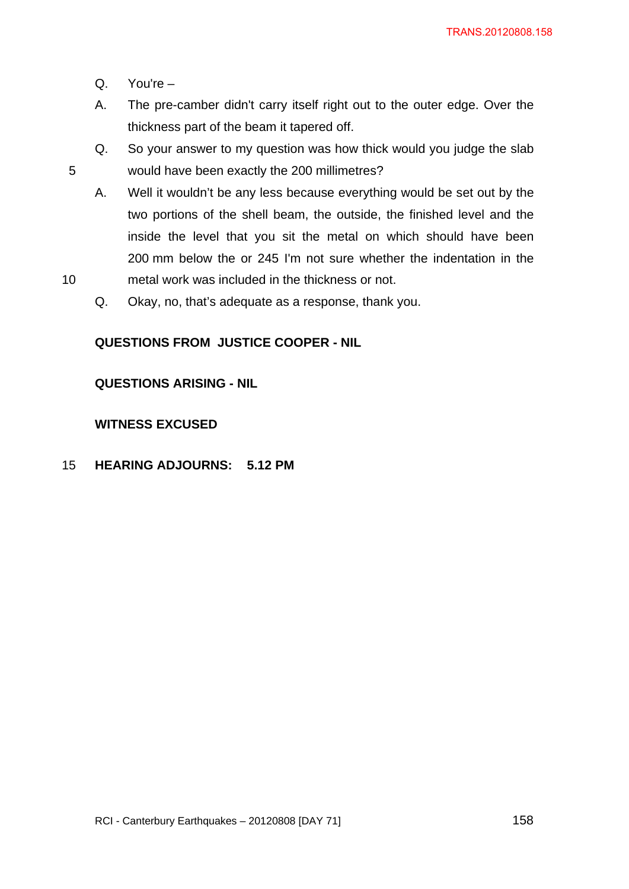Q. You're –

A. The pre-camber didn't carry itself right out to the outer edge. Over the thickness part of the beam it tapered off.

Q. So your answer to my question was how thick would you judge the slab would have been exactly the 200 millimetres?

A. Well it wouldn't be any less because everything would be set out by the two portions of the shell beam, the outside, the finished level and the inside the level that you sit the metal on which should have been 200 mm below the or 245 I'm not sure whether the indentation in the metal work was included in the thickness or not.

Q. Okay, no, that's adequate as a response, thank you.

**QUESTIONS FROM JUSTICE COOPER - NIL**

**QUESTIONS ARISING - NIL**

**WITNESS EXCUSED**

**HEARING ADJOURNS: 5.12 PM**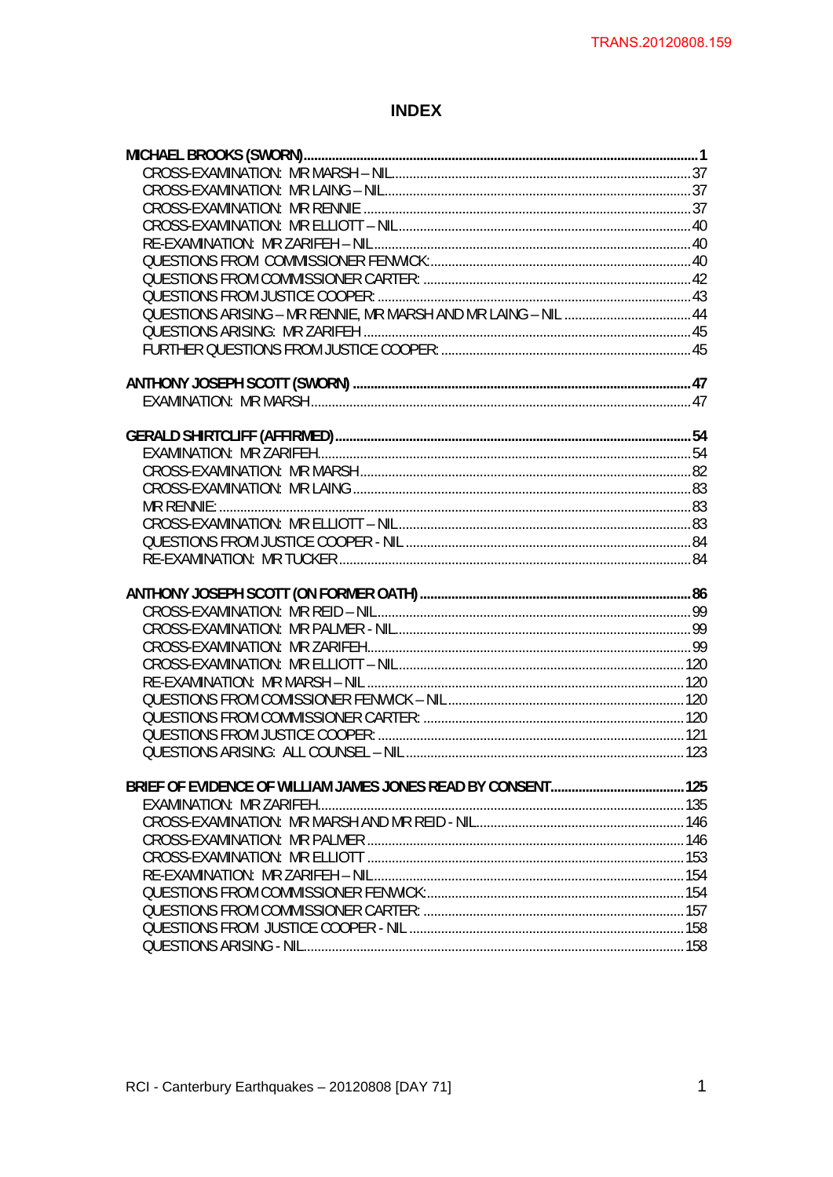# INDEX

**MICHAEL BROOKS (SWORN)..........1**
- CROSS-EXAMINATION: MR MARSH – NIL..........37
- CROSS-EXAMINATION: MR LAING – NIL..........37
- CROSS-EXAMINATION: MR RENNIE..........37
- CROSS-EXAMINATION: MR ELLIOTT – NIL..........40
- RE-EXAMINATION: MR ZARIFEH – NIL..........40
- QUESTIONS FROM COMMISSIONER FENWICK:..........40
- QUESTIONS FROM COMMISSIONER CARTER:..........42
- QUESTIONS FROM JUSTICE COOPER:..........43
- QUESTIONS ARISING – MR RENNIE, MR MARSH AND MR LAING – NIL..........44
- QUESTIONS ARISING: MR ZARIFEH..........45
- FURTHER QUESTIONS FROM JUSTICE COOPER:..........45

**ANTHONY JOSEPH SCOTT (SWORN)..........47**
- EXAMINATION: MR MARSH..........47

**GERALD SHIRTCLIFF (AFFIRMED)..........54**
- EXAMINATION: MR ZARIFEH..........54
- CROSS-EXAMINATION: MR MARSH..........82
- CROSS-EXAMINATION: MR LAING..........83
- MR RENNIE:..........83
- CROSS-EXAMINATION: MR ELLIOTT – NIL..........83
- QUESTIONS FROM JUSTICE COOPER - NIL..........84
- RE-EXAMINATION: MR TUCKER..........84

**ANTHONY JOSEPH SCOTT (ON FORMER OATH)..........86**
- CROSS-EXAMINATION: MR REID – NIL..........99
- CROSS-EXAMINATION: MR PALMER - NIL..........99
- CROSS-EXAMINATION: MR ZARIFEH..........99
- CROSS-EXAMINATION: MR ELLIOTT – NIL..........120
- RE-EXAMINATION: MR MARSH – NIL..........120
- QUESTIONS FROM COMISSIONER FENWICK – NIL..........120
- QUESTIONS FROM COMMISSIONER CARTER:..........120
- QUESTIONS FROM JUSTICE COOPER:..........121
- QUESTIONS ARISING: ALL COUNSEL – NIL..........123

**BRIEF OF EVIDENCE OF WILLIAM JAMES JONES READ BY CONSENT..........125**
- EXAMINATION: MR ZARIFEH..........135
- CROSS-EXAMINATION: MR MARSH AND MR REID - NIL..........146
- CROSS-EXAMINATION: MR PALMER..........146
- CROSS-EXAMINATION: MR ELLIOTT..........153
- RE-EXAMINATION: MR ZARIFEH – NIL..........154
- QUESTIONS FROM COMMISSIONER FENWICK:..........154
- QUESTIONS FROM COMMISSIONER CARTER:..........157
- QUESTIONS FROM JUSTICE COOPER - NIL..........158
- QUESTIONS ARISING - NIL..........158